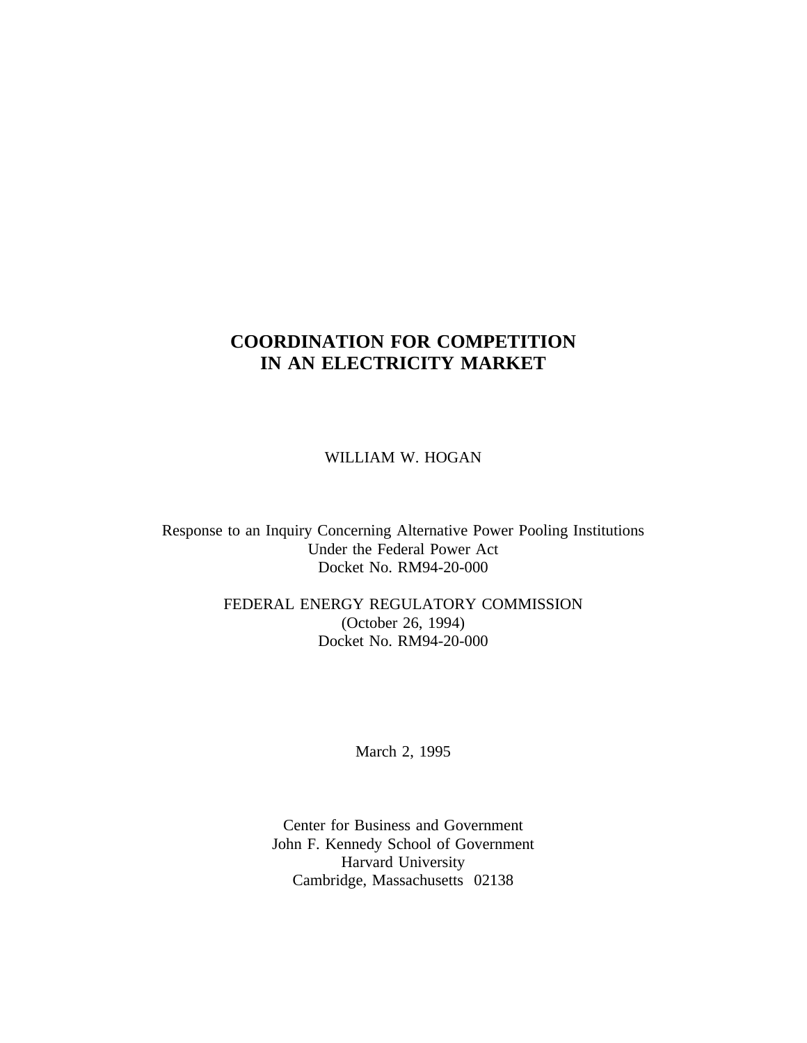# COORDINATION FOR COMPETITION IN AN ELECTRICITY MARKET

WILLIAM W. HOGAN

Response to an Inquiry Concerning Alternative Power Pooling Institutions
Under the Federal Power Act
Docket No. RM94-20-000

FEDERAL ENERGY REGULATORY COMMISSION
(October 26, 1994)
Docket No. RM94-20-000

March 2, 1995

Center for Business and Government
John F. Kennedy School of Government
Harvard University
Cambridge, Massachusetts 02138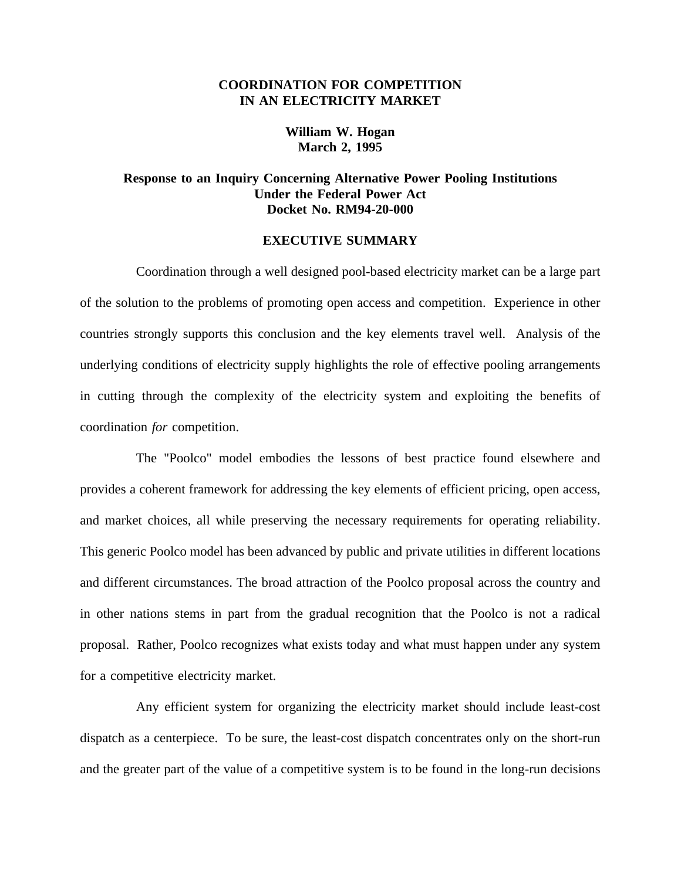# COORDINATION FOR COMPETITION IN AN ELECTRICITY MARKET

**William W. Hogan**
**March 2, 1995**

**Response to an Inquiry Concerning Alternative Power Pooling Institutions Under the Federal Power Act Docket No. RM94-20-000**

## EXECUTIVE SUMMARY

Coordination through a well designed pool-based electricity market can be a large part of the solution to the problems of promoting open access and competition. Experience in other countries strongly supports this conclusion and the key elements travel well. Analysis of the underlying conditions of electricity supply highlights the role of effective pooling arrangements in cutting through the complexity of the electricity system and exploiting the benefits of coordination *for* competition.

The "Poolco" model embodies the lessons of best practice found elsewhere and provides a coherent framework for addressing the key elements of efficient pricing, open access, and market choices, all while preserving the necessary requirements for operating reliability. This generic Poolco model has been advanced by public and private utilities in different locations and different circumstances. The broad attraction of the Poolco proposal across the country and in other nations stems in part from the gradual recognition that the Poolco is not a radical proposal. Rather, Poolco recognizes what exists today and what must happen under any system for a competitive electricity market.

Any efficient system for organizing the electricity market should include least-cost dispatch as a centerpiece. To be sure, the least-cost dispatch concentrates only on the short-run and the greater part of the value of a competitive system is to be found in the long-run decisions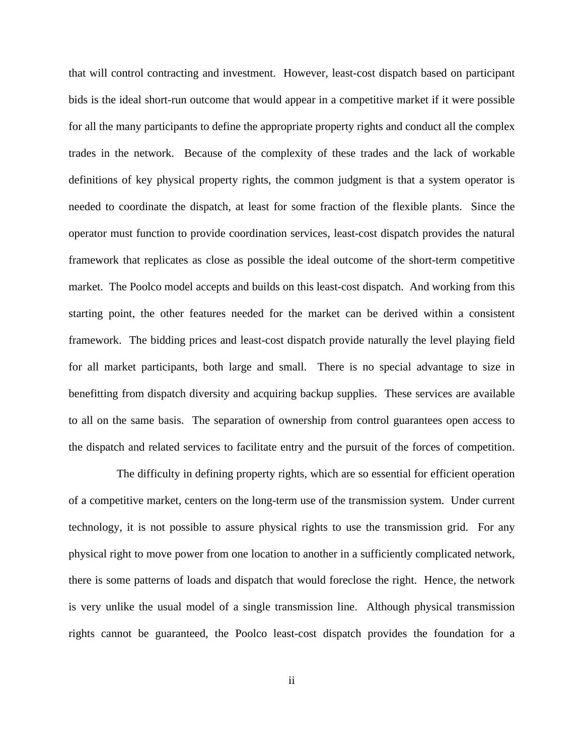that will control contracting and investment. However, least-cost dispatch based on participant bids is the ideal short-run outcome that would appear in a competitive market if it were possible for all the many participants to define the appropriate property rights and conduct all the complex trades in the network. Because of the complexity of these trades and the lack of workable definitions of key physical property rights, the common judgment is that a system operator is needed to coordinate the dispatch, at least for some fraction of the flexible plants. Since the operator must function to provide coordination services, least-cost dispatch provides the natural framework that replicates as close as possible the ideal outcome of the short-term competitive market. The Poolco model accepts and builds on this least-cost dispatch. And working from this starting point, the other features needed for the market can be derived within a consistent framework. The bidding prices and least-cost dispatch provide naturally the level playing field for all market participants, both large and small. There is no special advantage to size in benefitting from dispatch diversity and acquiring backup supplies. These services are available to all on the same basis. The separation of ownership from control guarantees open access to the dispatch and related services to facilitate entry and the pursuit of the forces of competition.

The difficulty in defining property rights, which are so essential for efficient operation of a competitive market, centers on the long-term use of the transmission system. Under current technology, it is not possible to assure physical rights to use the transmission grid. For any physical right to move power from one location to another in a sufficiently complicated network, there is some patterns of loads and dispatch that would foreclose the right. Hence, the network is very unlike the usual model of a single transmission line. Although physical transmission rights cannot be guaranteed, the Poolco least-cost dispatch provides the foundation for a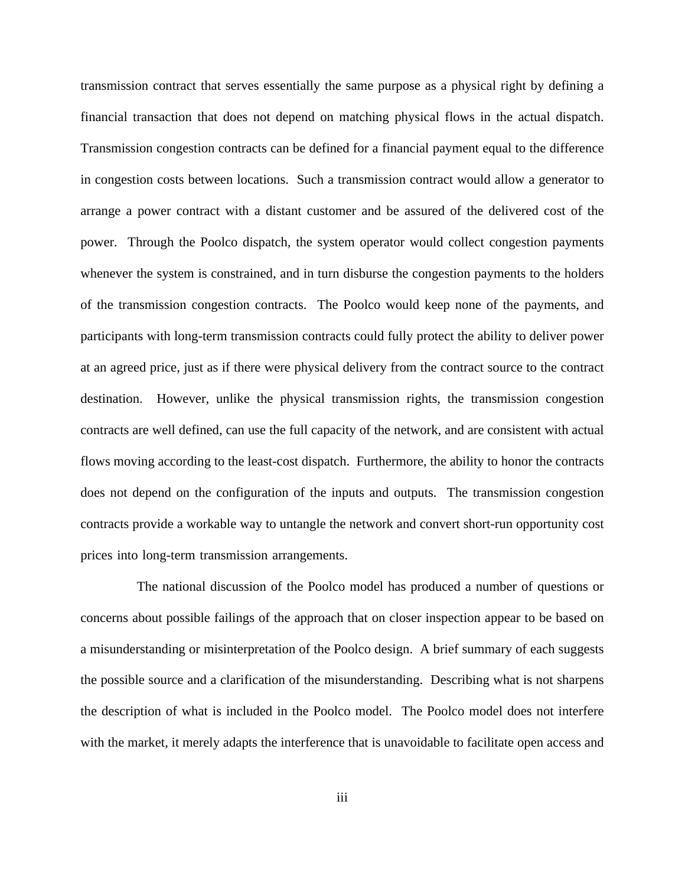transmission contract that serves essentially the same purpose as a physical right by defining a financial transaction that does not depend on matching physical flows in the actual dispatch. Transmission congestion contracts can be defined for a financial payment equal to the difference in congestion costs between locations. Such a transmission contract would allow a generator to arrange a power contract with a distant customer and be assured of the delivered cost of the power. Through the Poolco dispatch, the system operator would collect congestion payments whenever the system is constrained, and in turn disburse the congestion payments to the holders of the transmission congestion contracts. The Poolco would keep none of the payments, and participants with long-term transmission contracts could fully protect the ability to deliver power at an agreed price, just as if there were physical delivery from the contract source to the contract destination. However, unlike the physical transmission rights, the transmission congestion contracts are well defined, can use the full capacity of the network, and are consistent with actual flows moving according to the least-cost dispatch. Furthermore, the ability to honor the contracts does not depend on the configuration of the inputs and outputs. The transmission congestion contracts provide a workable way to untangle the network and convert short-run opportunity cost prices into long-term transmission arrangements.

The national discussion of the Poolco model has produced a number of questions or concerns about possible failings of the approach that on closer inspection appear to be based on a misunderstanding or misinterpretation of the Poolco design. A brief summary of each suggests the possible source and a clarification of the misunderstanding. Describing what is not sharpens the description of what is included in the Poolco model. The Poolco model does not interfere with the market, it merely adapts the interference that is unavoidable to facilitate open access and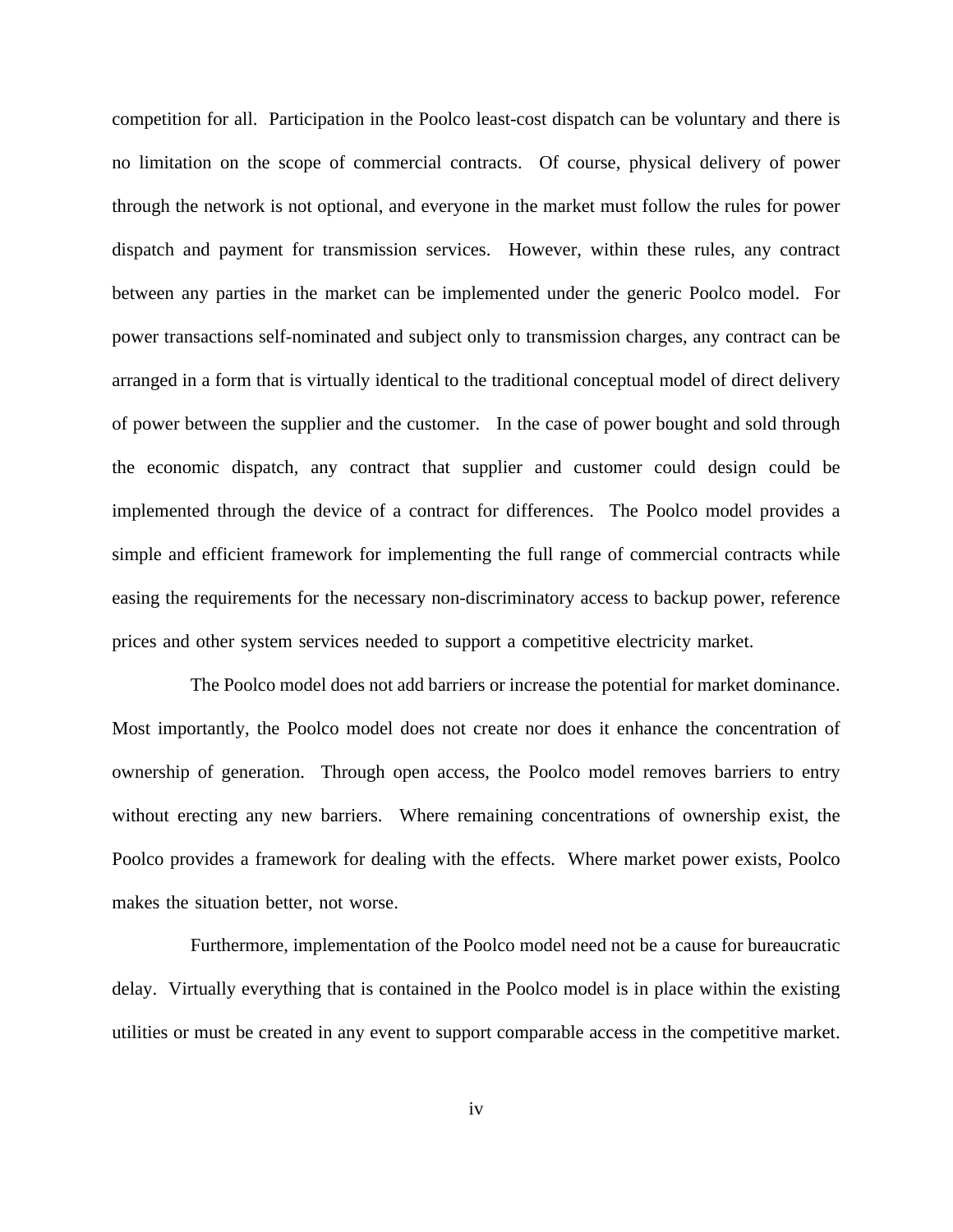competition for all. Participation in the Poolco least-cost dispatch can be voluntary and there is no limitation on the scope of commercial contracts. Of course, physical delivery of power through the network is not optional, and everyone in the market must follow the rules for power dispatch and payment for transmission services. However, within these rules, any contract between any parties in the market can be implemented under the generic Poolco model. For power transactions self-nominated and subject only to transmission charges, any contract can be arranged in a form that is virtually identical to the traditional conceptual model of direct delivery of power between the supplier and the customer. In the case of power bought and sold through the economic dispatch, any contract that supplier and customer could design could be implemented through the device of a contract for differences. The Poolco model provides a simple and efficient framework for implementing the full range of commercial contracts while easing the requirements for the necessary non-discriminatory access to backup power, reference prices and other system services needed to support a competitive electricity market.

The Poolco model does not add barriers or increase the potential for market dominance. Most importantly, the Poolco model does not create nor does it enhance the concentration of ownership of generation. Through open access, the Poolco model removes barriers to entry without erecting any new barriers. Where remaining concentrations of ownership exist, the Poolco provides a framework for dealing with the effects. Where market power exists, Poolco makes the situation better, not worse.

Furthermore, implementation of the Poolco model need not be a cause for bureaucratic delay. Virtually everything that is contained in the Poolco model is in place within the existing utilities or must be created in any event to support comparable access in the competitive market.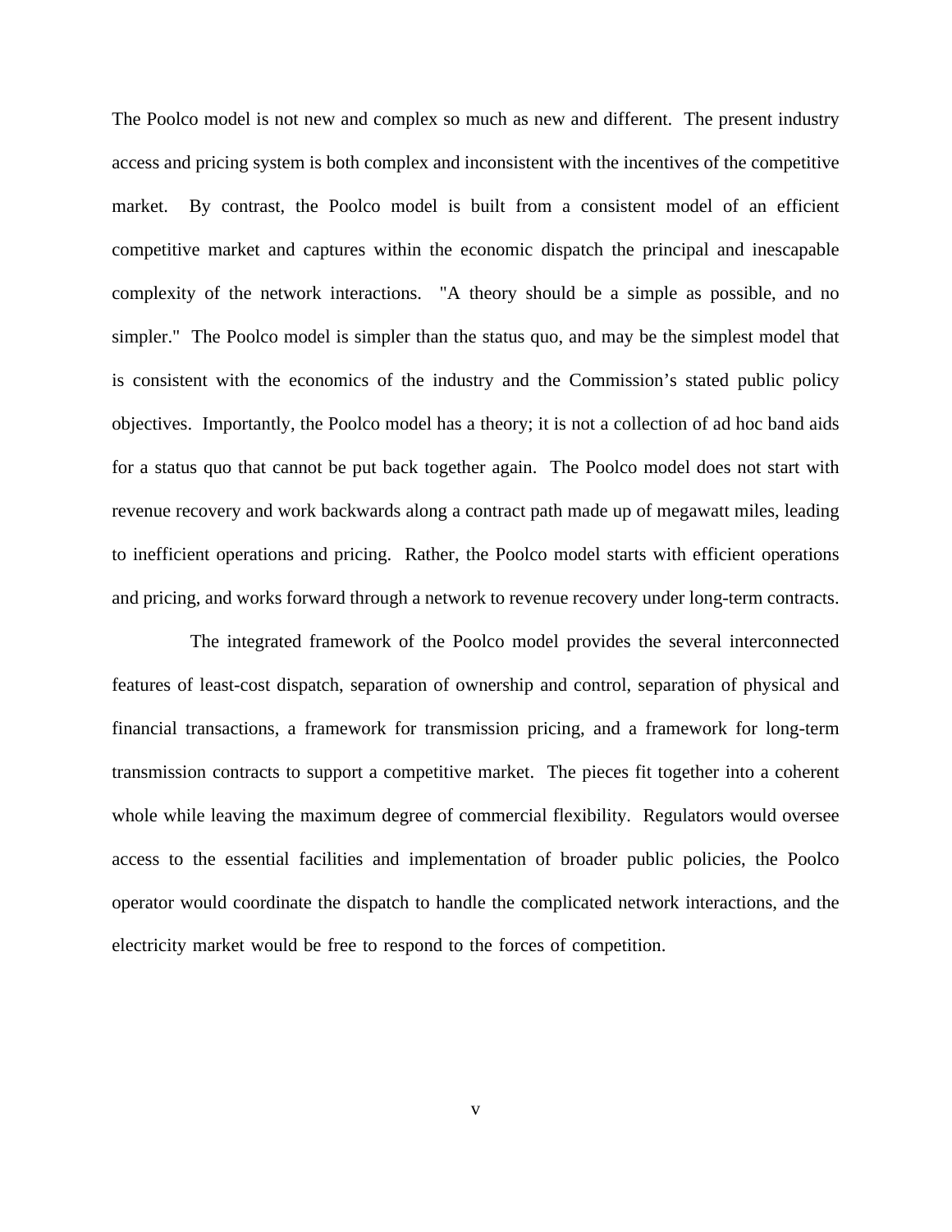The Poolco model is not new and complex so much as new and different. The present industry access and pricing system is both complex and inconsistent with the incentives of the competitive market. By contrast, the Poolco model is built from a consistent model of an efficient competitive market and captures within the economic dispatch the principal and inescapable complexity of the network interactions. "A theory should be a simple as possible, and no simpler." The Poolco model is simpler than the status quo, and may be the simplest model that is consistent with the economics of the industry and the Commission's stated public policy objectives. Importantly, the Poolco model has a theory; it is not a collection of ad hoc band aids for a status quo that cannot be put back together again. The Poolco model does not start with revenue recovery and work backwards along a contract path made up of megawatt miles, leading to inefficient operations and pricing. Rather, the Poolco model starts with efficient operations and pricing, and works forward through a network to revenue recovery under long-term contracts.

The integrated framework of the Poolco model provides the several interconnected features of least-cost dispatch, separation of ownership and control, separation of physical and financial transactions, a framework for transmission pricing, and a framework for long-term transmission contracts to support a competitive market. The pieces fit together into a coherent whole while leaving the maximum degree of commercial flexibility. Regulators would oversee access to the essential facilities and implementation of broader public policies, the Poolco operator would coordinate the dispatch to handle the complicated network interactions, and the electricity market would be free to respond to the forces of competition.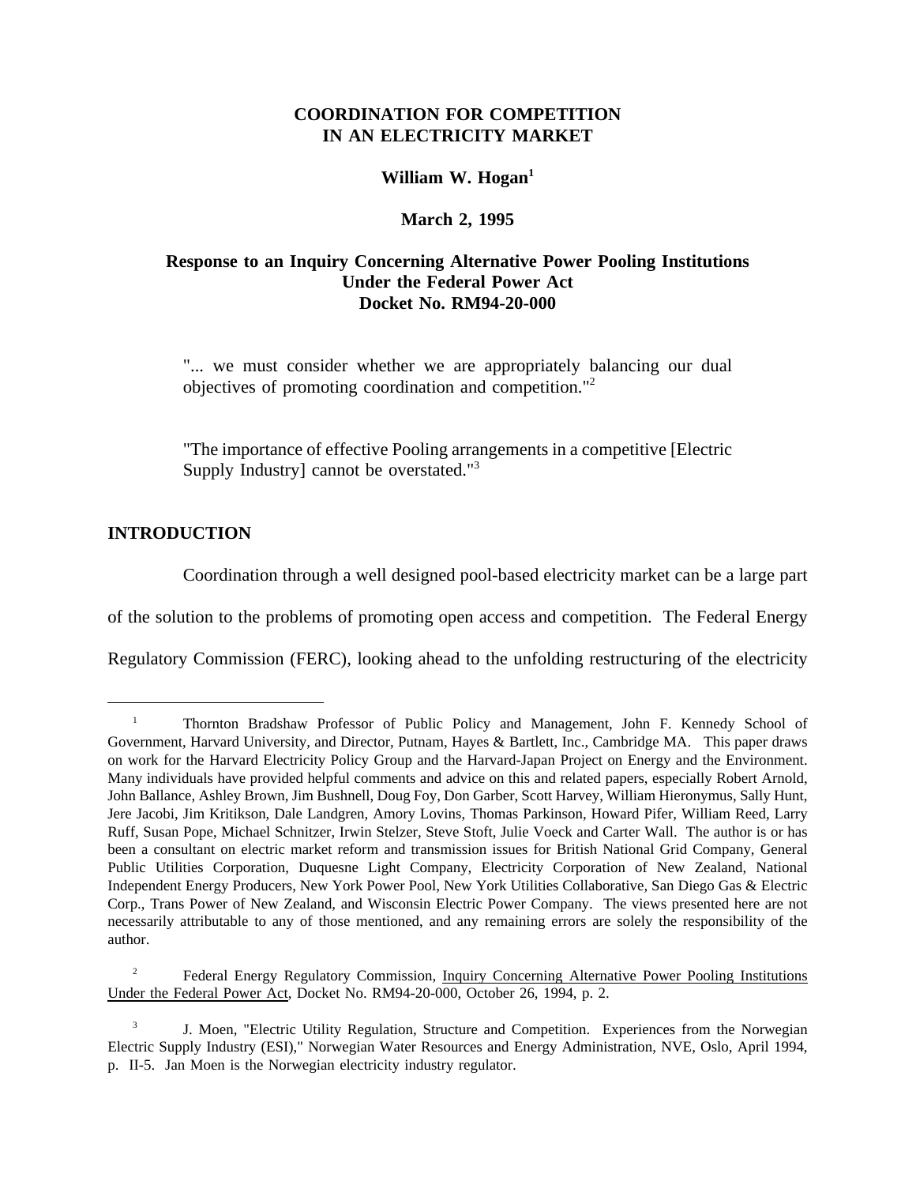# COORDINATION FOR COMPETITION IN AN ELECTRICITY MARKET

**William W. Hogan**[1]

**March 2, 1995**

**Response to an Inquiry Concerning Alternative Power Pooling Institutions Under the Federal Power Act Docket No. RM94-20-000**

> "... we must consider whether we are appropriately balancing our dual objectives of promoting coordination and competition."[2]

> "The importance of effective Pooling arrangements in a competitive [Electric Supply Industry] cannot be overstated."[3]

## INTRODUCTION

Coordination through a well designed pool-based electricity market can be a large part of the solution to the problems of promoting open access and competition. The Federal Energy Regulatory Commission (FERC), looking ahead to the unfolding restructuring of the electricity

---

[1] Thornton Bradshaw Professor of Public Policy and Management, John F. Kennedy School of Government, Harvard University, and Director, Putnam, Hayes & Bartlett, Inc., Cambridge MA. This paper draws on work for the Harvard Electricity Policy Group and the Harvard-Japan Project on Energy and the Environment. Many individuals have provided helpful comments and advice on this and related papers, especially Robert Arnold, John Ballance, Ashley Brown, Jim Bushnell, Doug Foy, Don Garber, Scott Harvey, William Hieronymus, Sally Hunt, Jere Jacobi, Jim Kritikson, Dale Landgren, Amory Lovins, Thomas Parkinson, Howard Pifer, William Reed, Larry Ruff, Susan Pope, Michael Schnitzer, Irwin Stelzer, Steve Stoft, Julie Voeck and Carter Wall. The author is or has been a consultant on electric market reform and transmission issues for British National Grid Company, General Public Utilities Corporation, Duquesne Light Company, Electricity Corporation of New Zealand, National Independent Energy Producers, New York Power Pool, New York Utilities Collaborative, San Diego Gas & Electric Corp., Trans Power of New Zealand, and Wisconsin Electric Power Company. The views presented here are not necessarily attributable to any of those mentioned, and any remaining errors are solely the responsibility of the author.

[2] Federal Energy Regulatory Commission, Inquiry Concerning Alternative Power Pooling Institutions Under the Federal Power Act, Docket No. RM94-20-000, October 26, 1994, p. 2.

[3] J. Moen, "Electric Utility Regulation, Structure and Competition. Experiences from the Norwegian Electric Supply Industry (ESI)," Norwegian Water Resources and Energy Administration, NVE, Oslo, April 1994, p. II-5. Jan Moen is the Norwegian electricity industry regulator.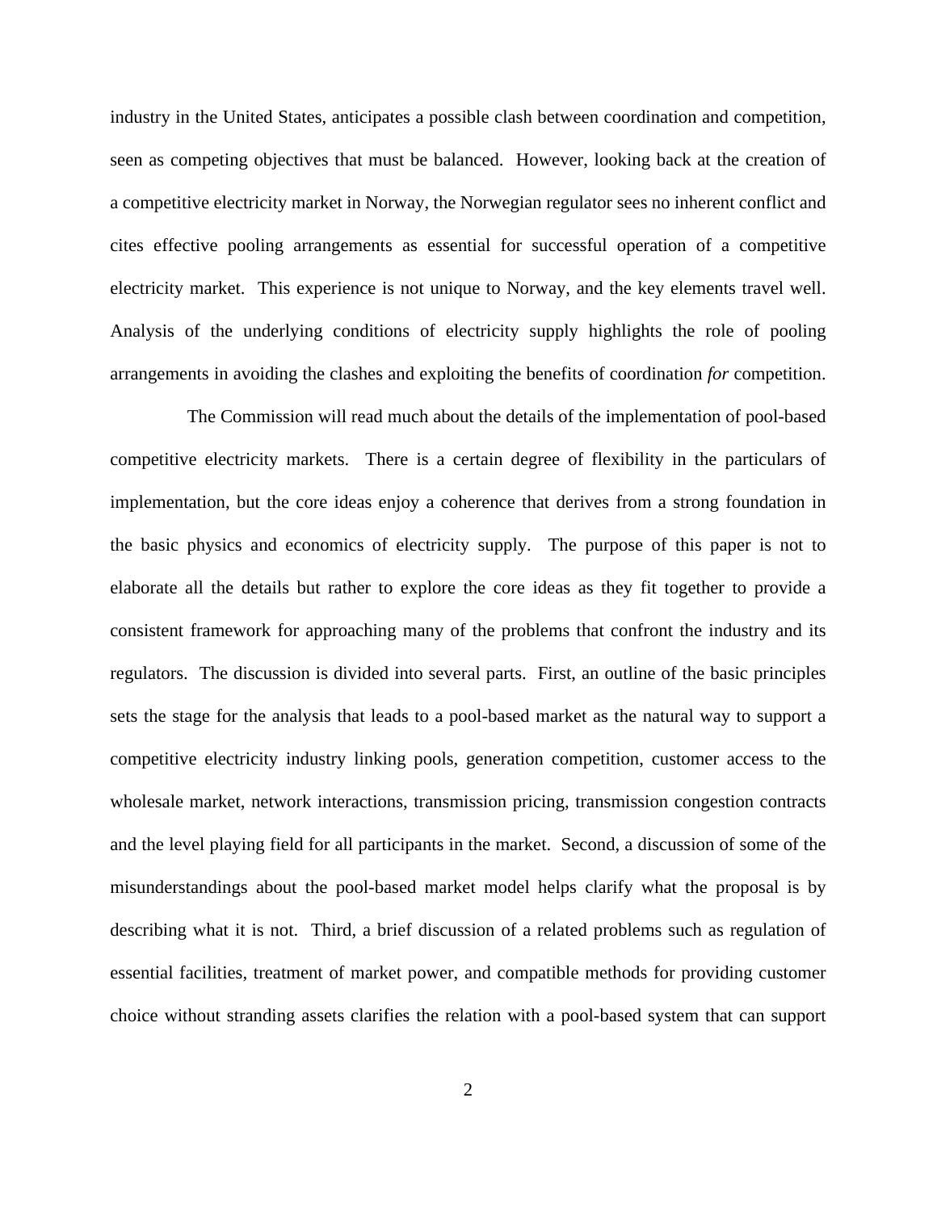industry in the United States, anticipates a possible clash between coordination and competition, seen as competing objectives that must be balanced. However, looking back at the creation of a competitive electricity market in Norway, the Norwegian regulator sees no inherent conflict and cites effective pooling arrangements as essential for successful operation of a competitive electricity market. This experience is not unique to Norway, and the key elements travel well. Analysis of the underlying conditions of electricity supply highlights the role of pooling arrangements in avoiding the clashes and exploiting the benefits of coordination *for* competition.

The Commission will read much about the details of the implementation of pool-based competitive electricity markets. There is a certain degree of flexibility in the particulars of implementation, but the core ideas enjoy a coherence that derives from a strong foundation in the basic physics and economics of electricity supply. The purpose of this paper is not to elaborate all the details but rather to explore the core ideas as they fit together to provide a consistent framework for approaching many of the problems that confront the industry and its regulators. The discussion is divided into several parts. First, an outline of the basic principles sets the stage for the analysis that leads to a pool-based market as the natural way to support a competitive electricity industry linking pools, generation competition, customer access to the wholesale market, network interactions, transmission pricing, transmission congestion contracts and the level playing field for all participants in the market. Second, a discussion of some of the misunderstandings about the pool-based market model helps clarify what the proposal is by describing what it is not. Third, a brief discussion of a related problems such as regulation of essential facilities, treatment of market power, and compatible methods for providing customer choice without stranding assets clarifies the relation with a pool-based system that can support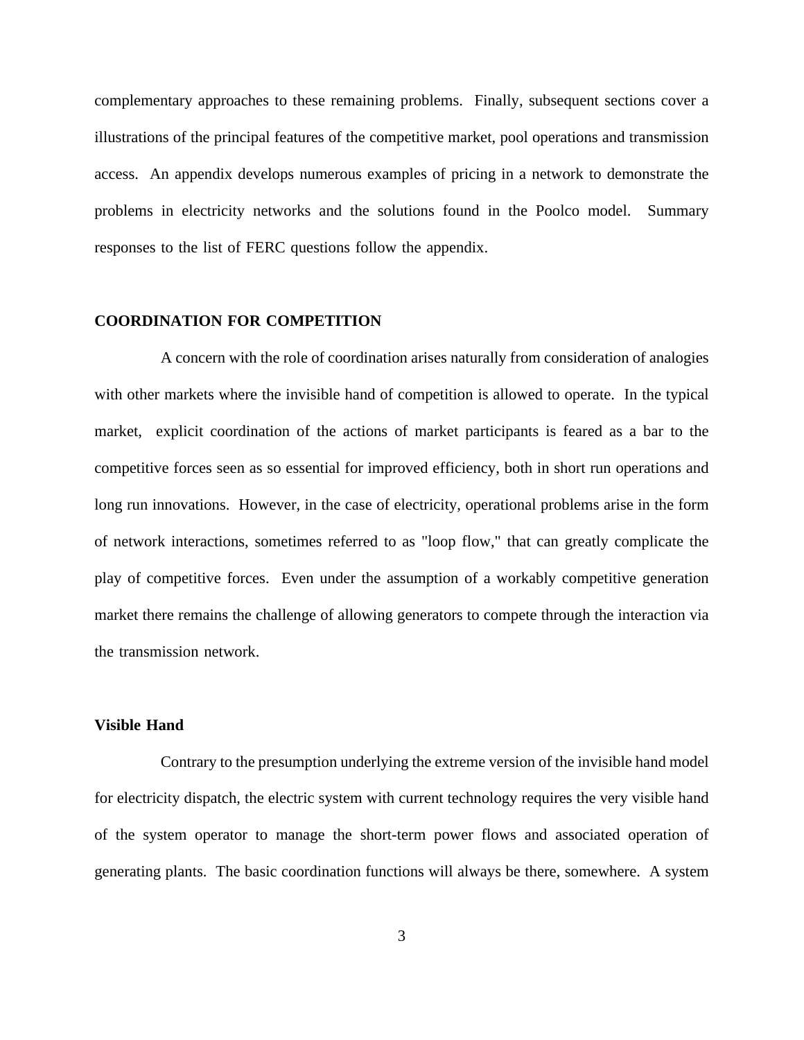complementary approaches to these remaining problems. Finally, subsequent sections cover a illustrations of the principal features of the competitive market, pool operations and transmission access. An appendix develops numerous examples of pricing in a network to demonstrate the problems in electricity networks and the solutions found in the Poolco model. Summary responses to the list of FERC questions follow the appendix.

## COORDINATION FOR COMPETITION

A concern with the role of coordination arises naturally from consideration of analogies with other markets where the invisible hand of competition is allowed to operate. In the typical market, explicit coordination of the actions of market participants is feared as a bar to the competitive forces seen as so essential for improved efficiency, both in short run operations and long run innovations. However, in the case of electricity, operational problems arise in the form of network interactions, sometimes referred to as "loop flow," that can greatly complicate the play of competitive forces. Even under the assumption of a workably competitive generation market there remains the challenge of allowing generators to compete through the interaction via the transmission network.

### Visible Hand

Contrary to the presumption underlying the extreme version of the invisible hand model for electricity dispatch, the electric system with current technology requires the very visible hand of the system operator to manage the short-term power flows and associated operation of generating plants. The basic coordination functions will always be there, somewhere. A system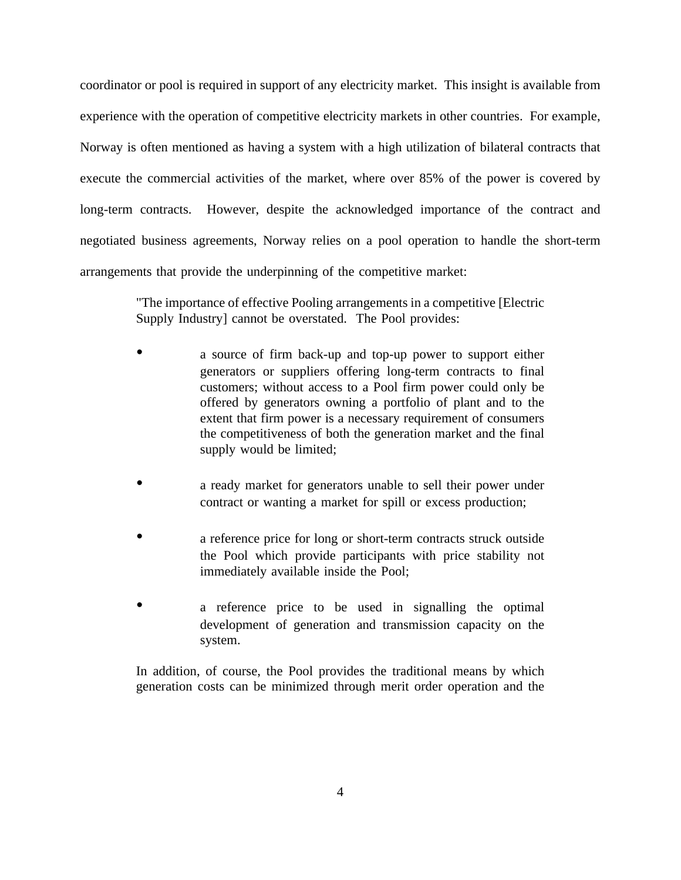coordinator or pool is required in support of any electricity market. This insight is available from experience with the operation of competitive electricity markets in other countries. For example, Norway is often mentioned as having a system with a high utilization of bilateral contracts that execute the commercial activities of the market, where over 85% of the power is covered by long-term contracts. However, despite the acknowledged importance of the contract and negotiated business agreements, Norway relies on a pool operation to handle the short-term arrangements that provide the underpinning of the competitive market:

> "The importance of effective Pooling arrangements in a competitive [Electric Supply Industry] cannot be overstated. The Pool provides:
>
> - a source of firm back-up and top-up power to support either generators or suppliers offering long-term contracts to final customers; without access to a Pool firm power could only be offered by generators owning a portfolio of plant and to the extent that firm power is a necessary requirement of consumers the competitiveness of both the generation market and the final supply would be limited;
>
> - a ready market for generators unable to sell their power under contract or wanting a market for spill or excess production;
>
> - a reference price for long or short-term contracts struck outside the Pool which provide participants with price stability not immediately available inside the Pool;
>
> - a reference price to be used in signalling the optimal development of generation and transmission capacity on the system.
>
> In addition, of course, the Pool provides the traditional means by which generation costs can be minimized through merit order operation and the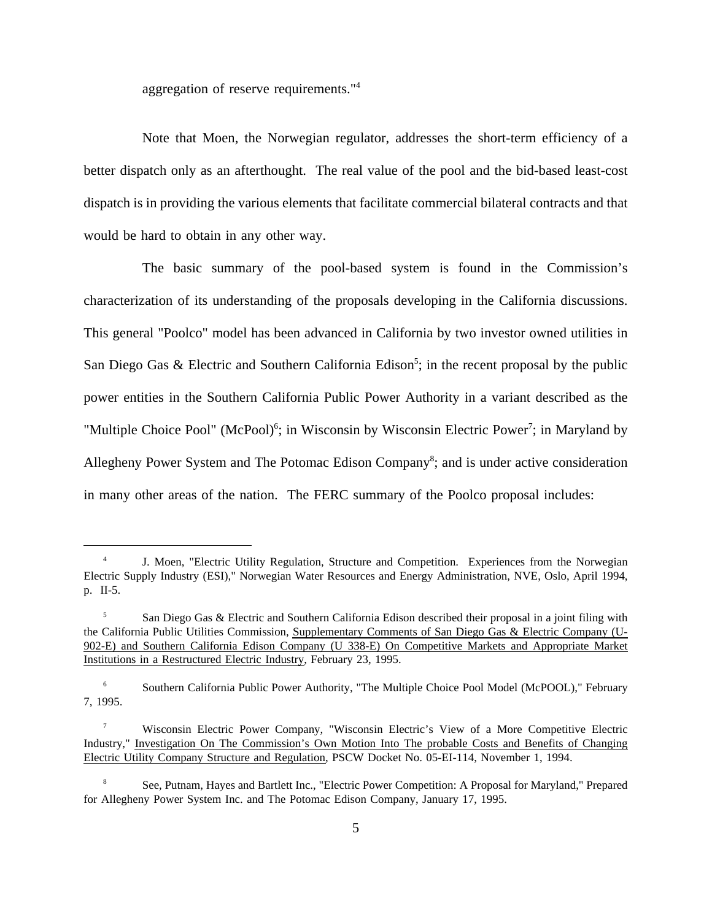aggregation of reserve requirements."[4]

Note that Moen, the Norwegian regulator, addresses the short-term efficiency of a better dispatch only as an afterthought. The real value of the pool and the bid-based least-cost dispatch is in providing the various elements that facilitate commercial bilateral contracts and that would be hard to obtain in any other way.

The basic summary of the pool-based system is found in the Commission's characterization of its understanding of the proposals developing in the California discussions. This general "Poolco" model has been advanced in California by two investor owned utilities in San Diego Gas & Electric and Southern California Edison[5]; in the recent proposal by the public power entities in the Southern California Public Power Authority in a variant described as the "Multiple Choice Pool" (McPool)[6]; in Wisconsin by Wisconsin Electric Power[7]; in Maryland by Allegheny Power System and The Potomac Edison Company[8]; and is under active consideration in many other areas of the nation. The FERC summary of the Poolco proposal includes:

---

[4] J. Moen, "Electric Utility Regulation, Structure and Competition. Experiences from the Norwegian Electric Supply Industry (ESI)," Norwegian Water Resources and Energy Administration, NVE, Oslo, April 1994, p. II-5.

[5] San Diego Gas & Electric and Southern California Edison described their proposal in a joint filing with the California Public Utilities Commission, Supplementary Comments of San Diego Gas & Electric Company (U-902-E) and Southern California Edison Company (U 338-E) On Competitive Markets and Appropriate Market Institutions in a Restructured Electric Industry, February 23, 1995.

[6] Southern California Public Power Authority, "The Multiple Choice Pool Model (McPOOL)," February 7, 1995.

[7] Wisconsin Electric Power Company, "Wisconsin Electric's View of a More Competitive Electric Industry," Investigation On The Commission's Own Motion Into The probable Costs and Benefits of Changing Electric Utility Company Structure and Regulation, PSCW Docket No. 05-EI-114, November 1, 1994.

[8] See, Putnam, Hayes and Bartlett Inc., "Electric Power Competition: A Proposal for Maryland," Prepared for Allegheny Power System Inc. and The Potomac Edison Company, January 17, 1995.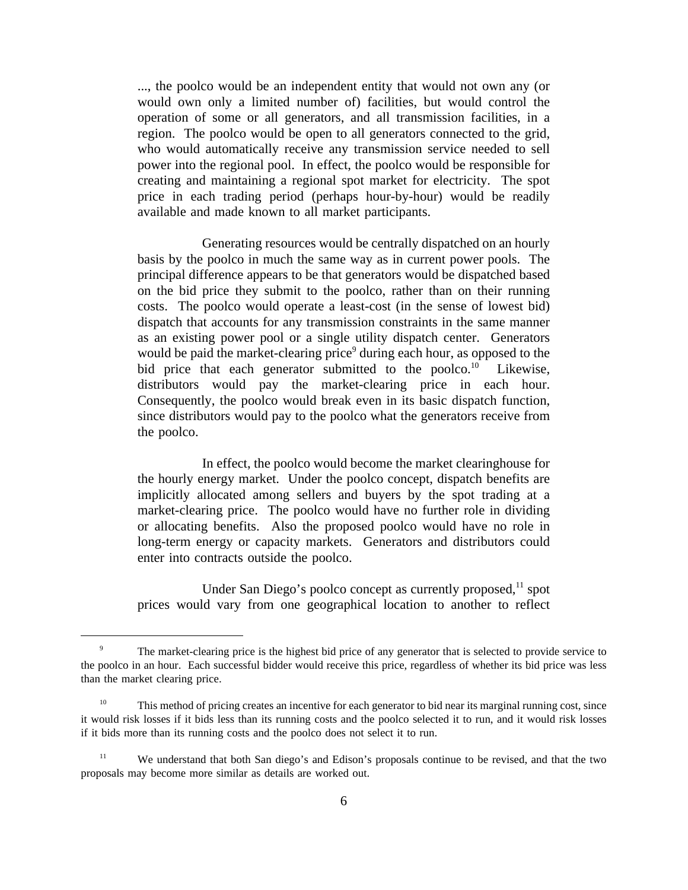..., the poolco would be an independent entity that would not own any (or would own only a limited number of) facilities, but would control the operation of some or all generators, and all transmission facilities, in a region. The poolco would be open to all generators connected to the grid, who would automatically receive any transmission service needed to sell power into the regional pool. In effect, the poolco would be responsible for creating and maintaining a regional spot market for electricity. The spot price in each trading period (perhaps hour-by-hour) would be readily available and made known to all market participants.

Generating resources would be centrally dispatched on an hourly basis by the poolco in much the same way as in current power pools. The principal difference appears to be that generators would be dispatched based on the bid price they submit to the poolco, rather than on their running costs. The poolco would operate a least-cost (in the sense of lowest bid) dispatch that accounts for any transmission constraints in the same manner as an existing power pool or a single utility dispatch center. Generators would be paid the market-clearing price[9] during each hour, as opposed to the bid price that each generator submitted to the poolco.[10] Likewise, distributors would pay the market-clearing price in each hour. Consequently, the poolco would break even in its basic dispatch function, since distributors would pay to the poolco what the generators receive from the poolco.

In effect, the poolco would become the market clearinghouse for the hourly energy market. Under the poolco concept, dispatch benefits are implicitly allocated among sellers and buyers by the spot trading at a market-clearing price. The poolco would have no further role in dividing or allocating benefits. Also the proposed poolco would have no role in long-term energy or capacity markets. Generators and distributors could enter into contracts outside the poolco.

Under San Diego's poolco concept as currently proposed,[11] spot prices would vary from one geographical location to another to reflect

---

[9] The market-clearing price is the highest bid price of any generator that is selected to provide service to the poolco in an hour. Each successful bidder would receive this price, regardless of whether its bid price was less than the market clearing price.

[10] This method of pricing creates an incentive for each generator to bid near its marginal running cost, since it would risk losses if it bids less than its running costs and the poolco selected it to run, and it would risk losses if it bids more than its running costs and the poolco does not select it to run.

[11] We understand that both San diego's and Edison's proposals continue to be revised, and that the two proposals may become more similar as details are worked out.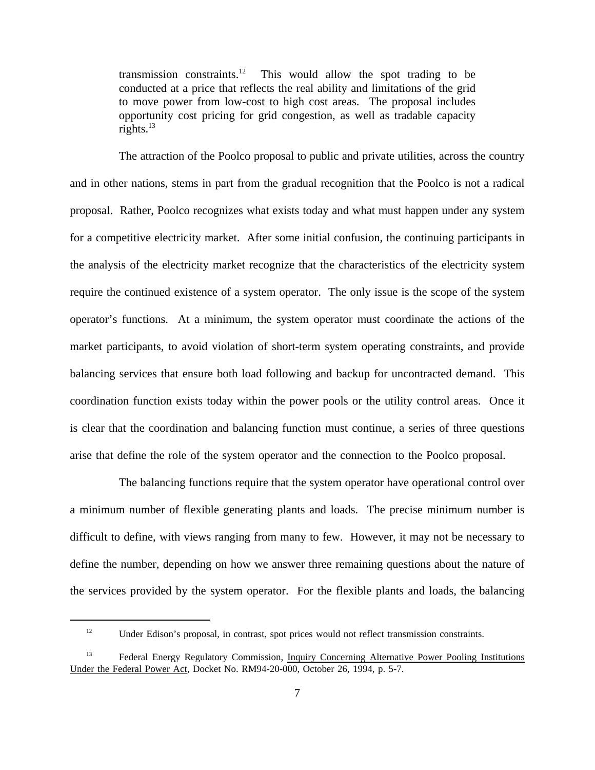> transmission constraints.[12] This would allow the spot trading to be conducted at a price that reflects the real ability and limitations of the grid to move power from low-cost to high cost areas. The proposal includes opportunity cost pricing for grid congestion, as well as tradable capacity rights.[13]

The attraction of the Poolco proposal to public and private utilities, across the country and in other nations, stems in part from the gradual recognition that the Poolco is not a radical proposal. Rather, Poolco recognizes what exists today and what must happen under any system for a competitive electricity market. After some initial confusion, the continuing participants in the analysis of the electricity market recognize that the characteristics of the electricity system require the continued existence of a system operator. The only issue is the scope of the system operator's functions. At a minimum, the system operator must coordinate the actions of the market participants, to avoid violation of short-term system operating constraints, and provide balancing services that ensure both load following and backup for uncontracted demand. This coordination function exists today within the power pools or the utility control areas. Once it is clear that the coordination and balancing function must continue, a series of three questions arise that define the role of the system operator and the connection to the Poolco proposal.

The balancing functions require that the system operator have operational control over a minimum number of flexible generating plants and loads. The precise minimum number is difficult to define, with views ranging from many to few. However, it may not be necessary to define the number, depending on how we answer three remaining questions about the nature of the services provided by the system operator. For the flexible plants and loads, the balancing

---

[12] Under Edison's proposal, in contrast, spot prices would not reflect transmission constraints.

[13] Federal Energy Regulatory Commission, Inquiry Concerning Alternative Power Pooling Institutions Under the Federal Power Act, Docket No. RM94-20-000, October 26, 1994, p. 5-7.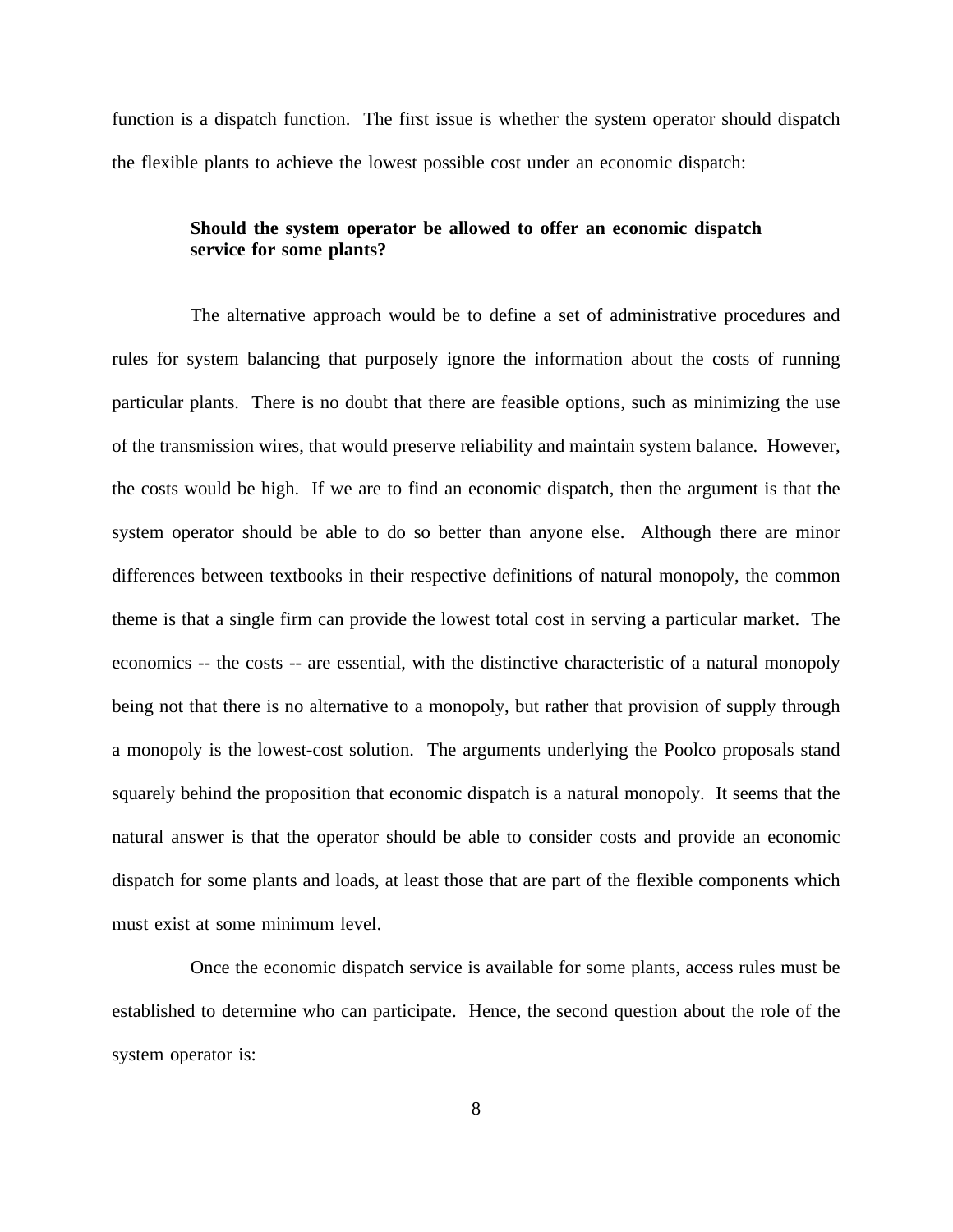function is a dispatch function. The first issue is whether the system operator should dispatch the flexible plants to achieve the lowest possible cost under an economic dispatch:

> **Should the system operator be allowed to offer an economic dispatch service for some plants?**

The alternative approach would be to define a set of administrative procedures and rules for system balancing that purposely ignore the information about the costs of running particular plants. There is no doubt that there are feasible options, such as minimizing the use of the transmission wires, that would preserve reliability and maintain system balance. However, the costs would be high. If we are to find an economic dispatch, then the argument is that the system operator should be able to do so better than anyone else. Although there are minor differences between textbooks in their respective definitions of natural monopoly, the common theme is that a single firm can provide the lowest total cost in serving a particular market. The economics -- the costs -- are essential, with the distinctive characteristic of a natural monopoly being not that there is no alternative to a monopoly, but rather that provision of supply through a monopoly is the lowest-cost solution. The arguments underlying the Poolco proposals stand squarely behind the proposition that economic dispatch is a natural monopoly. It seems that the natural answer is that the operator should be able to consider costs and provide an economic dispatch for some plants and loads, at least those that are part of the flexible components which must exist at some minimum level.

Once the economic dispatch service is available for some plants, access rules must be established to determine who can participate. Hence, the second question about the role of the system operator is: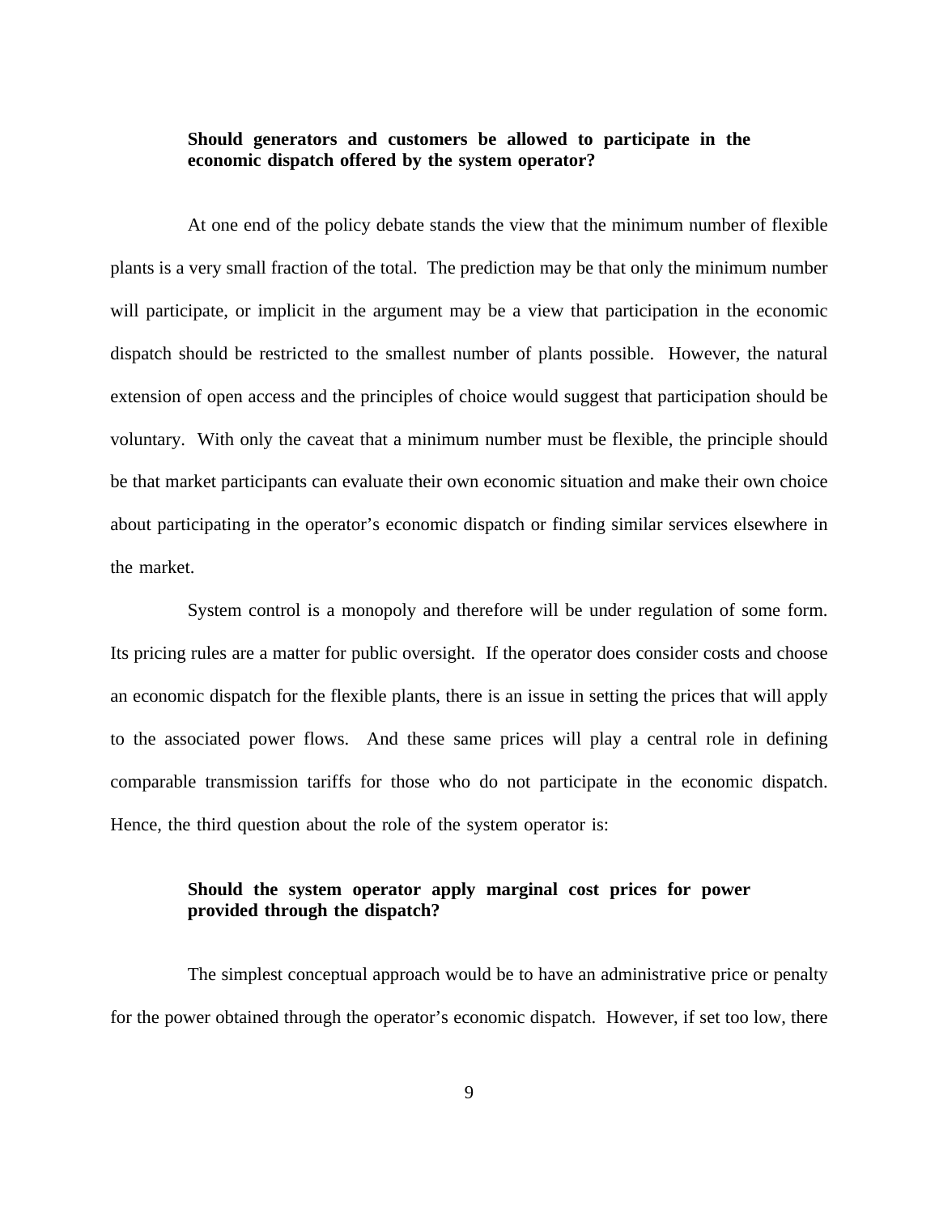**Should generators and customers be allowed to participate in the economic dispatch offered by the system operator?**

At one end of the policy debate stands the view that the minimum number of flexible plants is a very small fraction of the total. The prediction may be that only the minimum number will participate, or implicit in the argument may be a view that participation in the economic dispatch should be restricted to the smallest number of plants possible. However, the natural extension of open access and the principles of choice would suggest that participation should be voluntary. With only the caveat that a minimum number must be flexible, the principle should be that market participants can evaluate their own economic situation and make their own choice about participating in the operator's economic dispatch or finding similar services elsewhere in the market.

System control is a monopoly and therefore will be under regulation of some form. Its pricing rules are a matter for public oversight. If the operator does consider costs and choose an economic dispatch for the flexible plants, there is an issue in setting the prices that will apply to the associated power flows. And these same prices will play a central role in defining comparable transmission tariffs for those who do not participate in the economic dispatch. Hence, the third question about the role of the system operator is:

**Should the system operator apply marginal cost prices for power provided through the dispatch?**

The simplest conceptual approach would be to have an administrative price or penalty for the power obtained through the operator's economic dispatch. However, if set too low, there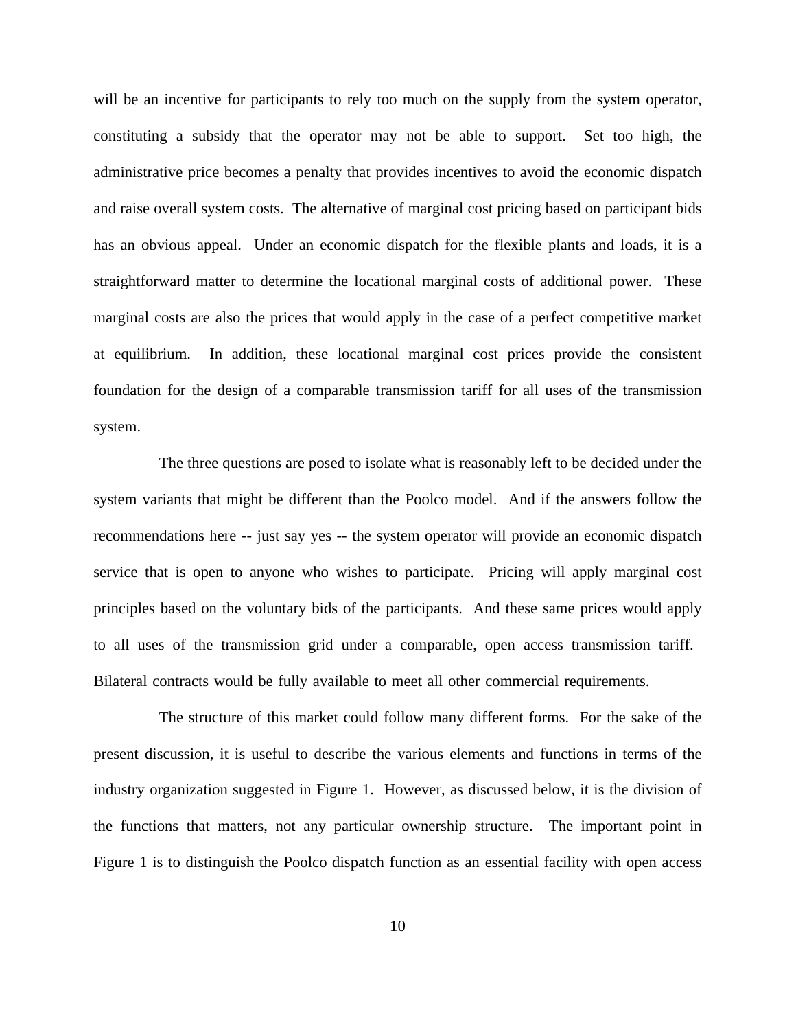will be an incentive for participants to rely too much on the supply from the system operator, constituting a subsidy that the operator may not be able to support. Set too high, the administrative price becomes a penalty that provides incentives to avoid the economic dispatch and raise overall system costs. The alternative of marginal cost pricing based on participant bids has an obvious appeal. Under an economic dispatch for the flexible plants and loads, it is a straightforward matter to determine the locational marginal costs of additional power. These marginal costs are also the prices that would apply in the case of a perfect competitive market at equilibrium. In addition, these locational marginal cost prices provide the consistent foundation for the design of a comparable transmission tariff for all uses of the transmission system.

The three questions are posed to isolate what is reasonably left to be decided under the system variants that might be different than the Poolco model. And if the answers follow the recommendations here -- just say yes -- the system operator will provide an economic dispatch service that is open to anyone who wishes to participate. Pricing will apply marginal cost principles based on the voluntary bids of the participants. And these same prices would apply to all uses of the transmission grid under a comparable, open access transmission tariff. Bilateral contracts would be fully available to meet all other commercial requirements.

The structure of this market could follow many different forms. For the sake of the present discussion, it is useful to describe the various elements and functions in terms of the industry organization suggested in Figure 1. However, as discussed below, it is the division of the functions that matters, not any particular ownership structure. The important point in Figure 1 is to distinguish the Poolco dispatch function as an essential facility with open access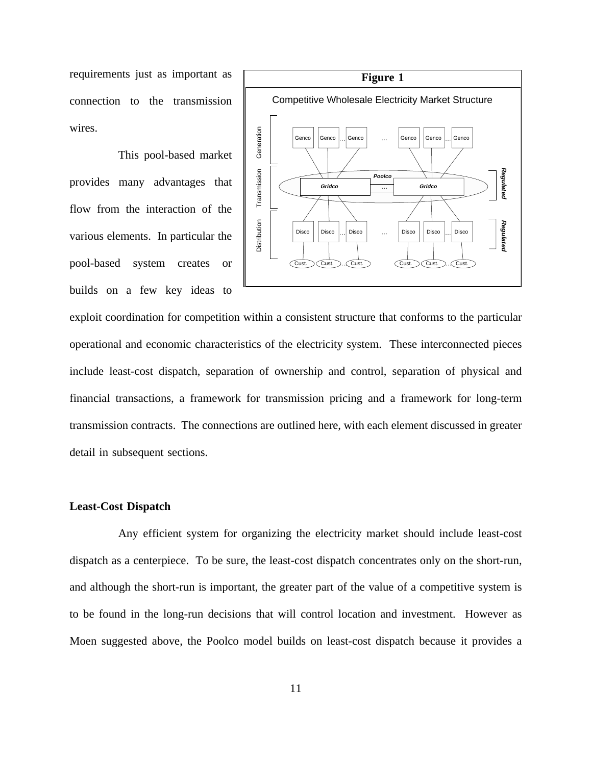requirements just as important as connection to the transmission wires.

This pool-based market provides many advantages that flow from the interaction of the various elements. In particular the pool-based system creates or builds on a few key ideas to exploit coordination for competition within a consistent structure that conforms to the particular operational and economic characteristics of the electricity system. These interconnected pieces include least-cost dispatch, separation of ownership and control, separation of physical and financial transactions, a framework for transmission pricing and a framework for long-term transmission contracts. The connections are outlined here, with each element discussed in greater detail in subsequent sections.

**Figure 1**

Competitive Wholesale Electricity Market Structure

### Least-Cost Dispatch

Any efficient system for organizing the electricity market should include least-cost dispatch as a centerpiece. To be sure, the least-cost dispatch concentrates only on the short-run, and although the short-run is important, the greater part of the value of a competitive system is to be found in the long-run decisions that will control location and investment. However as Moen suggested above, the Poolco model builds on least-cost dispatch because it provides a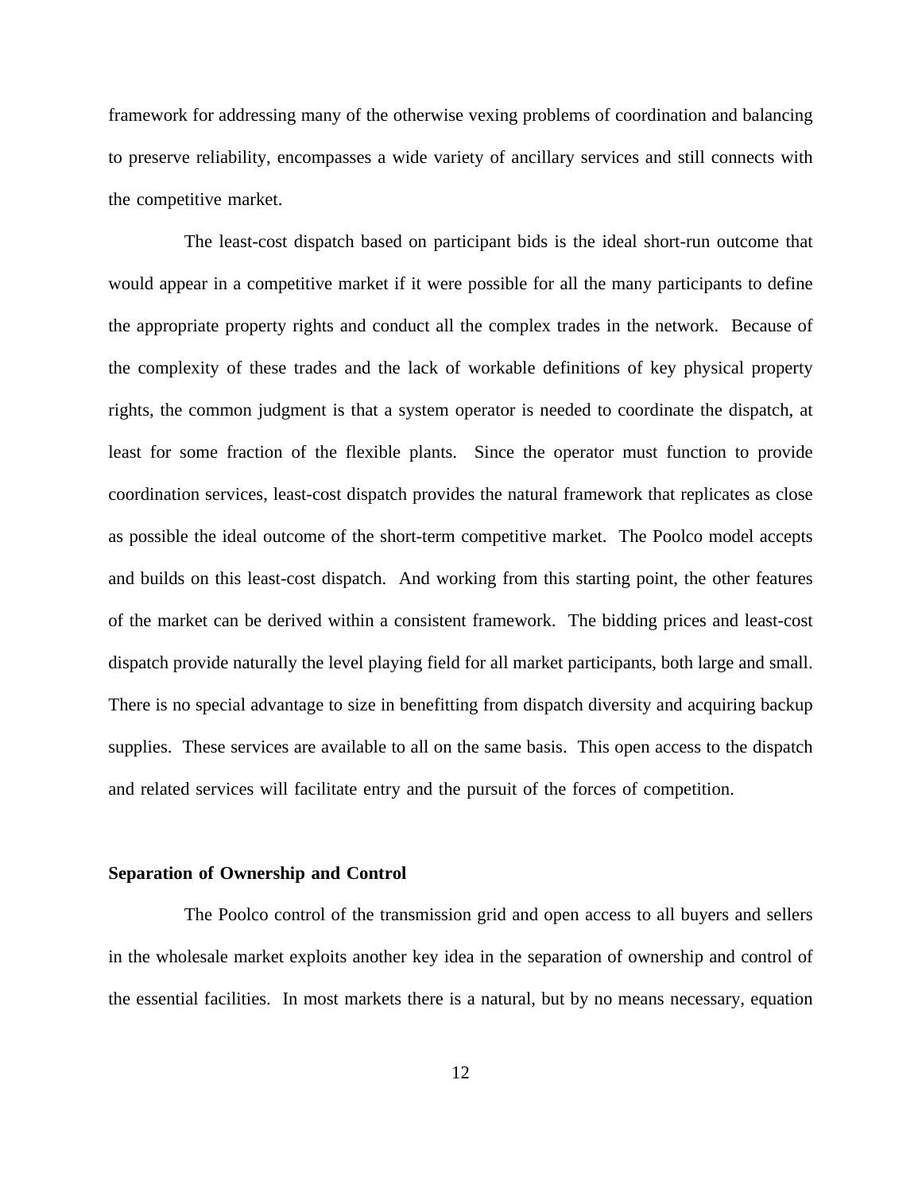framework for addressing many of the otherwise vexing problems of coordination and balancing to preserve reliability, encompasses a wide variety of ancillary services and still connects with the competitive market.

The least-cost dispatch based on participant bids is the ideal short-run outcome that would appear in a competitive market if it were possible for all the many participants to define the appropriate property rights and conduct all the complex trades in the network. Because of the complexity of these trades and the lack of workable definitions of key physical property rights, the common judgment is that a system operator is needed to coordinate the dispatch, at least for some fraction of the flexible plants. Since the operator must function to provide coordination services, least-cost dispatch provides the natural framework that replicates as close as possible the ideal outcome of the short-term competitive market. The Poolco model accepts and builds on this least-cost dispatch. And working from this starting point, the other features of the market can be derived within a consistent framework. The bidding prices and least-cost dispatch provide naturally the level playing field for all market participants, both large and small. There is no special advantage to size in benefitting from dispatch diversity and acquiring backup supplies. These services are available to all on the same basis. This open access to the dispatch and related services will facilitate entry and the pursuit of the forces of competition.

### Separation of Ownership and Control

The Poolco control of the transmission grid and open access to all buyers and sellers in the wholesale market exploits another key idea in the separation of ownership and control of the essential facilities. In most markets there is a natural, but by no means necessary, equation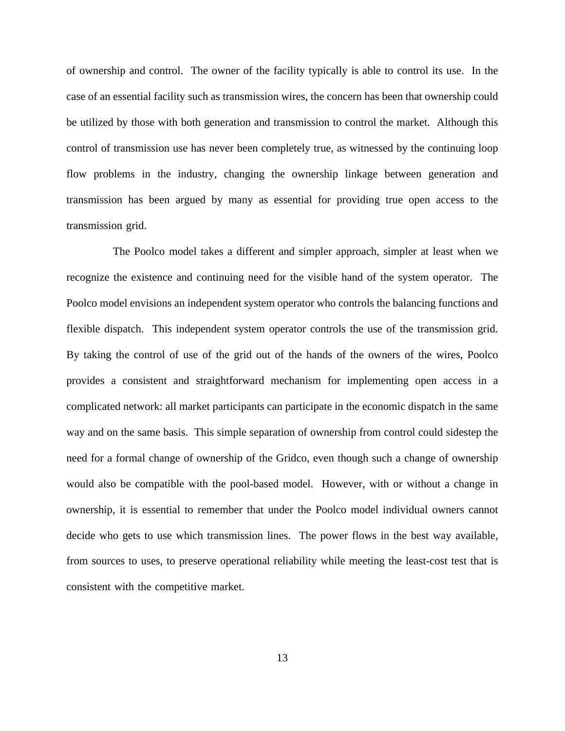of ownership and control. The owner of the facility typically is able to control its use. In the case of an essential facility such as transmission wires, the concern has been that ownership could be utilized by those with both generation and transmission to control the market. Although this control of transmission use has never been completely true, as witnessed by the continuing loop flow problems in the industry, changing the ownership linkage between generation and transmission has been argued by many as essential for providing true open access to the transmission grid.

The Poolco model takes a different and simpler approach, simpler at least when we recognize the existence and continuing need for the visible hand of the system operator. The Poolco model envisions an independent system operator who controls the balancing functions and flexible dispatch. This independent system operator controls the use of the transmission grid. By taking the control of use of the grid out of the hands of the owners of the wires, Poolco provides a consistent and straightforward mechanism for implementing open access in a complicated network: all market participants can participate in the economic dispatch in the same way and on the same basis. This simple separation of ownership from control could sidestep the need for a formal change of ownership of the Gridco, even though such a change of ownership would also be compatible with the pool-based model. However, with or without a change in ownership, it is essential to remember that under the Poolco model individual owners cannot decide who gets to use which transmission lines. The power flows in the best way available, from sources to uses, to preserve operational reliability while meeting the least-cost test that is consistent with the competitive market.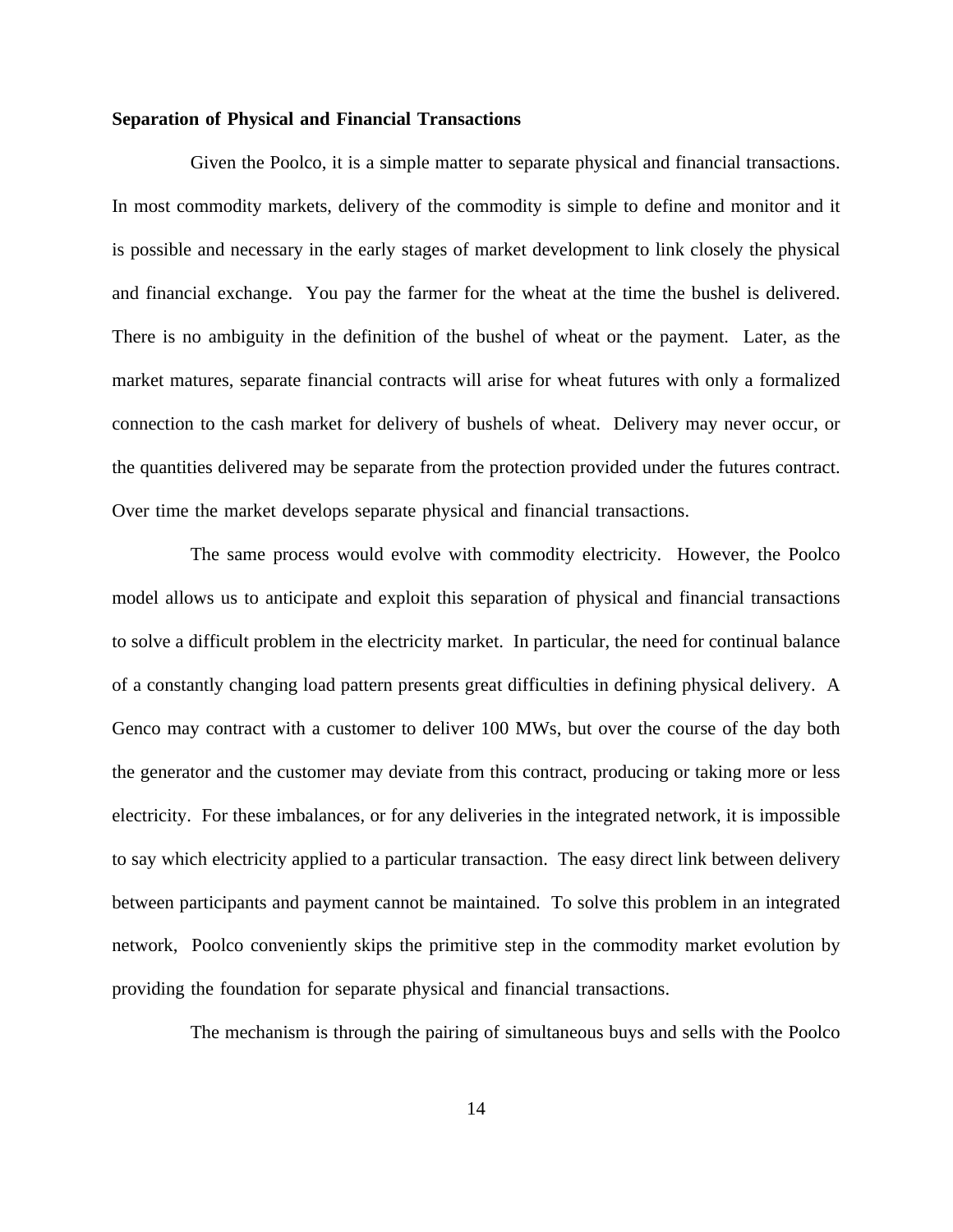**Separation of Physical and Financial Transactions**

Given the Poolco, it is a simple matter to separate physical and financial transactions. In most commodity markets, delivery of the commodity is simple to define and monitor and it is possible and necessary in the early stages of market development to link closely the physical and financial exchange. You pay the farmer for the wheat at the time the bushel is delivered. There is no ambiguity in the definition of the bushel of wheat or the payment. Later, as the market matures, separate financial contracts will arise for wheat futures with only a formalized connection to the cash market for delivery of bushels of wheat. Delivery may never occur, or the quantities delivered may be separate from the protection provided under the futures contract. Over time the market develops separate physical and financial transactions.

The same process would evolve with commodity electricity. However, the Poolco model allows us to anticipate and exploit this separation of physical and financial transactions to solve a difficult problem in the electricity market. In particular, the need for continual balance of a constantly changing load pattern presents great difficulties in defining physical delivery. A Genco may contract with a customer to deliver 100 MWs, but over the course of the day both the generator and the customer may deviate from this contract, producing or taking more or less electricity. For these imbalances, or for any deliveries in the integrated network, it is impossible to say which electricity applied to a particular transaction. The easy direct link between delivery between participants and payment cannot be maintained. To solve this problem in an integrated network, Poolco conveniently skips the primitive step in the commodity market evolution by providing the foundation for separate physical and financial transactions.

The mechanism is through the pairing of simultaneous buys and sells with the Poolco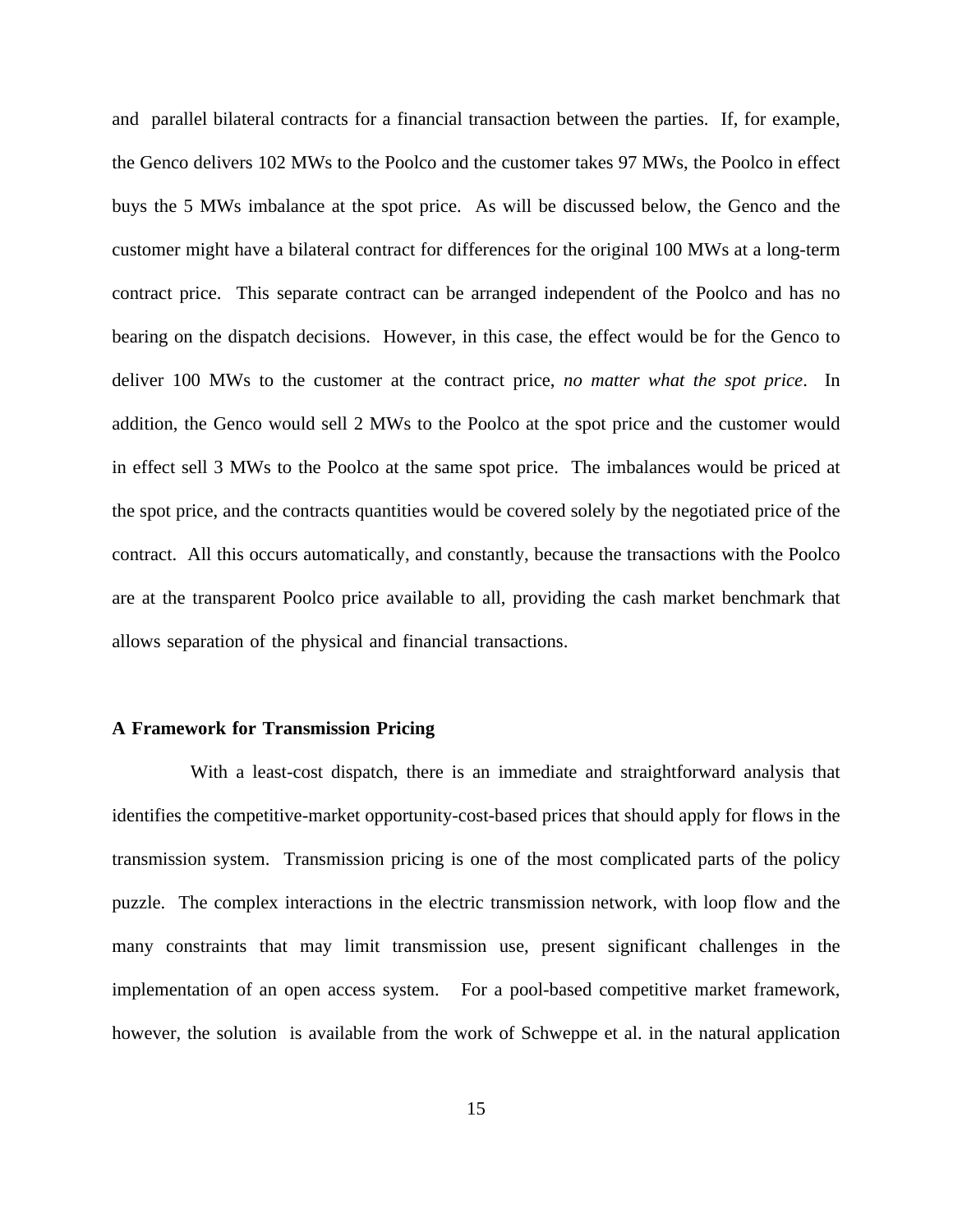and parallel bilateral contracts for a financial transaction between the parties. If, for example, the Genco delivers 102 MWs to the Poolco and the customer takes 97 MWs, the Poolco in effect buys the 5 MWs imbalance at the spot price. As will be discussed below, the Genco and the customer might have a bilateral contract for differences for the original 100 MWs at a long-term contract price. This separate contract can be arranged independent of the Poolco and has no bearing on the dispatch decisions. However, in this case, the effect would be for the Genco to deliver 100 MWs to the customer at the contract price, *no matter what the spot price*. In addition, the Genco would sell 2 MWs to the Poolco at the spot price and the customer would in effect sell 3 MWs to the Poolco at the same spot price. The imbalances would be priced at the spot price, and the contracts quantities would be covered solely by the negotiated price of the contract. All this occurs automatically, and constantly, because the transactions with the Poolco are at the transparent Poolco price available to all, providing the cash market benchmark that allows separation of the physical and financial transactions.

**A Framework for Transmission Pricing**

With a least-cost dispatch, there is an immediate and straightforward analysis that identifies the competitive-market opportunity-cost-based prices that should apply for flows in the transmission system. Transmission pricing is one of the most complicated parts of the policy puzzle. The complex interactions in the electric transmission network, with loop flow and the many constraints that may limit transmission use, present significant challenges in the implementation of an open access system. For a pool-based competitive market framework, however, the solution is available from the work of Schweppe et al. in the natural application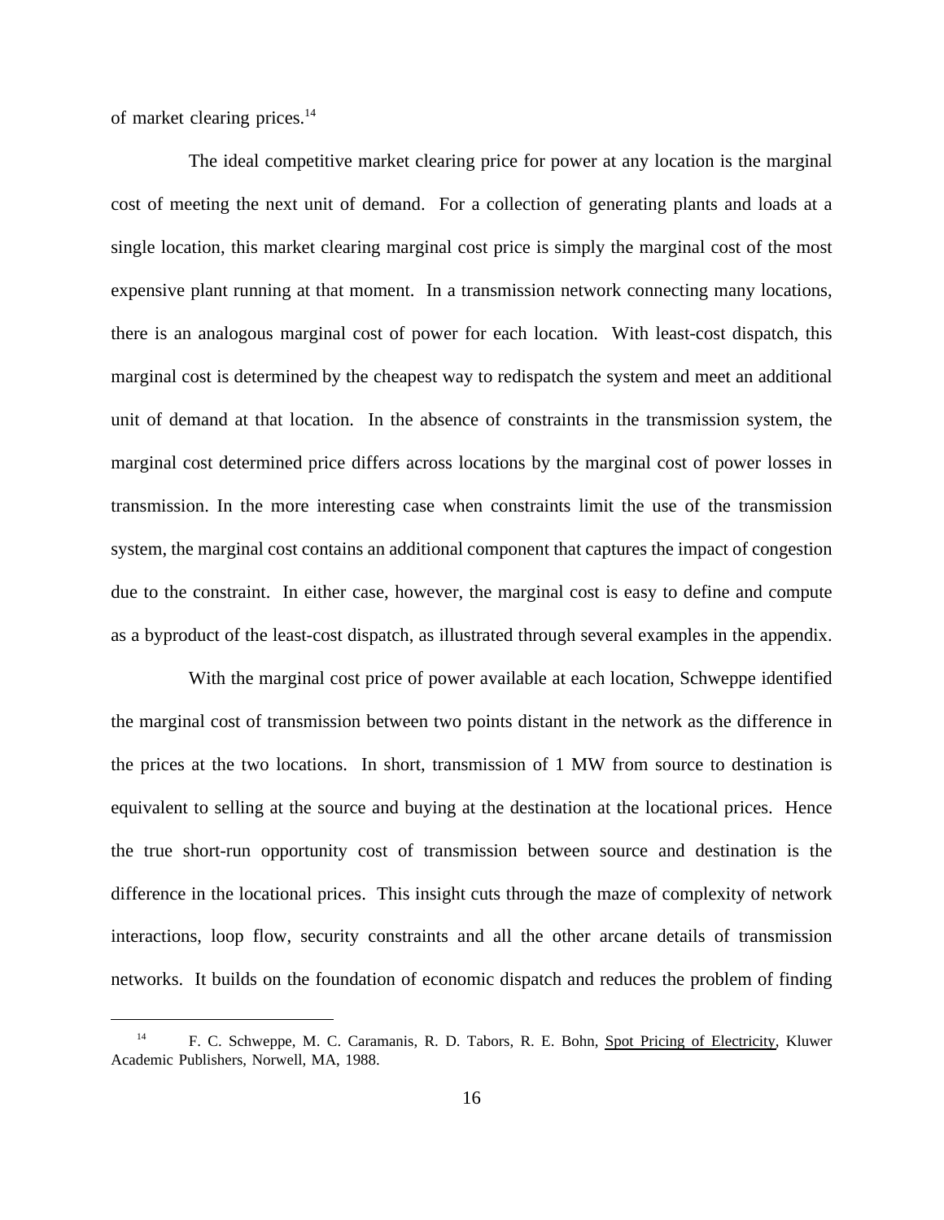of market clearing prices.[14]

The ideal competitive market clearing price for power at any location is the marginal cost of meeting the next unit of demand. For a collection of generating plants and loads at a single location, this market clearing marginal cost price is simply the marginal cost of the most expensive plant running at that moment. In a transmission network connecting many locations, there is an analogous marginal cost of power for each location. With least-cost dispatch, this marginal cost is determined by the cheapest way to redispatch the system and meet an additional unit of demand at that location. In the absence of constraints in the transmission system, the marginal cost determined price differs across locations by the marginal cost of power losses in transmission. In the more interesting case when constraints limit the use of the transmission system, the marginal cost contains an additional component that captures the impact of congestion due to the constraint. In either case, however, the marginal cost is easy to define and compute as a byproduct of the least-cost dispatch, as illustrated through several examples in the appendix.

With the marginal cost price of power available at each location, Schweppe identified the marginal cost of transmission between two points distant in the network as the difference in the prices at the two locations. In short, transmission of 1 MW from source to destination is equivalent to selling at the source and buying at the destination at the locational prices. Hence the true short-run opportunity cost of transmission between source and destination is the difference in the locational prices. This insight cuts through the maze of complexity of network interactions, loop flow, security constraints and all the other arcane details of transmission networks. It builds on the foundation of economic dispatch and reduces the problem of finding

[14] F. C. Schweppe, M. C. Caramanis, R. D. Tabors, R. E. Bohn, Spot Pricing of Electricity, Kluwer Academic Publishers, Norwell, MA, 1988.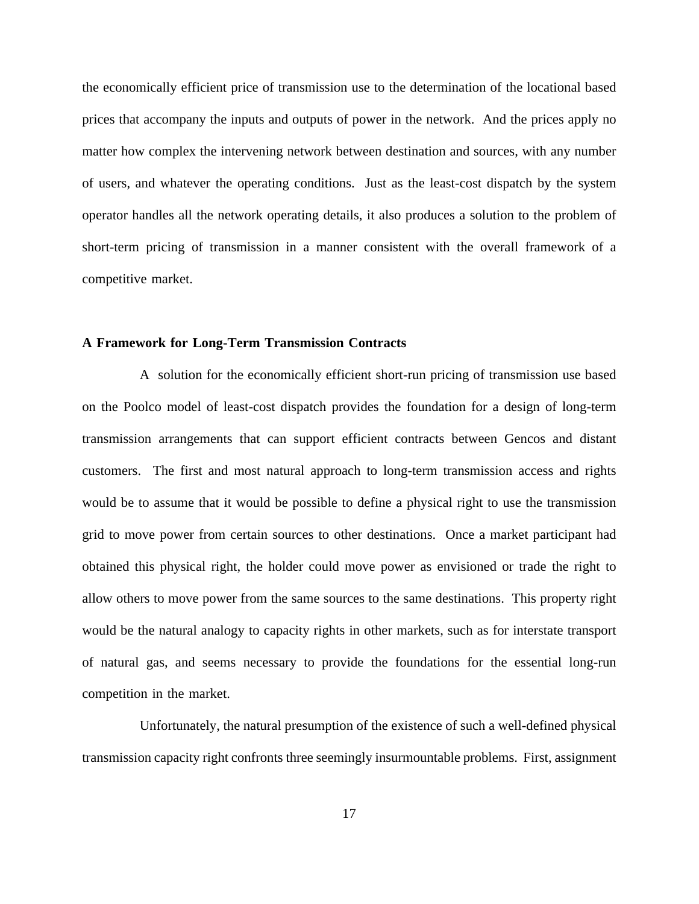the economically efficient price of transmission use to the determination of the locational based prices that accompany the inputs and outputs of power in the network. And the prices apply no matter how complex the intervening network between destination and sources, with any number of users, and whatever the operating conditions. Just as the least-cost dispatch by the system operator handles all the network operating details, it also produces a solution to the problem of short-term pricing of transmission in a manner consistent with the overall framework of a competitive market.

### A Framework for Long-Term Transmission Contracts

A solution for the economically efficient short-run pricing of transmission use based on the Poolco model of least-cost dispatch provides the foundation for a design of long-term transmission arrangements that can support efficient contracts between Gencos and distant customers. The first and most natural approach to long-term transmission access and rights would be to assume that it would be possible to define a physical right to use the transmission grid to move power from certain sources to other destinations. Once a market participant had obtained this physical right, the holder could move power as envisioned or trade the right to allow others to move power from the same sources to the same destinations. This property right would be the natural analogy to capacity rights in other markets, such as for interstate transport of natural gas, and seems necessary to provide the foundations for the essential long-run competition in the market.

Unfortunately, the natural presumption of the existence of such a well-defined physical transmission capacity right confronts three seemingly insurmountable problems. First, assignment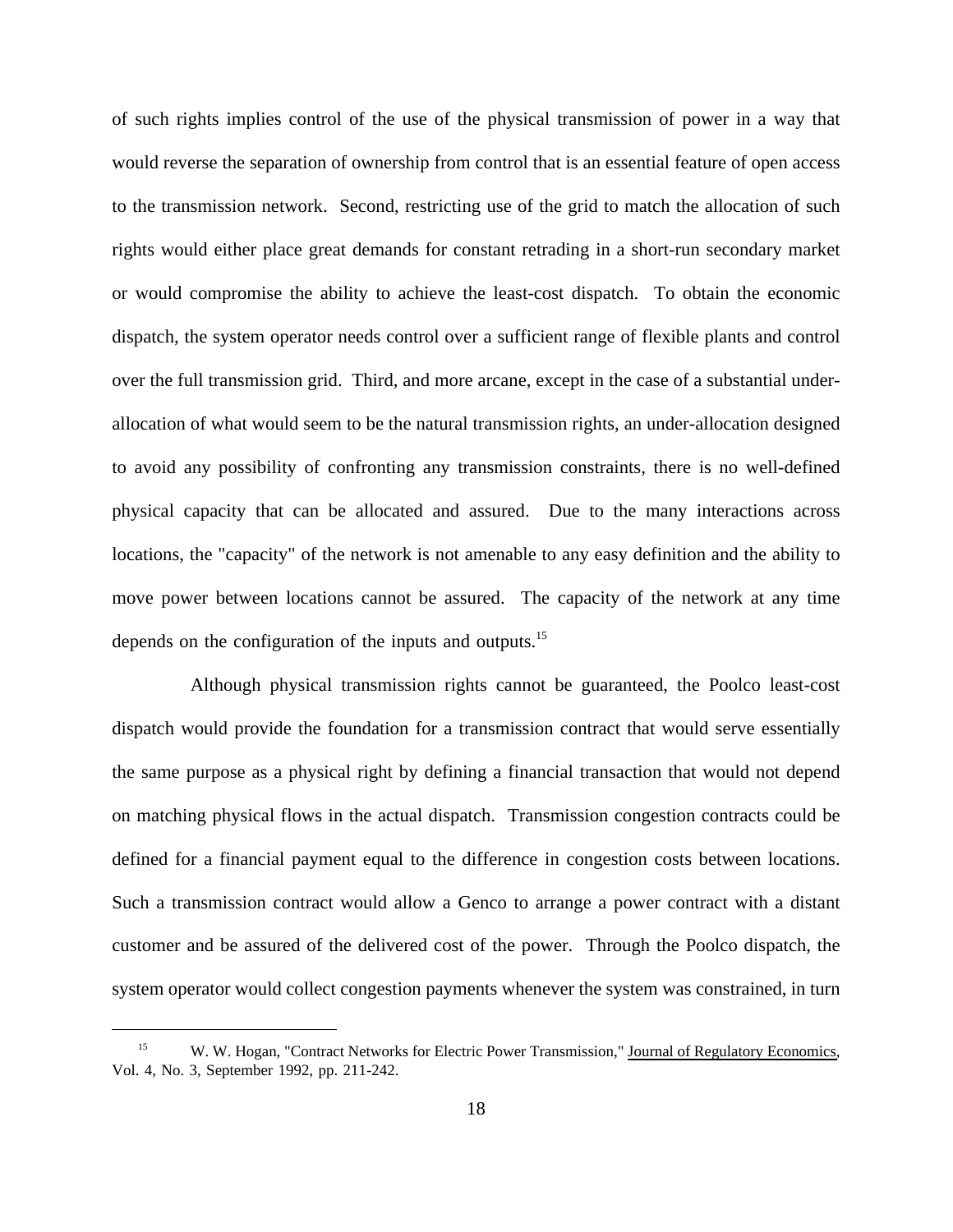of such rights implies control of the use of the physical transmission of power in a way that would reverse the separation of ownership from control that is an essential feature of open access to the transmission network. Second, restricting use of the grid to match the allocation of such rights would either place great demands for constant retrading in a short-run secondary market or would compromise the ability to achieve the least-cost dispatch. To obtain the economic dispatch, the system operator needs control over a sufficient range of flexible plants and control over the full transmission grid. Third, and more arcane, except in the case of a substantial under-allocation of what would seem to be the natural transmission rights, an under-allocation designed to avoid any possibility of confronting any transmission constraints, there is no well-defined physical capacity that can be allocated and assured. Due to the many interactions across locations, the "capacity" of the network is not amenable to any easy definition and the ability to move power between locations cannot be assured. The capacity of the network at any time depends on the configuration of the inputs and outputs.[15]

Although physical transmission rights cannot be guaranteed, the Poolco least-cost dispatch would provide the foundation for a transmission contract that would serve essentially the same purpose as a physical right by defining a financial transaction that would not depend on matching physical flows in the actual dispatch. Transmission congestion contracts could be defined for a financial payment equal to the difference in congestion costs between locations. Such a transmission contract would allow a Genco to arrange a power contract with a distant customer and be assured of the delivered cost of the power. Through the Poolco dispatch, the system operator would collect congestion payments whenever the system was constrained, in turn

---

[15] W. W. Hogan, "Contract Networks for Electric Power Transmission," Journal of Regulatory Economics, Vol. 4, No. 3, September 1992, pp. 211-242.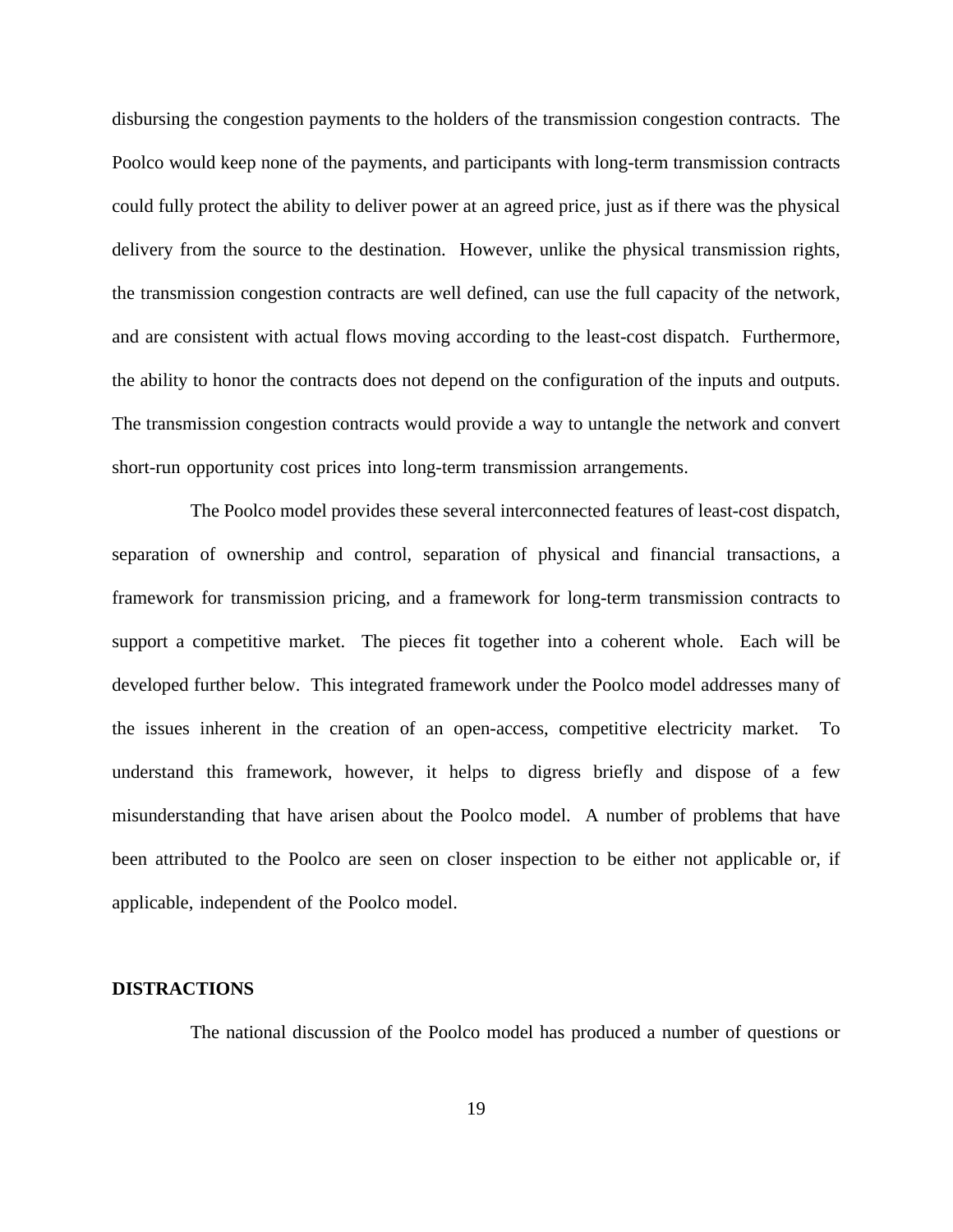disbursing the congestion payments to the holders of the transmission congestion contracts. The Poolco would keep none of the payments, and participants with long-term transmission contracts could fully protect the ability to deliver power at an agreed price, just as if there was the physical delivery from the source to the destination. However, unlike the physical transmission rights, the transmission congestion contracts are well defined, can use the full capacity of the network, and are consistent with actual flows moving according to the least-cost dispatch. Furthermore, the ability to honor the contracts does not depend on the configuration of the inputs and outputs. The transmission congestion contracts would provide a way to untangle the network and convert short-run opportunity cost prices into long-term transmission arrangements.

The Poolco model provides these several interconnected features of least-cost dispatch, separation of ownership and control, separation of physical and financial transactions, a framework for transmission pricing, and a framework for long-term transmission contracts to support a competitive market. The pieces fit together into a coherent whole. Each will be developed further below. This integrated framework under the Poolco model addresses many of the issues inherent in the creation of an open-access, competitive electricity market. To understand this framework, however, it helps to digress briefly and dispose of a few misunderstanding that have arisen about the Poolco model. A number of problems that have been attributed to the Poolco are seen on closer inspection to be either not applicable or, if applicable, independent of the Poolco model.

## DISTRACTIONS

The national discussion of the Poolco model has produced a number of questions or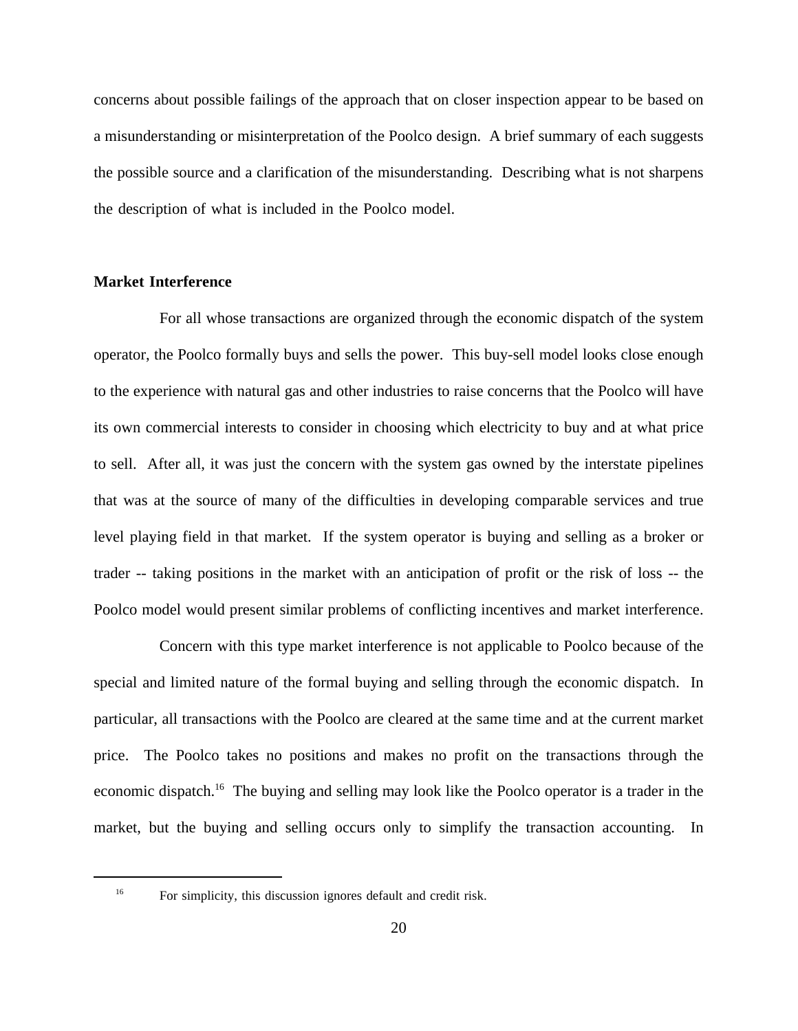concerns about possible failings of the approach that on closer inspection appear to be based on a misunderstanding or misinterpretation of the Poolco design. A brief summary of each suggests the possible source and a clarification of the misunderstanding. Describing what is not sharpens the description of what is included in the Poolco model.

**Market Interference**

For all whose transactions are organized through the economic dispatch of the system operator, the Poolco formally buys and sells the power. This buy-sell model looks close enough to the experience with natural gas and other industries to raise concerns that the Poolco will have its own commercial interests to consider in choosing which electricity to buy and at what price to sell. After all, it was just the concern with the system gas owned by the interstate pipelines that was at the source of many of the difficulties in developing comparable services and true level playing field in that market. If the system operator is buying and selling as a broker or trader -- taking positions in the market with an anticipation of profit or the risk of loss -- the Poolco model would present similar problems of conflicting incentives and market interference.

Concern with this type market interference is not applicable to Poolco because of the special and limited nature of the formal buying and selling through the economic dispatch. In particular, all transactions with the Poolco are cleared at the same time and at the current market price. The Poolco takes no positions and makes no profit on the transactions through the economic dispatch.[16] The buying and selling may look like the Poolco operator is a trader in the market, but the buying and selling occurs only to simplify the transaction accounting. In

[16] For simplicity, this discussion ignores default and credit risk.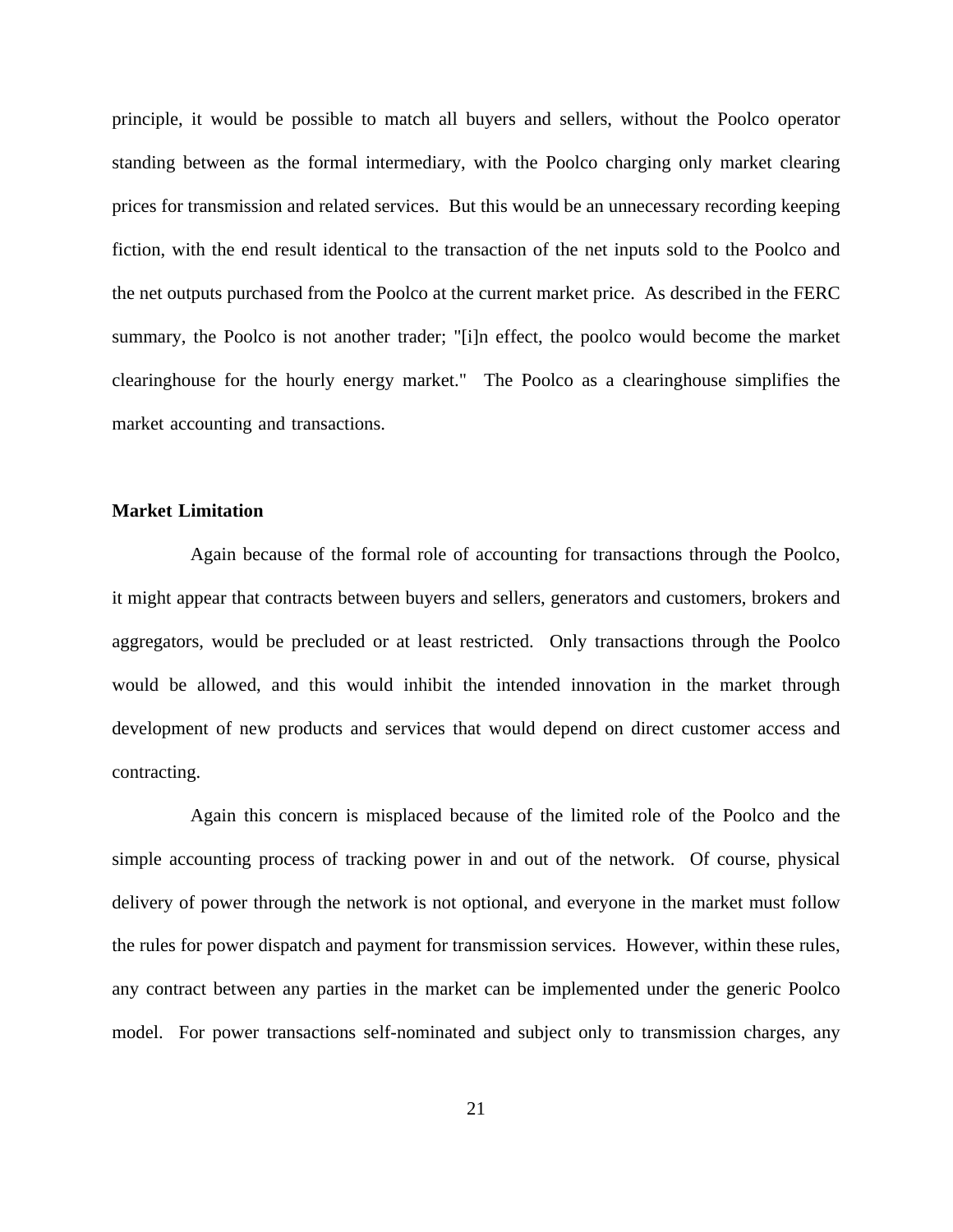principle, it would be possible to match all buyers and sellers, without the Poolco operator standing between as the formal intermediary, with the Poolco charging only market clearing prices for transmission and related services. But this would be an unnecessary recording keeping fiction, with the end result identical to the transaction of the net inputs sold to the Poolco and the net outputs purchased from the Poolco at the current market price. As described in the FERC summary, the Poolco is not another trader; "[i]n effect, the poolco would become the market clearinghouse for the hourly energy market." The Poolco as a clearinghouse simplifies the market accounting and transactions.

**Market Limitation**

Again because of the formal role of accounting for transactions through the Poolco, it might appear that contracts between buyers and sellers, generators and customers, brokers and aggregators, would be precluded or at least restricted. Only transactions through the Poolco would be allowed, and this would inhibit the intended innovation in the market through development of new products and services that would depend on direct customer access and contracting.

Again this concern is misplaced because of the limited role of the Poolco and the simple accounting process of tracking power in and out of the network. Of course, physical delivery of power through the network is not optional, and everyone in the market must follow the rules for power dispatch and payment for transmission services. However, within these rules, any contract between any parties in the market can be implemented under the generic Poolco model. For power transactions self-nominated and subject only to transmission charges, any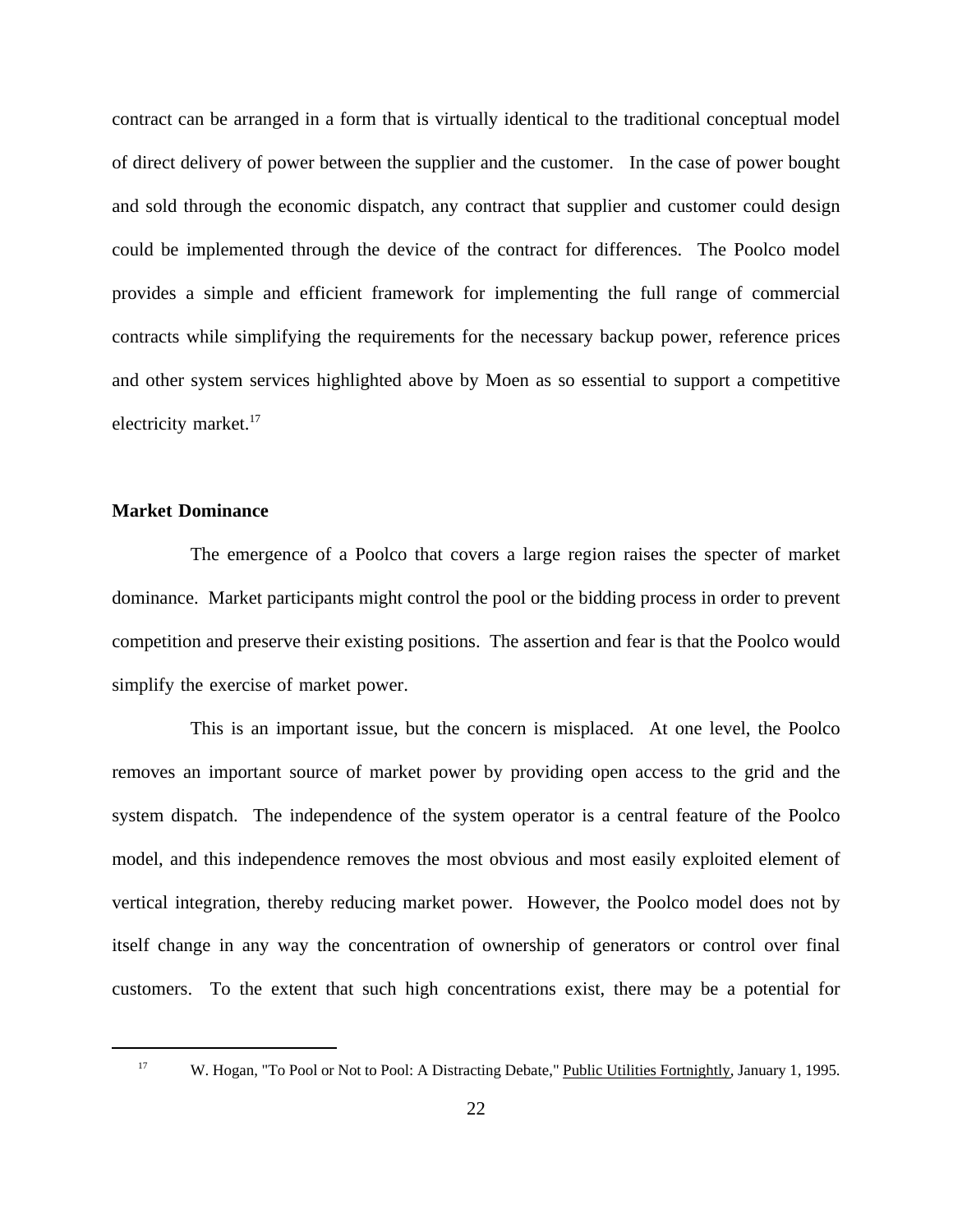contract can be arranged in a form that is virtually identical to the traditional conceptual model of direct delivery of power between the supplier and the customer. In the case of power bought and sold through the economic dispatch, any contract that supplier and customer could design could be implemented through the device of the contract for differences. The Poolco model provides a simple and efficient framework for implementing the full range of commercial contracts while simplifying the requirements for the necessary backup power, reference prices and other system services highlighted above by Moen as so essential to support a competitive electricity market.[17]

**Market Dominance**

The emergence of a Poolco that covers a large region raises the specter of market dominance. Market participants might control the pool or the bidding process in order to prevent competition and preserve their existing positions. The assertion and fear is that the Poolco would simplify the exercise of market power.

This is an important issue, but the concern is misplaced. At one level, the Poolco removes an important source of market power by providing open access to the grid and the system dispatch. The independence of the system operator is a central feature of the Poolco model, and this independence removes the most obvious and most easily exploited element of vertical integration, thereby reducing market power. However, the Poolco model does not by itself change in any way the concentration of ownership of generators or control over final customers. To the extent that such high concentrations exist, there may be a potential for

---

[17] W. Hogan, "To Pool or Not to Pool: A Distracting Debate," Public Utilities Fortnightly, January 1, 1995.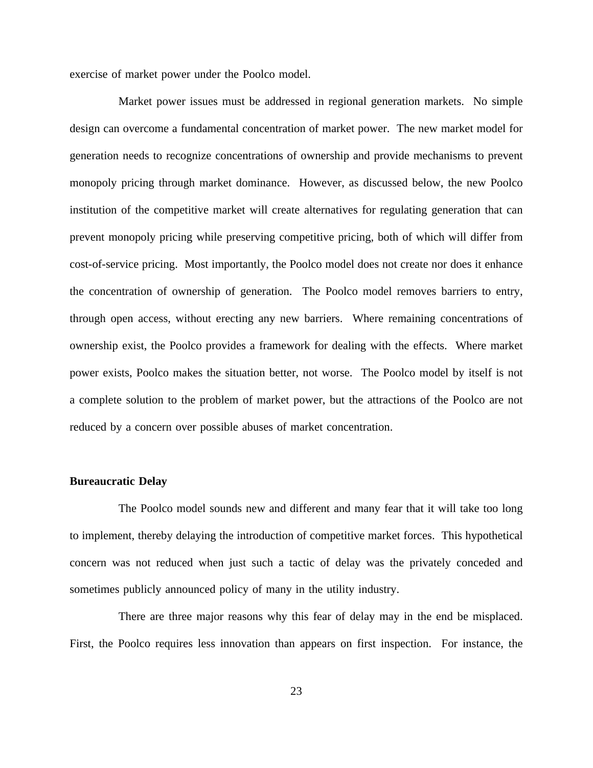exercise of market power under the Poolco model.

Market power issues must be addressed in regional generation markets. No simple design can overcome a fundamental concentration of market power. The new market model for generation needs to recognize concentrations of ownership and provide mechanisms to prevent monopoly pricing through market dominance. However, as discussed below, the new Poolco institution of the competitive market will create alternatives for regulating generation that can prevent monopoly pricing while preserving competitive pricing, both of which will differ from cost-of-service pricing. Most importantly, the Poolco model does not create nor does it enhance the concentration of ownership of generation. The Poolco model removes barriers to entry, through open access, without erecting any new barriers. Where remaining concentrations of ownership exist, the Poolco provides a framework for dealing with the effects. Where market power exists, Poolco makes the situation better, not worse. The Poolco model by itself is not a complete solution to the problem of market power, but the attractions of the Poolco are not reduced by a concern over possible abuses of market concentration.

**Bureaucratic Delay**

The Poolco model sounds new and different and many fear that it will take too long to implement, thereby delaying the introduction of competitive market forces. This hypothetical concern was not reduced when just such a tactic of delay was the privately conceded and sometimes publicly announced policy of many in the utility industry.

There are three major reasons why this fear of delay may in the end be misplaced. First, the Poolco requires less innovation than appears on first inspection. For instance, the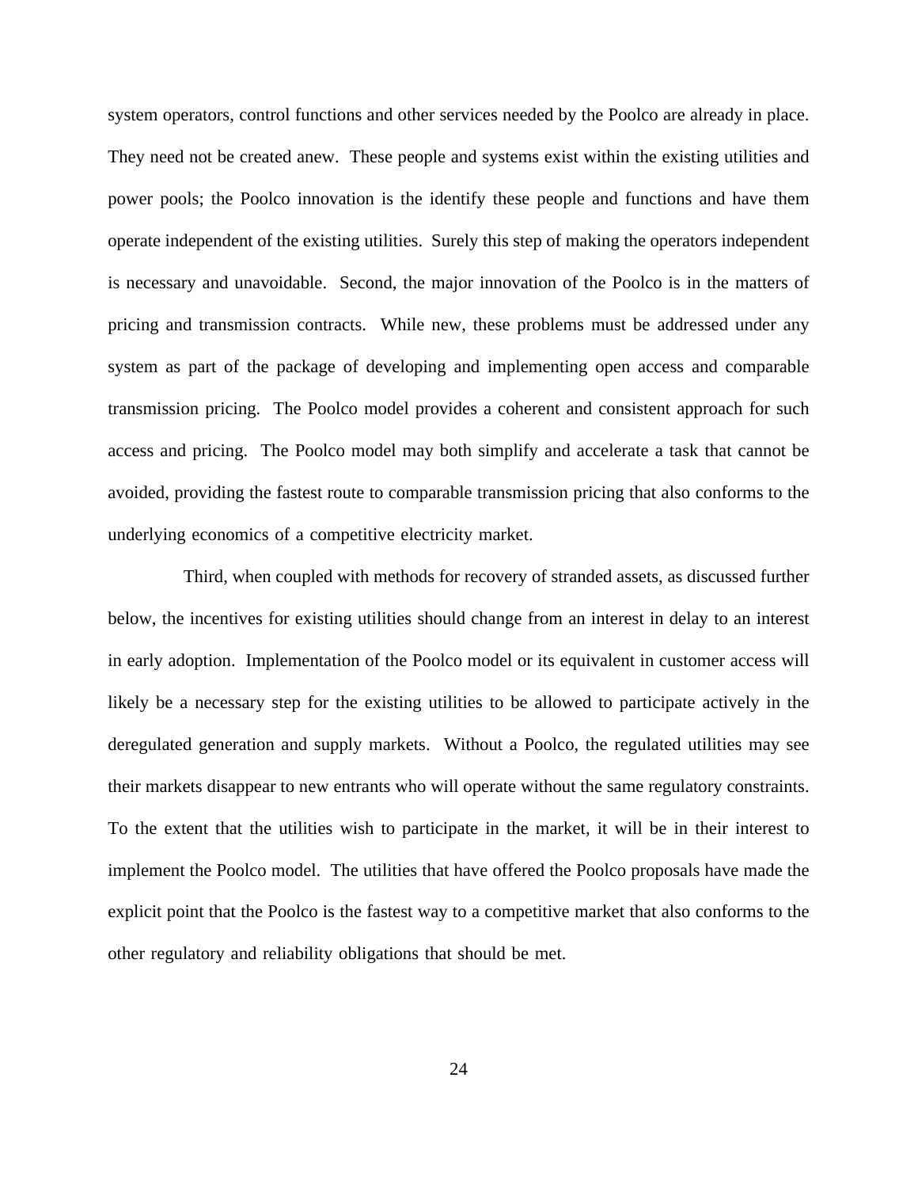system operators, control functions and other services needed by the Poolco are already in place. They need not be created anew. These people and systems exist within the existing utilities and power pools; the Poolco innovation is the identify these people and functions and have them operate independent of the existing utilities. Surely this step of making the operators independent is necessary and unavoidable. Second, the major innovation of the Poolco is in the matters of pricing and transmission contracts. While new, these problems must be addressed under any system as part of the package of developing and implementing open access and comparable transmission pricing. The Poolco model provides a coherent and consistent approach for such access and pricing. The Poolco model may both simplify and accelerate a task that cannot be avoided, providing the fastest route to comparable transmission pricing that also conforms to the underlying economics of a competitive electricity market.

Third, when coupled with methods for recovery of stranded assets, as discussed further below, the incentives for existing utilities should change from an interest in delay to an interest in early adoption. Implementation of the Poolco model or its equivalent in customer access will likely be a necessary step for the existing utilities to be allowed to participate actively in the deregulated generation and supply markets. Without a Poolco, the regulated utilities may see their markets disappear to new entrants who will operate without the same regulatory constraints. To the extent that the utilities wish to participate in the market, it will be in their interest to implement the Poolco model. The utilities that have offered the Poolco proposals have made the explicit point that the Poolco is the fastest way to a competitive market that also conforms to the other regulatory and reliability obligations that should be met.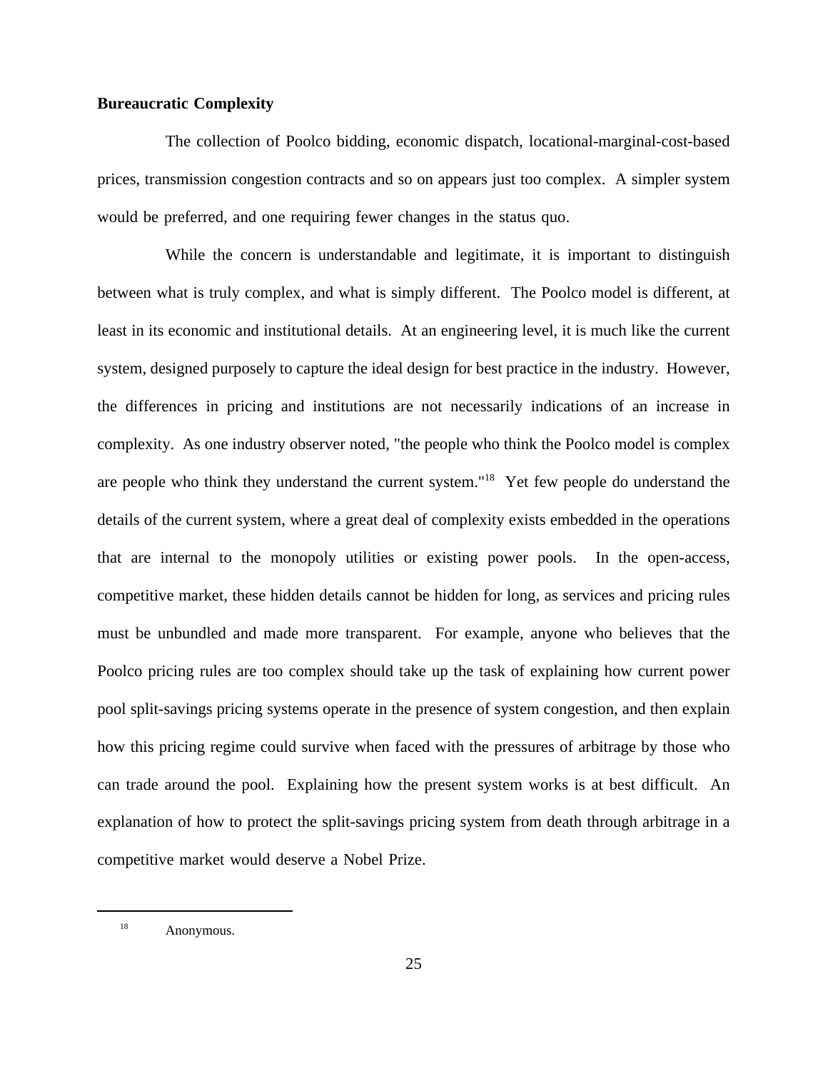**Bureaucratic Complexity**

The collection of Poolco bidding, economic dispatch, locational-marginal-cost-based prices, transmission congestion contracts and so on appears just too complex. A simpler system would be preferred, and one requiring fewer changes in the status quo.

While the concern is understandable and legitimate, it is important to distinguish between what is truly complex, and what is simply different. The Poolco model is different, at least in its economic and institutional details. At an engineering level, it is much like the current system, designed purposely to capture the ideal design for best practice in the industry. However, the differences in pricing and institutions are not necessarily indications of an increase in complexity. As one industry observer noted, "the people who think the Poolco model is complex are people who think they understand the current system."[18] Yet few people do understand the details of the current system, where a great deal of complexity exists embedded in the operations that are internal to the monopoly utilities or existing power pools. In the open-access, competitive market, these hidden details cannot be hidden for long, as services and pricing rules must be unbundled and made more transparent. For example, anyone who believes that the Poolco pricing rules are too complex should take up the task of explaining how current power pool split-savings pricing systems operate in the presence of system congestion, and then explain how this pricing regime could survive when faced with the pressures of arbitrage by those who can trade around the pool. Explaining how the present system works is at best difficult. An explanation of how to protect the split-savings pricing system from death through arbitrage in a competitive market would deserve a Nobel Prize.

---

[18] Anonymous.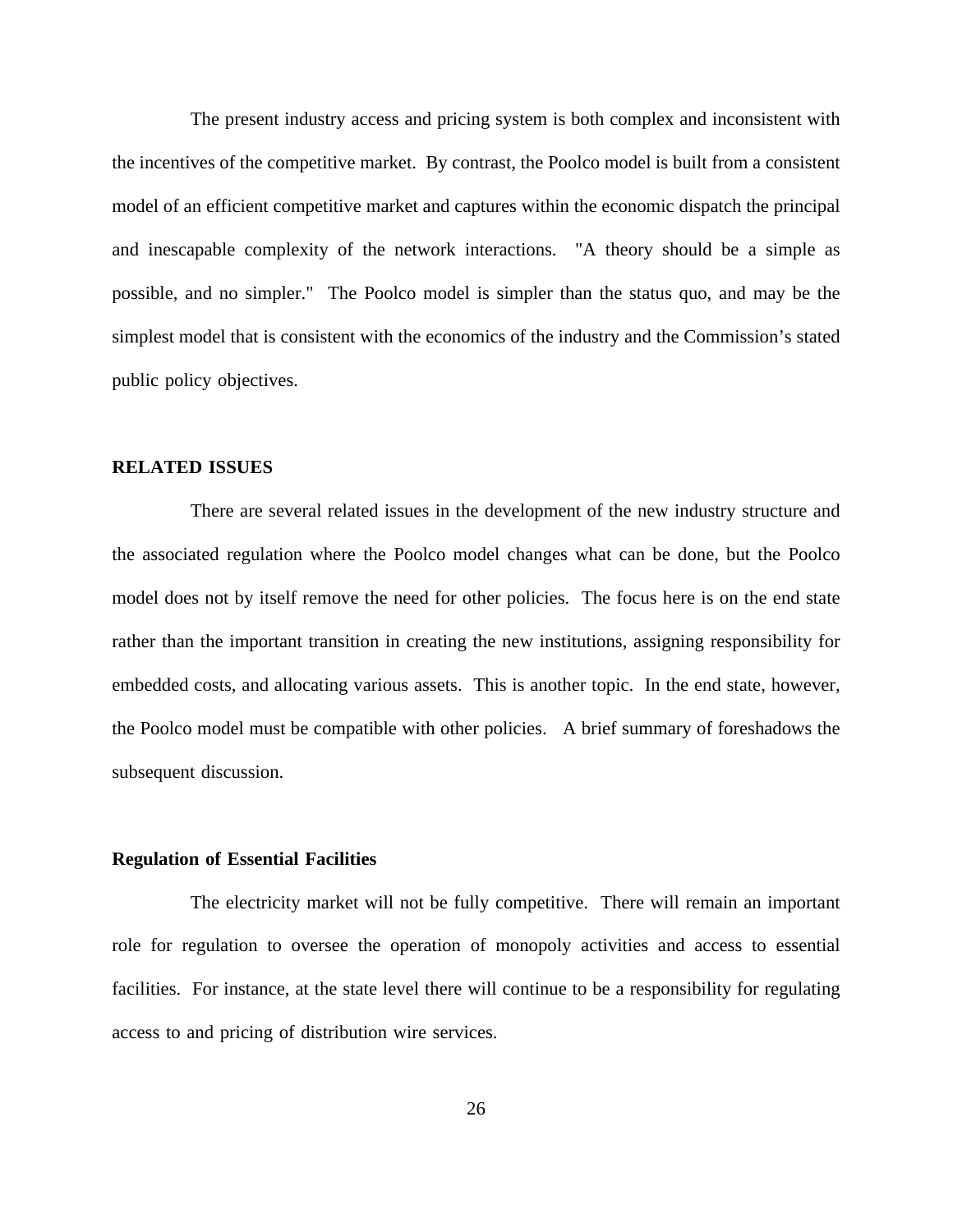The present industry access and pricing system is both complex and inconsistent with the incentives of the competitive market. By contrast, the Poolco model is built from a consistent model of an efficient competitive market and captures within the economic dispatch the principal and inescapable complexity of the network interactions. "A theory should be a simple as possible, and no simpler." The Poolco model is simpler than the status quo, and may be the simplest model that is consistent with the economics of the industry and the Commission's stated public policy objectives.

## RELATED ISSUES

There are several related issues in the development of the new industry structure and the associated regulation where the Poolco model changes what can be done, but the Poolco model does not by itself remove the need for other policies. The focus here is on the end state rather than the important transition in creating the new institutions, assigning responsibility for embedded costs, and allocating various assets. This is another topic. In the end state, however, the Poolco model must be compatible with other policies. A brief summary of foreshadows the subsequent discussion.

### Regulation of Essential Facilities

The electricity market will not be fully competitive. There will remain an important role for regulation to oversee the operation of monopoly activities and access to essential facilities. For instance, at the state level there will continue to be a responsibility for regulating access to and pricing of distribution wire services.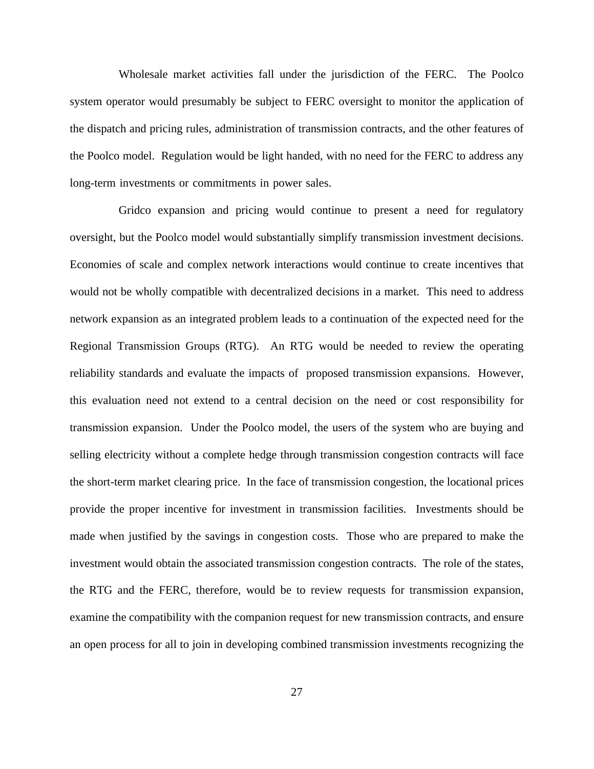Wholesale market activities fall under the jurisdiction of the FERC. The Poolco system operator would presumably be subject to FERC oversight to monitor the application of the dispatch and pricing rules, administration of transmission contracts, and the other features of the Poolco model. Regulation would be light handed, with no need for the FERC to address any long-term investments or commitments in power sales.

Gridco expansion and pricing would continue to present a need for regulatory oversight, but the Poolco model would substantially simplify transmission investment decisions. Economies of scale and complex network interactions would continue to create incentives that would not be wholly compatible with decentralized decisions in a market. This need to address network expansion as an integrated problem leads to a continuation of the expected need for the Regional Transmission Groups (RTG). An RTG would be needed to review the operating reliability standards and evaluate the impacts of proposed transmission expansions. However, this evaluation need not extend to a central decision on the need or cost responsibility for transmission expansion. Under the Poolco model, the users of the system who are buying and selling electricity without a complete hedge through transmission congestion contracts will face the short-term market clearing price. In the face of transmission congestion, the locational prices provide the proper incentive for investment in transmission facilities. Investments should be made when justified by the savings in congestion costs. Those who are prepared to make the investment would obtain the associated transmission congestion contracts. The role of the states, the RTG and the FERC, therefore, would be to review requests for transmission expansion, examine the compatibility with the companion request for new transmission contracts, and ensure an open process for all to join in developing combined transmission investments recognizing the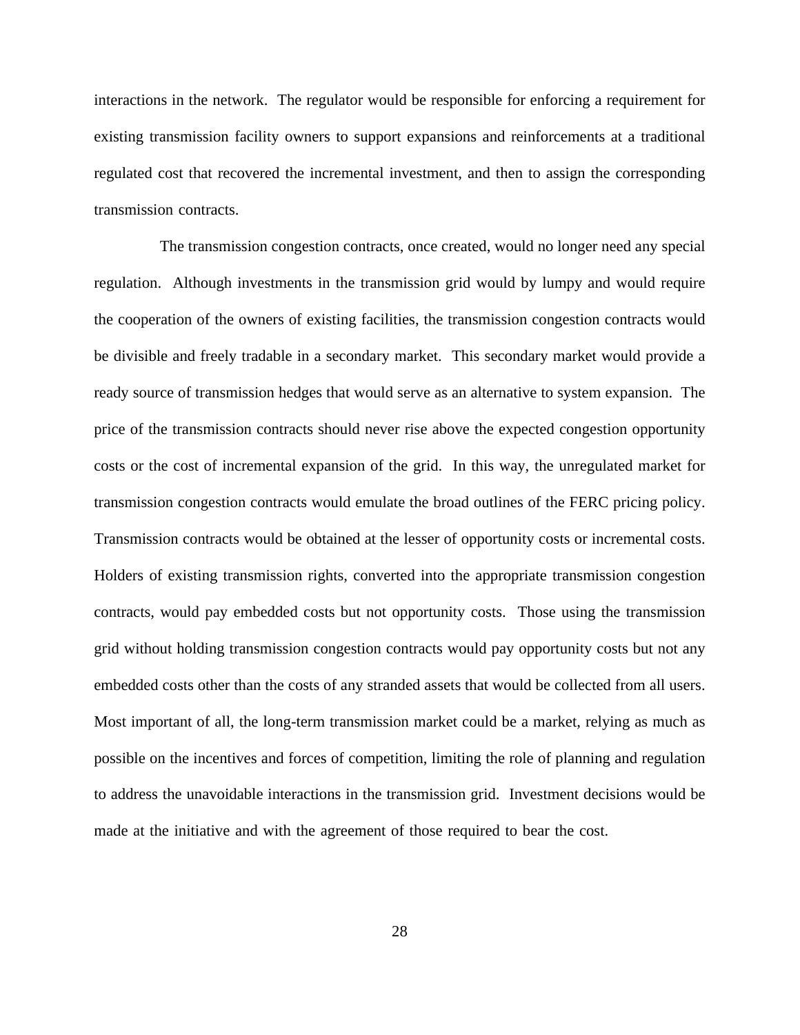interactions in the network. The regulator would be responsible for enforcing a requirement for existing transmission facility owners to support expansions and reinforcements at a traditional regulated cost that recovered the incremental investment, and then to assign the corresponding transmission contracts.

The transmission congestion contracts, once created, would no longer need any special regulation. Although investments in the transmission grid would by lumpy and would require the cooperation of the owners of existing facilities, the transmission congestion contracts would be divisible and freely tradable in a secondary market. This secondary market would provide a ready source of transmission hedges that would serve as an alternative to system expansion. The price of the transmission contracts should never rise above the expected congestion opportunity costs or the cost of incremental expansion of the grid. In this way, the unregulated market for transmission congestion contracts would emulate the broad outlines of the FERC pricing policy. Transmission contracts would be obtained at the lesser of opportunity costs or incremental costs. Holders of existing transmission rights, converted into the appropriate transmission congestion contracts, would pay embedded costs but not opportunity costs. Those using the transmission grid without holding transmission congestion contracts would pay opportunity costs but not any embedded costs other than the costs of any stranded assets that would be collected from all users. Most important of all, the long-term transmission market could be a market, relying as much as possible on the incentives and forces of competition, limiting the role of planning and regulation to address the unavoidable interactions in the transmission grid. Investment decisions would be made at the initiative and with the agreement of those required to bear the cost.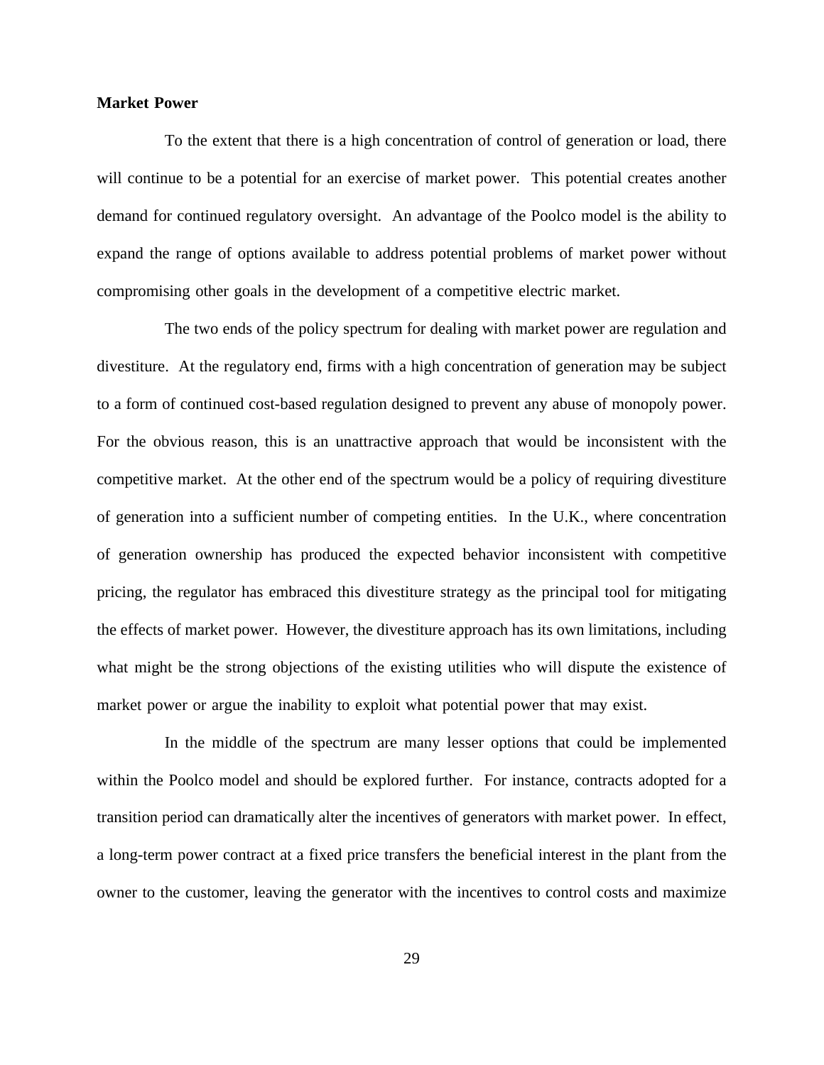**Market Power**

To the extent that there is a high concentration of control of generation or load, there will continue to be a potential for an exercise of market power. This potential creates another demand for continued regulatory oversight. An advantage of the Poolco model is the ability to expand the range of options available to address potential problems of market power without compromising other goals in the development of a competitive electric market.

The two ends of the policy spectrum for dealing with market power are regulation and divestiture. At the regulatory end, firms with a high concentration of generation may be subject to a form of continued cost-based regulation designed to prevent any abuse of monopoly power. For the obvious reason, this is an unattractive approach that would be inconsistent with the competitive market. At the other end of the spectrum would be a policy of requiring divestiture of generation into a sufficient number of competing entities. In the U.K., where concentration of generation ownership has produced the expected behavior inconsistent with competitive pricing, the regulator has embraced this divestiture strategy as the principal tool for mitigating the effects of market power. However, the divestiture approach has its own limitations, including what might be the strong objections of the existing utilities who will dispute the existence of market power or argue the inability to exploit what potential power that may exist.

In the middle of the spectrum are many lesser options that could be implemented within the Poolco model and should be explored further. For instance, contracts adopted for a transition period can dramatically alter the incentives of generators with market power. In effect, a long-term power contract at a fixed price transfers the beneficial interest in the plant from the owner to the customer, leaving the generator with the incentives to control costs and maximize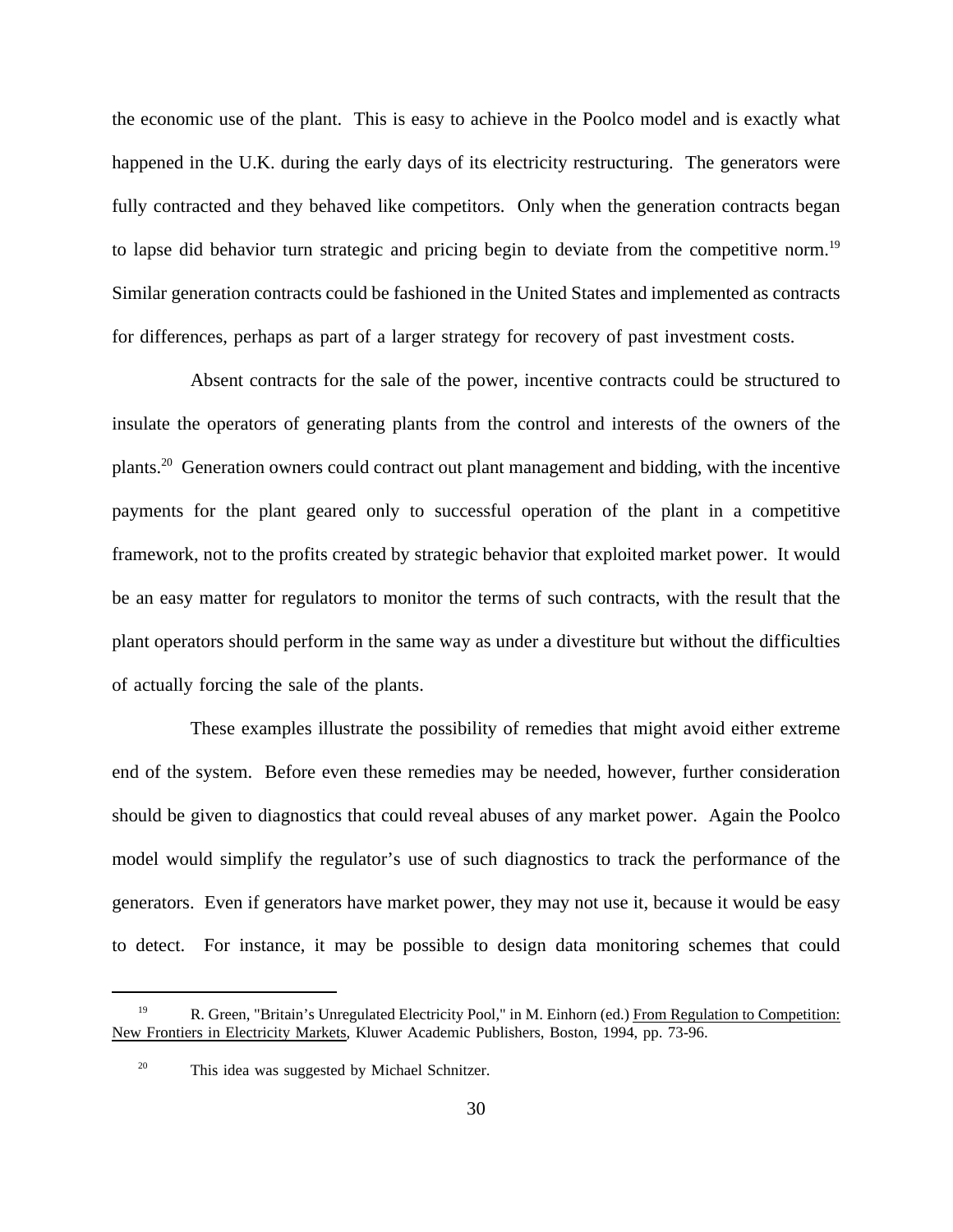the economic use of the plant. This is easy to achieve in the Poolco model and is exactly what happened in the U.K. during the early days of its electricity restructuring. The generators were fully contracted and they behaved like competitors. Only when the generation contracts began to lapse did behavior turn strategic and pricing begin to deviate from the competitive norm.[19] Similar generation contracts could be fashioned in the United States and implemented as contracts for differences, perhaps as part of a larger strategy for recovery of past investment costs.

Absent contracts for the sale of the power, incentive contracts could be structured to insulate the operators of generating plants from the control and interests of the owners of the plants.[20] Generation owners could contract out plant management and bidding, with the incentive payments for the plant geared only to successful operation of the plant in a competitive framework, not to the profits created by strategic behavior that exploited market power. It would be an easy matter for regulators to monitor the terms of such contracts, with the result that the plant operators should perform in the same way as under a divestiture but without the difficulties of actually forcing the sale of the plants.

These examples illustrate the possibility of remedies that might avoid either extreme end of the system. Before even these remedies may be needed, however, further consideration should be given to diagnostics that could reveal abuses of any market power. Again the Poolco model would simplify the regulator's use of such diagnostics to track the performance of the generators. Even if generators have market power, they may not use it, because it would be easy to detect. For instance, it may be possible to design data monitoring schemes that could

---

[19] R. Green, "Britain's Unregulated Electricity Pool," in M. Einhorn (ed.) From Regulation to Competition: New Frontiers in Electricity Markets, Kluwer Academic Publishers, Boston, 1994, pp. 73-96.

[20] This idea was suggested by Michael Schnitzer.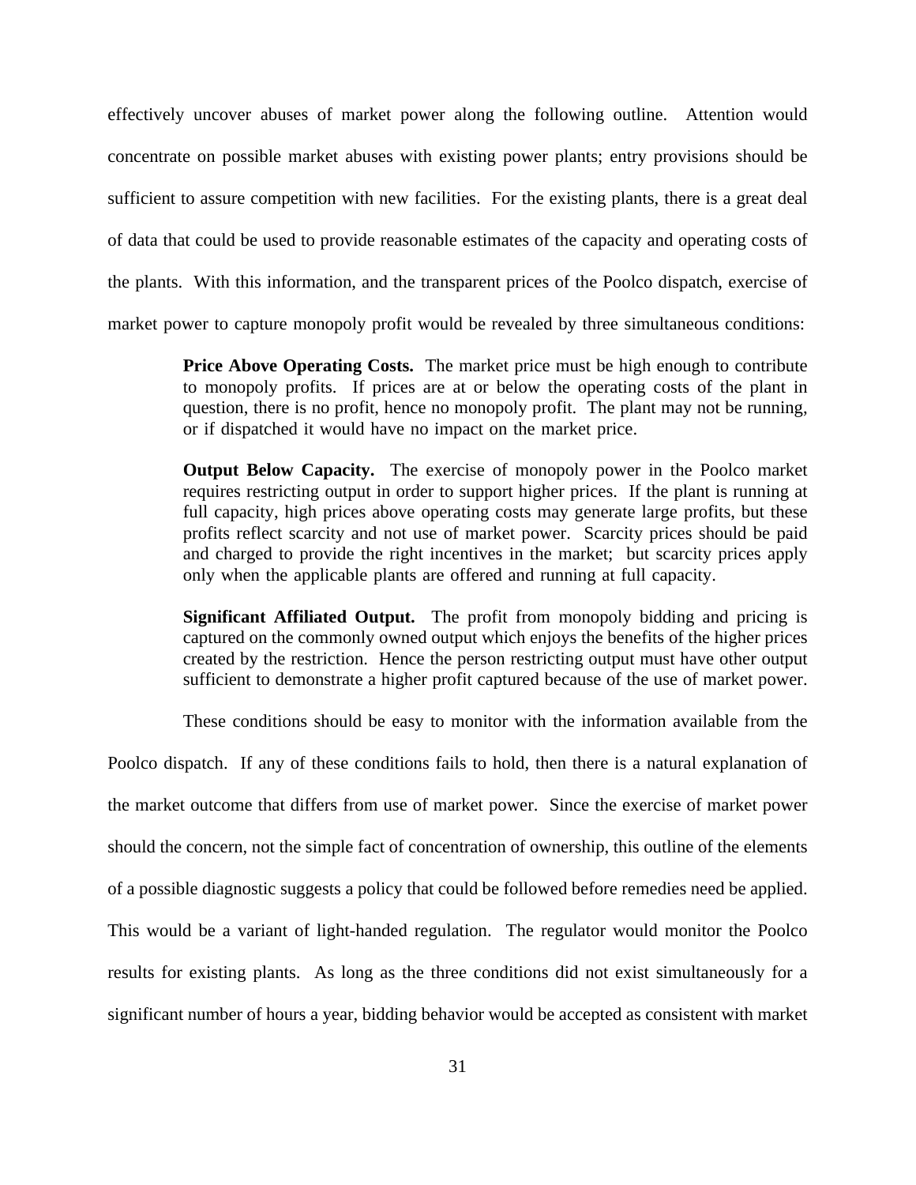effectively uncover abuses of market power along the following outline. Attention would concentrate on possible market abuses with existing power plants; entry provisions should be sufficient to assure competition with new facilities. For the existing plants, there is a great deal of data that could be used to provide reasonable estimates of the capacity and operating costs of the plants. With this information, and the transparent prices of the Poolco dispatch, exercise of market power to capture monopoly profit would be revealed by three simultaneous conditions:

> **Price Above Operating Costs.** The market price must be high enough to contribute to monopoly profits. If prices are at or below the operating costs of the plant in question, there is no profit, hence no monopoly profit. The plant may not be running, or if dispatched it would have no impact on the market price.
>
> **Output Below Capacity.** The exercise of monopoly power in the Poolco market requires restricting output in order to support higher prices. If the plant is running at full capacity, high prices above operating costs may generate large profits, but these profits reflect scarcity and not use of market power. Scarcity prices should be paid and charged to provide the right incentives in the market; but scarcity prices apply only when the applicable plants are offered and running at full capacity.
>
> **Significant Affiliated Output.** The profit from monopoly bidding and pricing is captured on the commonly owned output which enjoys the benefits of the higher prices created by the restriction. Hence the person restricting output must have other output sufficient to demonstrate a higher profit captured because of the use of market power.

These conditions should be easy to monitor with the information available from the Poolco dispatch. If any of these conditions fails to hold, then there is a natural explanation of the market outcome that differs from use of market power. Since the exercise of market power should the concern, not the simple fact of concentration of ownership, this outline of the elements of a possible diagnostic suggests a policy that could be followed before remedies need be applied. This would be a variant of light-handed regulation. The regulator would monitor the Poolco results for existing plants. As long as the three conditions did not exist simultaneously for a significant number of hours a year, bidding behavior would be accepted as consistent with market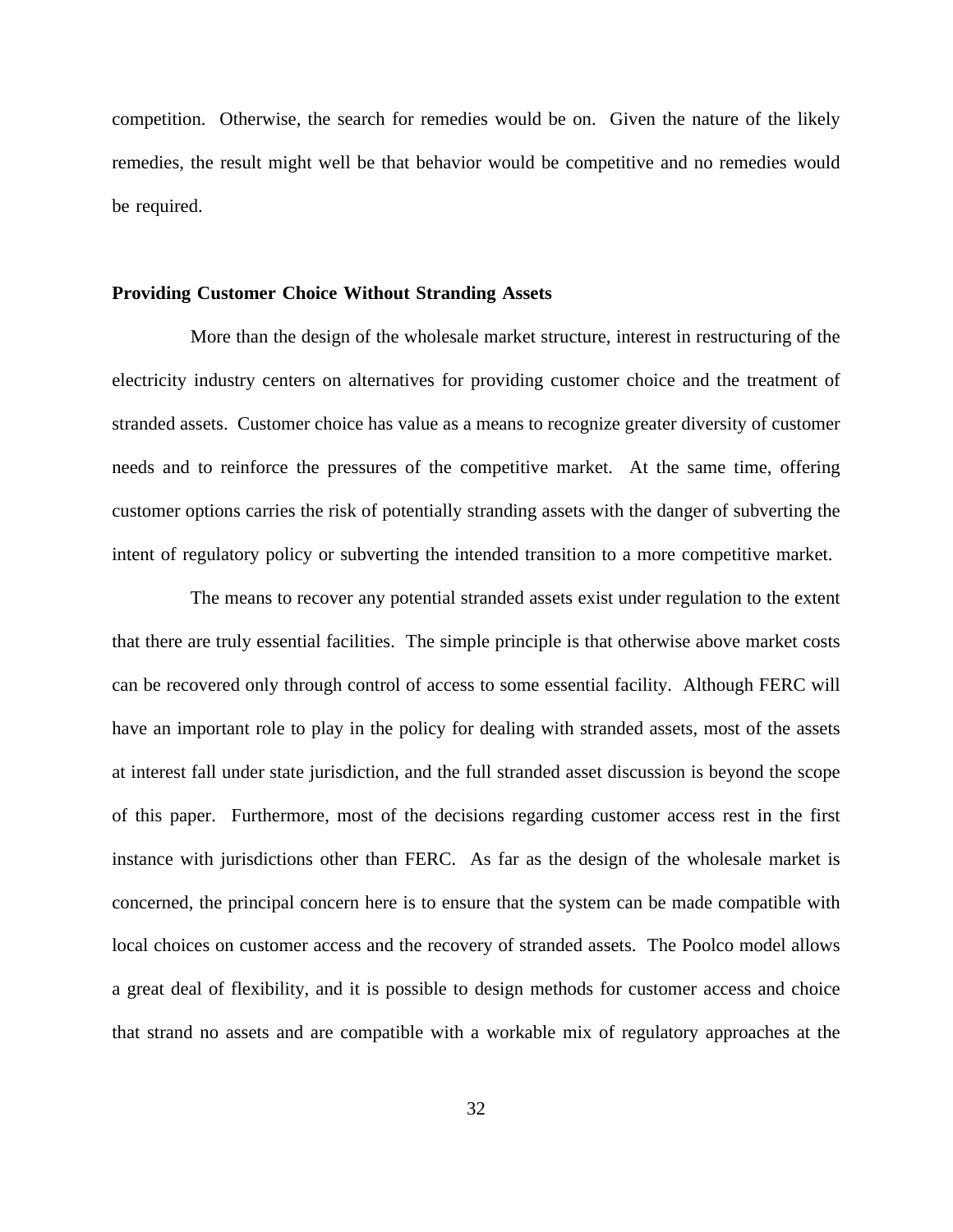competition. Otherwise, the search for remedies would be on. Given the nature of the likely remedies, the result might well be that behavior would be competitive and no remedies would be required.

## Providing Customer Choice Without Stranding Assets

More than the design of the wholesale market structure, interest in restructuring of the electricity industry centers on alternatives for providing customer choice and the treatment of stranded assets. Customer choice has value as a means to recognize greater diversity of customer needs and to reinforce the pressures of the competitive market. At the same time, offering customer options carries the risk of potentially stranding assets with the danger of subverting the intent of regulatory policy or subverting the intended transition to a more competitive market.

The means to recover any potential stranded assets exist under regulation to the extent that there are truly essential facilities. The simple principle is that otherwise above market costs can be recovered only through control of access to some essential facility. Although FERC will have an important role to play in the policy for dealing with stranded assets, most of the assets at interest fall under state jurisdiction, and the full stranded asset discussion is beyond the scope of this paper. Furthermore, most of the decisions regarding customer access rest in the first instance with jurisdictions other than FERC. As far as the design of the wholesale market is concerned, the principal concern here is to ensure that the system can be made compatible with local choices on customer access and the recovery of stranded assets. The Poolco model allows a great deal of flexibility, and it is possible to design methods for customer access and choice that strand no assets and are compatible with a workable mix of regulatory approaches at the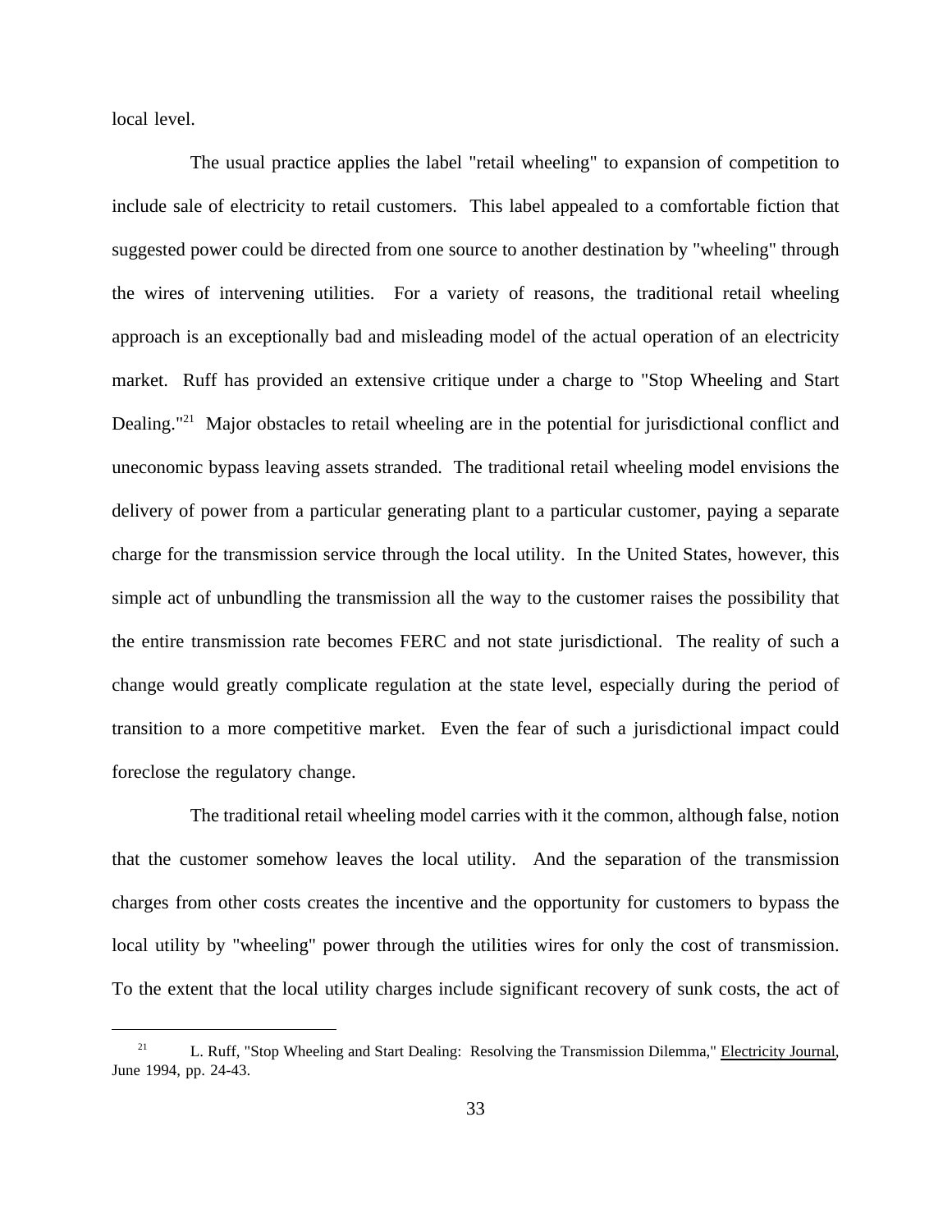local level.

The usual practice applies the label "retail wheeling" to expansion of competition to include sale of electricity to retail customers. This label appealed to a comfortable fiction that suggested power could be directed from one source to another destination by "wheeling" through the wires of intervening utilities. For a variety of reasons, the traditional retail wheeling approach is an exceptionally bad and misleading model of the actual operation of an electricity market. Ruff has provided an extensive critique under a charge to "Stop Wheeling and Start Dealing."[21] Major obstacles to retail wheeling are in the potential for jurisdictional conflict and uneconomic bypass leaving assets stranded. The traditional retail wheeling model envisions the delivery of power from a particular generating plant to a particular customer, paying a separate charge for the transmission service through the local utility. In the United States, however, this simple act of unbundling the transmission all the way to the customer raises the possibility that the entire transmission rate becomes FERC and not state jurisdictional. The reality of such a change would greatly complicate regulation at the state level, especially during the period of transition to a more competitive market. Even the fear of such a jurisdictional impact could foreclose the regulatory change.

The traditional retail wheeling model carries with it the common, although false, notion that the customer somehow leaves the local utility. And the separation of the transmission charges from other costs creates the incentive and the opportunity for customers to bypass the local utility by "wheeling" power through the utilities wires for only the cost of transmission. To the extent that the local utility charges include significant recovery of sunk costs, the act of

[21] L. Ruff, "Stop Wheeling and Start Dealing: Resolving the Transmission Dilemma," Electricity Journal, June 1994, pp. 24-43.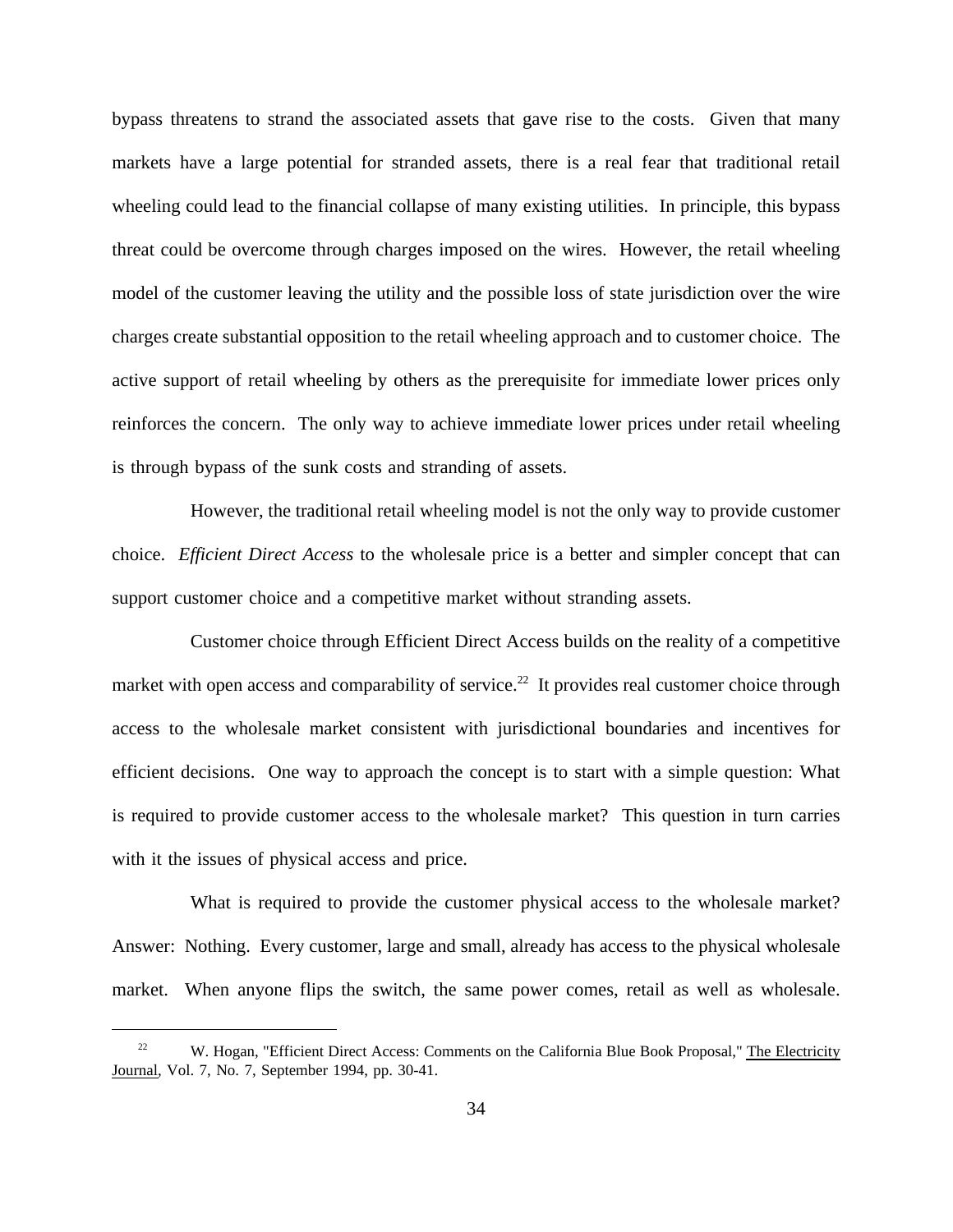bypass threatens to strand the associated assets that gave rise to the costs. Given that many markets have a large potential for stranded assets, there is a real fear that traditional retail wheeling could lead to the financial collapse of many existing utilities. In principle, this bypass threat could be overcome through charges imposed on the wires. However, the retail wheeling model of the customer leaving the utility and the possible loss of state jurisdiction over the wire charges create substantial opposition to the retail wheeling approach and to customer choice. The active support of retail wheeling by others as the prerequisite for immediate lower prices only reinforces the concern. The only way to achieve immediate lower prices under retail wheeling is through bypass of the sunk costs and stranding of assets.

However, the traditional retail wheeling model is not the only way to provide customer choice. *Efficient Direct Access* to the wholesale price is a better and simpler concept that can support customer choice and a competitive market without stranding assets.

Customer choice through Efficient Direct Access builds on the reality of a competitive market with open access and comparability of service.[22] It provides real customer choice through access to the wholesale market consistent with jurisdictional boundaries and incentives for efficient decisions. One way to approach the concept is to start with a simple question: What is required to provide customer access to the wholesale market? This question in turn carries with it the issues of physical access and price.

What is required to provide the customer physical access to the wholesale market? Answer: Nothing. Every customer, large and small, already has access to the physical wholesale market. When anyone flips the switch, the same power comes, retail as well as wholesale.

---

[22] W. Hogan, "Efficient Direct Access: Comments on the California Blue Book Proposal," The Electricity Journal, Vol. 7, No. 7, September 1994, pp. 30-41.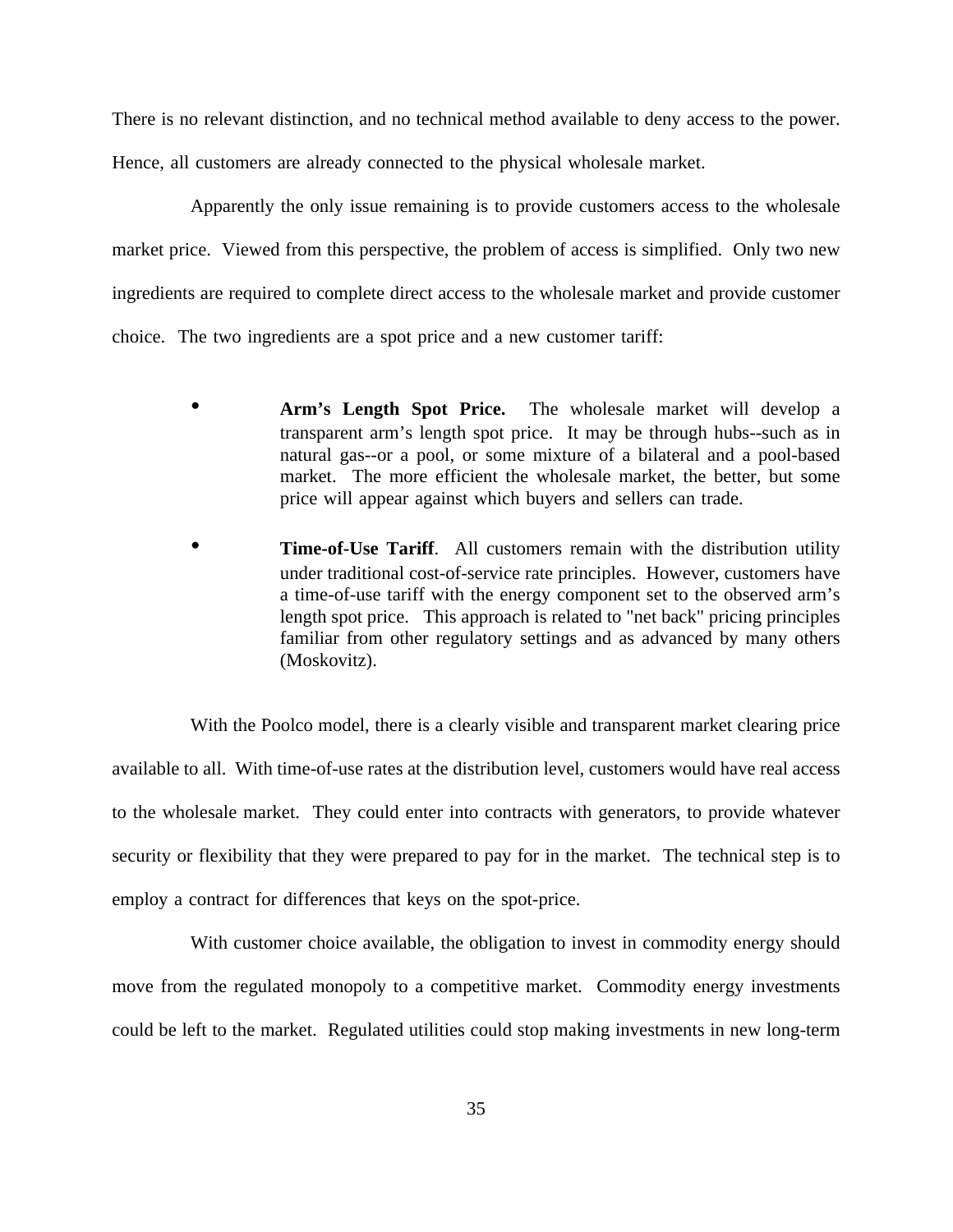There is no relevant distinction, and no technical method available to deny access to the power. Hence, all customers are already connected to the physical wholesale market.

Apparently the only issue remaining is to provide customers access to the wholesale market price. Viewed from this perspective, the problem of access is simplified. Only two new ingredients are required to complete direct access to the wholesale market and provide customer choice. The two ingredients are a spot price and a new customer tariff:

- **Arm's Length Spot Price.** The wholesale market will develop a transparent arm's length spot price. It may be through hubs--such as in natural gas--or a pool, or some mixture of a bilateral and a pool-based market. The more efficient the wholesale market, the better, but some price will appear against which buyers and sellers can trade.

- **Time-of-Use Tariff**. All customers remain with the distribution utility under traditional cost-of-service rate principles. However, customers have a time-of-use tariff with the energy component set to the observed arm's length spot price. This approach is related to "net back" pricing principles familiar from other regulatory settings and as advanced by many others (Moskovitz).

With the Poolco model, there is a clearly visible and transparent market clearing price available to all. With time-of-use rates at the distribution level, customers would have real access to the wholesale market. They could enter into contracts with generators, to provide whatever security or flexibility that they were prepared to pay for in the market. The technical step is to employ a contract for differences that keys on the spot-price.

With customer choice available, the obligation to invest in commodity energy should move from the regulated monopoly to a competitive market. Commodity energy investments could be left to the market. Regulated utilities could stop making investments in new long-term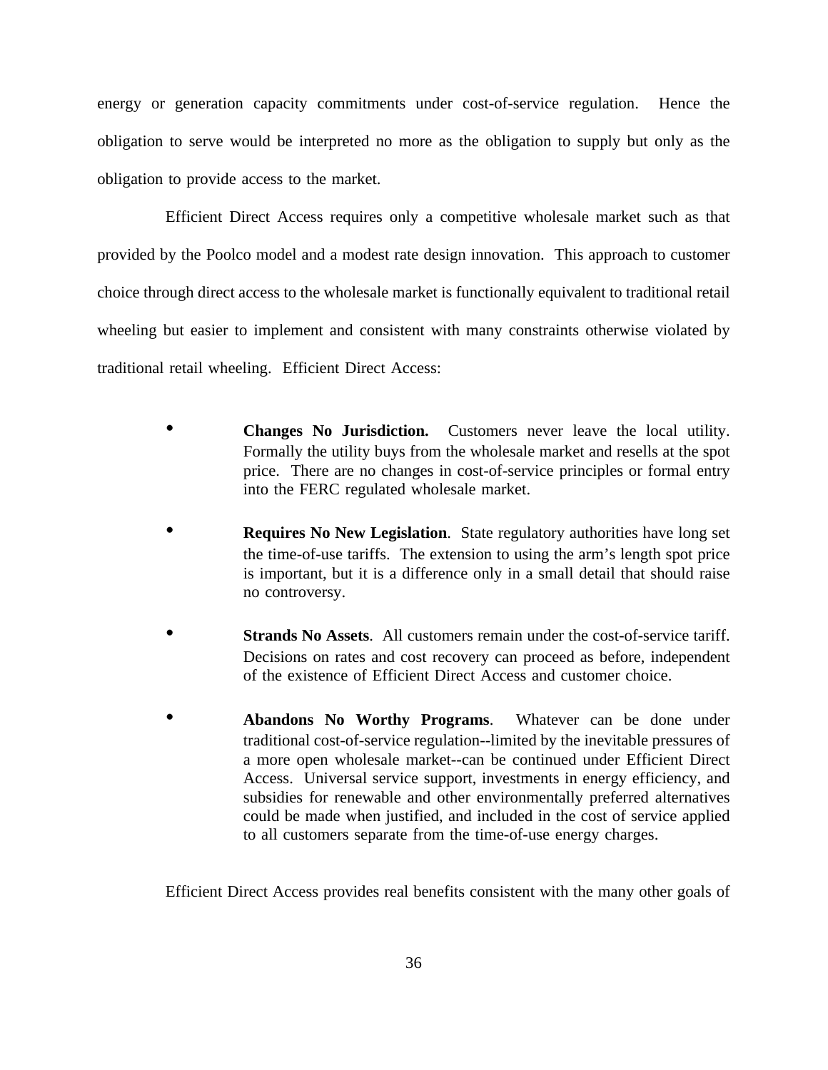energy or generation capacity commitments under cost-of-service regulation. Hence the obligation to serve would be interpreted no more as the obligation to supply but only as the obligation to provide access to the market.

Efficient Direct Access requires only a competitive wholesale market such as that provided by the Poolco model and a modest rate design innovation. This approach to customer choice through direct access to the wholesale market is functionally equivalent to traditional retail wheeling but easier to implement and consistent with many constraints otherwise violated by traditional retail wheeling. Efficient Direct Access:

- **Changes No Jurisdiction.** Customers never leave the local utility. Formally the utility buys from the wholesale market and resells at the spot price. There are no changes in cost-of-service principles or formal entry into the FERC regulated wholesale market.

- **Requires No New Legislation**. State regulatory authorities have long set the time-of-use tariffs. The extension to using the arm's length spot price is important, but it is a difference only in a small detail that should raise no controversy.

- **Strands No Assets**. All customers remain under the cost-of-service tariff. Decisions on rates and cost recovery can proceed as before, independent of the existence of Efficient Direct Access and customer choice.

- **Abandons No Worthy Programs**. Whatever can be done under traditional cost-of-service regulation--limited by the inevitable pressures of a more open wholesale market--can be continued under Efficient Direct Access. Universal service support, investments in energy efficiency, and subsidies for renewable and other environmentally preferred alternatives could be made when justified, and included in the cost of service applied to all customers separate from the time-of-use energy charges.

Efficient Direct Access provides real benefits consistent with the many other goals of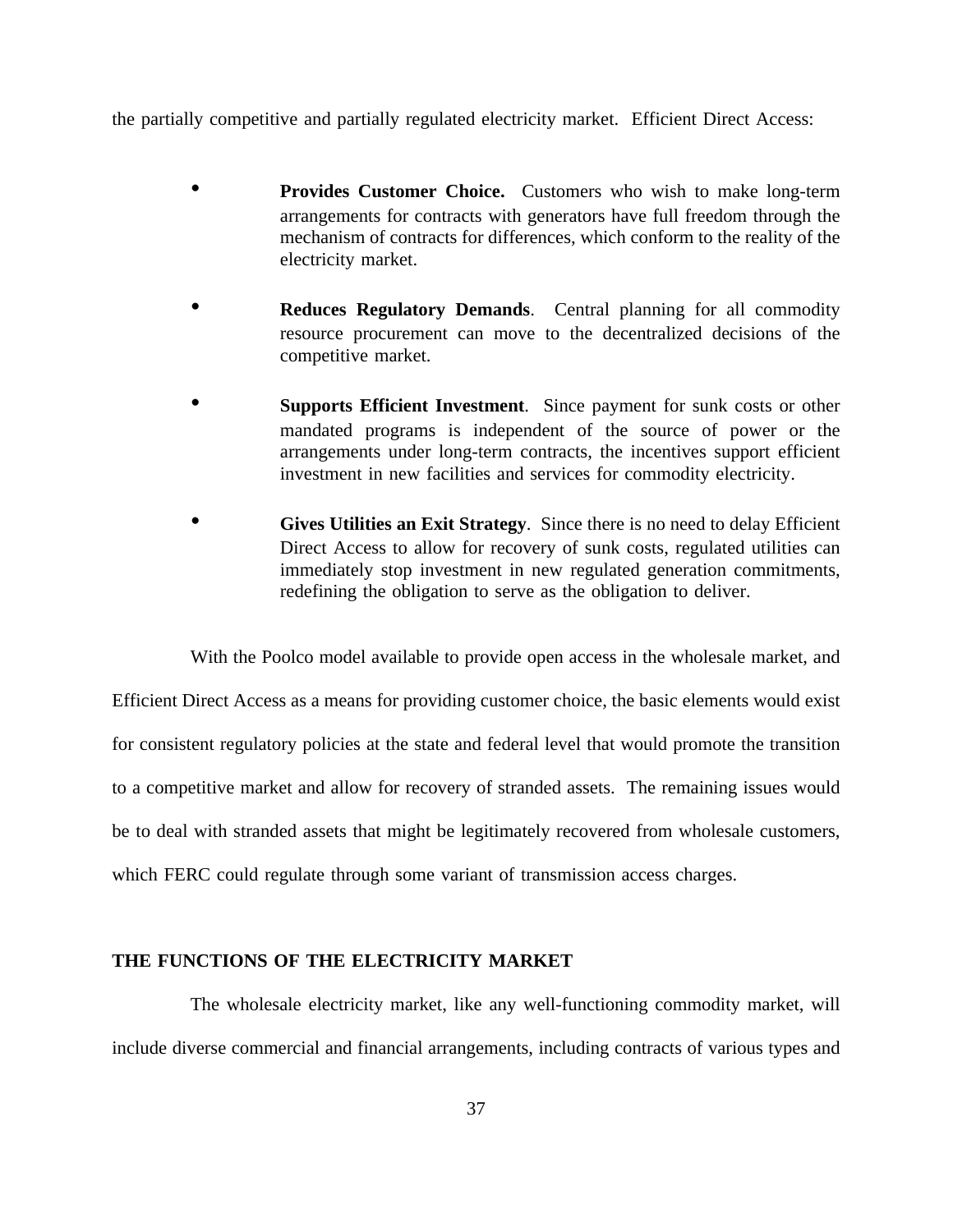the partially competitive and partially regulated electricity market. Efficient Direct Access:

- **Provides Customer Choice.** Customers who wish to make long-term arrangements for contracts with generators have full freedom through the mechanism of contracts for differences, which conform to the reality of the electricity market.

- **Reduces Regulatory Demands**. Central planning for all commodity resource procurement can move to the decentralized decisions of the competitive market.

- **Supports Efficient Investment**. Since payment for sunk costs or other mandated programs is independent of the source of power or the arrangements under long-term contracts, the incentives support efficient investment in new facilities and services for commodity electricity.

- **Gives Utilities an Exit Strategy**. Since there is no need to delay Efficient Direct Access to allow for recovery of sunk costs, regulated utilities can immediately stop investment in new regulated generation commitments, redefining the obligation to serve as the obligation to deliver.

With the Poolco model available to provide open access in the wholesale market, and Efficient Direct Access as a means for providing customer choice, the basic elements would exist for consistent regulatory policies at the state and federal level that would promote the transition to a competitive market and allow for recovery of stranded assets. The remaining issues would be to deal with stranded assets that might be legitimately recovered from wholesale customers, which FERC could regulate through some variant of transmission access charges.

## THE FUNCTIONS OF THE ELECTRICITY MARKET

The wholesale electricity market, like any well-functioning commodity market, will include diverse commercial and financial arrangements, including contracts of various types and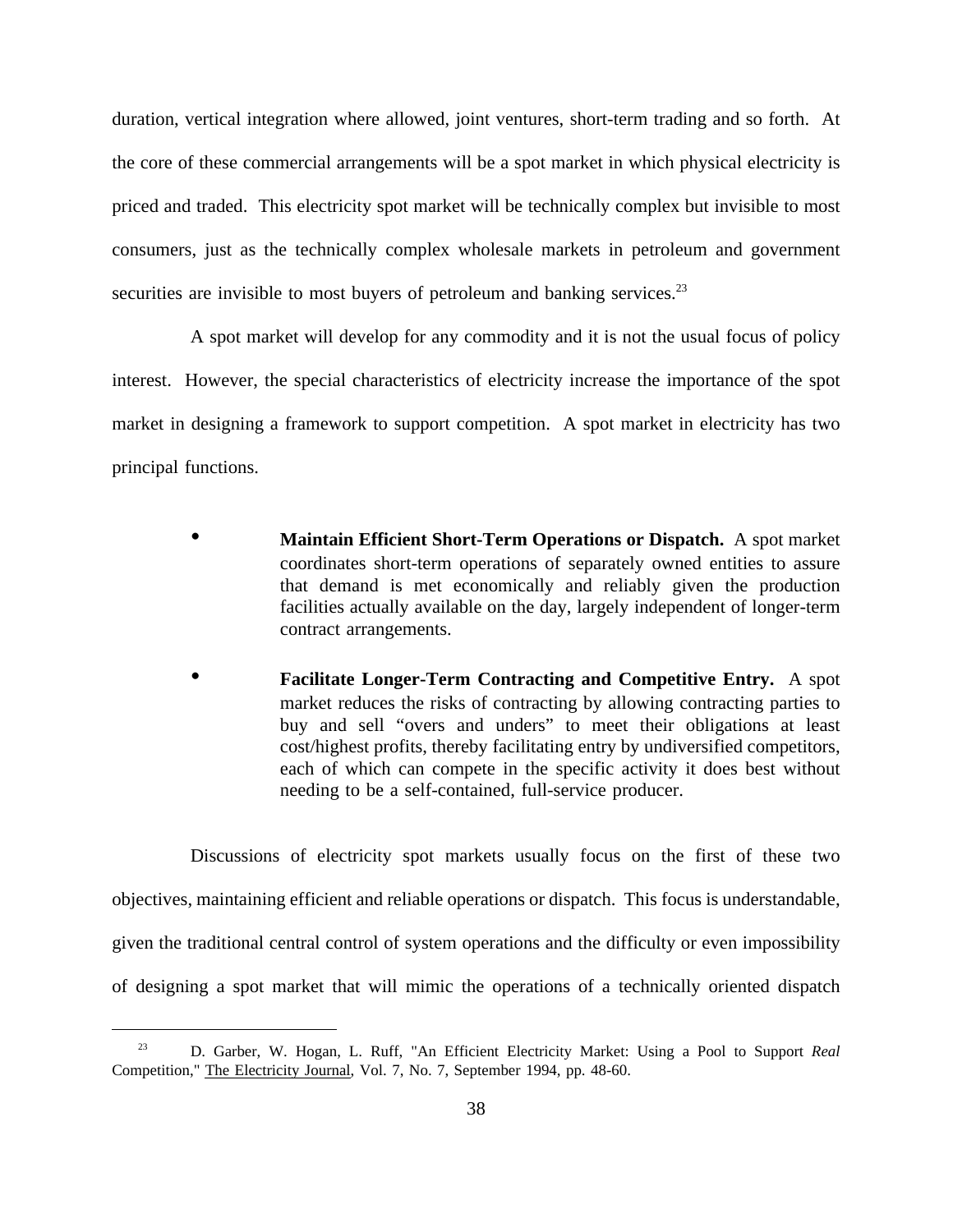duration, vertical integration where allowed, joint ventures, short-term trading and so forth. At the core of these commercial arrangements will be a spot market in which physical electricity is priced and traded. This electricity spot market will be technically complex but invisible to most consumers, just as the technically complex wholesale markets in petroleum and government securities are invisible to most buyers of petroleum and banking services.[23]

A spot market will develop for any commodity and it is not the usual focus of policy interest. However, the special characteristics of electricity increase the importance of the spot market in designing a framework to support competition. A spot market in electricity has two principal functions.

- **Maintain Efficient Short-Term Operations or Dispatch.** A spot market coordinates short-term operations of separately owned entities to assure that demand is met economically and reliably given the production facilities actually available on the day, largely independent of longer-term contract arrangements.

- **Facilitate Longer-Term Contracting and Competitive Entry.** A spot market reduces the risks of contracting by allowing contracting parties to buy and sell "overs and unders" to meet their obligations at least cost/highest profits, thereby facilitating entry by undiversified competitors, each of which can compete in the specific activity it does best without needing to be a self-contained, full-service producer.

Discussions of electricity spot markets usually focus on the first of these two objectives, maintaining efficient and reliable operations or dispatch. This focus is understandable, given the traditional central control of system operations and the difficulty or even impossibility of designing a spot market that will mimic the operations of a technically oriented dispatch

---

[23] D. Garber, W. Hogan, L. Ruff, "An Efficient Electricity Market: Using a Pool to Support *Real* Competition," The Electricity Journal, Vol. 7, No. 7, September 1994, pp. 48-60.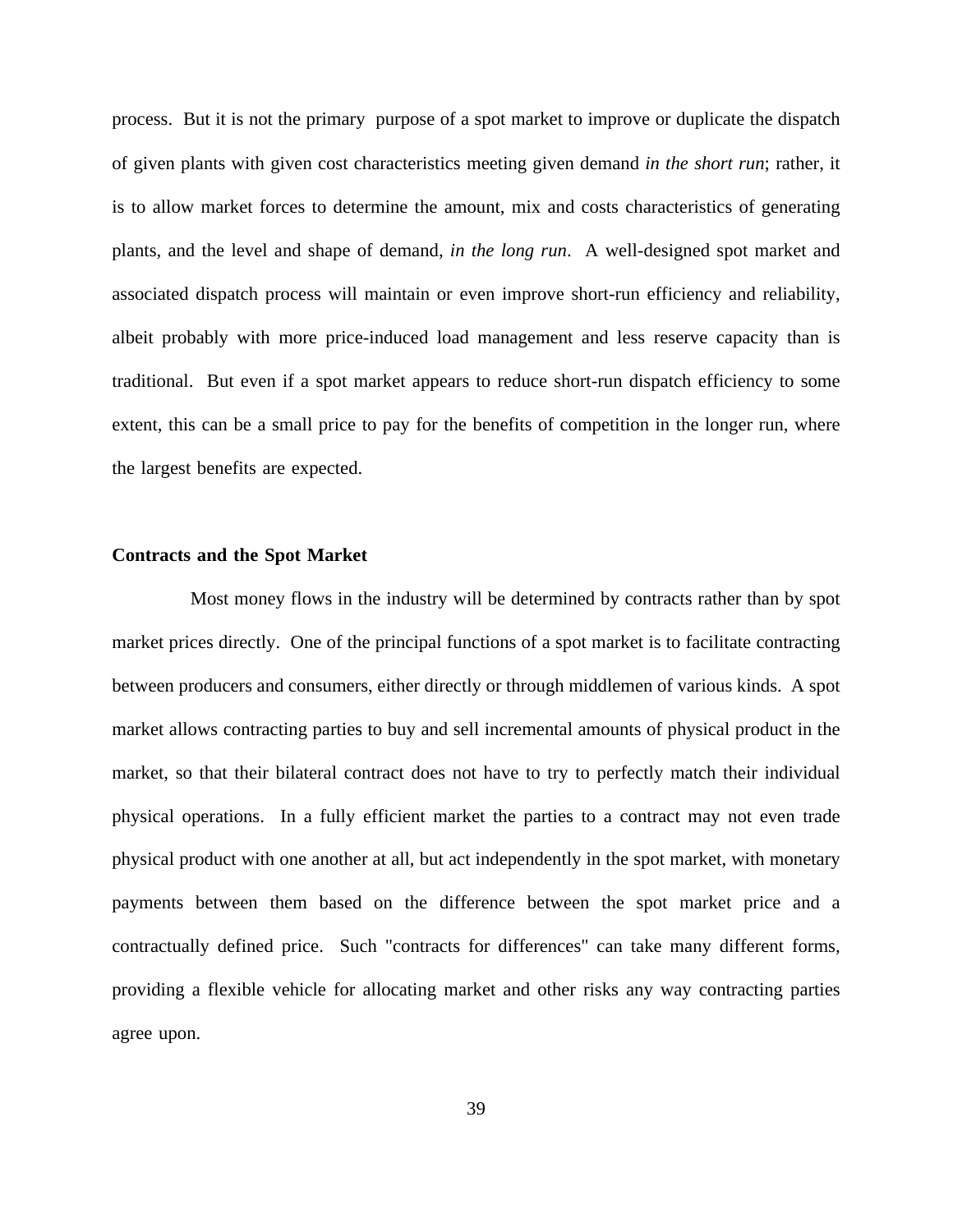process. But it is not the primary purpose of a spot market to improve or duplicate the dispatch of given plants with given cost characteristics meeting given demand *in the short run*; rather, it is to allow market forces to determine the amount, mix and costs characteristics of generating plants, and the level and shape of demand, *in the long run*. A well-designed spot market and associated dispatch process will maintain or even improve short-run efficiency and reliability, albeit probably with more price-induced load management and less reserve capacity than is traditional. But even if a spot market appears to reduce short-run dispatch efficiency to some extent, this can be a small price to pay for the benefits of competition in the longer run, where the largest benefits are expected.

**Contracts and the Spot Market**

Most money flows in the industry will be determined by contracts rather than by spot market prices directly. One of the principal functions of a spot market is to facilitate contracting between producers and consumers, either directly or through middlemen of various kinds. A spot market allows contracting parties to buy and sell incremental amounts of physical product in the market, so that their bilateral contract does not have to try to perfectly match their individual physical operations. In a fully efficient market the parties to a contract may not even trade physical product with one another at all, but act independently in the spot market, with monetary payments between them based on the difference between the spot market price and a contractually defined price. Such "contracts for differences" can take many different forms, providing a flexible vehicle for allocating market and other risks any way contracting parties agree upon.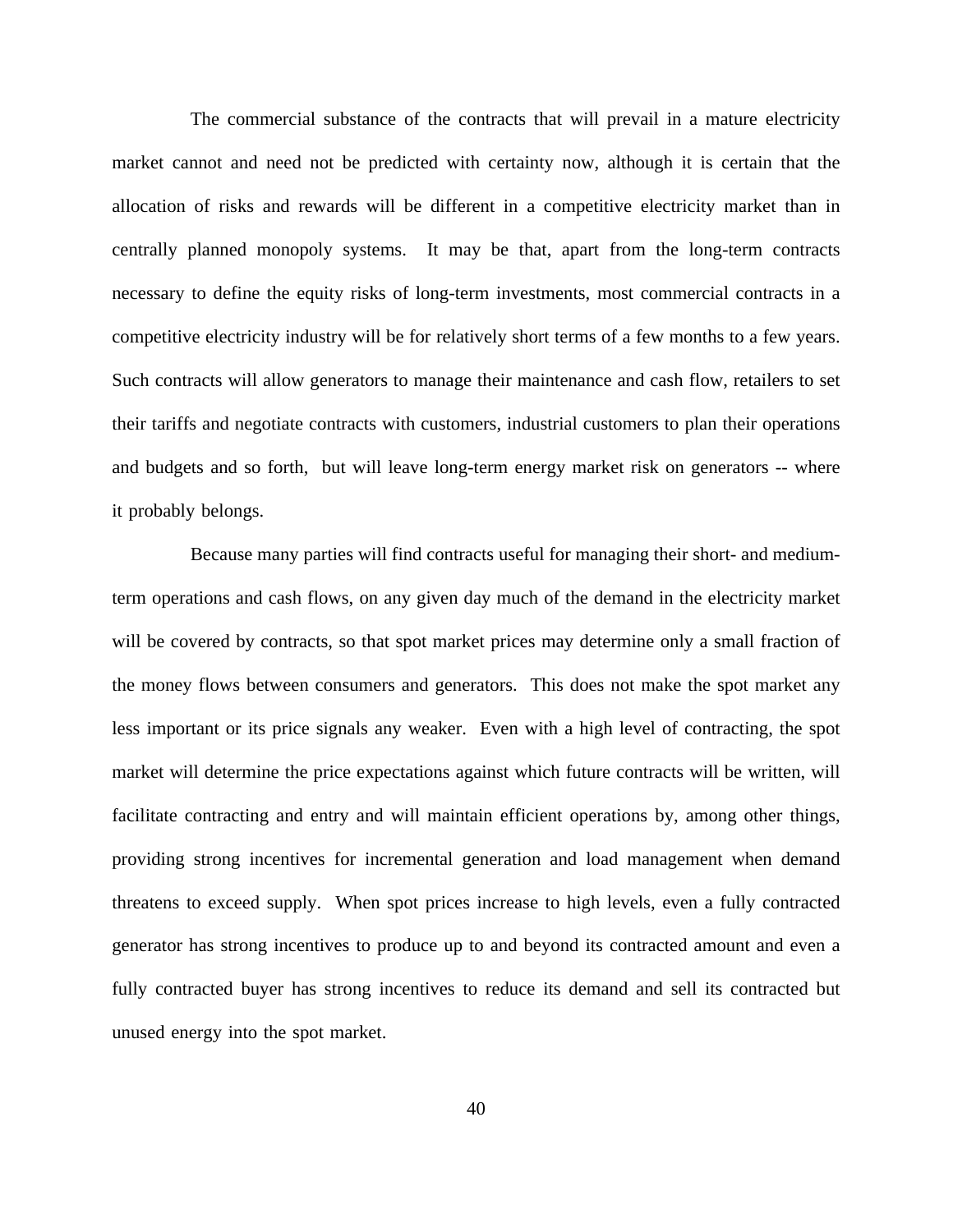The commercial substance of the contracts that will prevail in a mature electricity market cannot and need not be predicted with certainty now, although it is certain that the allocation of risks and rewards will be different in a competitive electricity market than in centrally planned monopoly systems. It may be that, apart from the long-term contracts necessary to define the equity risks of long-term investments, most commercial contracts in a competitive electricity industry will be for relatively short terms of a few months to a few years. Such contracts will allow generators to manage their maintenance and cash flow, retailers to set their tariffs and negotiate contracts with customers, industrial customers to plan their operations and budgets and so forth, but will leave long-term energy market risk on generators -- where it probably belongs.

Because many parties will find contracts useful for managing their short- and medium-term operations and cash flows, on any given day much of the demand in the electricity market will be covered by contracts, so that spot market prices may determine only a small fraction of the money flows between consumers and generators. This does not make the spot market any less important or its price signals any weaker. Even with a high level of contracting, the spot market will determine the price expectations against which future contracts will be written, will facilitate contracting and entry and will maintain efficient operations by, among other things, providing strong incentives for incremental generation and load management when demand threatens to exceed supply. When spot prices increase to high levels, even a fully contracted generator has strong incentives to produce up to and beyond its contracted amount and even a fully contracted buyer has strong incentives to reduce its demand and sell its contracted but unused energy into the spot market.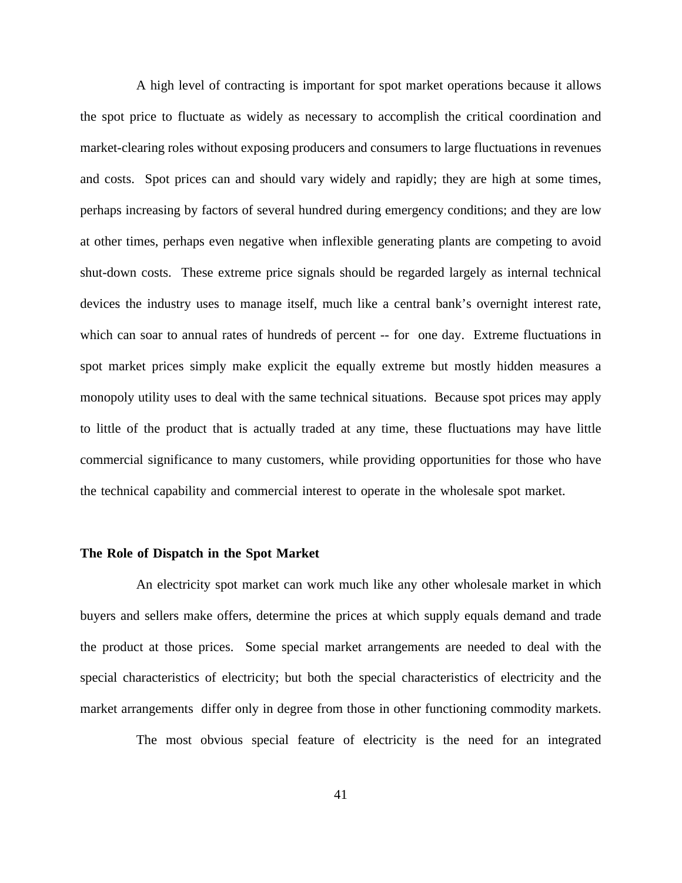A high level of contracting is important for spot market operations because it allows the spot price to fluctuate as widely as necessary to accomplish the critical coordination and market-clearing roles without exposing producers and consumers to large fluctuations in revenues and costs. Spot prices can and should vary widely and rapidly; they are high at some times, perhaps increasing by factors of several hundred during emergency conditions; and they are low at other times, perhaps even negative when inflexible generating plants are competing to avoid shut-down costs. These extreme price signals should be regarded largely as internal technical devices the industry uses to manage itself, much like a central bank's overnight interest rate, which can soar to annual rates of hundreds of percent -- for one day. Extreme fluctuations in spot market prices simply make explicit the equally extreme but mostly hidden measures a monopoly utility uses to deal with the same technical situations. Because spot prices may apply to little of the product that is actually traded at any time, these fluctuations may have little commercial significance to many customers, while providing opportunities for those who have the technical capability and commercial interest to operate in the wholesale spot market.

**The Role of Dispatch in the Spot Market**

An electricity spot market can work much like any other wholesale market in which buyers and sellers make offers, determine the prices at which supply equals demand and trade the product at those prices. Some special market arrangements are needed to deal with the special characteristics of electricity; but both the special characteristics of electricity and the market arrangements differ only in degree from those in other functioning commodity markets.

The most obvious special feature of electricity is the need for an integrated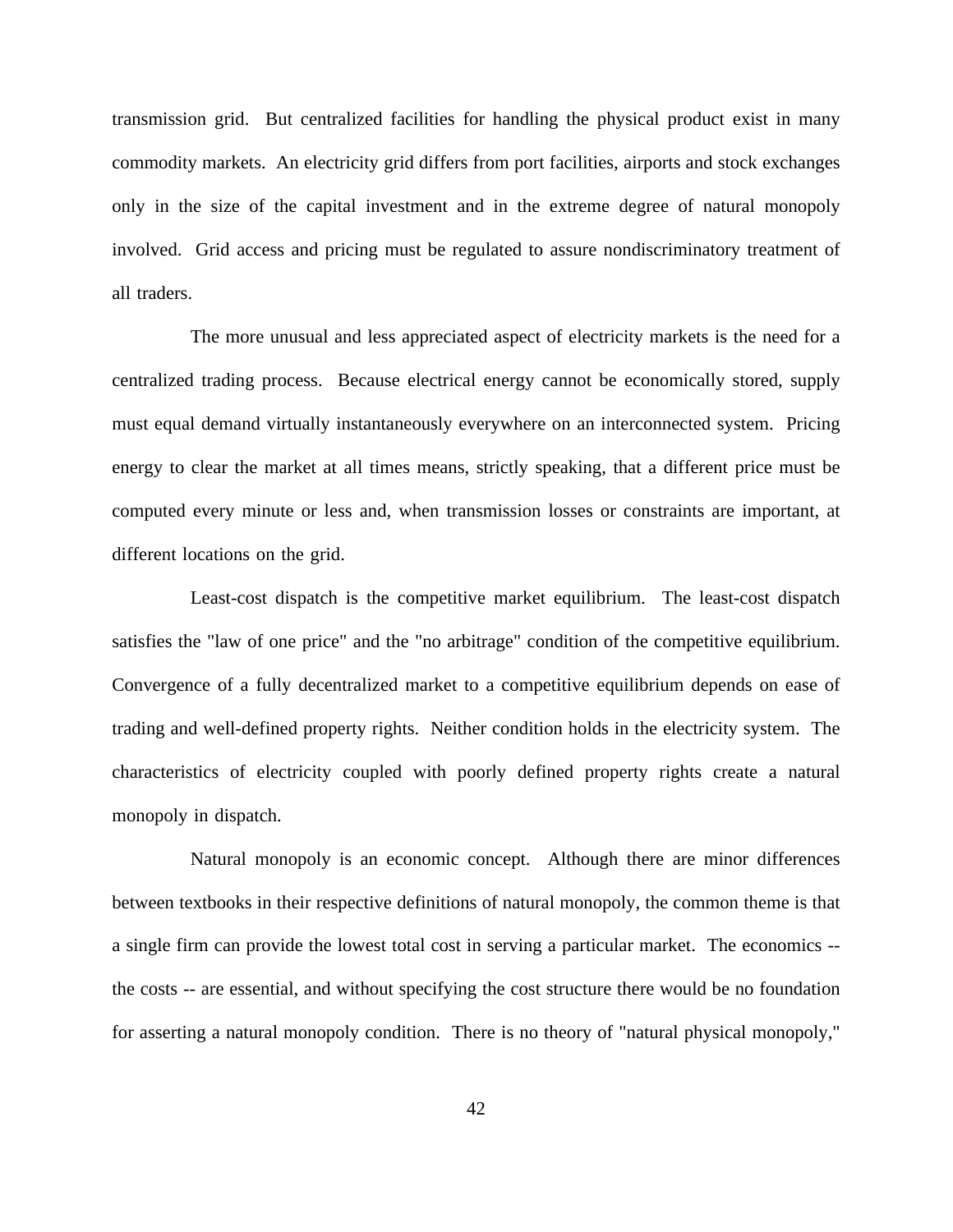transmission grid. But centralized facilities for handling the physical product exist in many commodity markets. An electricity grid differs from port facilities, airports and stock exchanges only in the size of the capital investment and in the extreme degree of natural monopoly involved. Grid access and pricing must be regulated to assure nondiscriminatory treatment of all traders.

The more unusual and less appreciated aspect of electricity markets is the need for a centralized trading process. Because electrical energy cannot be economically stored, supply must equal demand virtually instantaneously everywhere on an interconnected system. Pricing energy to clear the market at all times means, strictly speaking, that a different price must be computed every minute or less and, when transmission losses or constraints are important, at different locations on the grid.

Least-cost dispatch is the competitive market equilibrium. The least-cost dispatch satisfies the "law of one price" and the "no arbitrage" condition of the competitive equilibrium. Convergence of a fully decentralized market to a competitive equilibrium depends on ease of trading and well-defined property rights. Neither condition holds in the electricity system. The characteristics of electricity coupled with poorly defined property rights create a natural monopoly in dispatch.

Natural monopoly is an economic concept. Although there are minor differences between textbooks in their respective definitions of natural monopoly, the common theme is that a single firm can provide the lowest total cost in serving a particular market. The economics -- the costs -- are essential, and without specifying the cost structure there would be no foundation for asserting a natural monopoly condition. There is no theory of "natural physical monopoly,"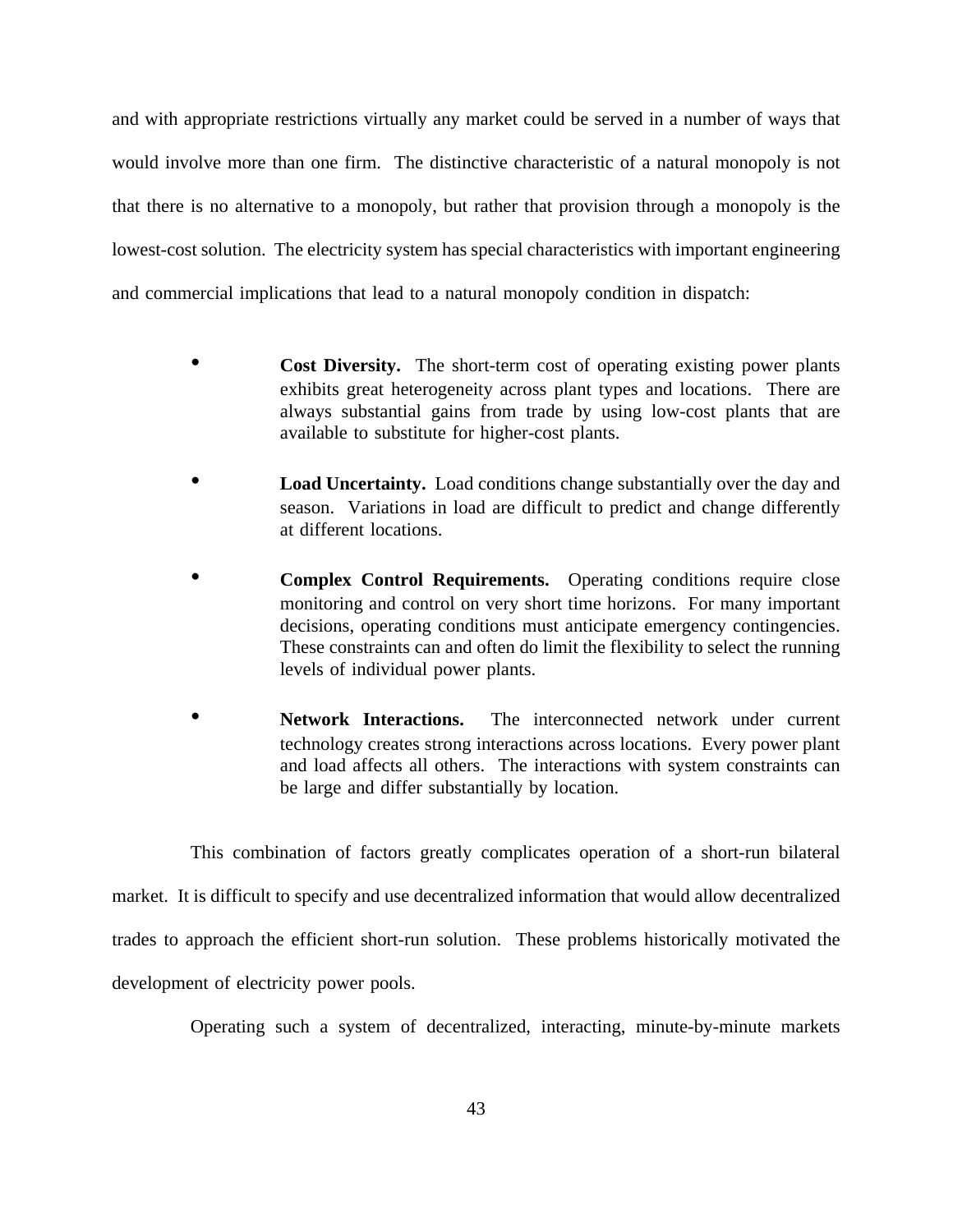and with appropriate restrictions virtually any market could be served in a number of ways that would involve more than one firm. The distinctive characteristic of a natural monopoly is not that there is no alternative to a monopoly, but rather that provision through a monopoly is the lowest-cost solution. The electricity system has special characteristics with important engineering and commercial implications that lead to a natural monopoly condition in dispatch:

- **Cost Diversity.** The short-term cost of operating existing power plants exhibits great heterogeneity across plant types and locations. There are always substantial gains from trade by using low-cost plants that are available to substitute for higher-cost plants.

- **Load Uncertainty.** Load conditions change substantially over the day and season. Variations in load are difficult to predict and change differently at different locations.

- **Complex Control Requirements.** Operating conditions require close monitoring and control on very short time horizons. For many important decisions, operating conditions must anticipate emergency contingencies. These constraints can and often do limit the flexibility to select the running levels of individual power plants.

- **Network Interactions.** The interconnected network under current technology creates strong interactions across locations. Every power plant and load affects all others. The interactions with system constraints can be large and differ substantially by location.

This combination of factors greatly complicates operation of a short-run bilateral market. It is difficult to specify and use decentralized information that would allow decentralized trades to approach the efficient short-run solution. These problems historically motivated the development of electricity power pools.

Operating such a system of decentralized, interacting, minute-by-minute markets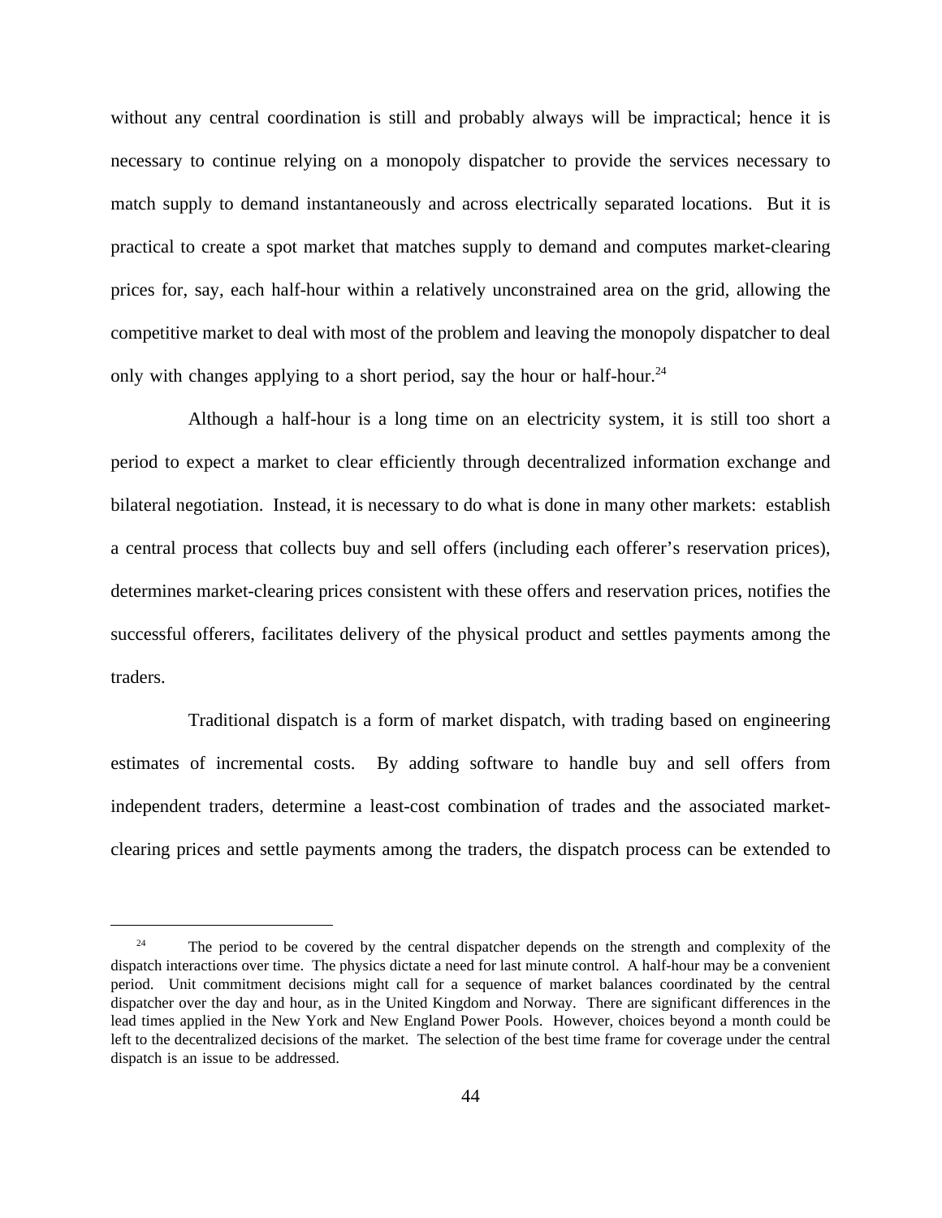without any central coordination is still and probably always will be impractical; hence it is necessary to continue relying on a monopoly dispatcher to provide the services necessary to match supply to demand instantaneously and across electrically separated locations. But it is practical to create a spot market that matches supply to demand and computes market-clearing prices for, say, each half-hour within a relatively unconstrained area on the grid, allowing the competitive market to deal with most of the problem and leaving the monopoly dispatcher to deal only with changes applying to a short period, say the hour or half-hour.[24]

Although a half-hour is a long time on an electricity system, it is still too short a period to expect a market to clear efficiently through decentralized information exchange and bilateral negotiation. Instead, it is necessary to do what is done in many other markets: establish a central process that collects buy and sell offers (including each offerer's reservation prices), determines market-clearing prices consistent with these offers and reservation prices, notifies the successful offerers, facilitates delivery of the physical product and settles payments among the traders.

Traditional dispatch is a form of market dispatch, with trading based on engineering estimates of incremental costs. By adding software to handle buy and sell offers from independent traders, determine a least-cost combination of trades and the associated market-clearing prices and settle payments among the traders, the dispatch process can be extended to

---

[24] The period to be covered by the central dispatcher depends on the strength and complexity of the dispatch interactions over time. The physics dictate a need for last minute control. A half-hour may be a convenient period. Unit commitment decisions might call for a sequence of market balances coordinated by the central dispatcher over the day and hour, as in the United Kingdom and Norway. There are significant differences in the lead times applied in the New York and New England Power Pools. However, choices beyond a month could be left to the decentralized decisions of the market. The selection of the best time frame for coverage under the central dispatch is an issue to be addressed.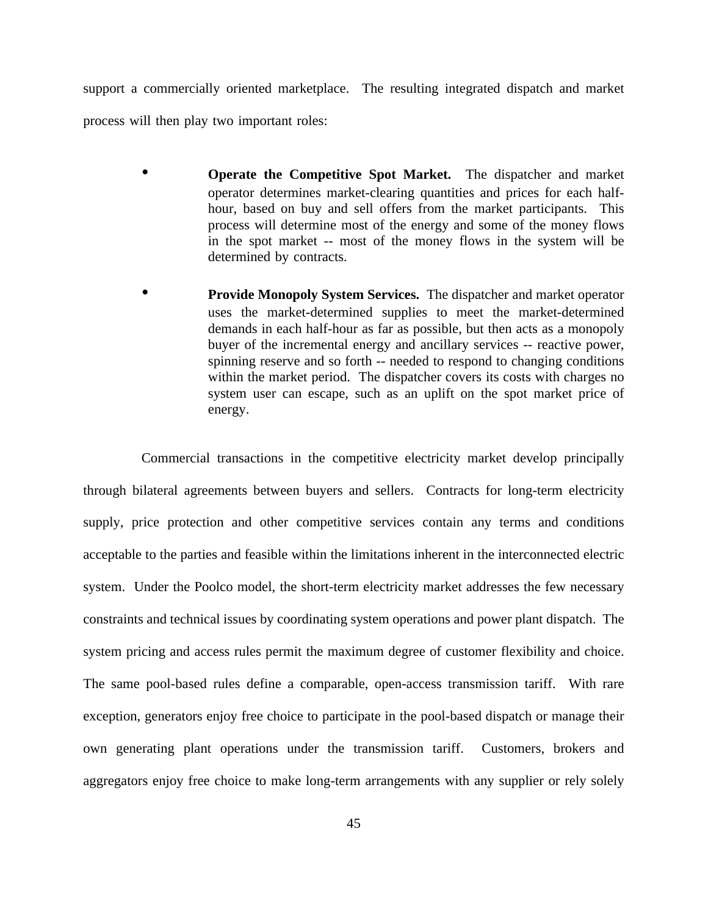support a commercially oriented marketplace. The resulting integrated dispatch and market process will then play two important roles:

- **Operate the Competitive Spot Market.** The dispatcher and market operator determines market-clearing quantities and prices for each half-hour, based on buy and sell offers from the market participants. This process will determine most of the energy and some of the money flows in the spot market -- most of the money flows in the system will be determined by contracts.

- **Provide Monopoly System Services.** The dispatcher and market operator uses the market-determined supplies to meet the market-determined demands in each half-hour as far as possible, but then acts as a monopoly buyer of the incremental energy and ancillary services -- reactive power, spinning reserve and so forth -- needed to respond to changing conditions within the market period. The dispatcher covers its costs with charges no system user can escape, such as an uplift on the spot market price of energy.

Commercial transactions in the competitive electricity market develop principally through bilateral agreements between buyers and sellers. Contracts for long-term electricity supply, price protection and other competitive services contain any terms and conditions acceptable to the parties and feasible within the limitations inherent in the interconnected electric system. Under the Poolco model, the short-term electricity market addresses the few necessary constraints and technical issues by coordinating system operations and power plant dispatch. The system pricing and access rules permit the maximum degree of customer flexibility and choice. The same pool-based rules define a comparable, open-access transmission tariff. With rare exception, generators enjoy free choice to participate in the pool-based dispatch or manage their own generating plant operations under the transmission tariff. Customers, brokers and aggregators enjoy free choice to make long-term arrangements with any supplier or rely solely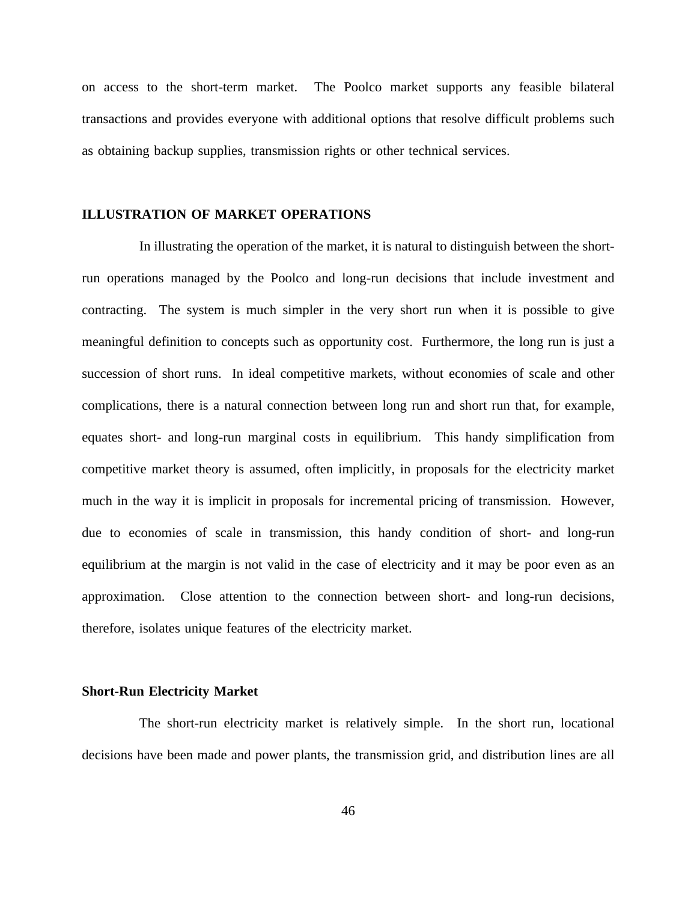on access to the short-term market. The Poolco market supports any feasible bilateral transactions and provides everyone with additional options that resolve difficult problems such as obtaining backup supplies, transmission rights or other technical services.

## ILLUSTRATION OF MARKET OPERATIONS

In illustrating the operation of the market, it is natural to distinguish between the short-run operations managed by the Poolco and long-run decisions that include investment and contracting. The system is much simpler in the very short run when it is possible to give meaningful definition to concepts such as opportunity cost. Furthermore, the long run is just a succession of short runs. In ideal competitive markets, without economies of scale and other complications, there is a natural connection between long run and short run that, for example, equates short- and long-run marginal costs in equilibrium. This handy simplification from competitive market theory is assumed, often implicitly, in proposals for the electricity market much in the way it is implicit in proposals for incremental pricing of transmission. However, due to economies of scale in transmission, this handy condition of short- and long-run equilibrium at the margin is not valid in the case of electricity and it may be poor even as an approximation. Close attention to the connection between short- and long-run decisions, therefore, isolates unique features of the electricity market.

### Short-Run Electricity Market

The short-run electricity market is relatively simple. In the short run, locational decisions have been made and power plants, the transmission grid, and distribution lines are all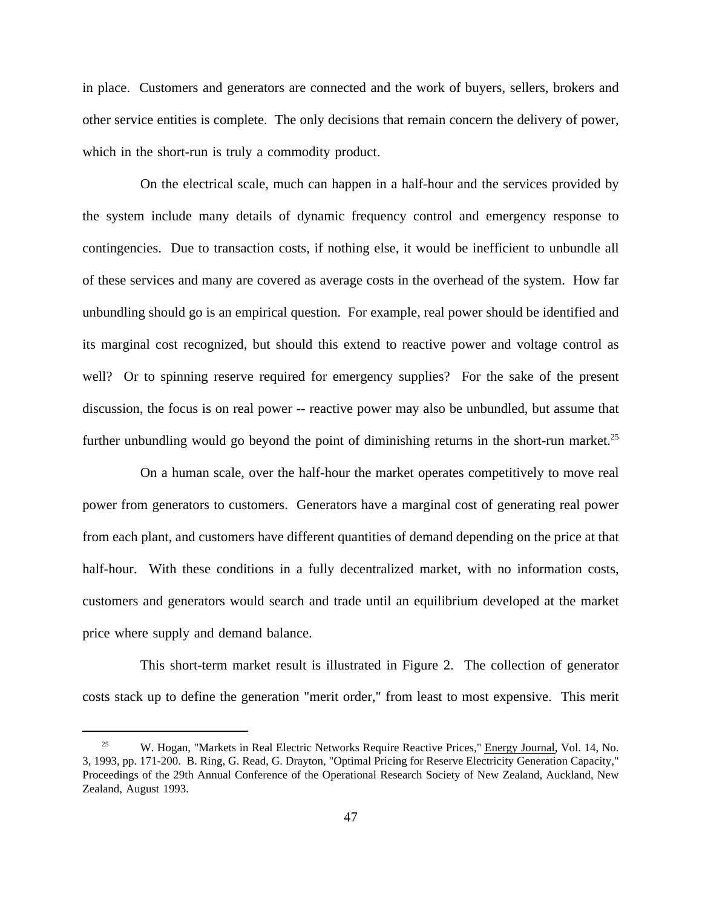in place. Customers and generators are connected and the work of buyers, sellers, brokers and other service entities is complete. The only decisions that remain concern the delivery of power, which in the short-run is truly a commodity product.

On the electrical scale, much can happen in a half-hour and the services provided by the system include many details of dynamic frequency control and emergency response to contingencies. Due to transaction costs, if nothing else, it would be inefficient to unbundle all of these services and many are covered as average costs in the overhead of the system. How far unbundling should go is an empirical question. For example, real power should be identified and its marginal cost recognized, but should this extend to reactive power and voltage control as well? Or to spinning reserve required for emergency supplies? For the sake of the present discussion, the focus is on real power -- reactive power may also be unbundled, but assume that further unbundling would go beyond the point of diminishing returns in the short-run market.[25]

On a human scale, over the half-hour the market operates competitively to move real power from generators to customers. Generators have a marginal cost of generating real power from each plant, and customers have different quantities of demand depending on the price at that half-hour. With these conditions in a fully decentralized market, with no information costs, customers and generators would search and trade until an equilibrium developed at the market price where supply and demand balance.

This short-term market result is illustrated in Figure 2. The collection of generator costs stack up to define the generation "merit order," from least to most expensive. This merit

---

[25] W. Hogan, "Markets in Real Electric Networks Require Reactive Prices," Energy Journal, Vol. 14, No. 3, 1993, pp. 171-200. B. Ring, G. Read, G. Drayton, "Optimal Pricing for Reserve Electricity Generation Capacity," Proceedings of the 29th Annual Conference of the Operational Research Society of New Zealand, Auckland, New Zealand, August 1993.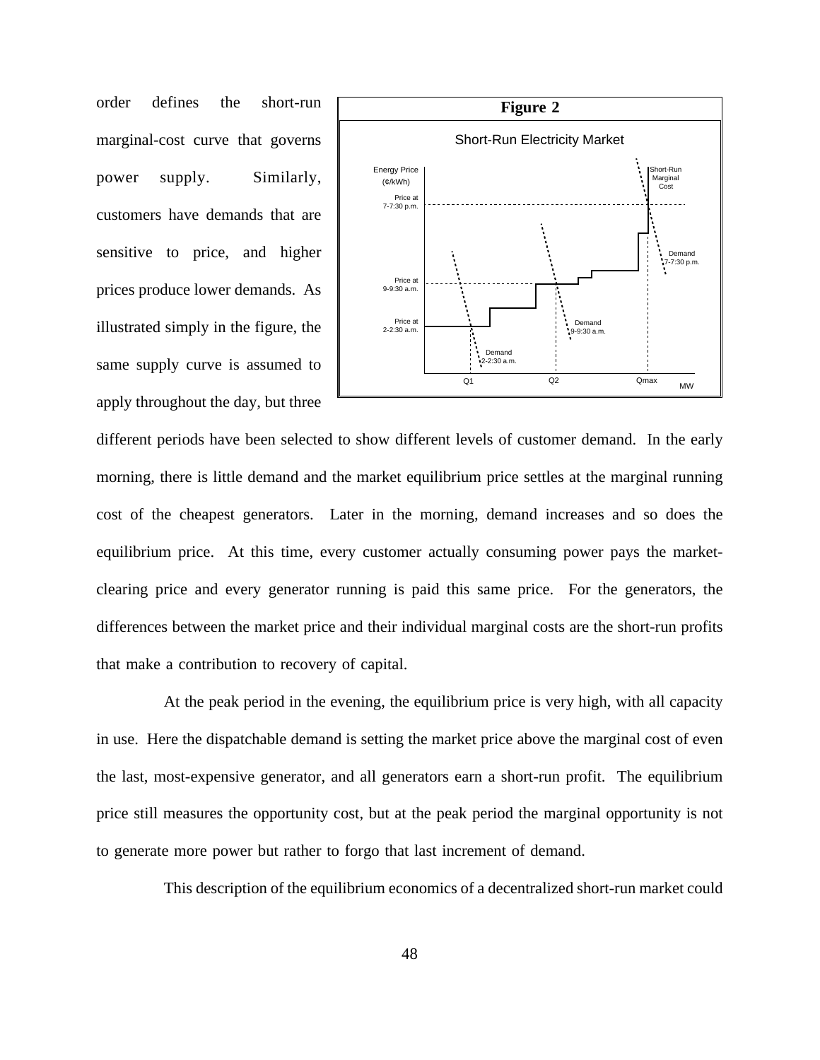order defines the short-run marginal-cost curve that governs power supply. Similarly, customers have demands that are sensitive to price, and higher prices produce lower demands. As illustrated simply in the figure, the same supply curve is assumed to apply throughout the day, but three different periods have been selected to show different levels of customer demand. In the early morning, there is little demand and the market equilibrium price settles at the marginal running cost of the cheapest generators. Later in the morning, demand increases and so does the equilibrium price. At this time, every customer actually consuming power pays the market-clearing price and every generator running is paid this same price. For the generators, the differences between the market price and their individual marginal costs are the short-run profits that make a contribution to recovery of capital.

**Figure 2**

Short-Run Electricity Market

At the peak period in the evening, the equilibrium price is very high, with all capacity in use. Here the dispatchable demand is setting the market price above the marginal cost of even the last, most-expensive generator, and all generators earn a short-run profit. The equilibrium price still measures the opportunity cost, but at the peak period the marginal opportunity is not to generate more power but rather to forgo that last increment of demand.

This description of the equilibrium economics of a decentralized short-run market could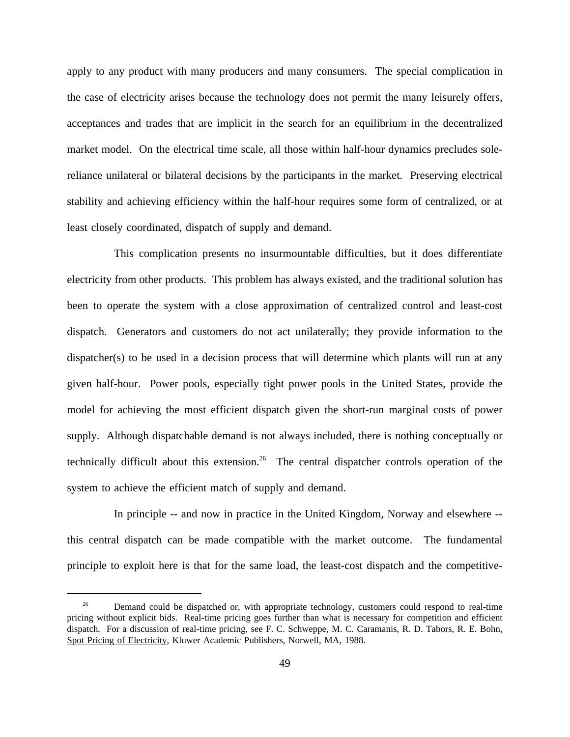apply to any product with many producers and many consumers. The special complication in the case of electricity arises because the technology does not permit the many leisurely offers, acceptances and trades that are implicit in the search for an equilibrium in the decentralized market model. On the electrical time scale, all those within half-hour dynamics precludes sole-reliance unilateral or bilateral decisions by the participants in the market. Preserving electrical stability and achieving efficiency within the half-hour requires some form of centralized, or at least closely coordinated, dispatch of supply and demand.

This complication presents no insurmountable difficulties, but it does differentiate electricity from other products. This problem has always existed, and the traditional solution has been to operate the system with a close approximation of centralized control and least-cost dispatch. Generators and customers do not act unilaterally; they provide information to the dispatcher(s) to be used in a decision process that will determine which plants will run at any given half-hour. Power pools, especially tight power pools in the United States, provide the model for achieving the most efficient dispatch given the short-run marginal costs of power supply. Although dispatchable demand is not always included, there is nothing conceptually or technically difficult about this extension.[26] The central dispatcher controls operation of the system to achieve the efficient match of supply and demand.

In principle -- and now in practice in the United Kingdom, Norway and elsewhere -- this central dispatch can be made compatible with the market outcome. The fundamental principle to exploit here is that for the same load, the least-cost dispatch and the competitive-

---

[26] Demand could be dispatched or, with appropriate technology, customers could respond to real-time pricing without explicit bids. Real-time pricing goes further than what is necessary for competition and efficient dispatch. For a discussion of real-time pricing, see F. C. Schweppe, M. C. Caramanis, R. D. Tabors, R. E. Bohn, Spot Pricing of Electricity, Kluwer Academic Publishers, Norwell, MA, 1988.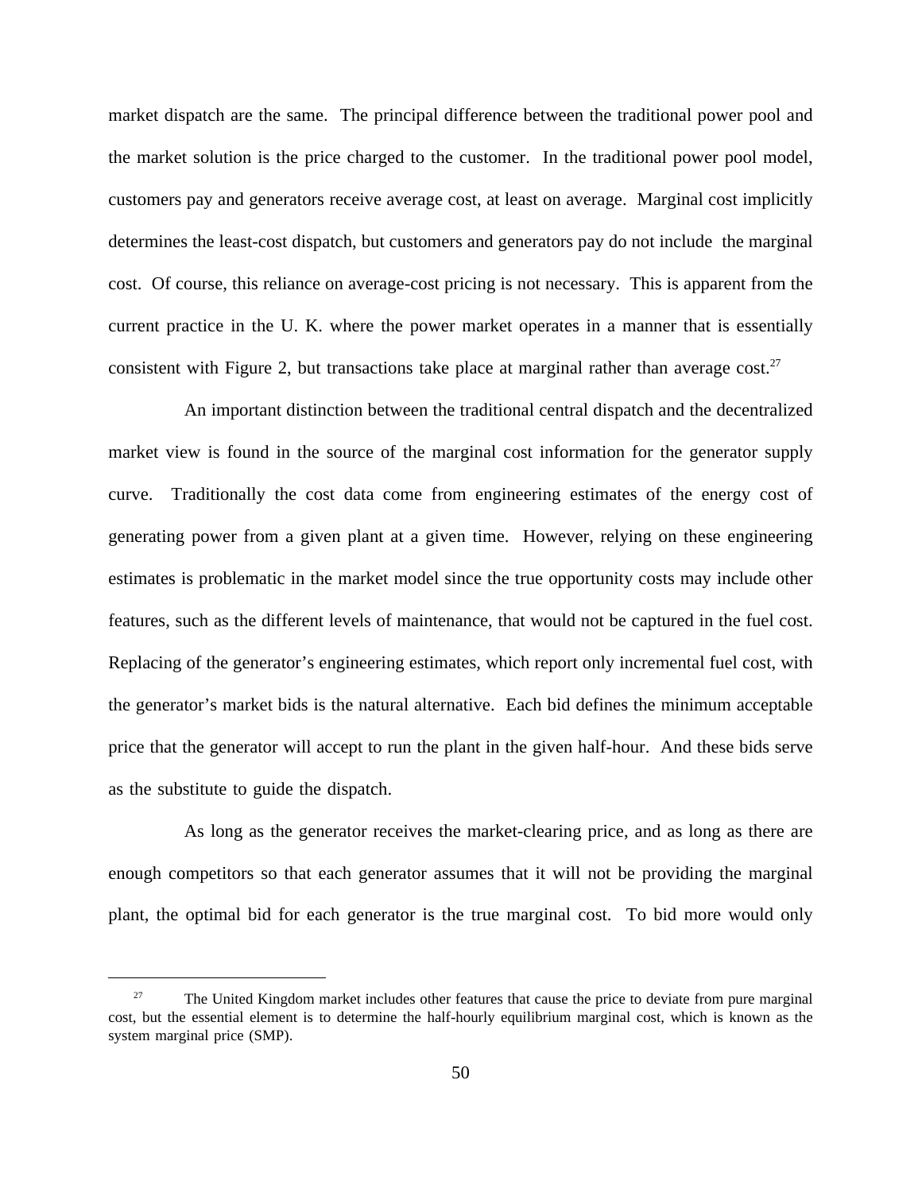market dispatch are the same. The principal difference between the traditional power pool and the market solution is the price charged to the customer. In the traditional power pool model, customers pay and generators receive average cost, at least on average. Marginal cost implicitly determines the least-cost dispatch, but customers and generators pay do not include the marginal cost. Of course, this reliance on average-cost pricing is not necessary. This is apparent from the current practice in the U. K. where the power market operates in a manner that is essentially consistent with Figure 2, but transactions take place at marginal rather than average cost.[27]

An important distinction between the traditional central dispatch and the decentralized market view is found in the source of the marginal cost information for the generator supply curve. Traditionally the cost data come from engineering estimates of the energy cost of generating power from a given plant at a given time. However, relying on these engineering estimates is problematic in the market model since the true opportunity costs may include other features, such as the different levels of maintenance, that would not be captured in the fuel cost. Replacing of the generator's engineering estimates, which report only incremental fuel cost, with the generator's market bids is the natural alternative. Each bid defines the minimum acceptable price that the generator will accept to run the plant in the given half-hour. And these bids serve as the substitute to guide the dispatch.

As long as the generator receives the market-clearing price, and as long as there are enough competitors so that each generator assumes that it will not be providing the marginal plant, the optimal bid for each generator is the true marginal cost. To bid more would only

[27] The United Kingdom market includes other features that cause the price to deviate from pure marginal cost, but the essential element is to determine the half-hourly equilibrium marginal cost, which is known as the system marginal price (SMP).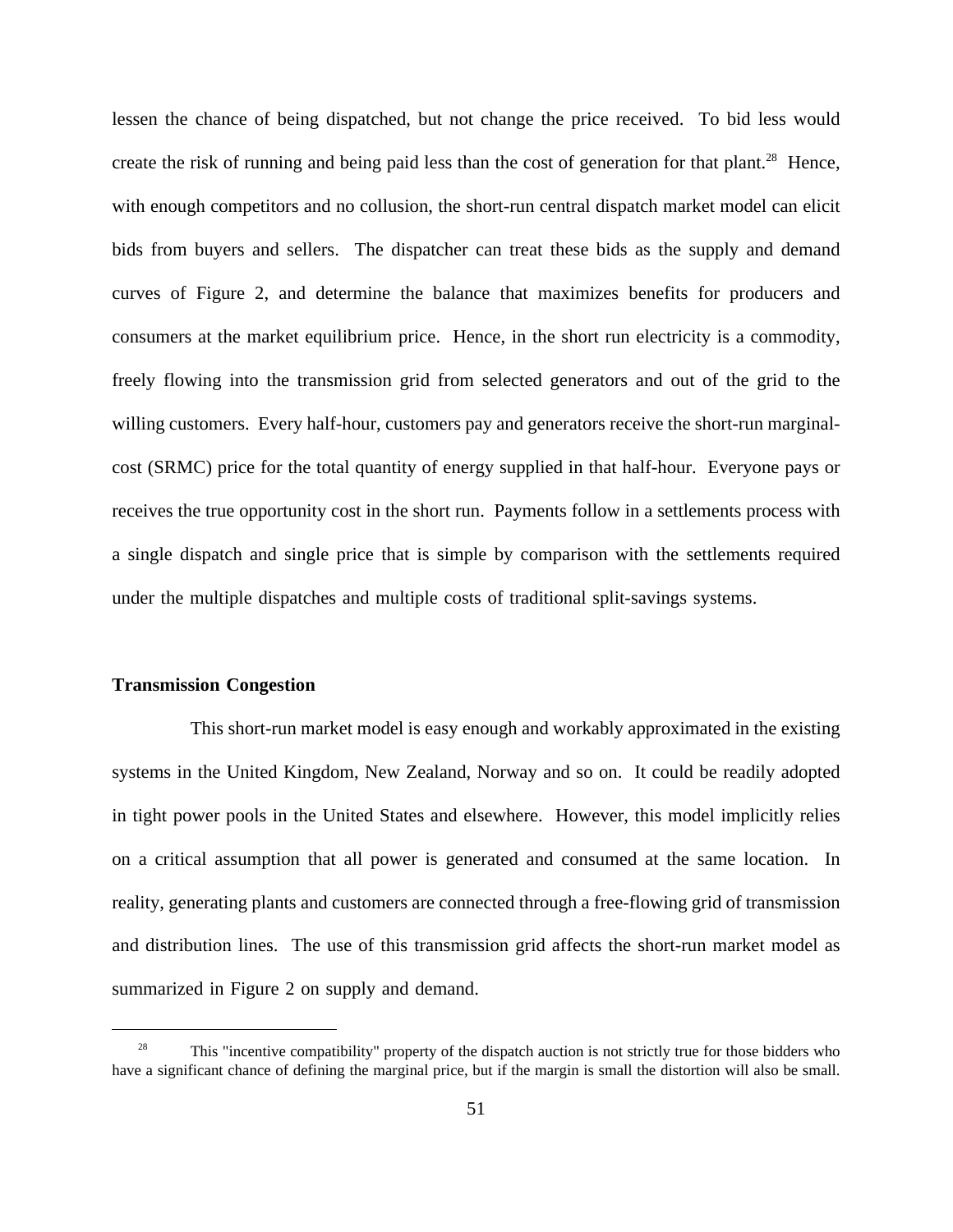lessen the chance of being dispatched, but not change the price received. To bid less would create the risk of running and being paid less than the cost of generation for that plant.[28] Hence, with enough competitors and no collusion, the short-run central dispatch market model can elicit bids from buyers and sellers. The dispatcher can treat these bids as the supply and demand curves of Figure 2, and determine the balance that maximizes benefits for producers and consumers at the market equilibrium price. Hence, in the short run electricity is a commodity, freely flowing into the transmission grid from selected generators and out of the grid to the willing customers. Every half-hour, customers pay and generators receive the short-run marginal-cost (SRMC) price for the total quantity of energy supplied in that half-hour. Everyone pays or receives the true opportunity cost in the short run. Payments follow in a settlements process with a single dispatch and single price that is simple by comparison with the settlements required under the multiple dispatches and multiple costs of traditional split-savings systems.

**Transmission Congestion**

This short-run market model is easy enough and workably approximated in the existing systems in the United Kingdom, New Zealand, Norway and so on. It could be readily adopted in tight power pools in the United States and elsewhere. However, this model implicitly relies on a critical assumption that all power is generated and consumed at the same location. In reality, generating plants and customers are connected through a free-flowing grid of transmission and distribution lines. The use of this transmission grid affects the short-run market model as summarized in Figure 2 on supply and demand.

---

[28] This "incentive compatibility" property of the dispatch auction is not strictly true for those bidders who have a significant chance of defining the marginal price, but if the margin is small the distortion will also be small.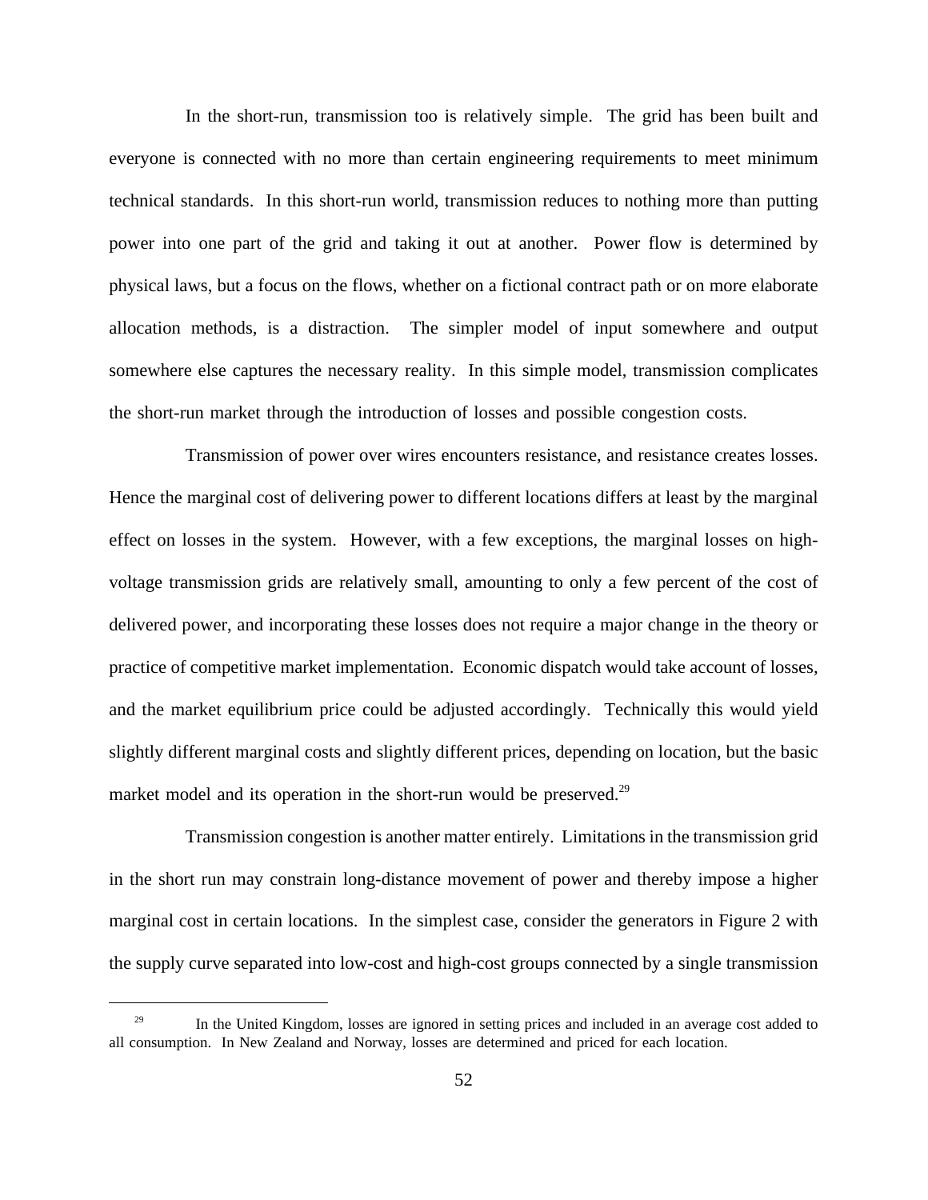In the short-run, transmission too is relatively simple. The grid has been built and everyone is connected with no more than certain engineering requirements to meet minimum technical standards. In this short-run world, transmission reduces to nothing more than putting power into one part of the grid and taking it out at another. Power flow is determined by physical laws, but a focus on the flows, whether on a fictional contract path or on more elaborate allocation methods, is a distraction. The simpler model of input somewhere and output somewhere else captures the necessary reality. In this simple model, transmission complicates the short-run market through the introduction of losses and possible congestion costs.

Transmission of power over wires encounters resistance, and resistance creates losses. Hence the marginal cost of delivering power to different locations differs at least by the marginal effect on losses in the system. However, with a few exceptions, the marginal losses on high-voltage transmission grids are relatively small, amounting to only a few percent of the cost of delivered power, and incorporating these losses does not require a major change in the theory or practice of competitive market implementation. Economic dispatch would take account of losses, and the market equilibrium price could be adjusted accordingly. Technically this would yield slightly different marginal costs and slightly different prices, depending on location, but the basic market model and its operation in the short-run would be preserved.[29]

Transmission congestion is another matter entirely. Limitations in the transmission grid in the short run may constrain long-distance movement of power and thereby impose a higher marginal cost in certain locations. In the simplest case, consider the generators in Figure 2 with the supply curve separated into low-cost and high-cost groups connected by a single transmission

---

[29] In the United Kingdom, losses are ignored in setting prices and included in an average cost added to all consumption. In New Zealand and Norway, losses are determined and priced for each location.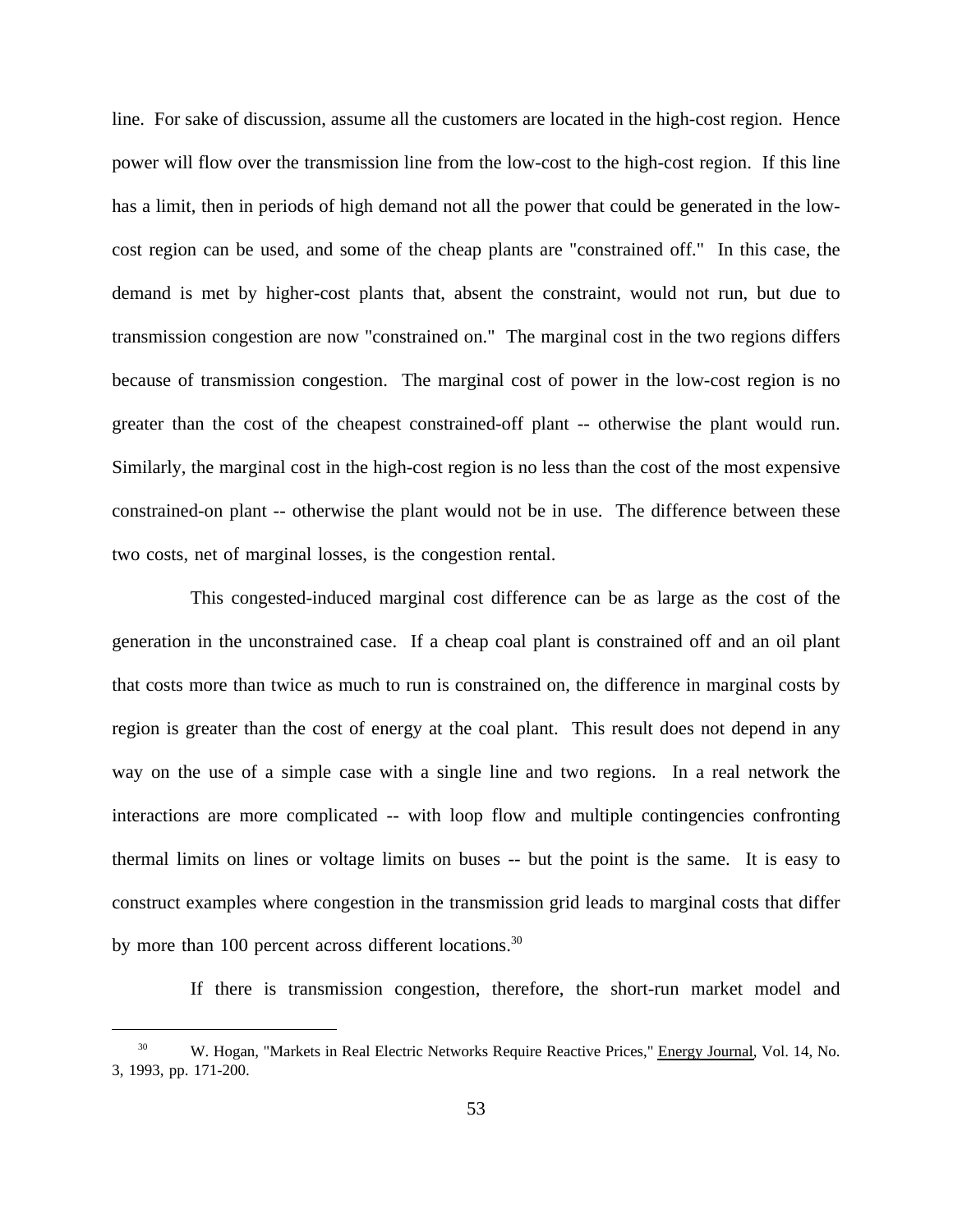line. For sake of discussion, assume all the customers are located in the high-cost region. Hence power will flow over the transmission line from the low-cost to the high-cost region. If this line has a limit, then in periods of high demand not all the power that could be generated in the low-cost region can be used, and some of the cheap plants are "constrained off." In this case, the demand is met by higher-cost plants that, absent the constraint, would not run, but due to transmission congestion are now "constrained on." The marginal cost in the two regions differs because of transmission congestion. The marginal cost of power in the low-cost region is no greater than the cost of the cheapest constrained-off plant -- otherwise the plant would run. Similarly, the marginal cost in the high-cost region is no less than the cost of the most expensive constrained-on plant -- otherwise the plant would not be in use. The difference between these two costs, net of marginal losses, is the congestion rental.

This congested-induced marginal cost difference can be as large as the cost of the generation in the unconstrained case. If a cheap coal plant is constrained off and an oil plant that costs more than twice as much to run is constrained on, the difference in marginal costs by region is greater than the cost of energy at the coal plant. This result does not depend in any way on the use of a simple case with a single line and two regions. In a real network the interactions are more complicated -- with loop flow and multiple contingencies confronting thermal limits on lines or voltage limits on buses -- but the point is the same. It is easy to construct examples where congestion in the transmission grid leads to marginal costs that differ by more than 100 percent across different locations.[30]

If there is transmission congestion, therefore, the short-run market model and

---

[30] W. Hogan, "Markets in Real Electric Networks Require Reactive Prices," Energy Journal, Vol. 14, No. 3, 1993, pp. 171-200.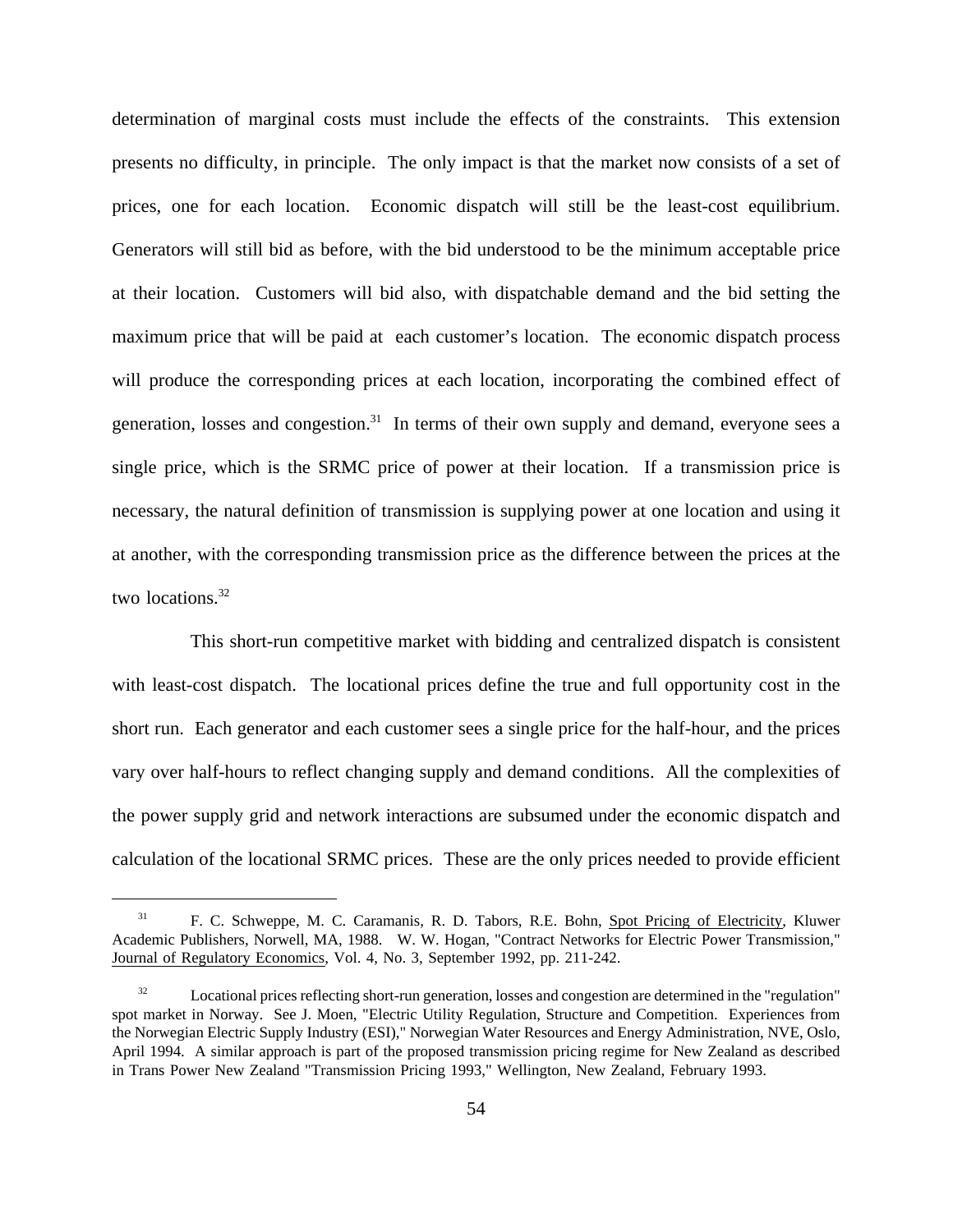determination of marginal costs must include the effects of the constraints. This extension presents no difficulty, in principle. The only impact is that the market now consists of a set of prices, one for each location. Economic dispatch will still be the least-cost equilibrium. Generators will still bid as before, with the bid understood to be the minimum acceptable price at their location. Customers will bid also, with dispatchable demand and the bid setting the maximum price that will be paid at each customer's location. The economic dispatch process will produce the corresponding prices at each location, incorporating the combined effect of generation, losses and congestion.[31] In terms of their own supply and demand, everyone sees a single price, which is the SRMC price of power at their location. If a transmission price is necessary, the natural definition of transmission is supplying power at one location and using it at another, with the corresponding transmission price as the difference between the prices at the two locations.[32]

This short-run competitive market with bidding and centralized dispatch is consistent with least-cost dispatch. The locational prices define the true and full opportunity cost in the short run. Each generator and each customer sees a single price for the half-hour, and the prices vary over half-hours to reflect changing supply and demand conditions. All the complexities of the power supply grid and network interactions are subsumed under the economic dispatch and calculation of the locational SRMC prices. These are the only prices needed to provide efficient

---

[31] F. C. Schweppe, M. C. Caramanis, R. D. Tabors, R.E. Bohn, Spot Pricing of Electricity, Kluwer Academic Publishers, Norwell, MA, 1988. W. W. Hogan, "Contract Networks for Electric Power Transmission," Journal of Regulatory Economics, Vol. 4, No. 3, September 1992, pp. 211-242.

[32] Locational prices reflecting short-run generation, losses and congestion are determined in the "regulation" spot market in Norway. See J. Moen, "Electric Utility Regulation, Structure and Competition. Experiences from the Norwegian Electric Supply Industry (ESI)," Norwegian Water Resources and Energy Administration, NVE, Oslo, April 1994. A similar approach is part of the proposed transmission pricing regime for New Zealand as described in Trans Power New Zealand "Transmission Pricing 1993," Wellington, New Zealand, February 1993.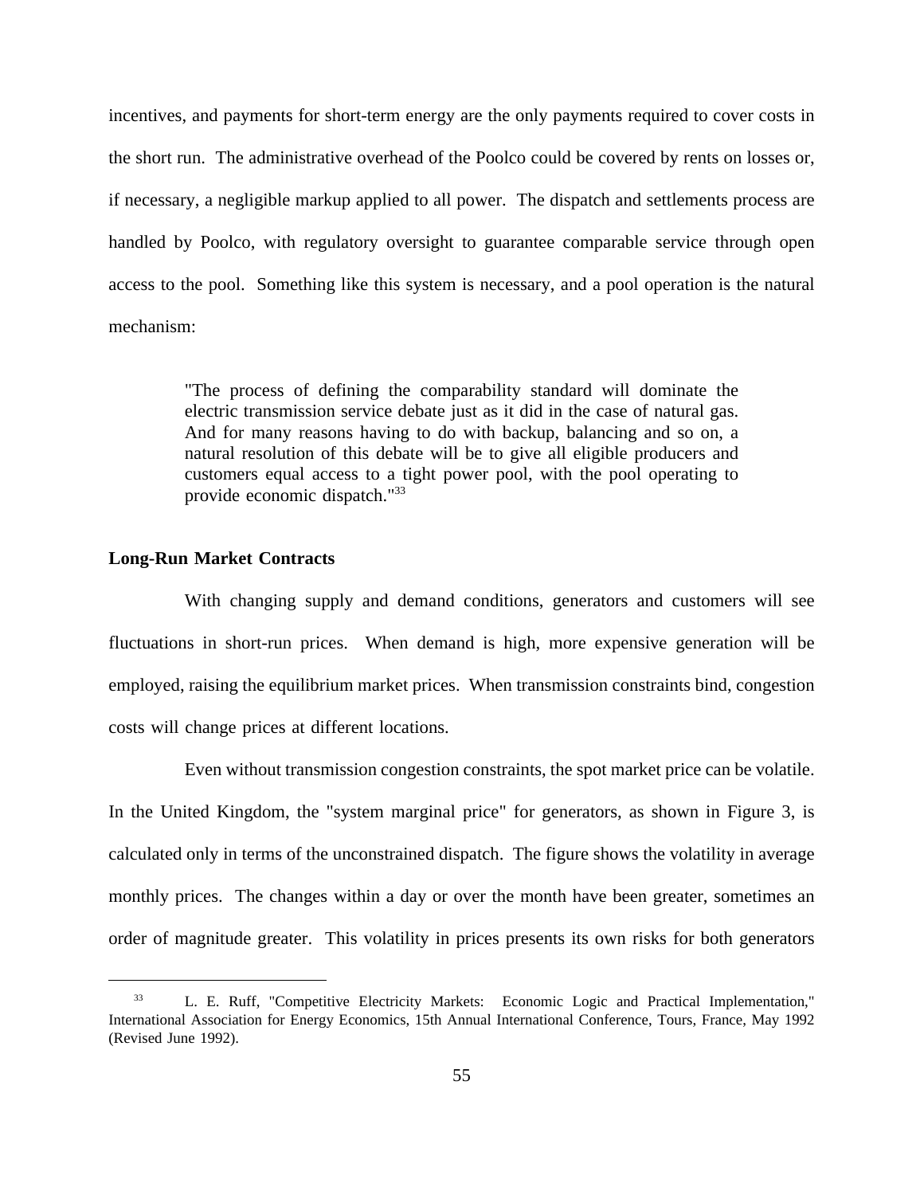incentives, and payments for short-term energy are the only payments required to cover costs in the short run. The administrative overhead of the Poolco could be covered by rents on losses or, if necessary, a negligible markup applied to all power. The dispatch and settlements process are handled by Poolco, with regulatory oversight to guarantee comparable service through open access to the pool. Something like this system is necessary, and a pool operation is the natural mechanism:

> "The process of defining the comparability standard will dominate the electric transmission service debate just as it did in the case of natural gas. And for many reasons having to do with backup, balancing and so on, a natural resolution of this debate will be to give all eligible producers and customers equal access to a tight power pool, with the pool operating to provide economic dispatch."[33]

**Long-Run Market Contracts**

With changing supply and demand conditions, generators and customers will see fluctuations in short-run prices. When demand is high, more expensive generation will be employed, raising the equilibrium market prices. When transmission constraints bind, congestion costs will change prices at different locations.

Even without transmission congestion constraints, the spot market price can be volatile. In the United Kingdom, the "system marginal price" for generators, as shown in Figure 3, is calculated only in terms of the unconstrained dispatch. The figure shows the volatility in average monthly prices. The changes within a day or over the month have been greater, sometimes an order of magnitude greater. This volatility in prices presents its own risks for both generators

---

[33] L. E. Ruff, "Competitive Electricity Markets: Economic Logic and Practical Implementation," International Association for Energy Economics, 15th Annual International Conference, Tours, France, May 1992 (Revised June 1992).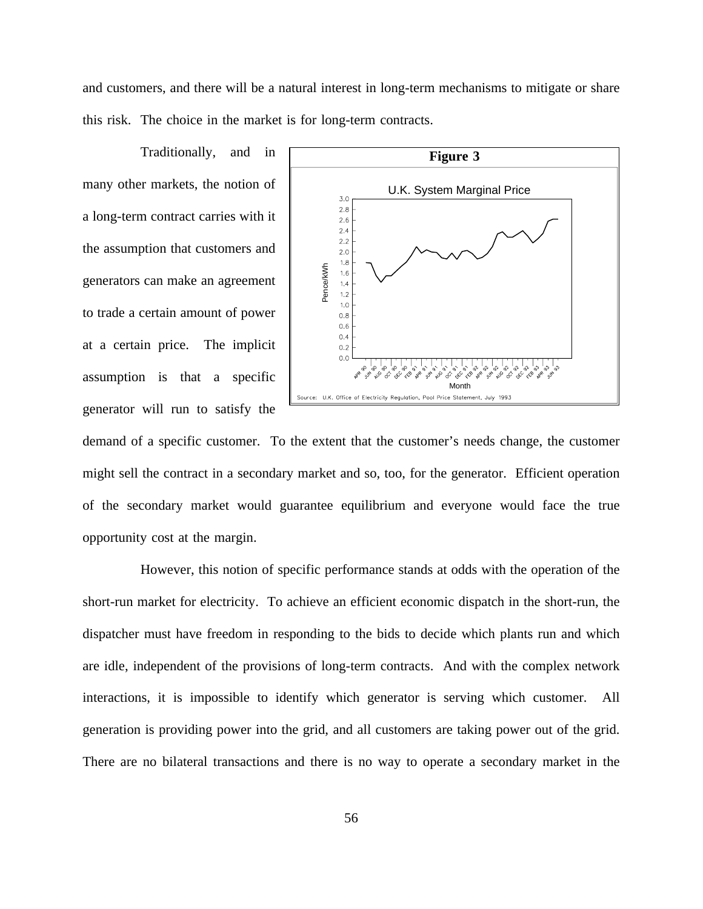and customers, and there will be a natural interest in long-term mechanisms to mitigate or share this risk. The choice in the market is for long-term contracts.

Traditionally, and in many other markets, the notion of a long-term contract carries with it the assumption that customers and generators can make an agreement to trade a certain amount of power at a certain price. The implicit assumption is that a specific generator will run to satisfy the demand of a specific customer. To the extent that the customer's needs change, the customer might sell the contract in a secondary market and so, too, for the generator. Efficient operation of the secondary market would guarantee equilibrium and everyone would face the true opportunity cost at the margin.

**Figure 3**

U.K. System Marginal Price

Source: U.K. Office of Electricity Regulation, Pool Price Statement, July 1993

However, this notion of specific performance stands at odds with the operation of the short-run market for electricity. To achieve an efficient economic dispatch in the short-run, the dispatcher must have freedom in responding to the bids to decide which plants run and which are idle, independent of the provisions of long-term contracts. And with the complex network interactions, it is impossible to identify which generator is serving which customer. All generation is providing power into the grid, and all customers are taking power out of the grid. There are no bilateral transactions and there is no way to operate a secondary market in the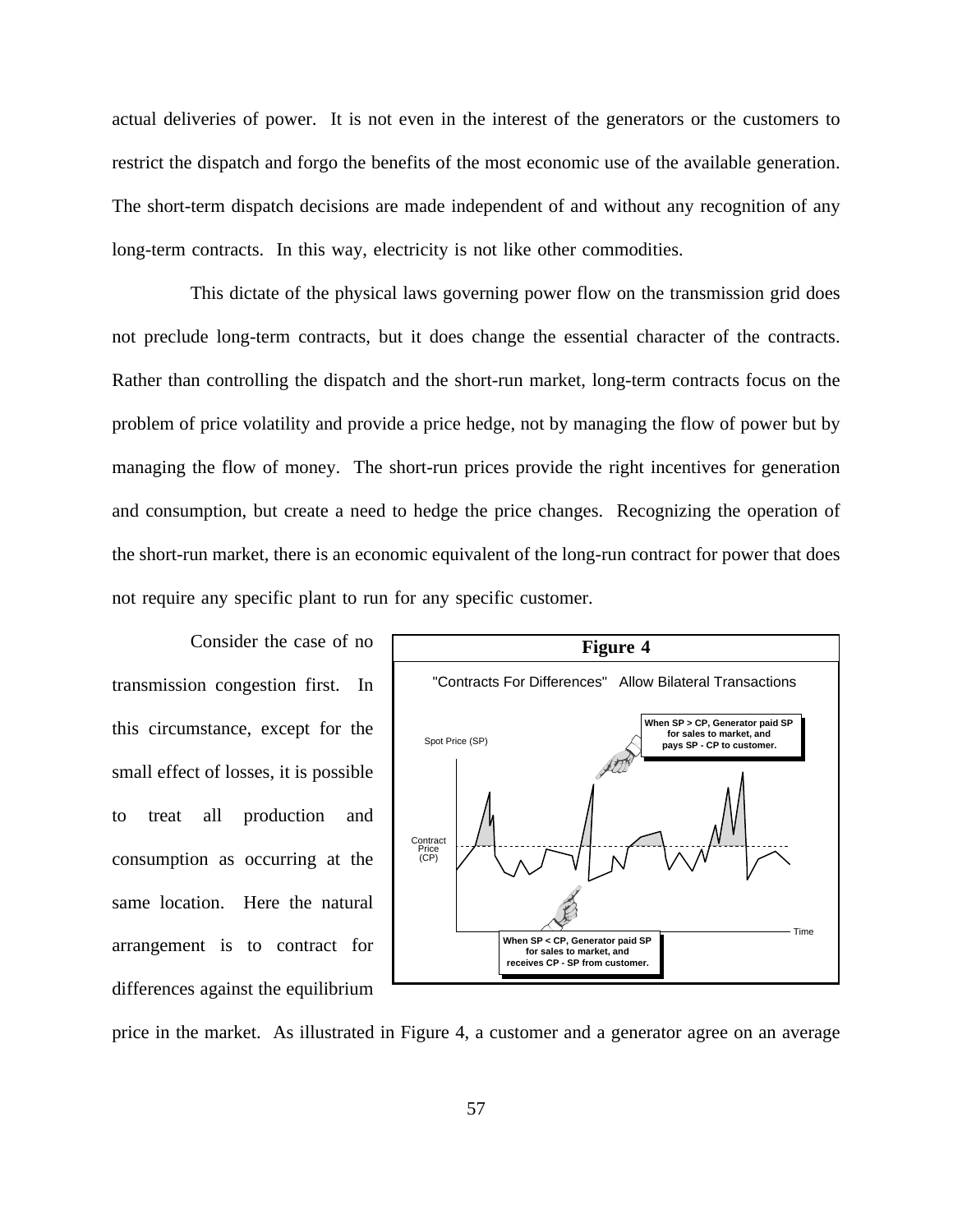actual deliveries of power. It is not even in the interest of the generators or the customers to restrict the dispatch and forgo the benefits of the most economic use of the available generation. The short-term dispatch decisions are made independent of and without any recognition of any long-term contracts. In this way, electricity is not like other commodities.

This dictate of the physical laws governing power flow on the transmission grid does not preclude long-term contracts, but it does change the essential character of the contracts. Rather than controlling the dispatch and the short-run market, long-term contracts focus on the problem of price volatility and provide a price hedge, not by managing the flow of power but by managing the flow of money. The short-run prices provide the right incentives for generation and consumption, but create a need to hedge the price changes. Recognizing the operation of the short-run market, there is an economic equivalent of the long-run contract for power that does not require any specific plant to run for any specific customer.

Consider the case of no transmission congestion first. In this circumstance, except for the small effect of losses, it is possible to treat all production and consumption as occurring at the same location. Here the natural arrangement is to contract for differences against the equilibrium price in the market. As illustrated in Figure 4, a customer and a generator agree on an average

**Figure 4**

"Contracts For Differences" Allow Bilateral Transactions

Spot Price (SP)

Contract Price (CP)

Time

When SP > CP, Generator paid SP for sales to market, and pays SP - CP to customer.

When SP < CP, Generator paid SP for sales to market, and receives CP - SP from customer.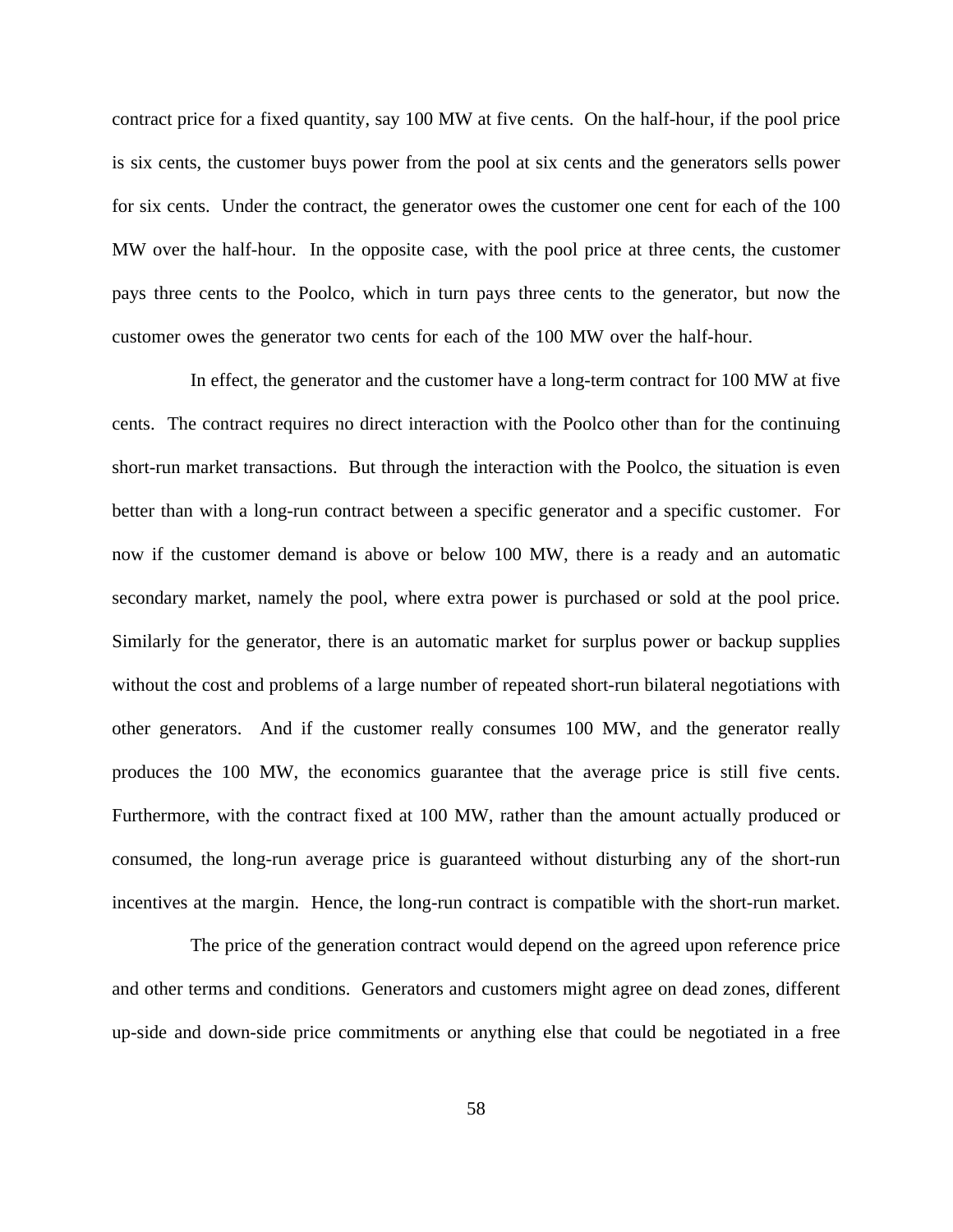contract price for a fixed quantity, say 100 MW at five cents. On the half-hour, if the pool price is six cents, the customer buys power from the pool at six cents and the generators sells power for six cents. Under the contract, the generator owes the customer one cent for each of the 100 MW over the half-hour. In the opposite case, with the pool price at three cents, the customer pays three cents to the Poolco, which in turn pays three cents to the generator, but now the customer owes the generator two cents for each of the 100 MW over the half-hour.

In effect, the generator and the customer have a long-term contract for 100 MW at five cents. The contract requires no direct interaction with the Poolco other than for the continuing short-run market transactions. But through the interaction with the Poolco, the situation is even better than with a long-run contract between a specific generator and a specific customer. For now if the customer demand is above or below 100 MW, there is a ready and an automatic secondary market, namely the pool, where extra power is purchased or sold at the pool price. Similarly for the generator, there is an automatic market for surplus power or backup supplies without the cost and problems of a large number of repeated short-run bilateral negotiations with other generators. And if the customer really consumes 100 MW, and the generator really produces the 100 MW, the economics guarantee that the average price is still five cents. Furthermore, with the contract fixed at 100 MW, rather than the amount actually produced or consumed, the long-run average price is guaranteed without disturbing any of the short-run incentives at the margin. Hence, the long-run contract is compatible with the short-run market.

The price of the generation contract would depend on the agreed upon reference price and other terms and conditions. Generators and customers might agree on dead zones, different up-side and down-side price commitments or anything else that could be negotiated in a free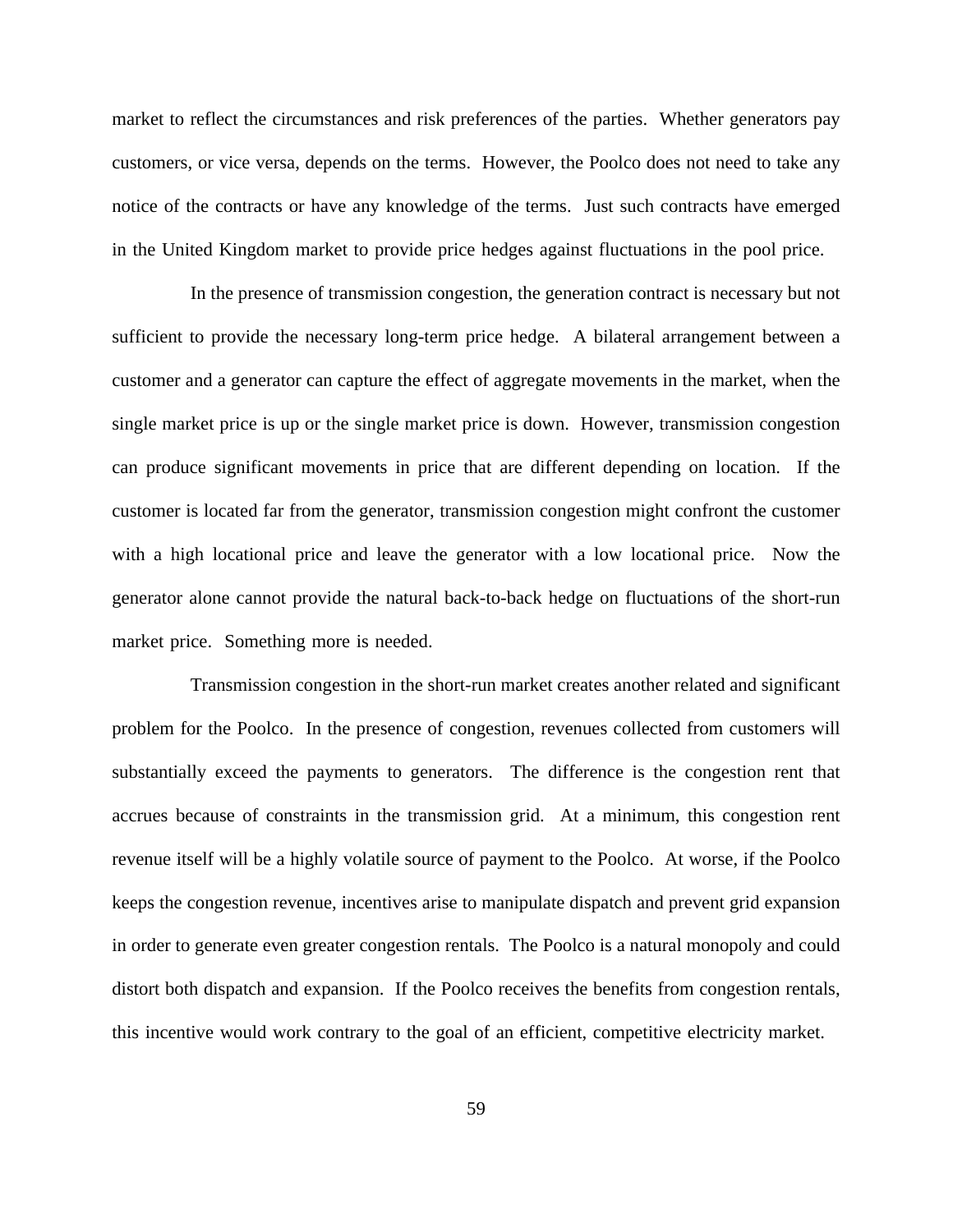market to reflect the circumstances and risk preferences of the parties. Whether generators pay customers, or vice versa, depends on the terms. However, the Poolco does not need to take any notice of the contracts or have any knowledge of the terms. Just such contracts have emerged in the United Kingdom market to provide price hedges against fluctuations in the pool price.

In the presence of transmission congestion, the generation contract is necessary but not sufficient to provide the necessary long-term price hedge. A bilateral arrangement between a customer and a generator can capture the effect of aggregate movements in the market, when the single market price is up or the single market price is down. However, transmission congestion can produce significant movements in price that are different depending on location. If the customer is located far from the generator, transmission congestion might confront the customer with a high locational price and leave the generator with a low locational price. Now the generator alone cannot provide the natural back-to-back hedge on fluctuations of the short-run market price. Something more is needed.

Transmission congestion in the short-run market creates another related and significant problem for the Poolco. In the presence of congestion, revenues collected from customers will substantially exceed the payments to generators. The difference is the congestion rent that accrues because of constraints in the transmission grid. At a minimum, this congestion rent revenue itself will be a highly volatile source of payment to the Poolco. At worse, if the Poolco keeps the congestion revenue, incentives arise to manipulate dispatch and prevent grid expansion in order to generate even greater congestion rentals. The Poolco is a natural monopoly and could distort both dispatch and expansion. If the Poolco receives the benefits from congestion rentals, this incentive would work contrary to the goal of an efficient, competitive electricity market.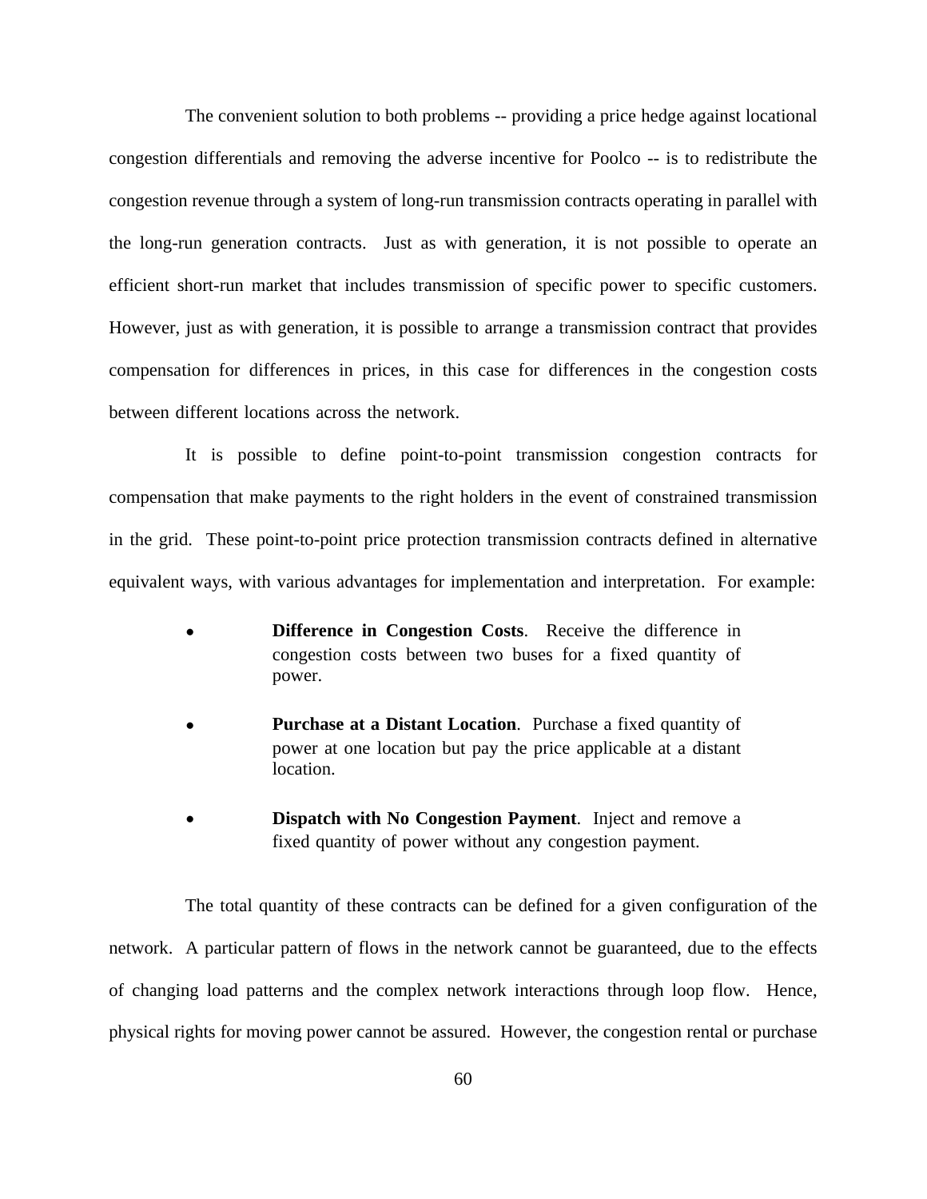The convenient solution to both problems -- providing a price hedge against locational congestion differentials and removing the adverse incentive for Poolco -- is to redistribute the congestion revenue through a system of long-run transmission contracts operating in parallel with the long-run generation contracts. Just as with generation, it is not possible to operate an efficient short-run market that includes transmission of specific power to specific customers. However, just as with generation, it is possible to arrange a transmission contract that provides compensation for differences in prices, in this case for differences in the congestion costs between different locations across the network.

It is possible to define point-to-point transmission congestion contracts for compensation that make payments to the right holders in the event of constrained transmission in the grid. These point-to-point price protection transmission contracts defined in alternative equivalent ways, with various advantages for implementation and interpretation. For example:

- **Difference in Congestion Costs**. Receive the difference in congestion costs between two buses for a fixed quantity of power.

- **Purchase at a Distant Location**. Purchase a fixed quantity of power at one location but pay the price applicable at a distant location.

- **Dispatch with No Congestion Payment**. Inject and remove a fixed quantity of power without any congestion payment.

The total quantity of these contracts can be defined for a given configuration of the network. A particular pattern of flows in the network cannot be guaranteed, due to the effects of changing load patterns and the complex network interactions through loop flow. Hence, physical rights for moving power cannot be assured. However, the congestion rental or purchase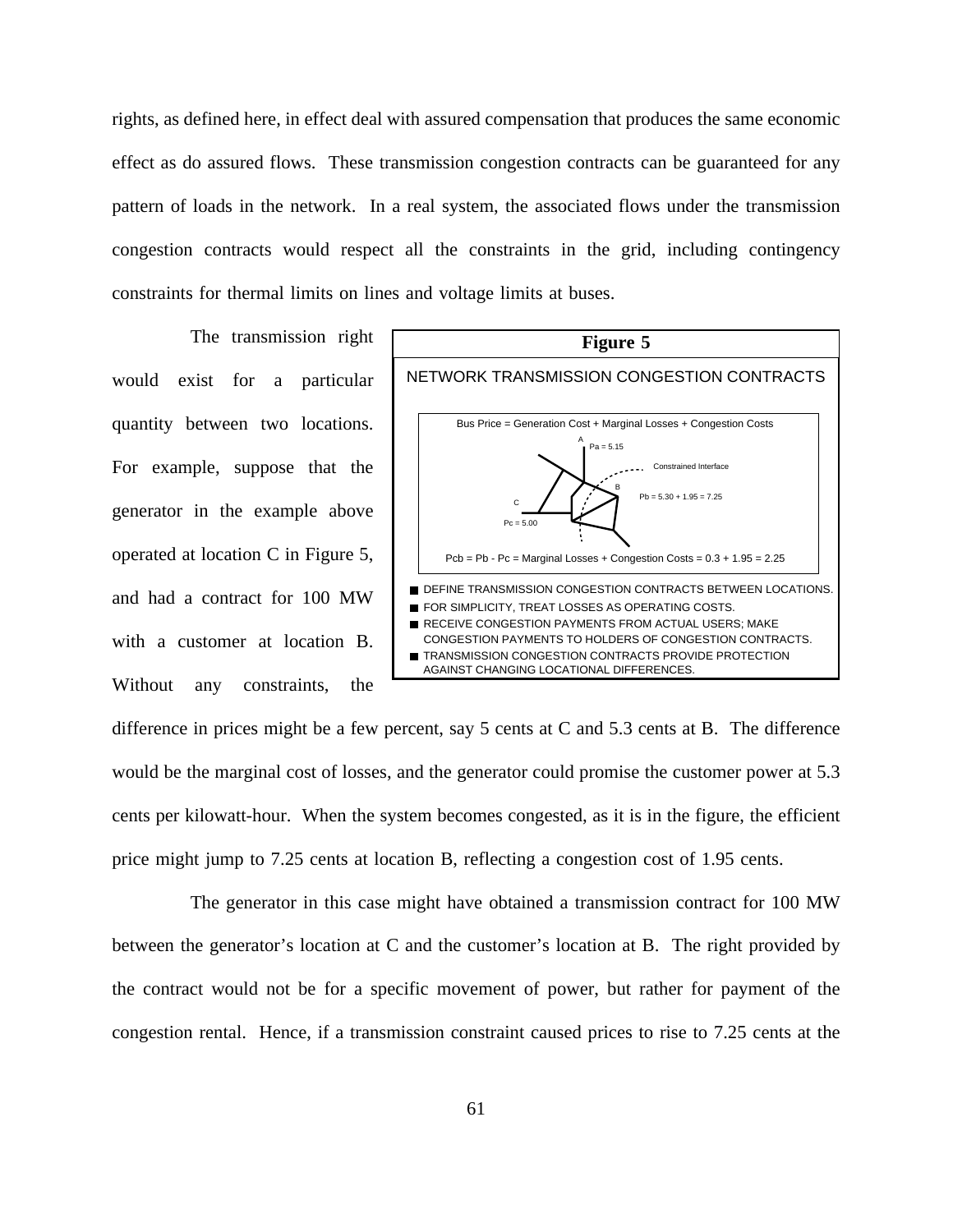rights, as defined here, in effect deal with assured compensation that produces the same economic effect as do assured flows. These transmission congestion contracts can be guaranteed for any pattern of loads in the network. In a real system, the associated flows under the transmission congestion contracts would respect all the constraints in the grid, including contingency constraints for thermal limits on lines and voltage limits at buses.

The transmission right would exist for a particular quantity between two locations. For example, suppose that the generator in the example above operated at location C in Figure 5, and had a contract for 100 MW with a customer at location B. Without any constraints, the difference in prices might be a few percent, say 5 cents at C and 5.3 cents at B. The difference would be the marginal cost of losses, and the generator could promise the customer power at 5.3 cents per kilowatt-hour. When the system becomes congested, as it is in the figure, the efficient price might jump to 7.25 cents at location B, reflecting a congestion cost of 1.95 cents.

**Figure 5**

NETWORK TRANSMISSION CONGESTION CONTRACTS

Bus Price = Generation Cost + Marginal Losses + Congestion Costs

A: Pa = 5.15

Constrained Interface

B: Pb = 5.30 + 1.95 = 7.25

C: Pc = 5.00

Pcb = Pb - Pc = Marginal Losses + Congestion Costs = 0.3 + 1.95 = 2.25

- DEFINE TRANSMISSION CONGESTION CONTRACTS BETWEEN LOCATIONS.
- FOR SIMPLICITY, TREAT LOSSES AS OPERATING COSTS.
- RECEIVE CONGESTION PAYMENTS FROM ACTUAL USERS; MAKE CONGESTION PAYMENTS TO HOLDERS OF CONGESTION CONTRACTS.
- TRANSMISSION CONGESTION CONTRACTS PROVIDE PROTECTION AGAINST CHANGING LOCATIONAL DIFFERENCES.

The generator in this case might have obtained a transmission contract for 100 MW between the generator's location at C and the customer's location at B. The right provided by the contract would not be for a specific movement of power, but rather for payment of the congestion rental. Hence, if a transmission constraint caused prices to rise to 7.25 cents at the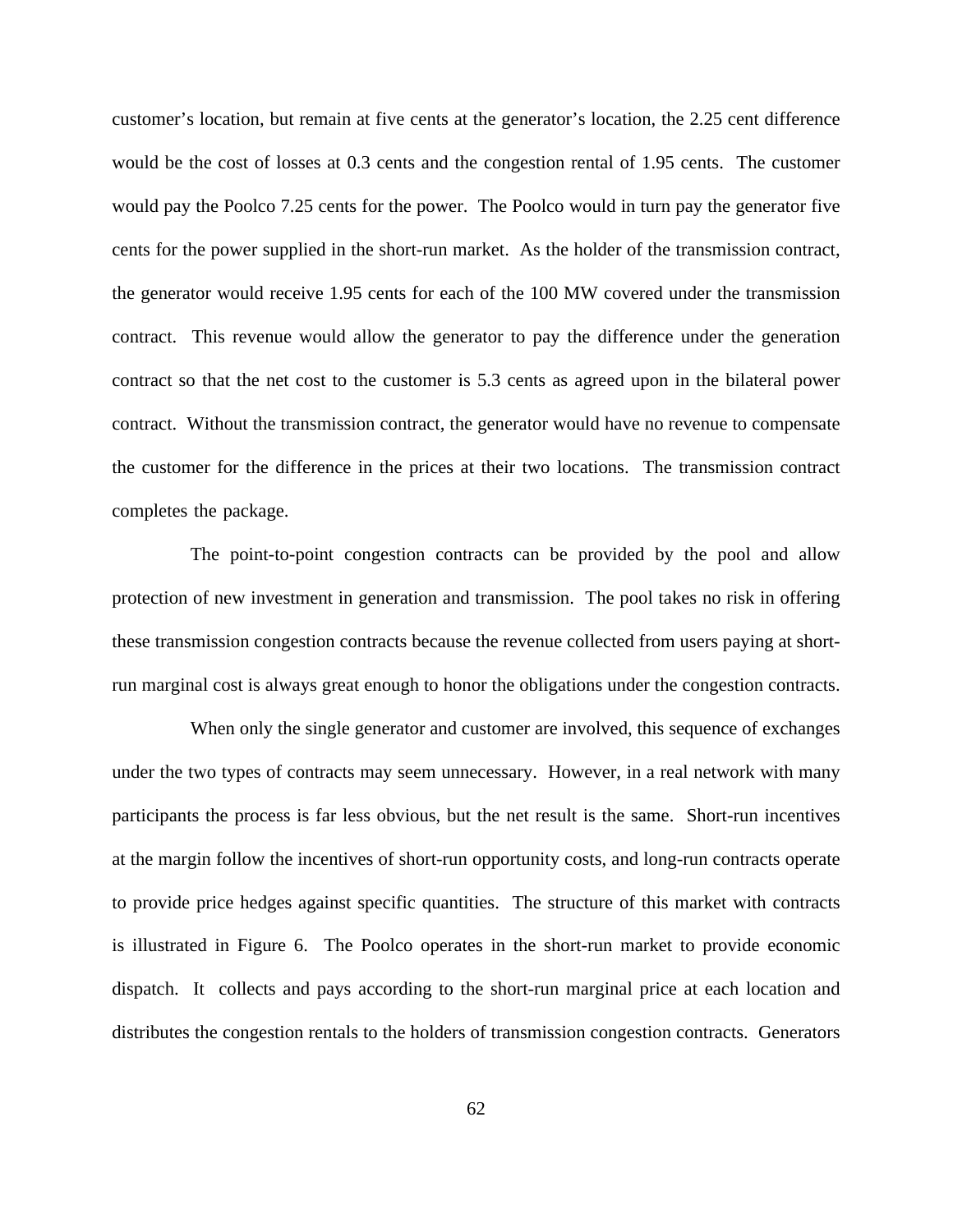customer's location, but remain at five cents at the generator's location, the 2.25 cent difference would be the cost of losses at 0.3 cents and the congestion rental of 1.95 cents. The customer would pay the Poolco 7.25 cents for the power. The Poolco would in turn pay the generator five cents for the power supplied in the short-run market. As the holder of the transmission contract, the generator would receive 1.95 cents for each of the 100 MW covered under the transmission contract. This revenue would allow the generator to pay the difference under the generation contract so that the net cost to the customer is 5.3 cents as agreed upon in the bilateral power contract. Without the transmission contract, the generator would have no revenue to compensate the customer for the difference in the prices at their two locations. The transmission contract completes the package.

The point-to-point congestion contracts can be provided by the pool and allow protection of new investment in generation and transmission. The pool takes no risk in offering these transmission congestion contracts because the revenue collected from users paying at short-run marginal cost is always great enough to honor the obligations under the congestion contracts.

When only the single generator and customer are involved, this sequence of exchanges under the two types of contracts may seem unnecessary. However, in a real network with many participants the process is far less obvious, but the net result is the same. Short-run incentives at the margin follow the incentives of short-run opportunity costs, and long-run contracts operate to provide price hedges against specific quantities. The structure of this market with contracts is illustrated in Figure 6. The Poolco operates in the short-run market to provide economic dispatch. It collects and pays according to the short-run marginal price at each location and distributes the congestion rentals to the holders of transmission congestion contracts. Generators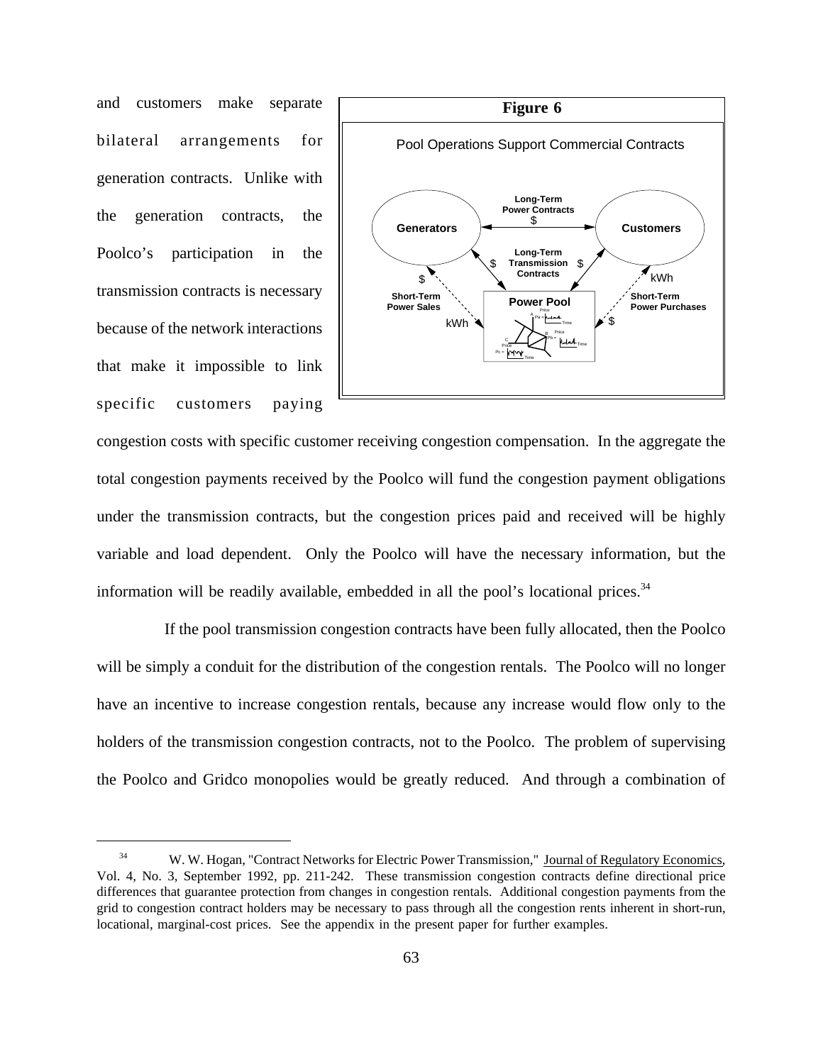and customers make separate bilateral arrangements for generation contracts. Unlike with the generation contracts, the Poolco's participation in the transmission contracts is necessary because of the network interactions that make it impossible to link specific customers paying congestion costs with specific customer receiving congestion compensation. In the aggregate the total congestion payments received by the Poolco will fund the congestion payment obligations under the transmission contracts, but the congestion prices paid and received will be highly variable and load dependent. Only the Poolco will have the necessary information, but the information will be readily available, embedded in all the pool's locational prices.[34]

**Figure 6**

Pool Operations Support Commercial Contracts

If the pool transmission congestion contracts have been fully allocated, then the Poolco will be simply a conduit for the distribution of the congestion rentals. The Poolco will no longer have an incentive to increase congestion rentals, because any increase would flow only to the holders of the transmission congestion contracts, not to the Poolco. The problem of supervising the Poolco and Gridco monopolies would be greatly reduced. And through a combination of

---

[34] W. W. Hogan, "Contract Networks for Electric Power Transmission," Journal of Regulatory Economics, Vol. 4, No. 3, September 1992, pp. 211-242. These transmission congestion contracts define directional price differences that guarantee protection from changes in congestion rentals. Additional congestion payments from the grid to congestion contract holders may be necessary to pass through all the congestion rents inherent in short-run, locational, marginal-cost prices. See the appendix in the present paper for further examples.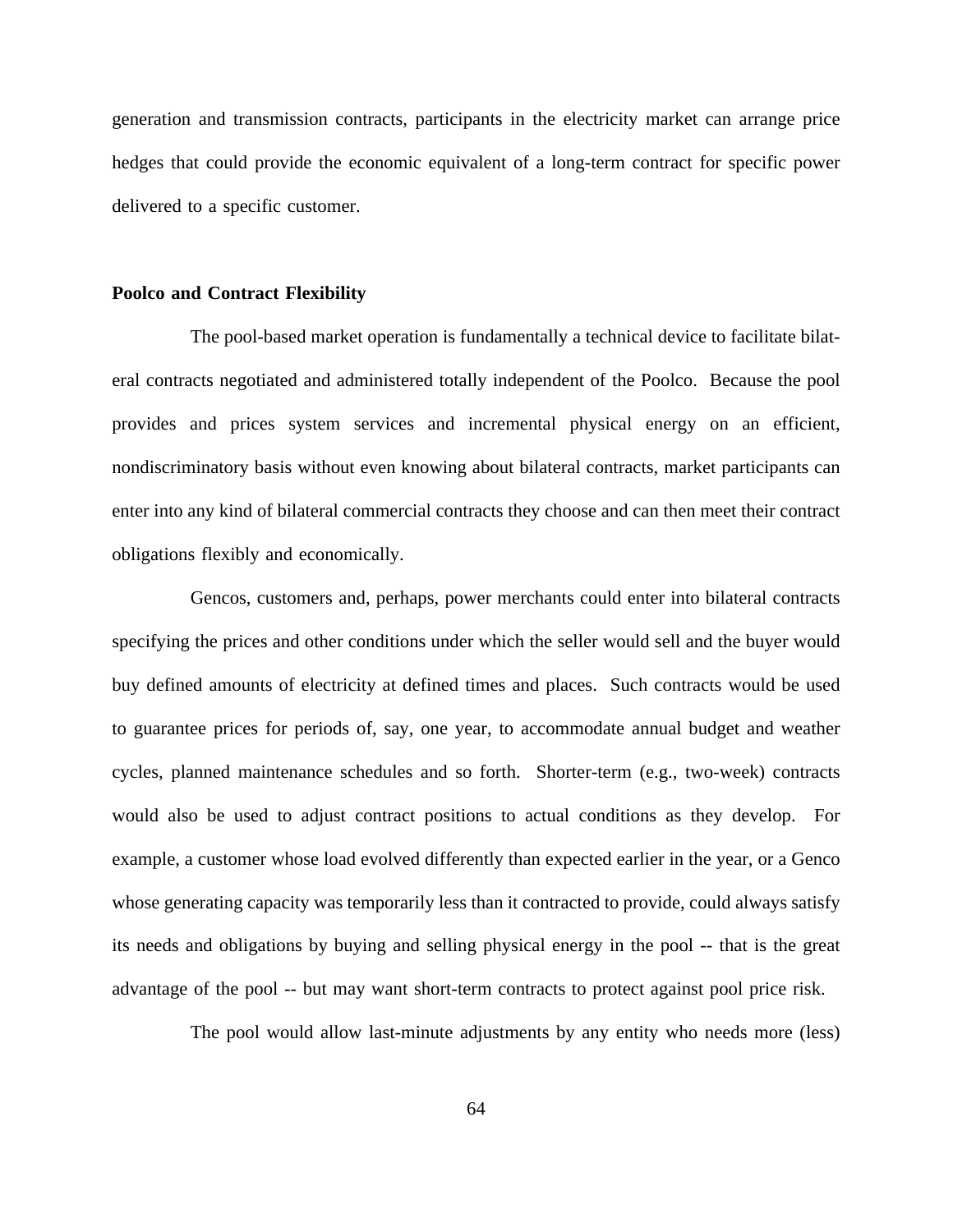generation and transmission contracts, participants in the electricity market can arrange price hedges that could provide the economic equivalent of a long-term contract for specific power delivered to a specific customer.

**Poolco and Contract Flexibility**

The pool-based market operation is fundamentally a technical device to facilitate bilateral contracts negotiated and administered totally independent of the Poolco. Because the pool provides and prices system services and incremental physical energy on an efficient, nondiscriminatory basis without even knowing about bilateral contracts, market participants can enter into any kind of bilateral commercial contracts they choose and can then meet their contract obligations flexibly and economically.

Gencos, customers and, perhaps, power merchants could enter into bilateral contracts specifying the prices and other conditions under which the seller would sell and the buyer would buy defined amounts of electricity at defined times and places. Such contracts would be used to guarantee prices for periods of, say, one year, to accommodate annual budget and weather cycles, planned maintenance schedules and so forth. Shorter-term (e.g., two-week) contracts would also be used to adjust contract positions to actual conditions as they develop. For example, a customer whose load evolved differently than expected earlier in the year, or a Genco whose generating capacity was temporarily less than it contracted to provide, could always satisfy its needs and obligations by buying and selling physical energy in the pool -- that is the great advantage of the pool -- but may want short-term contracts to protect against pool price risk.

The pool would allow last-minute adjustments by any entity who needs more (less)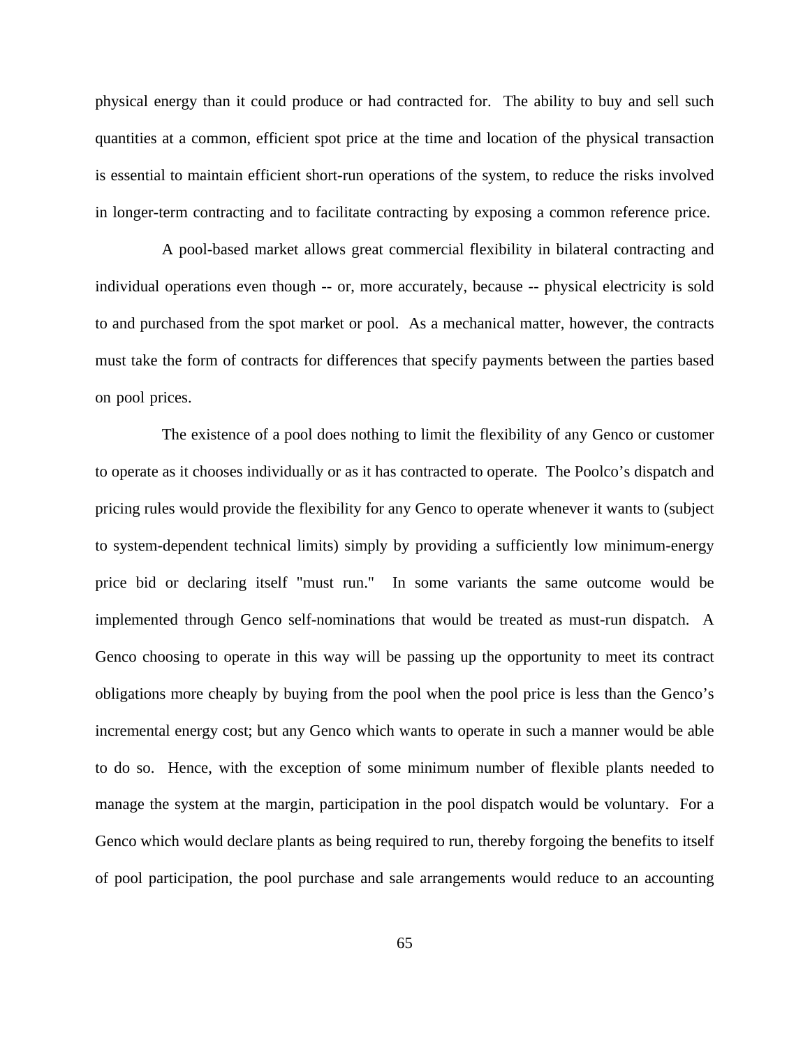physical energy than it could produce or had contracted for. The ability to buy and sell such quantities at a common, efficient spot price at the time and location of the physical transaction is essential to maintain efficient short-run operations of the system, to reduce the risks involved in longer-term contracting and to facilitate contracting by exposing a common reference price.

A pool-based market allows great commercial flexibility in bilateral contracting and individual operations even though -- or, more accurately, because -- physical electricity is sold to and purchased from the spot market or pool. As a mechanical matter, however, the contracts must take the form of contracts for differences that specify payments between the parties based on pool prices.

The existence of a pool does nothing to limit the flexibility of any Genco or customer to operate as it chooses individually or as it has contracted to operate. The Poolco's dispatch and pricing rules would provide the flexibility for any Genco to operate whenever it wants to (subject to system-dependent technical limits) simply by providing a sufficiently low minimum-energy price bid or declaring itself "must run." In some variants the same outcome would be implemented through Genco self-nominations that would be treated as must-run dispatch. A Genco choosing to operate in this way will be passing up the opportunity to meet its contract obligations more cheaply by buying from the pool when the pool price is less than the Genco's incremental energy cost; but any Genco which wants to operate in such a manner would be able to do so. Hence, with the exception of some minimum number of flexible plants needed to manage the system at the margin, participation in the pool dispatch would be voluntary. For a Genco which would declare plants as being required to run, thereby forgoing the benefits to itself of pool participation, the pool purchase and sale arrangements would reduce to an accounting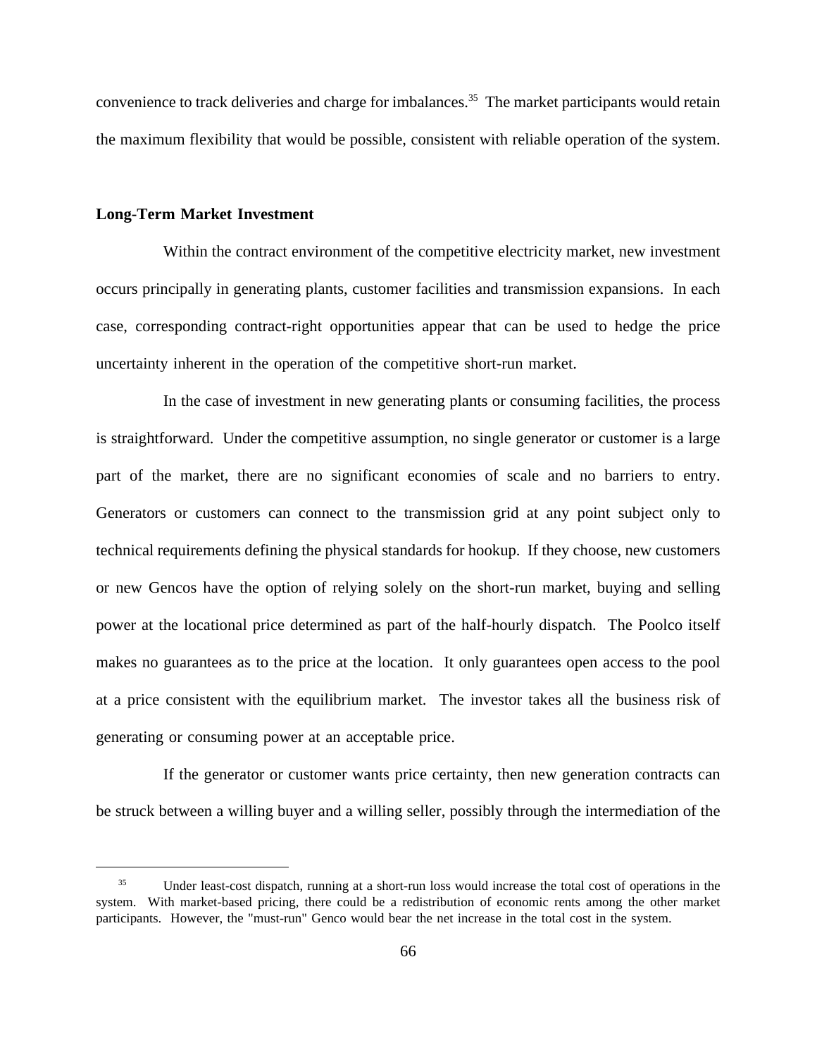convenience to track deliveries and charge for imbalances.[35] The market participants would retain the maximum flexibility that would be possible, consistent with reliable operation of the system.

**Long-Term Market Investment**

Within the contract environment of the competitive electricity market, new investment occurs principally in generating plants, customer facilities and transmission expansions. In each case, corresponding contract-right opportunities appear that can be used to hedge the price uncertainty inherent in the operation of the competitive short-run market.

In the case of investment in new generating plants or consuming facilities, the process is straightforward. Under the competitive assumption, no single generator or customer is a large part of the market, there are no significant economies of scale and no barriers to entry. Generators or customers can connect to the transmission grid at any point subject only to technical requirements defining the physical standards for hookup. If they choose, new customers or new Gencos have the option of relying solely on the short-run market, buying and selling power at the locational price determined as part of the half-hourly dispatch. The Poolco itself makes no guarantees as to the price at the location. It only guarantees open access to the pool at a price consistent with the equilibrium market. The investor takes all the business risk of generating or consuming power at an acceptable price.

If the generator or customer wants price certainty, then new generation contracts can be struck between a willing buyer and a willing seller, possibly through the intermediation of the

[35] Under least-cost dispatch, running at a short-run loss would increase the total cost of operations in the system. With market-based pricing, there could be a redistribution of economic rents among the other market participants. However, the "must-run" Genco would bear the net increase in the total cost in the system.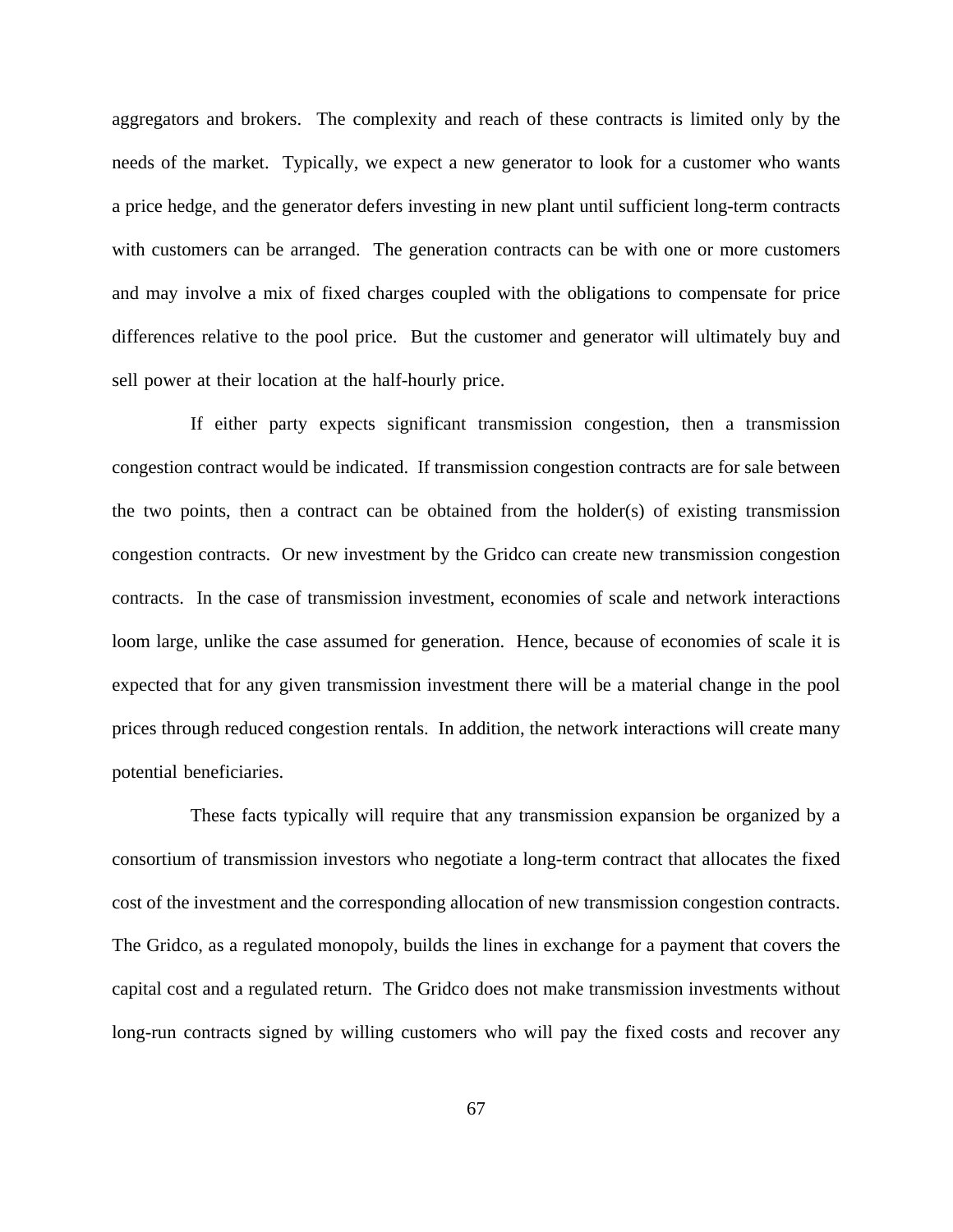aggregators and brokers. The complexity and reach of these contracts is limited only by the needs of the market. Typically, we expect a new generator to look for a customer who wants a price hedge, and the generator defers investing in new plant until sufficient long-term contracts with customers can be arranged. The generation contracts can be with one or more customers and may involve a mix of fixed charges coupled with the obligations to compensate for price differences relative to the pool price. But the customer and generator will ultimately buy and sell power at their location at the half-hourly price.

If either party expects significant transmission congestion, then a transmission congestion contract would be indicated. If transmission congestion contracts are for sale between the two points, then a contract can be obtained from the holder(s) of existing transmission congestion contracts. Or new investment by the Gridco can create new transmission congestion contracts. In the case of transmission investment, economies of scale and network interactions loom large, unlike the case assumed for generation. Hence, because of economies of scale it is expected that for any given transmission investment there will be a material change in the pool prices through reduced congestion rentals. In addition, the network interactions will create many potential beneficiaries.

These facts typically will require that any transmission expansion be organized by a consortium of transmission investors who negotiate a long-term contract that allocates the fixed cost of the investment and the corresponding allocation of new transmission congestion contracts. The Gridco, as a regulated monopoly, builds the lines in exchange for a payment that covers the capital cost and a regulated return. The Gridco does not make transmission investments without long-run contracts signed by willing customers who will pay the fixed costs and recover any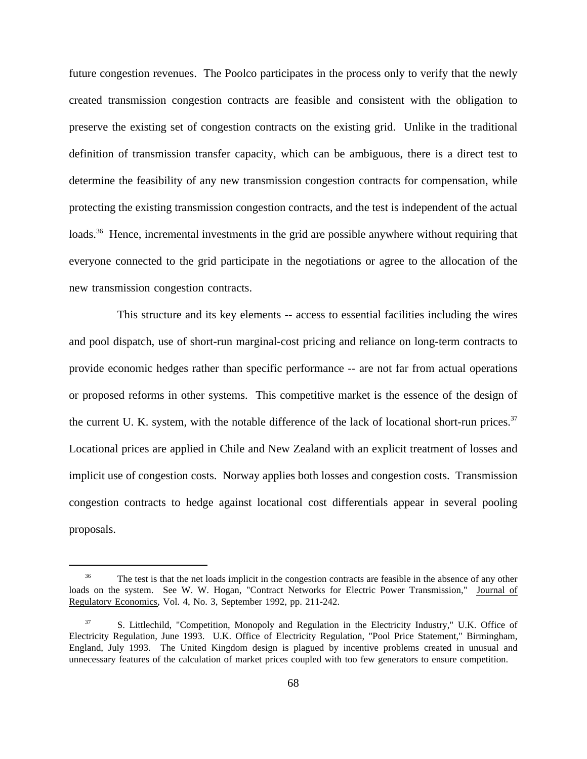future congestion revenues. The Poolco participates in the process only to verify that the newly created transmission congestion contracts are feasible and consistent with the obligation to preserve the existing set of congestion contracts on the existing grid. Unlike in the traditional definition of transmission transfer capacity, which can be ambiguous, there is a direct test to determine the feasibility of any new transmission congestion contracts for compensation, while protecting the existing transmission congestion contracts, and the test is independent of the actual loads.[36] Hence, incremental investments in the grid are possible anywhere without requiring that everyone connected to the grid participate in the negotiations or agree to the allocation of the new transmission congestion contracts.

This structure and its key elements -- access to essential facilities including the wires and pool dispatch, use of short-run marginal-cost pricing and reliance on long-term contracts to provide economic hedges rather than specific performance -- are not far from actual operations or proposed reforms in other systems. This competitive market is the essence of the design of the current U. K. system, with the notable difference of the lack of locational short-run prices.[37] Locational prices are applied in Chile and New Zealand with an explicit treatment of losses and implicit use of congestion costs. Norway applies both losses and congestion costs. Transmission congestion contracts to hedge against locational cost differentials appear in several pooling proposals.

---

[36] The test is that the net loads implicit in the congestion contracts are feasible in the absence of any other loads on the system. See W. W. Hogan, "Contract Networks for Electric Power Transmission," Journal of Regulatory Economics, Vol. 4, No. 3, September 1992, pp. 211-242.

[37] S. Littlechild, "Competition, Monopoly and Regulation in the Electricity Industry," U.K. Office of Electricity Regulation, June 1993. U.K. Office of Electricity Regulation, "Pool Price Statement," Birmingham, England, July 1993. The United Kingdom design is plagued by incentive problems created in unusual and unnecessary features of the calculation of market prices coupled with too few generators to ensure competition.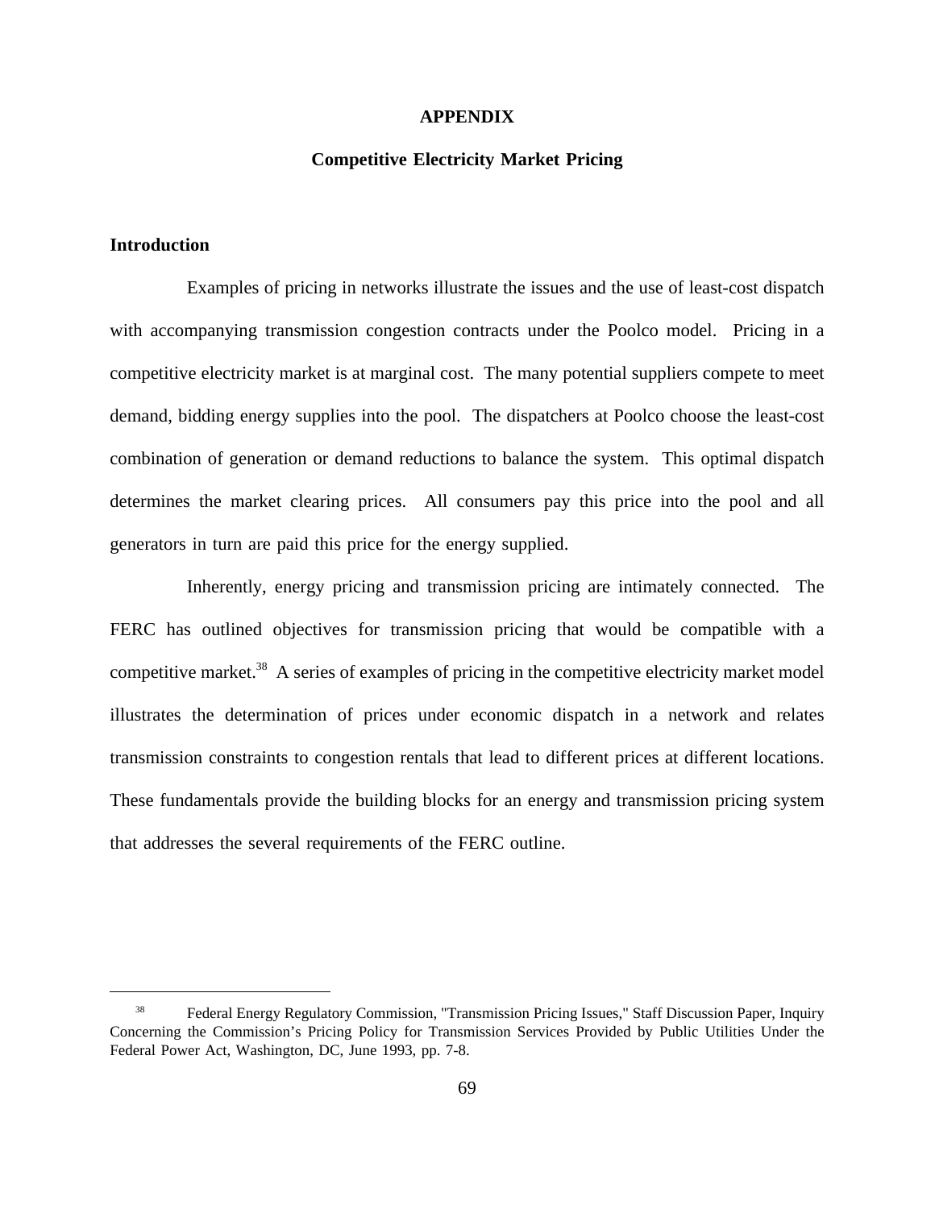# APPENDIX

## Competitive Electricity Market Pricing

### Introduction

Examples of pricing in networks illustrate the issues and the use of least-cost dispatch with accompanying transmission congestion contracts under the Poolco model. Pricing in a competitive electricity market is at marginal cost. The many potential suppliers compete to meet demand, bidding energy supplies into the pool. The dispatchers at Poolco choose the least-cost combination of generation or demand reductions to balance the system. This optimal dispatch determines the market clearing prices. All consumers pay this price into the pool and all generators in turn are paid this price for the energy supplied.

Inherently, energy pricing and transmission pricing are intimately connected. The FERC has outlined objectives for transmission pricing that would be compatible with a competitive market.[38] A series of examples of pricing in the competitive electricity market model illustrates the determination of prices under economic dispatch in a network and relates transmission constraints to congestion rentals that lead to different prices at different locations. These fundamentals provide the building blocks for an energy and transmission pricing system that addresses the several requirements of the FERC outline.

---

[38] Federal Energy Regulatory Commission, "Transmission Pricing Issues," Staff Discussion Paper, Inquiry Concerning the Commission's Pricing Policy for Transmission Services Provided by Public Utilities Under the Federal Power Act, Washington, DC, June 1993, pp. 7-8.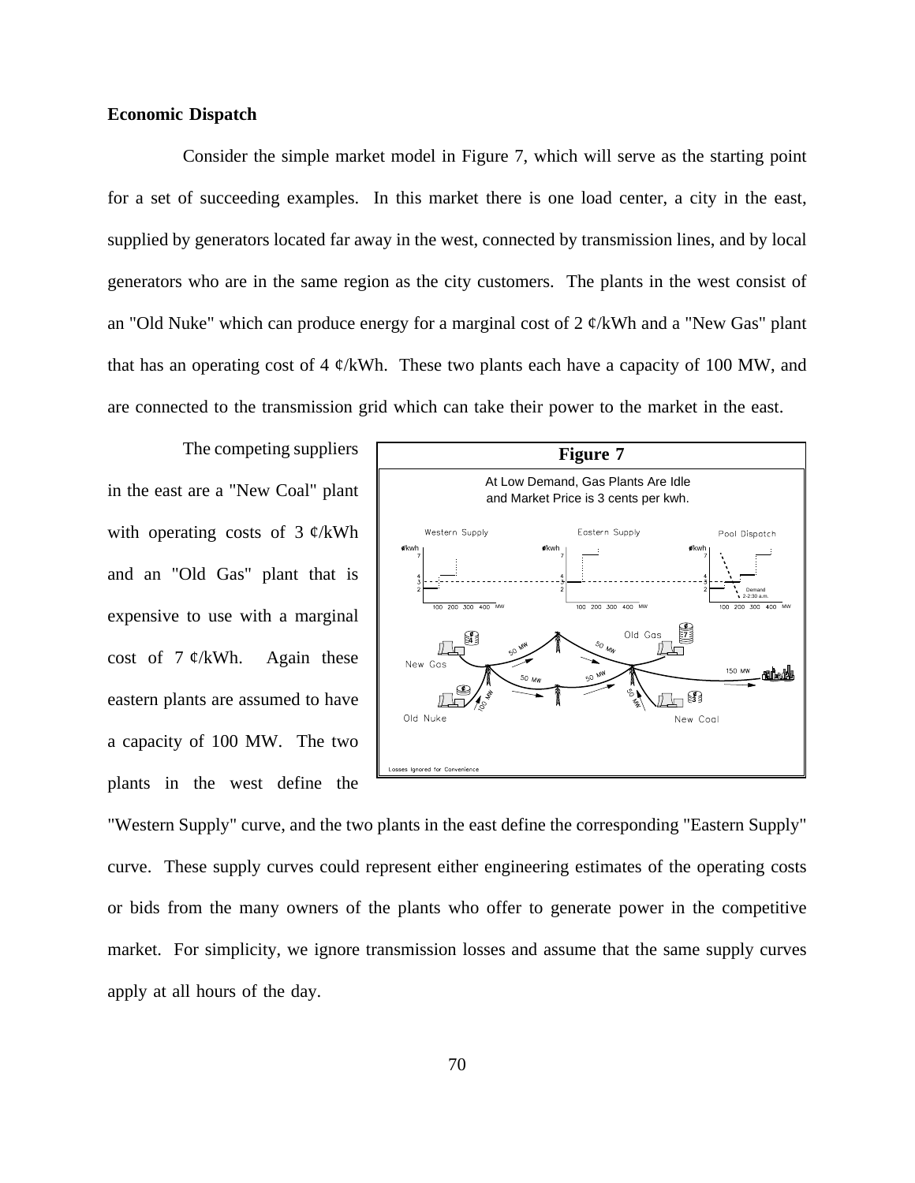**Economic Dispatch**

Consider the simple market model in Figure 7, which will serve as the starting point for a set of succeeding examples. In this market there is one load center, a city in the east, supplied by generators located far away in the west, connected by transmission lines, and by local generators who are in the same region as the city customers. The plants in the west consist of an "Old Nuke" which can produce energy for a marginal cost of 2 ¢/kWh and a "New Gas" plant that has an operating cost of 4 ¢/kWh. These two plants each have a capacity of 100 MW, and are connected to the transmission grid which can take their power to the market in the east.

The competing suppliers in the east are a "New Coal" plant with operating costs of 3 ¢/kWh and an "Old Gas" plant that is expensive to use with a marginal cost of 7 ¢/kWh. Again these eastern plants are assumed to have a capacity of 100 MW. The two plants in the west define the "Western Supply" curve, and the two plants in the east define the corresponding "Eastern Supply" curve. These supply curves could represent either engineering estimates of the operating costs or bids from the many owners of the plants who offer to generate power in the competitive market. For simplicity, we ignore transmission losses and assume that the same supply curves apply at all hours of the day.

**Figure 7**

At Low Demand, Gas Plants Are Idle and Market Price is 3 cents per kwh.

Losses Ignored for Convenience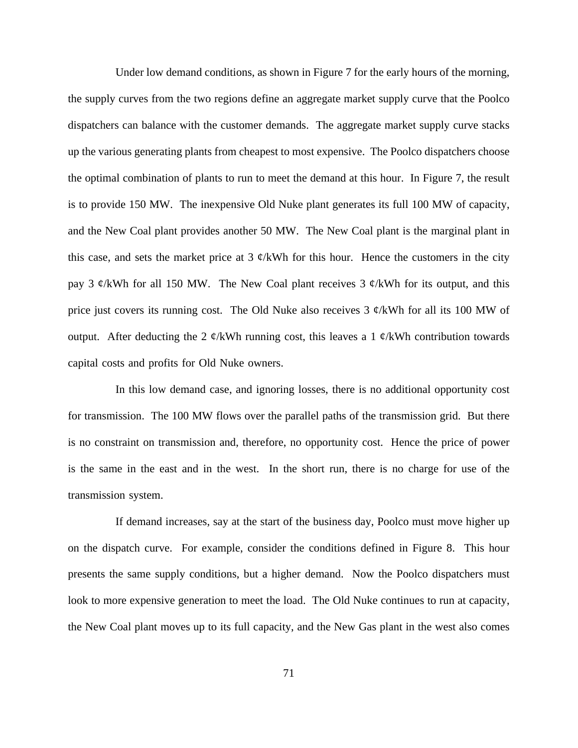Under low demand conditions, as shown in Figure 7 for the early hours of the morning, the supply curves from the two regions define an aggregate market supply curve that the Poolco dispatchers can balance with the customer demands. The aggregate market supply curve stacks up the various generating plants from cheapest to most expensive. The Poolco dispatchers choose the optimal combination of plants to run to meet the demand at this hour. In Figure 7, the result is to provide 150 MW. The inexpensive Old Nuke plant generates its full 100 MW of capacity, and the New Coal plant provides another 50 MW. The New Coal plant is the marginal plant in this case, and sets the market price at 3 ¢/kWh for this hour. Hence the customers in the city pay 3 ¢/kWh for all 150 MW. The New Coal plant receives 3 ¢/kWh for its output, and this price just covers its running cost. The Old Nuke also receives 3 ¢/kWh for all its 100 MW of output. After deducting the 2 ¢/kWh running cost, this leaves a 1 ¢/kWh contribution towards capital costs and profits for Old Nuke owners.

In this low demand case, and ignoring losses, there is no additional opportunity cost for transmission. The 100 MW flows over the parallel paths of the transmission grid. But there is no constraint on transmission and, therefore, no opportunity cost. Hence the price of power is the same in the east and in the west. In the short run, there is no charge for use of the transmission system.

If demand increases, say at the start of the business day, Poolco must move higher up on the dispatch curve. For example, consider the conditions defined in Figure 8. This hour presents the same supply conditions, but a higher demand. Now the Poolco dispatchers must look to more expensive generation to meet the load. The Old Nuke continues to run at capacity, the New Coal plant moves up to its full capacity, and the New Gas plant in the west also comes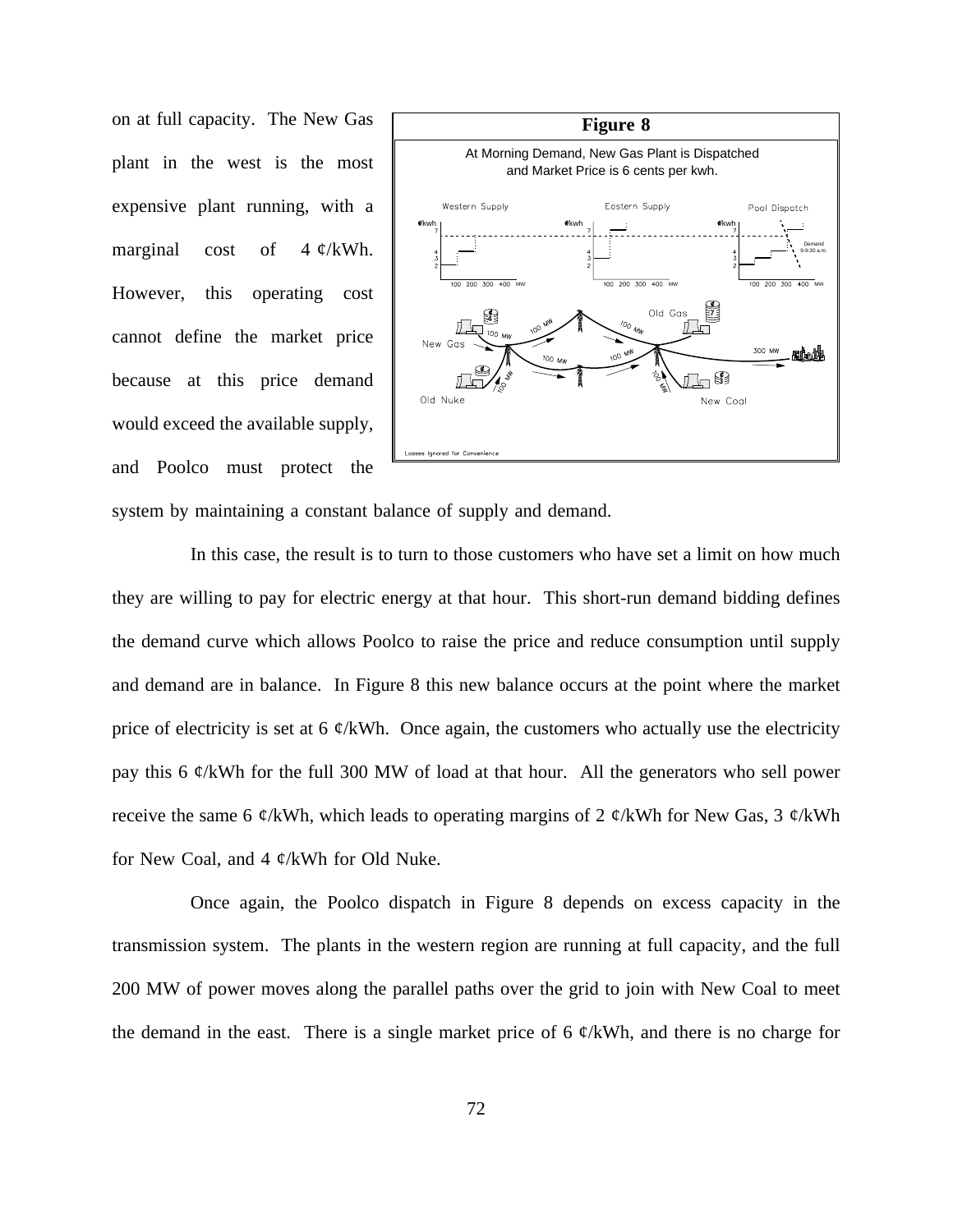on at full capacity. The New Gas plant in the west is the most expensive plant running, with a marginal cost of 4 ¢/kWh. However, this operating cost cannot define the market price because at this price demand would exceed the available supply, and Poolco must protect the system by maintaining a constant balance of supply and demand.

**Figure 8**

At Morning Demand, New Gas Plant is Dispatched and Market Price is 6 cents per kwh.

In this case, the result is to turn to those customers who have set a limit on how much they are willing to pay for electric energy at that hour. This short-run demand bidding defines the demand curve which allows Poolco to raise the price and reduce consumption until supply and demand are in balance. In Figure 8 this new balance occurs at the point where the market price of electricity is set at 6 ¢/kWh. Once again, the customers who actually use the electricity pay this 6 ¢/kWh for the full 300 MW of load at that hour. All the generators who sell power receive the same 6 ¢/kWh, which leads to operating margins of 2 ¢/kWh for New Gas, 3 ¢/kWh for New Coal, and 4 ¢/kWh for Old Nuke.

Once again, the Poolco dispatch in Figure 8 depends on excess capacity in the transmission system. The plants in the western region are running at full capacity, and the full 200 MW of power moves along the parallel paths over the grid to join with New Coal to meet the demand in the east. There is a single market price of 6 ¢/kWh, and there is no charge for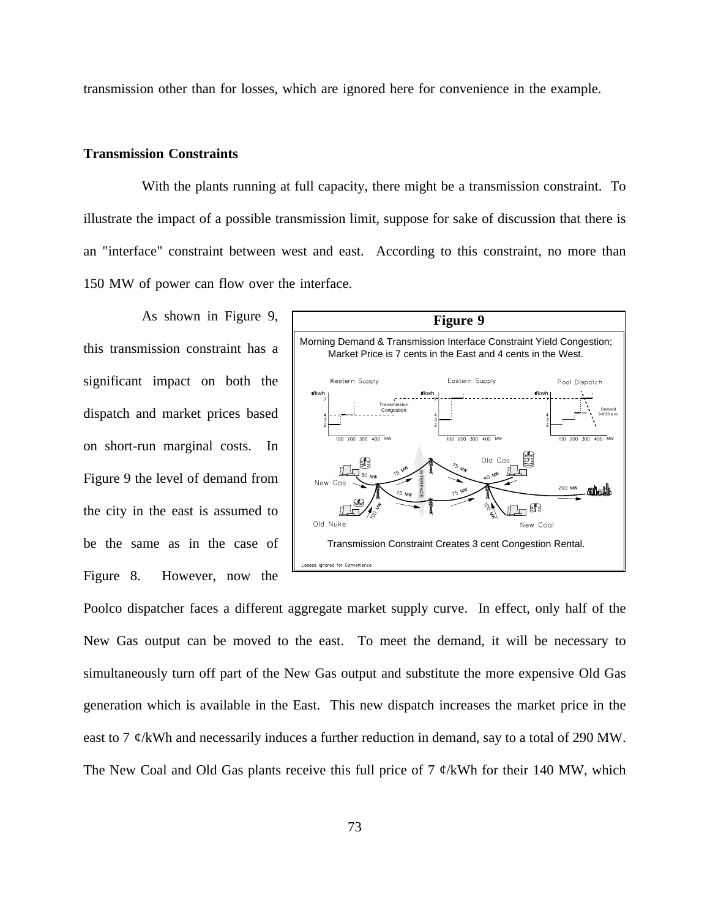transmission other than for losses, which are ignored here for convenience in the example.

**Transmission Constraints**

With the plants running at full capacity, there might be a transmission constraint. To illustrate the impact of a possible transmission limit, suppose for sake of discussion that there is an "interface" constraint between west and east. According to this constraint, no more than 150 MW of power can flow over the interface.

As shown in Figure 9, this transmission constraint has a significant impact on both the dispatch and market prices based on short-run marginal costs. In Figure 9 the level of demand from the city in the east is assumed to be the same as in the case of Figure 8. However, now the Poolco dispatcher faces a different aggregate market supply curve. In effect, only half of the New Gas output can be moved to the east. To meet the demand, it will be necessary to simultaneously turn off part of the New Gas output and substitute the more expensive Old Gas generation which is available in the East. This new dispatch increases the market price in the east to 7 ¢/kWh and necessarily induces a further reduction in demand, say to a total of 290 MW. The New Coal and Old Gas plants receive this full price of 7 ¢/kWh for their 140 MW, which

**Figure 9**

Morning Demand & Transmission Interface Constraint Yield Congestion; Market Price is 7 cents in the East and 4 cents in the West.

Transmission Constraint Creates 3 cent Congestion Rental.

Losses Ignored for Convenience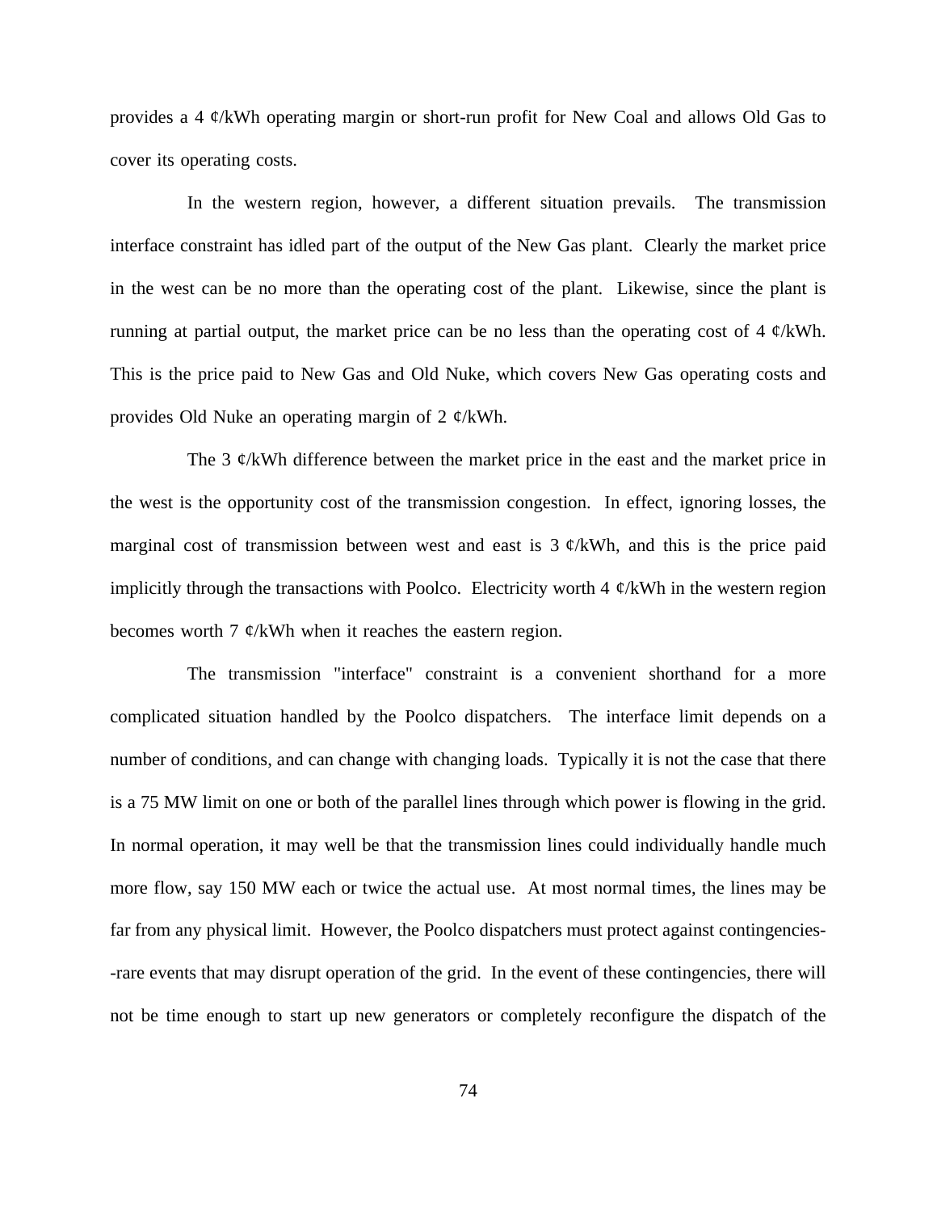provides a 4 ¢/kWh operating margin or short-run profit for New Coal and allows Old Gas to cover its operating costs.

In the western region, however, a different situation prevails. The transmission interface constraint has idled part of the output of the New Gas plant. Clearly the market price in the west can be no more than the operating cost of the plant. Likewise, since the plant is running at partial output, the market price can be no less than the operating cost of 4 ¢/kWh. This is the price paid to New Gas and Old Nuke, which covers New Gas operating costs and provides Old Nuke an operating margin of 2 ¢/kWh.

The 3 ¢/kWh difference between the market price in the east and the market price in the west is the opportunity cost of the transmission congestion. In effect, ignoring losses, the marginal cost of transmission between west and east is 3 ¢/kWh, and this is the price paid implicitly through the transactions with Poolco. Electricity worth 4 ¢/kWh in the western region becomes worth 7 ¢/kWh when it reaches the eastern region.

The transmission "interface" constraint is a convenient shorthand for a more complicated situation handled by the Poolco dispatchers. The interface limit depends on a number of conditions, and can change with changing loads. Typically it is not the case that there is a 75 MW limit on one or both of the parallel lines through which power is flowing in the grid. In normal operation, it may well be that the transmission lines could individually handle much more flow, say 150 MW each or twice the actual use. At most normal times, the lines may be far from any physical limit. However, the Poolco dispatchers must protect against contingencies--rare events that may disrupt operation of the grid. In the event of these contingencies, there will not be time enough to start up new generators or completely reconfigure the dispatch of the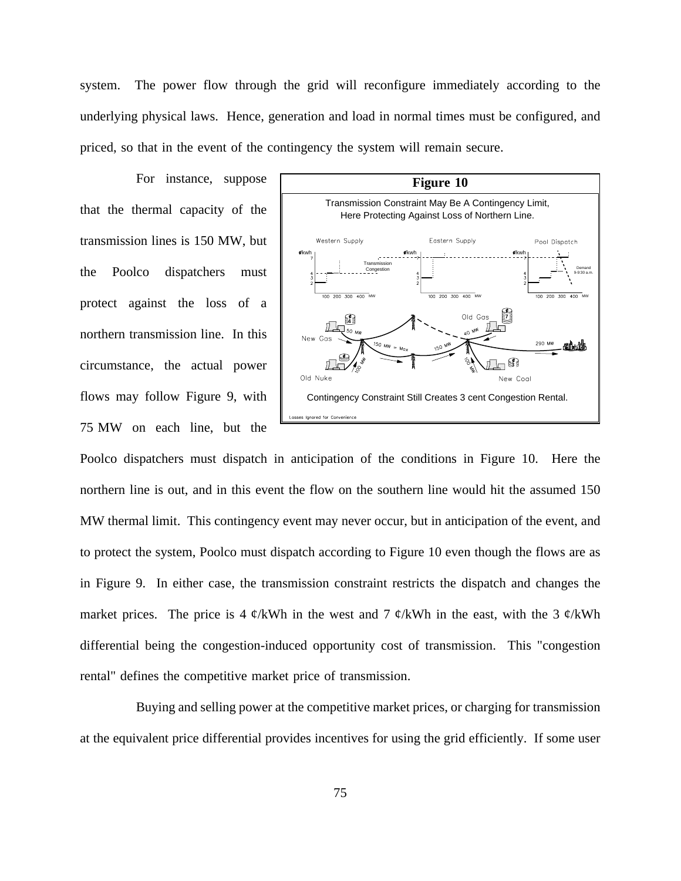system. The power flow through the grid will reconfigure immediately according to the underlying physical laws. Hence, generation and load in normal times must be configured, and priced, so that in the event of the contingency the system will remain secure.

For instance, suppose that the thermal capacity of the transmission lines is 150 MW, but the Poolco dispatchers must protect against the loss of a northern transmission line. In this circumstance, the actual power flows may follow Figure 9, with 75 MW on each line, but the Poolco dispatchers must dispatch in anticipation of the conditions in Figure 10. Here the northern line is out, and in this event the flow on the southern line would hit the assumed 150 MW thermal limit. This contingency event may never occur, but in anticipation of the event, and to protect the system, Poolco must dispatch according to Figure 10 even though the flows are as in Figure 9. In either case, the transmission constraint restricts the dispatch and changes the market prices. The price is 4 ¢/kWh in the west and 7 ¢/kWh in the east, with the 3 ¢/kWh differential being the congestion-induced opportunity cost of transmission. This "congestion rental" defines the competitive market price of transmission.

**Figure 10**

Transmission Constraint May Be A Contingency Limit, Here Protecting Against Loss of Northern Line.

Contingency Constraint Still Creates 3 cent Congestion Rental.

Losses Ignored for Convenience

Buying and selling power at the competitive market prices, or charging for transmission at the equivalent price differential provides incentives for using the grid efficiently. If some user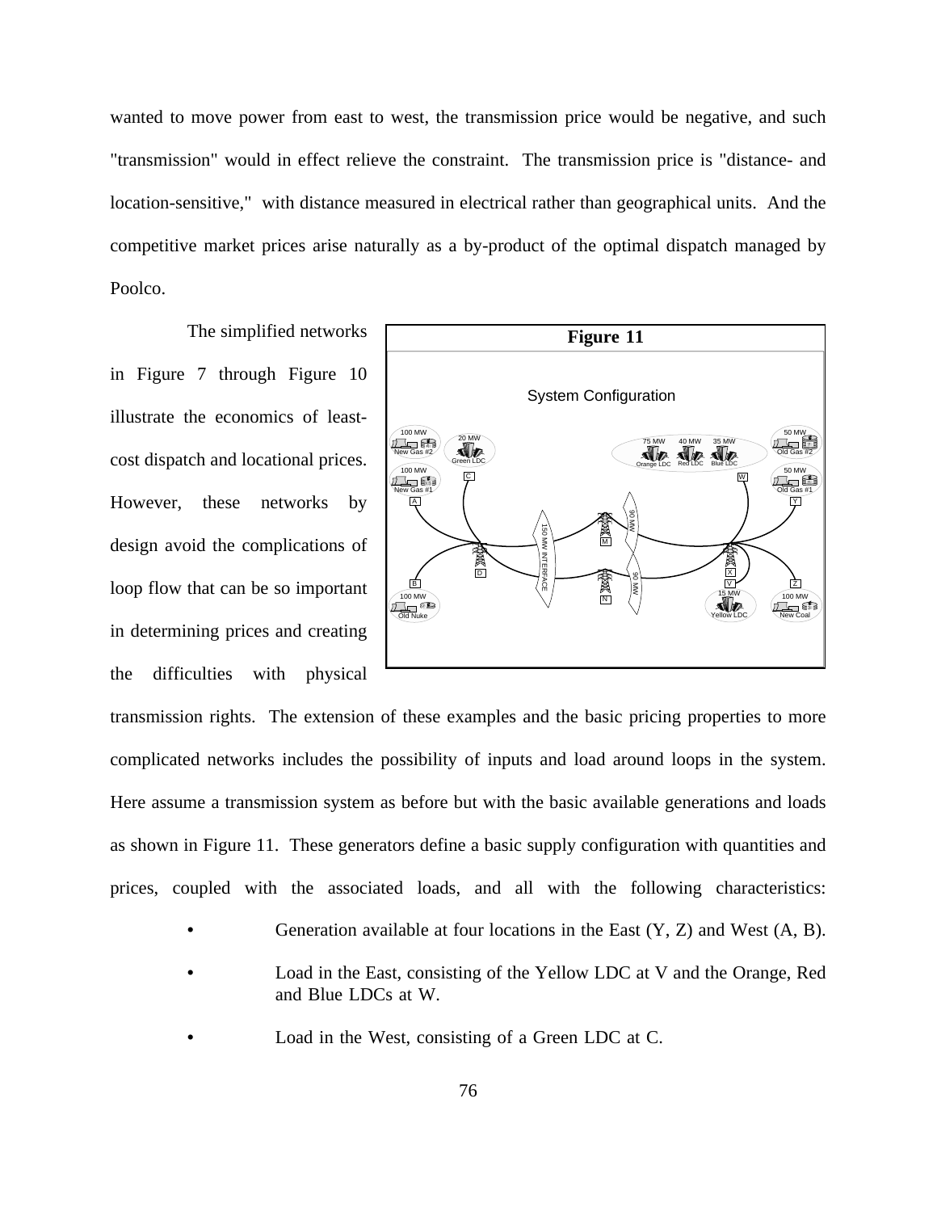wanted to move power from east to west, the transmission price would be negative, and such "transmission" would in effect relieve the constraint. The transmission price is "distance- and location-sensitive," with distance measured in electrical rather than geographical units. And the competitive market prices arise naturally as a by-product of the optimal dispatch managed by Poolco.

The simplified networks in Figure 7 through Figure 10 illustrate the economics of least-cost dispatch and locational prices. However, these networks by design avoid the complications of loop flow that can be so important in determining prices and creating the difficulties with physical transmission rights. The extension of these examples and the basic pricing properties to more complicated networks includes the possibility of inputs and load around loops in the system. Here assume a transmission system as before but with the basic available generations and loads as shown in Figure 11. These generators define a basic supply configuration with quantities and prices, coupled with the associated loads, and all with the following characteristics:

**Figure 11**

System Configuration

- Generation available at four locations in the East (Y, Z) and West (A, B).
- Load in the East, consisting of the Yellow LDC at V and the Orange, Red and Blue LDCs at W.
- Load in the West, consisting of a Green LDC at C.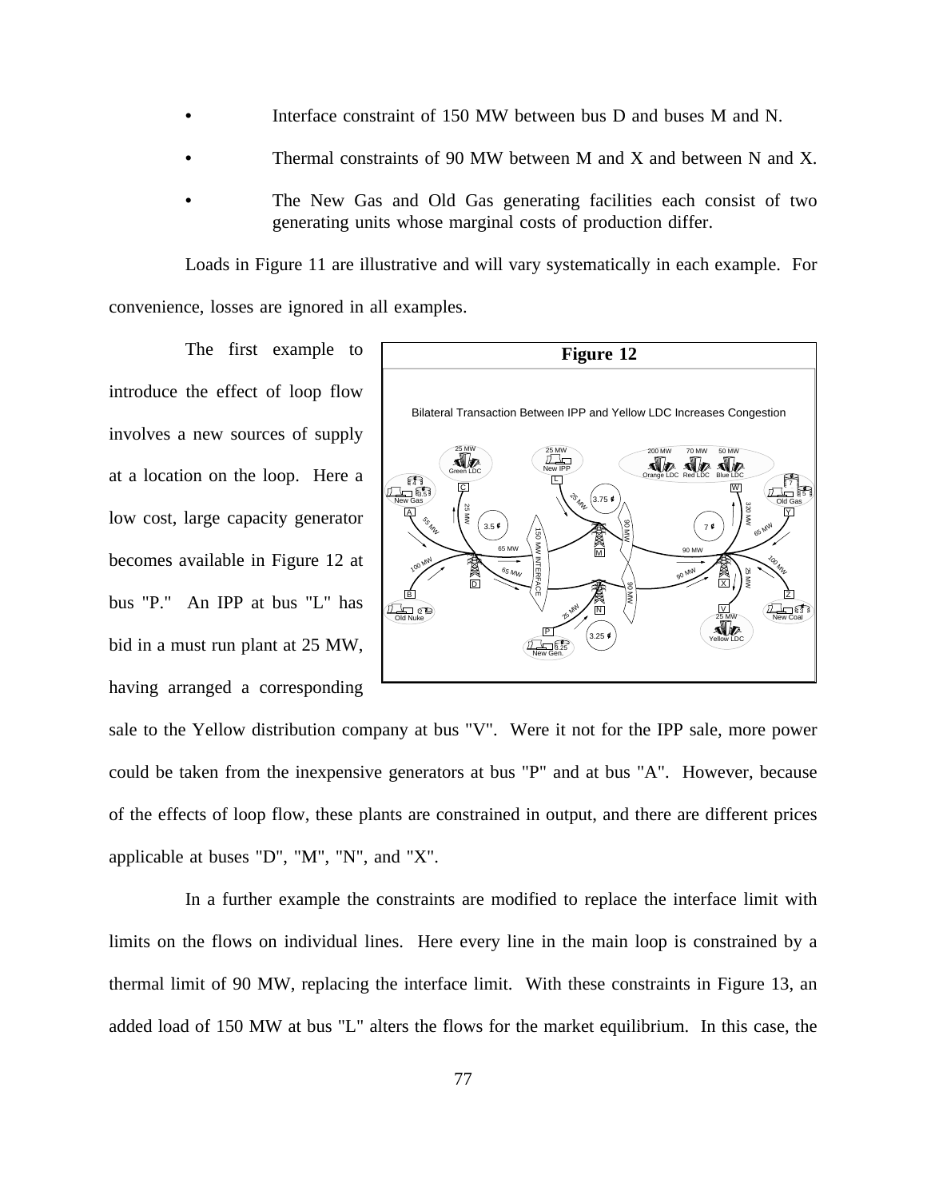- Interface constraint of 150 MW between bus D and buses M and N.
- Thermal constraints of 90 MW between M and X and between N and X.
- The New Gas and Old Gas generating facilities each consist of two generating units whose marginal costs of production differ.

Loads in Figure 11 are illustrative and will vary systematically in each example. For convenience, losses are ignored in all examples.

The first example to introduce the effect of loop flow involves a new sources of supply at a location on the loop. Here a low cost, large capacity generator becomes available in Figure 12 at bus "P." An IPP at bus "L" has bid in a must run plant at 25 MW, having arranged a corresponding sale to the Yellow distribution company at bus "V". Were it not for the IPP sale, more power could be taken from the inexpensive generators at bus "P" and at bus "A". However, because of the effects of loop flow, these plants are constrained in output, and there are different prices applicable at buses "D", "M", "N", and "X".

**Figure 12**

Bilateral Transaction Between IPP and Yellow LDC Increases Congestion

In a further example the constraints are modified to replace the interface limit with limits on the flows on individual lines. Here every line in the main loop is constrained by a thermal limit of 90 MW, replacing the interface limit. With these constraints in Figure 13, an added load of 150 MW at bus "L" alters the flows for the market equilibrium. In this case, the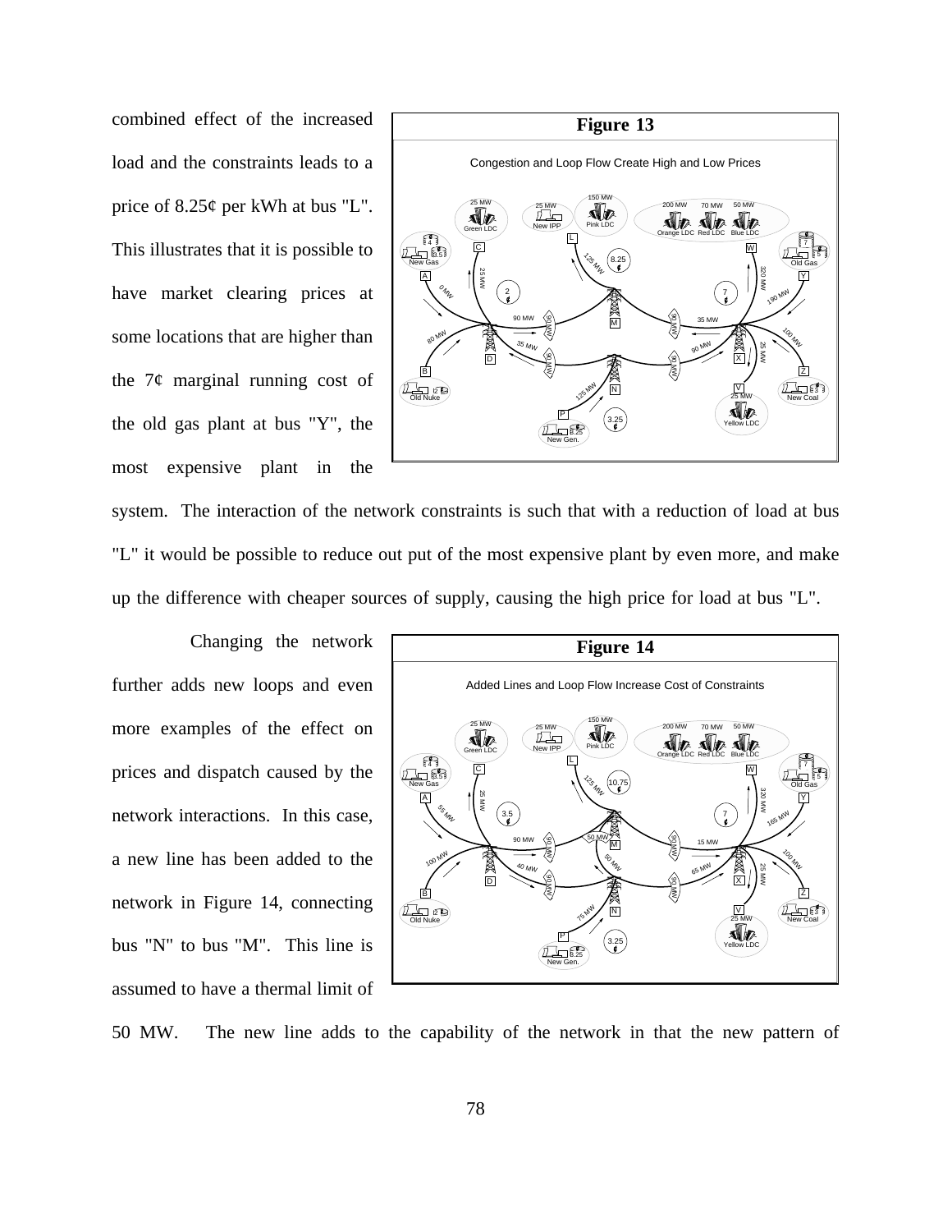combined effect of the increased load and the constraints leads to a price of 8.25¢ per kWh at bus "L". This illustrates that it is possible to have market clearing prices at some locations that are higher than the 7¢ marginal running cost of the old gas plant at bus "Y", the most expensive plant in the system. The interaction of the network constraints is such that with a reduction of load at bus "L" it would be possible to reduce out put of the most expensive plant by even more, and make up the difference with cheaper sources of supply, causing the high price for load at bus "L".

**Figure 13**

Congestion and Loop Flow Create High and Low Prices

Changing the network further adds new loops and even more examples of the effect on prices and dispatch caused by the network interactions. In this case, a new line has been added to the network in Figure 14, connecting bus "N" to bus "M". This line is assumed to have a thermal limit of 50 MW. The new line adds to the capability of the network in that the new pattern of

**Figure 14**

Added Lines and Loop Flow Increase Cost of Constraints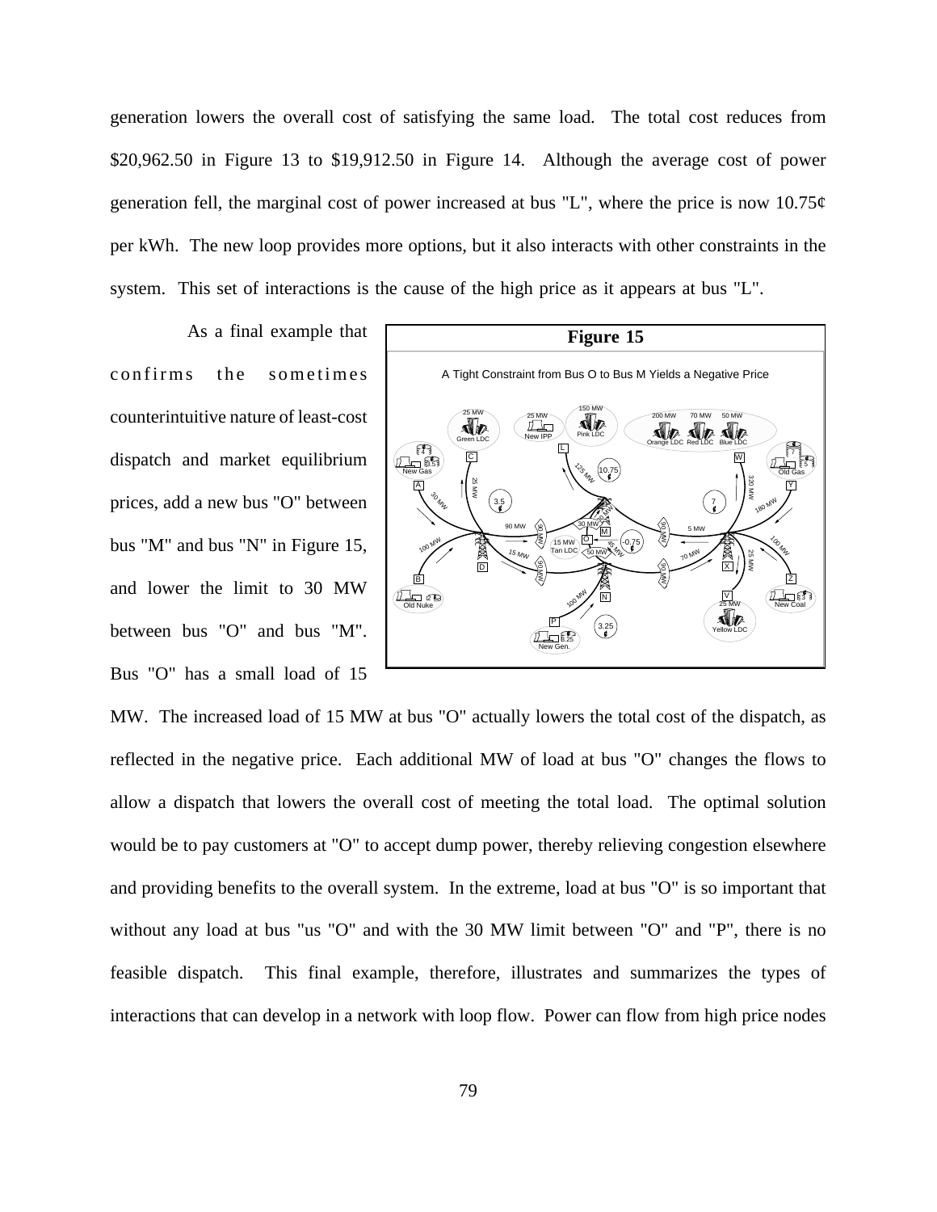generation lowers the overall cost of satisfying the same load. The total cost reduces from $20,962.50 in Figure 13 to $19,912.50 in Figure 14. Although the average cost of power generation fell, the marginal cost of power increased at bus "L", where the price is now 10.75¢ per kWh. The new loop provides more options, but it also interacts with other constraints in the system. This set of interactions is the cause of the high price as it appears at bus "L".

As a final example that confirms the sometimes counterintuitive nature of least-cost dispatch and market equilibrium prices, add a new bus "O" between bus "M" and bus "N" in Figure 15, and lower the limit to 30 MW between bus "O" and bus "M". Bus "O" has a small load of 15 MW. The increased load of 15 MW at bus "O" actually lowers the total cost of the dispatch, as reflected in the negative price. Each additional MW of load at bus "O" changes the flows to allow a dispatch that lowers the overall cost of meeting the total load. The optimal solution would be to pay customers at "O" to accept dump power, thereby relieving congestion elsewhere and providing benefits to the overall system. In the extreme, load at bus "O" is so important that without any load at bus "us "O" and with the 30 MW limit between "O" and "P", there is no feasible dispatch. This final example, therefore, illustrates and summarizes the types of interactions that can develop in a network with loop flow. Power can flow from high price nodes

**Figure 15**

A Tight Constraint from Bus O to Bus M Yields a Negative Price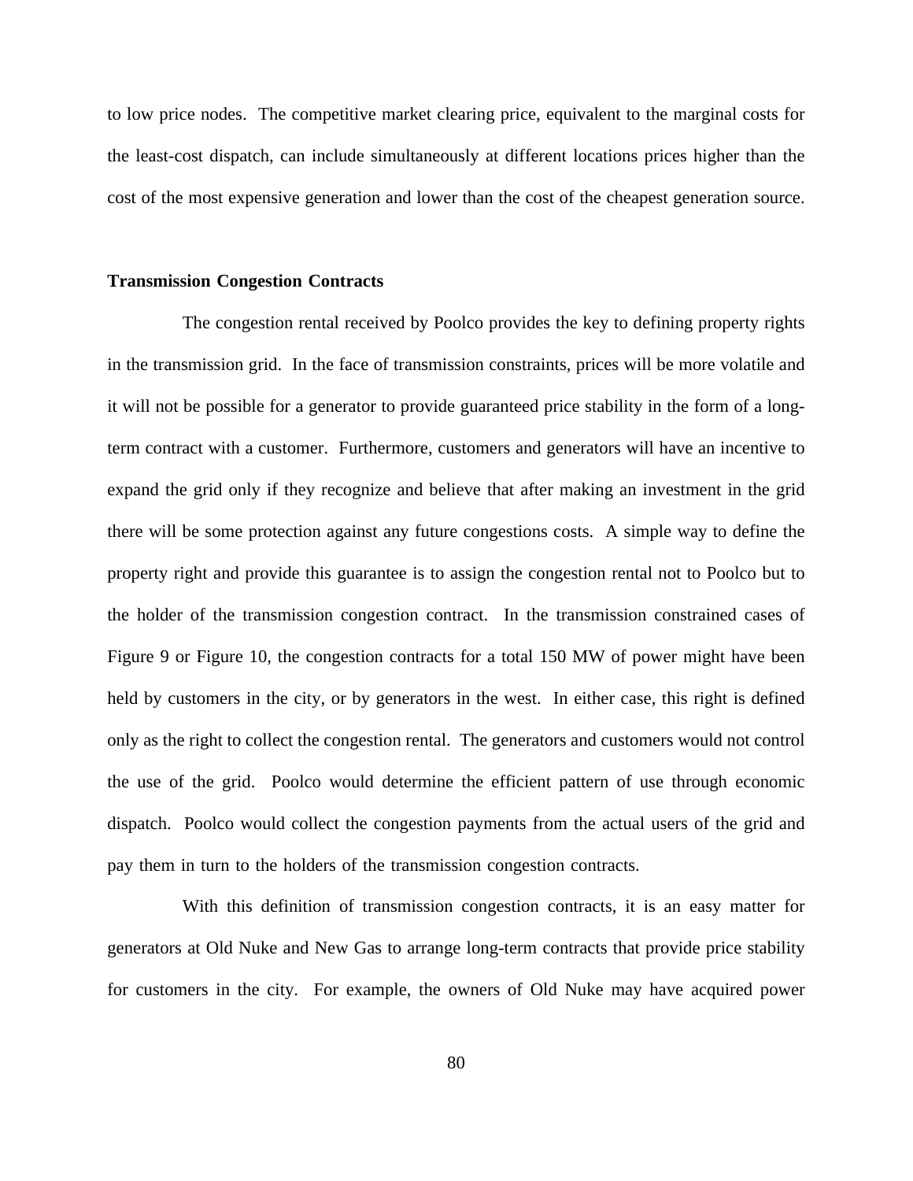to low price nodes. The competitive market clearing price, equivalent to the marginal costs for the least-cost dispatch, can include simultaneously at different locations prices higher than the cost of the most expensive generation and lower than the cost of the cheapest generation source.

**Transmission Congestion Contracts**

The congestion rental received by Poolco provides the key to defining property rights in the transmission grid. In the face of transmission constraints, prices will be more volatile and it will not be possible for a generator to provide guaranteed price stability in the form of a long-term contract with a customer. Furthermore, customers and generators will have an incentive to expand the grid only if they recognize and believe that after making an investment in the grid there will be some protection against any future congestions costs. A simple way to define the property right and provide this guarantee is to assign the congestion rental not to Poolco but to the holder of the transmission congestion contract. In the transmission constrained cases of Figure 9 or Figure 10, the congestion contracts for a total 150 MW of power might have been held by customers in the city, or by generators in the west. In either case, this right is defined only as the right to collect the congestion rental. The generators and customers would not control the use of the grid. Poolco would determine the efficient pattern of use through economic dispatch. Poolco would collect the congestion payments from the actual users of the grid and pay them in turn to the holders of the transmission congestion contracts.

With this definition of transmission congestion contracts, it is an easy matter for generators at Old Nuke and New Gas to arrange long-term contracts that provide price stability for customers in the city. For example, the owners of Old Nuke may have acquired power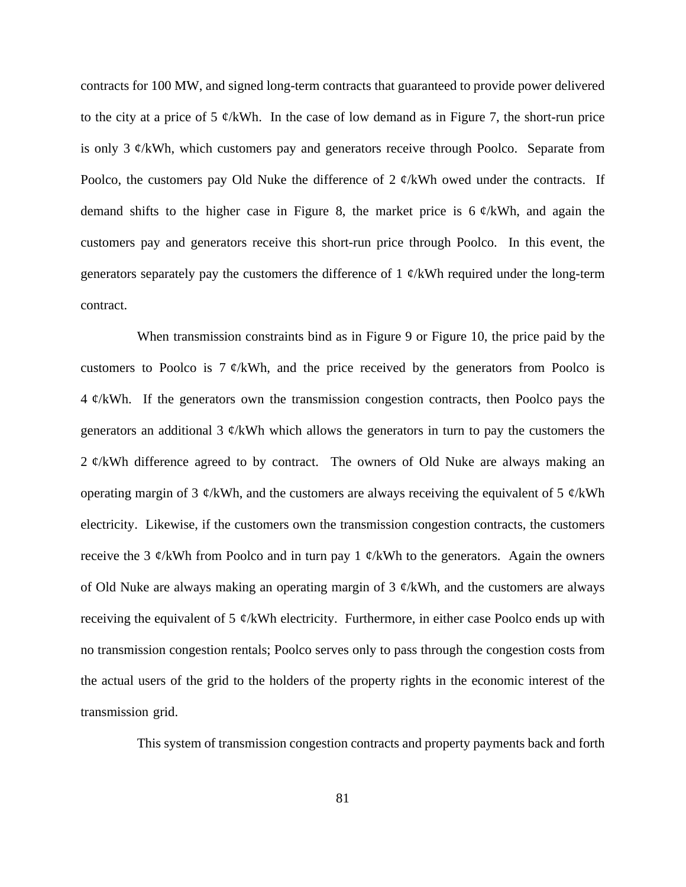contracts for 100 MW, and signed long-term contracts that guaranteed to provide power delivered to the city at a price of 5 ¢/kWh. In the case of low demand as in Figure 7, the short-run price is only 3 ¢/kWh, which customers pay and generators receive through Poolco. Separate from Poolco, the customers pay Old Nuke the difference of 2 ¢/kWh owed under the contracts. If demand shifts to the higher case in Figure 8, the market price is 6 ¢/kWh, and again the customers pay and generators receive this short-run price through Poolco. In this event, the generators separately pay the customers the difference of 1 ¢/kWh required under the long-term contract.

When transmission constraints bind as in Figure 9 or Figure 10, the price paid by the customers to Poolco is 7 ¢/kWh, and the price received by the generators from Poolco is 4 ¢/kWh. If the generators own the transmission congestion contracts, then Poolco pays the generators an additional 3 ¢/kWh which allows the generators in turn to pay the customers the 2 ¢/kWh difference agreed to by contract. The owners of Old Nuke are always making an operating margin of 3 ¢/kWh, and the customers are always receiving the equivalent of 5 ¢/kWh electricity. Likewise, if the customers own the transmission congestion contracts, the customers receive the 3 ¢/kWh from Poolco and in turn pay 1 ¢/kWh to the generators. Again the owners of Old Nuke are always making an operating margin of 3 ¢/kWh, and the customers are always receiving the equivalent of 5 ¢/kWh electricity. Furthermore, in either case Poolco ends up with no transmission congestion rentals; Poolco serves only to pass through the congestion costs from the actual users of the grid to the holders of the property rights in the economic interest of the transmission grid.

This system of transmission congestion contracts and property payments back and forth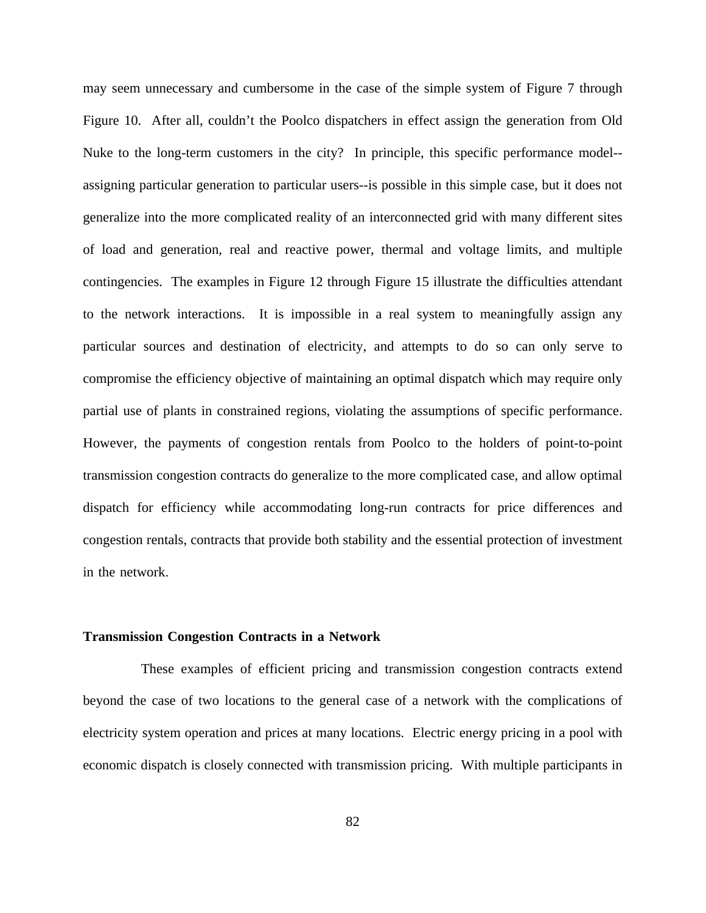may seem unnecessary and cumbersome in the case of the simple system of Figure 7 through Figure 10. After all, couldn't the Poolco dispatchers in effect assign the generation from Old Nuke to the long-term customers in the city? In principle, this specific performance model--assigning particular generation to particular users--is possible in this simple case, but it does not generalize into the more complicated reality of an interconnected grid with many different sites of load and generation, real and reactive power, thermal and voltage limits, and multiple contingencies. The examples in Figure 12 through Figure 15 illustrate the difficulties attendant to the network interactions. It is impossible in a real system to meaningfully assign any particular sources and destination of electricity, and attempts to do so can only serve to compromise the efficiency objective of maintaining an optimal dispatch which may require only partial use of plants in constrained regions, violating the assumptions of specific performance. However, the payments of congestion rentals from Poolco to the holders of point-to-point transmission congestion contracts do generalize to the more complicated case, and allow optimal dispatch for efficiency while accommodating long-run contracts for price differences and congestion rentals, contracts that provide both stability and the essential protection of investment in the network.

**Transmission Congestion Contracts in a Network**

These examples of efficient pricing and transmission congestion contracts extend beyond the case of two locations to the general case of a network with the complications of electricity system operation and prices at many locations. Electric energy pricing in a pool with economic dispatch is closely connected with transmission pricing. With multiple participants in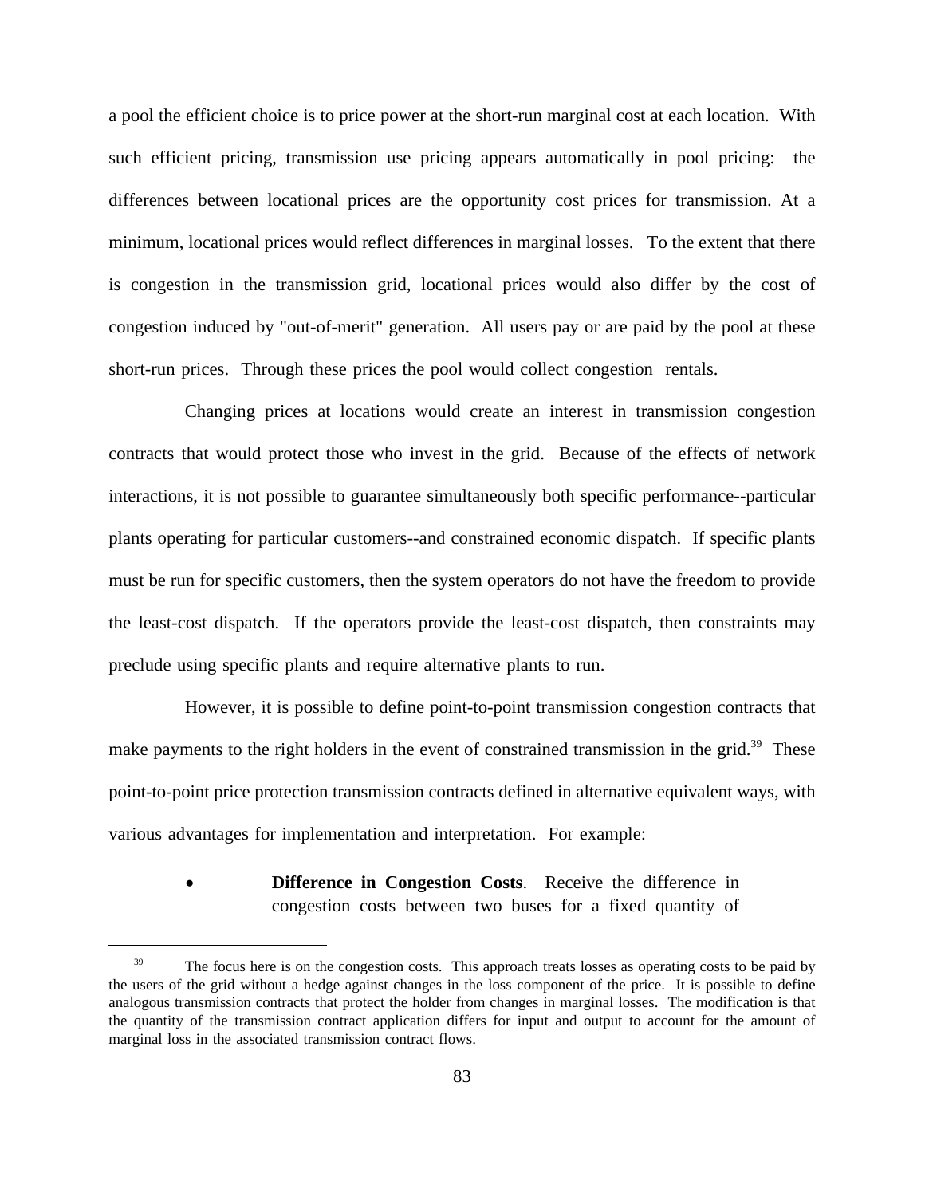a pool the efficient choice is to price power at the short-run marginal cost at each location. With such efficient pricing, transmission use pricing appears automatically in pool pricing: the differences between locational prices are the opportunity cost prices for transmission. At a minimum, locational prices would reflect differences in marginal losses. To the extent that there is congestion in the transmission grid, locational prices would also differ by the cost of congestion induced by "out-of-merit" generation. All users pay or are paid by the pool at these short-run prices. Through these prices the pool would collect congestion rentals.

Changing prices at locations would create an interest in transmission congestion contracts that would protect those who invest in the grid. Because of the effects of network interactions, it is not possible to guarantee simultaneously both specific performance--particular plants operating for particular customers--and constrained economic dispatch. If specific plants must be run for specific customers, then the system operators do not have the freedom to provide the least-cost dispatch. If the operators provide the least-cost dispatch, then constraints may preclude using specific plants and require alternative plants to run.

However, it is possible to define point-to-point transmission congestion contracts that make payments to the right holders in the event of constrained transmission in the grid.[39] These point-to-point price protection transmission contracts defined in alternative equivalent ways, with various advantages for implementation and interpretation. For example:

- **Difference in Congestion Costs**. Receive the difference in congestion costs between two buses for a fixed quantity of

---

[39] The focus here is on the congestion costs. This approach treats losses as operating costs to be paid by the users of the grid without a hedge against changes in the loss component of the price. It is possible to define analogous transmission contracts that protect the holder from changes in marginal losses. The modification is that the quantity of the transmission contract application differs for input and output to account for the amount of marginal loss in the associated transmission contract flows.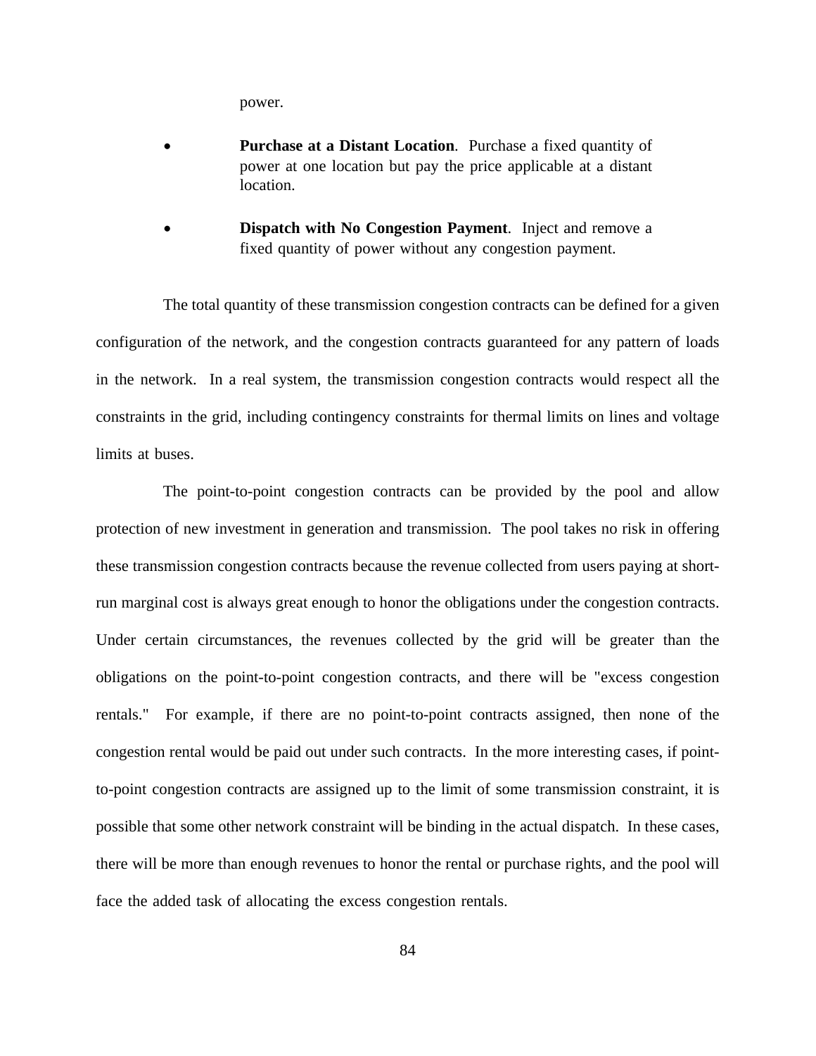power.

- **Purchase at a Distant Location**. Purchase a fixed quantity of power at one location but pay the price applicable at a distant location.

- **Dispatch with No Congestion Payment**. Inject and remove a fixed quantity of power without any congestion payment.

The total quantity of these transmission congestion contracts can be defined for a given configuration of the network, and the congestion contracts guaranteed for any pattern of loads in the network. In a real system, the transmission congestion contracts would respect all the constraints in the grid, including contingency constraints for thermal limits on lines and voltage limits at buses.

The point-to-point congestion contracts can be provided by the pool and allow protection of new investment in generation and transmission. The pool takes no risk in offering these transmission congestion contracts because the revenue collected from users paying at short-run marginal cost is always great enough to honor the obligations under the congestion contracts. Under certain circumstances, the revenues collected by the grid will be greater than the obligations on the point-to-point congestion contracts, and there will be "excess congestion rentals." For example, if there are no point-to-point contracts assigned, then none of the congestion rental would be paid out under such contracts. In the more interesting cases, if point-to-point congestion contracts are assigned up to the limit of some transmission constraint, it is possible that some other network constraint will be binding in the actual dispatch. In these cases, there will be more than enough revenues to honor the rental or purchase rights, and the pool will face the added task of allocating the excess congestion rentals.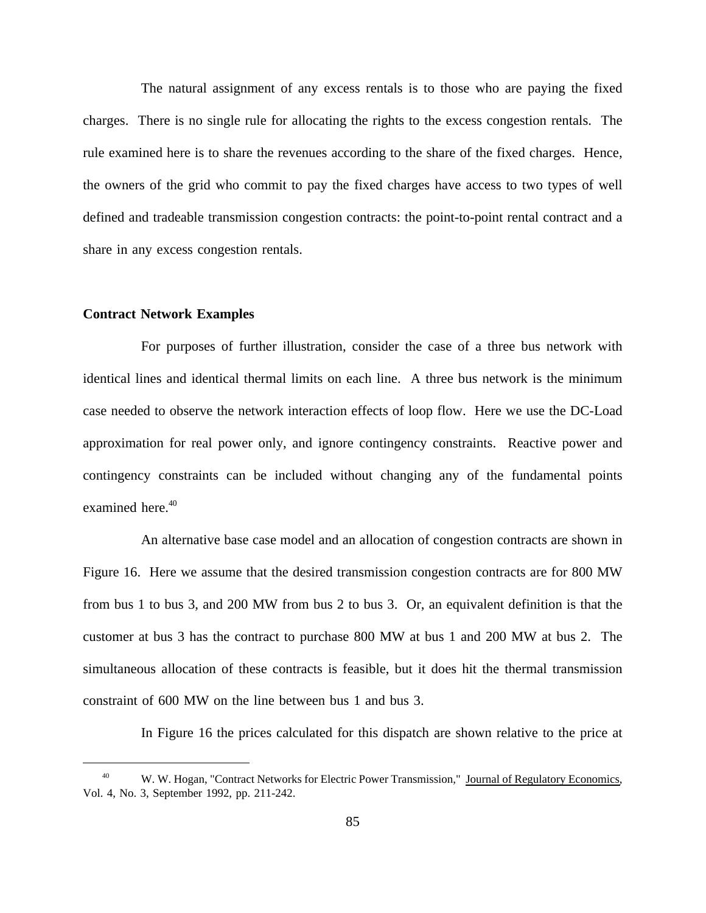The natural assignment of any excess rentals is to those who are paying the fixed charges. There is no single rule for allocating the rights to the excess congestion rentals. The rule examined here is to share the revenues according to the share of the fixed charges. Hence, the owners of the grid who commit to pay the fixed charges have access to two types of well defined and tradeable transmission congestion contracts: the point-to-point rental contract and a share in any excess congestion rentals.

**Contract Network Examples**

For purposes of further illustration, consider the case of a three bus network with identical lines and identical thermal limits on each line. A three bus network is the minimum case needed to observe the network interaction effects of loop flow. Here we use the DC-Load approximation for real power only, and ignore contingency constraints. Reactive power and contingency constraints can be included without changing any of the fundamental points examined here.[40]

An alternative base case model and an allocation of congestion contracts are shown in Figure 16. Here we assume that the desired transmission congestion contracts are for 800 MW from bus 1 to bus 3, and 200 MW from bus 2 to bus 3. Or, an equivalent definition is that the customer at bus 3 has the contract to purchase 800 MW at bus 1 and 200 MW at bus 2. The simultaneous allocation of these contracts is feasible, but it does hit the thermal transmission constraint of 600 MW on the line between bus 1 and bus 3.

In Figure 16 the prices calculated for this dispatch are shown relative to the price at

[40] W. W. Hogan, "Contract Networks for Electric Power Transmission," Journal of Regulatory Economics, Vol. 4, No. 3, September 1992, pp. 211-242.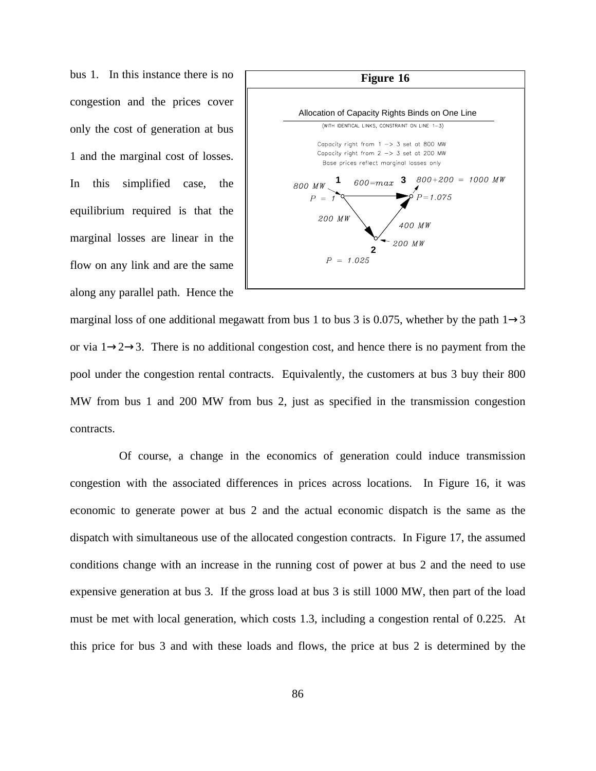bus 1. In this instance there is no congestion and the prices cover only the cost of generation at bus 1 and the marginal cost of losses. In this simplified case, the equilibrium required is that the marginal losses are linear in the flow on any link and are the same along any parallel path. Hence the marginal loss of one additional megawatt from bus 1 to bus 3 is 0.075, whether by the path 1→3 or via 1→2→3. There is no additional congestion cost, and hence there is no payment from the pool under the congestion rental contracts. Equivalently, the customers at bus 3 buy their 800 MW from bus 1 and 200 MW from bus 2, just as specified in the transmission congestion contracts.

**Figure 16**

Allocation of Capacity Rights Binds on One Line

(WITH IDENTICAL LINKS, CONSTRAINT ON LINE 1–3)

Capacity right from 1 -> 3 set at 800 MW
Capacity right from 2 -> 3 set at 200 MW
Base prices reflect marginal losses only

Bus 1: 800 MW, $P = 1$
Bus 3: $800+200 = 1000$ MW, $P=1.075$
Bus 2: 200 MW, $P = 1.025$
Line 1→3: $600=max$
Line 1→2: 200 MW
Line 2→3: 400 MW

Of course, a change in the economics of generation could induce transmission congestion with the associated differences in prices across locations. In Figure 16, it was economic to generate power at bus 2 and the actual economic dispatch is the same as the dispatch with simultaneous use of the allocated congestion contracts. In Figure 17, the assumed conditions change with an increase in the running cost of power at bus 2 and the need to use expensive generation at bus 3. If the gross load at bus 3 is still 1000 MW, then part of the load must be met with local generation, which costs 1.3, including a congestion rental of 0.225. At this price for bus 3 and with these loads and flows, the price at bus 2 is determined by the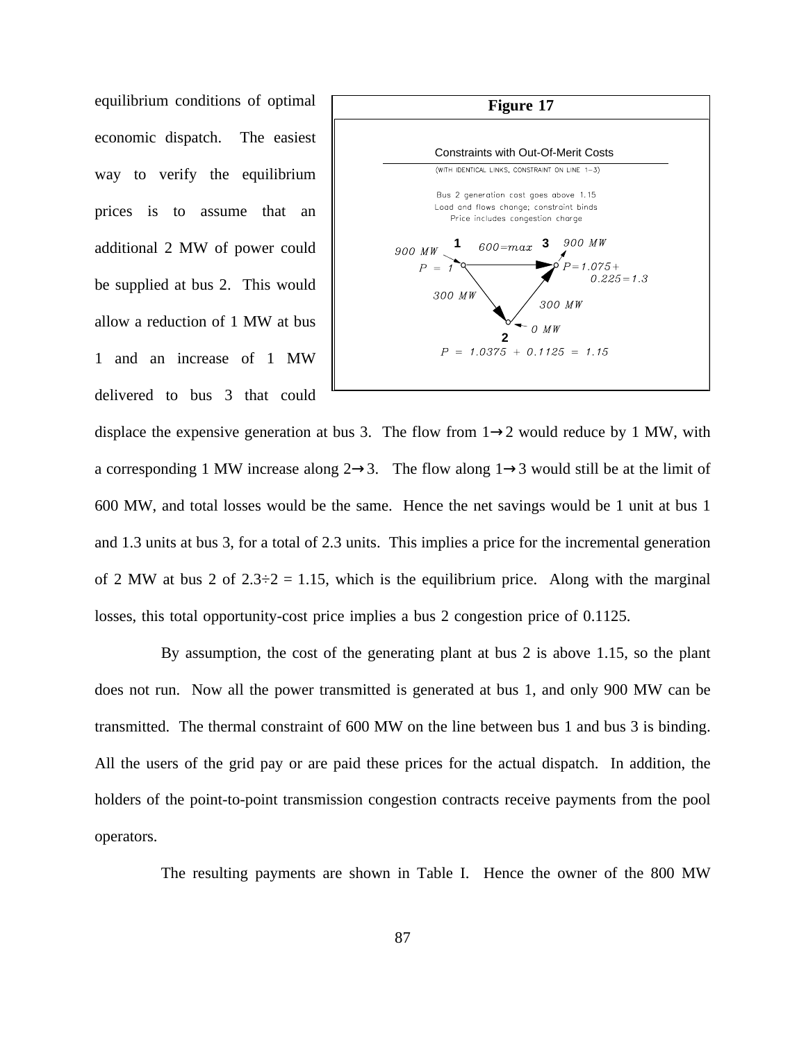equilibrium conditions of optimal economic dispatch. The easiest way to verify the equilibrium prices is to assume that an additional 2 MW of power could be supplied at bus 2. This would allow a reduction of 1 MW at bus 1 and an increase of 1 MW delivered to bus 3 that could displace the expensive generation at bus 3. The flow from 1→2 would reduce by 1 MW, with a corresponding 1 MW increase along 2→3. The flow along 1→3 would still be at the limit of 600 MW, and total losses would be the same. Hence the net savings would be 1 unit at bus 1 and 1.3 units at bus 3, for a total of 2.3 units. This implies a price for the incremental generation of 2 MW at bus 2 of 2.3÷2 = 1.15, which is the equilibrium price. Along with the marginal losses, this total opportunity-cost price implies a bus 2 congestion price of 0.1125.

**Figure 17**

Constraints with Out-Of-Merit Costs

(WITH IDENTICAL LINKS, CONSTRAINT ON LINE 1–3)

Bus 2 generation cost goes above 1.15
Load and flows change; constraint binds
Price includes congestion charge

900 MW, P = 1 (bus 1); 600=max (1→3); 900 MW, P=1.075+0.225=1.3 (bus 3); 300 MW (1→2); 300 MW (2→3); 0 MW (bus 2); P = 1.0375 + 0.1125 = 1.15 (bus 2)

By assumption, the cost of the generating plant at bus 2 is above 1.15, so the plant does not run. Now all the power transmitted is generated at bus 1, and only 900 MW can be transmitted. The thermal constraint of 600 MW on the line between bus 1 and bus 3 is binding. All the users of the grid pay or are paid these prices for the actual dispatch. In addition, the holders of the point-to-point transmission congestion contracts receive payments from the pool operators.

The resulting payments are shown in Table I. Hence the owner of the 800 MW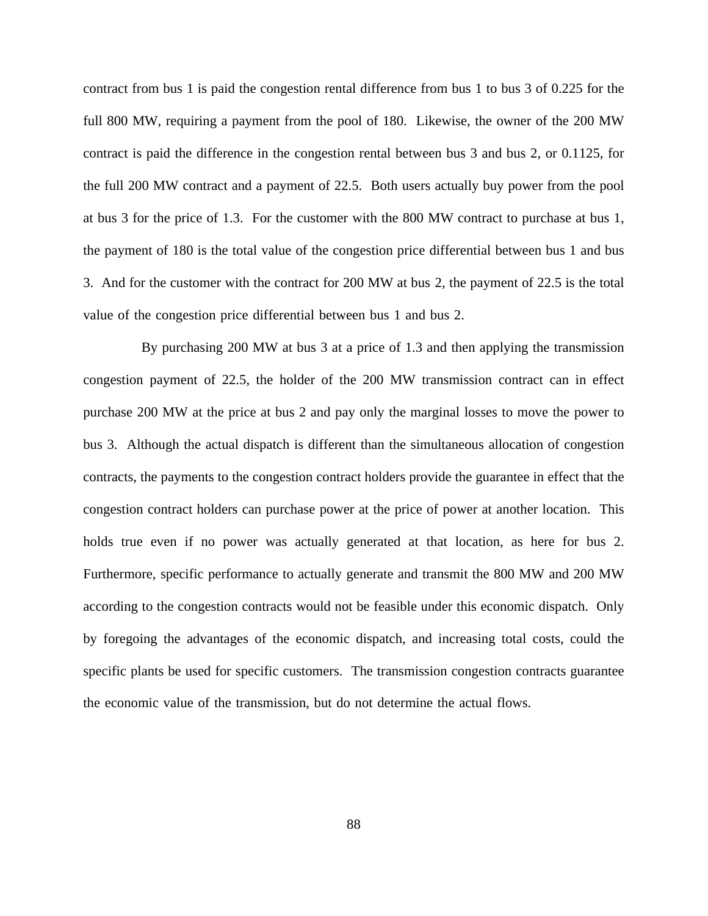contract from bus 1 is paid the congestion rental difference from bus 1 to bus 3 of 0.225 for the full 800 MW, requiring a payment from the pool of 180. Likewise, the owner of the 200 MW contract is paid the difference in the congestion rental between bus 3 and bus 2, or 0.1125, for the full 200 MW contract and a payment of 22.5. Both users actually buy power from the pool at bus 3 for the price of 1.3. For the customer with the 800 MW contract to purchase at bus 1, the payment of 180 is the total value of the congestion price differential between bus 1 and bus 3. And for the customer with the contract for 200 MW at bus 2, the payment of 22.5 is the total value of the congestion price differential between bus 1 and bus 2.

By purchasing 200 MW at bus 3 at a price of 1.3 and then applying the transmission congestion payment of 22.5, the holder of the 200 MW transmission contract can in effect purchase 200 MW at the price at bus 2 and pay only the marginal losses to move the power to bus 3. Although the actual dispatch is different than the simultaneous allocation of congestion contracts, the payments to the congestion contract holders provide the guarantee in effect that the congestion contract holders can purchase power at the price of power at another location. This holds true even if no power was actually generated at that location, as here for bus 2. Furthermore, specific performance to actually generate and transmit the 800 MW and 200 MW according to the congestion contracts would not be feasible under this economic dispatch. Only by foregoing the advantages of the economic dispatch, and increasing total costs, could the specific plants be used for specific customers. The transmission congestion contracts guarantee the economic value of the transmission, but do not determine the actual flows.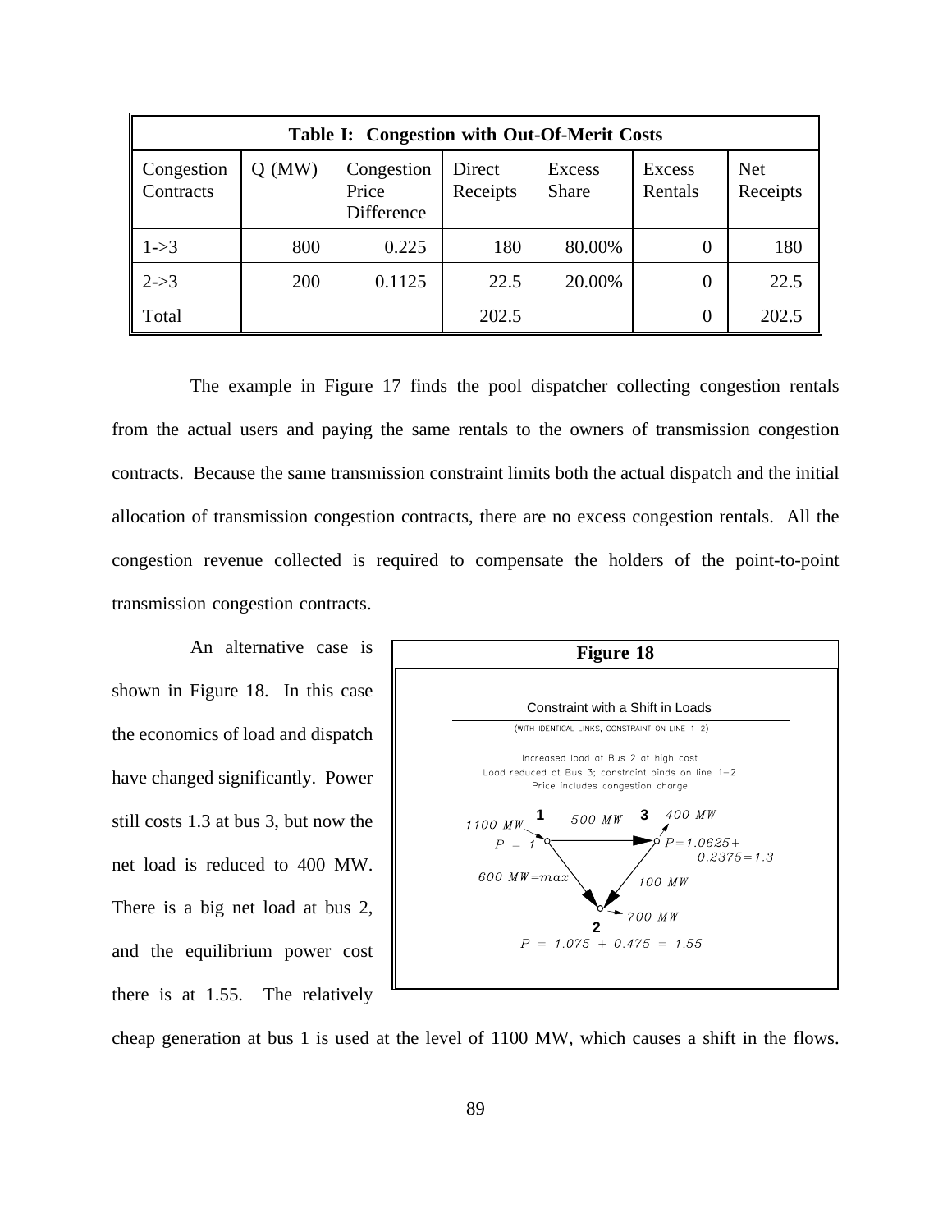| Table I: Congestion with Out-Of-Merit Costs | | | | | | |
|---|---|---|---|---|---|---|
| Congestion Contracts | Q (MW) | Congestion Price Difference | Direct Receipts | Excess Share | Excess Rentals | Net Receipts |
| 1->3 | 800 | 0.225 | 180 | 80.00% | 0 | 180 |
| 2->3 | 200 | 0.1125 | 22.5 | 20.00% | 0 | 22.5 |
| Total | | | 202.5 | | 0 | 202.5 |

The example in Figure 17 finds the pool dispatcher collecting congestion rentals from the actual users and paying the same rentals to the owners of transmission congestion contracts. Because the same transmission constraint limits both the actual dispatch and the initial allocation of transmission congestion contracts, there are no excess congestion rentals. All the congestion revenue collected is required to compensate the holders of the point-to-point transmission congestion contracts.

An alternative case is shown in Figure 18. In this case the economics of load and dispatch have changed significantly. Power still costs 1.3 at bus 3, but now the net load is reduced to 400 MW. There is a big net load at bus 2, and the equilibrium power cost there is at 1.55. The relatively cheap generation at bus 1 is used at the level of 1100 MW, which causes a shift in the flows.

**Figure 18**

Constraint with a Shift in Loads

(WITH IDENTICAL LINKS, CONSTRAINT ON LINE 1−2)

Increased load at Bus 2 at high cost
Load reduced at Bus 3; constraint binds on line 1−2
Price includes congestion charge

1100 MW, $P = 1$ (bus 1); 500 MW (1→3); 400 MW, $P = 1.0625 + 0.2375 = 1.3$ (bus 3); 600 MW=max (1→2); 100 MW (3→2); 700 MW, $P = 1.075 + 0.475 = 1.55$ (bus 2)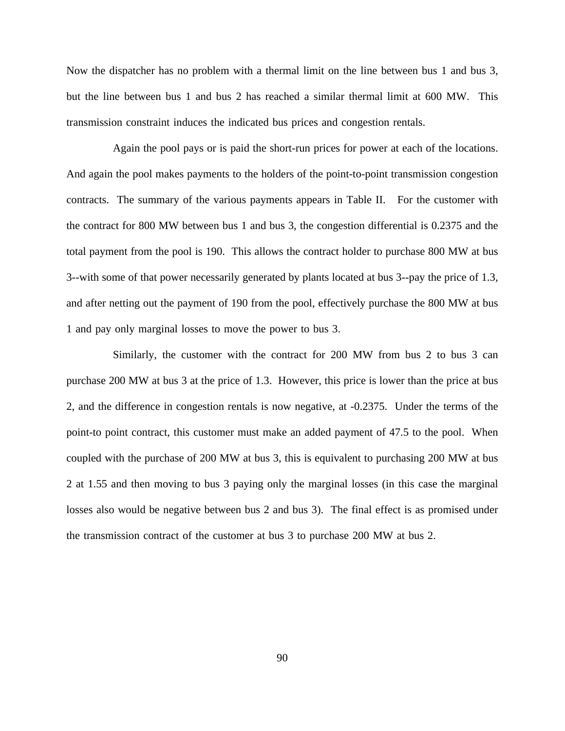Now the dispatcher has no problem with a thermal limit on the line between bus 1 and bus 3, but the line between bus 1 and bus 2 has reached a similar thermal limit at 600 MW. This transmission constraint induces the indicated bus prices and congestion rentals.

Again the pool pays or is paid the short-run prices for power at each of the locations. And again the pool makes payments to the holders of the point-to-point transmission congestion contracts. The summary of the various payments appears in Table II. For the customer with the contract for 800 MW between bus 1 and bus 3, the congestion differential is 0.2375 and the total payment from the pool is 190. This allows the contract holder to purchase 800 MW at bus 3--with some of that power necessarily generated by plants located at bus 3--pay the price of 1.3, and after netting out the payment of 190 from the pool, effectively purchase the 800 MW at bus 1 and pay only marginal losses to move the power to bus 3.

Similarly, the customer with the contract for 200 MW from bus 2 to bus 3 can purchase 200 MW at bus 3 at the price of 1.3. However, this price is lower than the price at bus 2, and the difference in congestion rentals is now negative, at -0.2375. Under the terms of the point-to point contract, this customer must make an added payment of 47.5 to the pool. When coupled with the purchase of 200 MW at bus 3, this is equivalent to purchasing 200 MW at bus 2 at 1.55 and then moving to bus 3 paying only the marginal losses (in this case the marginal losses also would be negative between bus 2 and bus 3). The final effect is as promised under the transmission contract of the customer at bus 3 to purchase 200 MW at bus 2.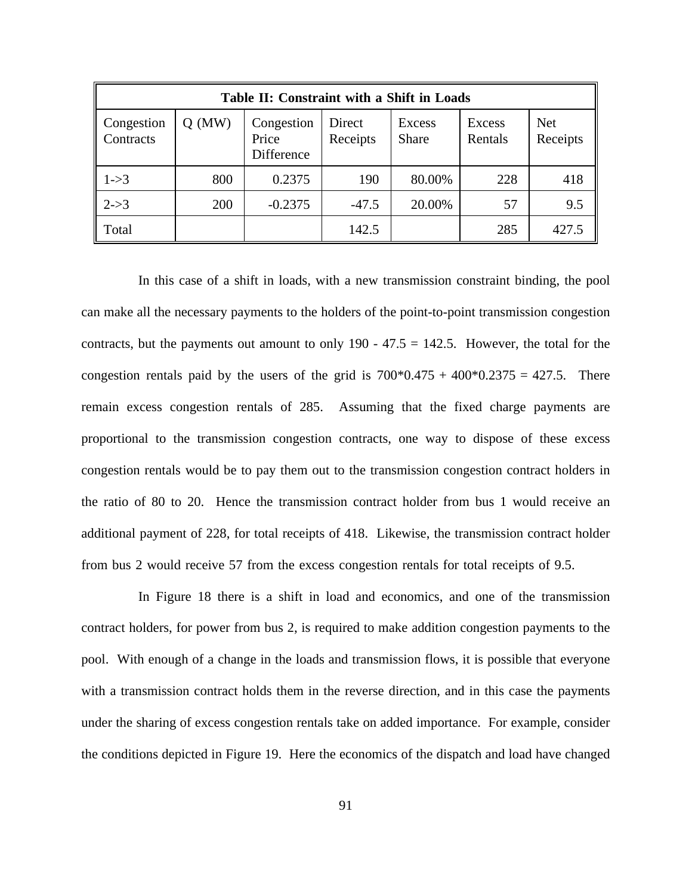**Table II: Constraint with a Shift in Loads**

| Congestion Contracts | Q (MW) | Congestion Price Difference | Direct Receipts | Excess Share | Excess Rentals | Net Receipts |
|---|---|---|---|---|---|---|
| 1->3 | 800 | 0.2375 | 190 | 80.00% | 228 | 418 |
| 2->3 | 200 | -0.2375 | -47.5 | 20.00% | 57 | 9.5 |
| Total | | | 142.5 | | 285 | 427.5 |

In this case of a shift in loads, with a new transmission constraint binding, the pool can make all the necessary payments to the holders of the point-to-point transmission congestion contracts, but the payments out amount to only 190 - 47.5 = 142.5. However, the total for the congestion rentals paid by the users of the grid is 700*0.475 + 400*0.2375 = 427.5. There remain excess congestion rentals of 285. Assuming that the fixed charge payments are proportional to the transmission congestion contracts, one way to dispose of these excess congestion rentals would be to pay them out to the transmission congestion contract holders in the ratio of 80 to 20. Hence the transmission contract holder from bus 1 would receive an additional payment of 228, for total receipts of 418. Likewise, the transmission contract holder from bus 2 would receive 57 from the excess congestion rentals for total receipts of 9.5.

In Figure 18 there is a shift in load and economics, and one of the transmission contract holders, for power from bus 2, is required to make addition congestion payments to the pool. With enough of a change in the loads and transmission flows, it is possible that everyone with a transmission contract holds them in the reverse direction, and in this case the payments under the sharing of excess congestion rentals take on added importance. For example, consider the conditions depicted in Figure 19. Here the economics of the dispatch and load have changed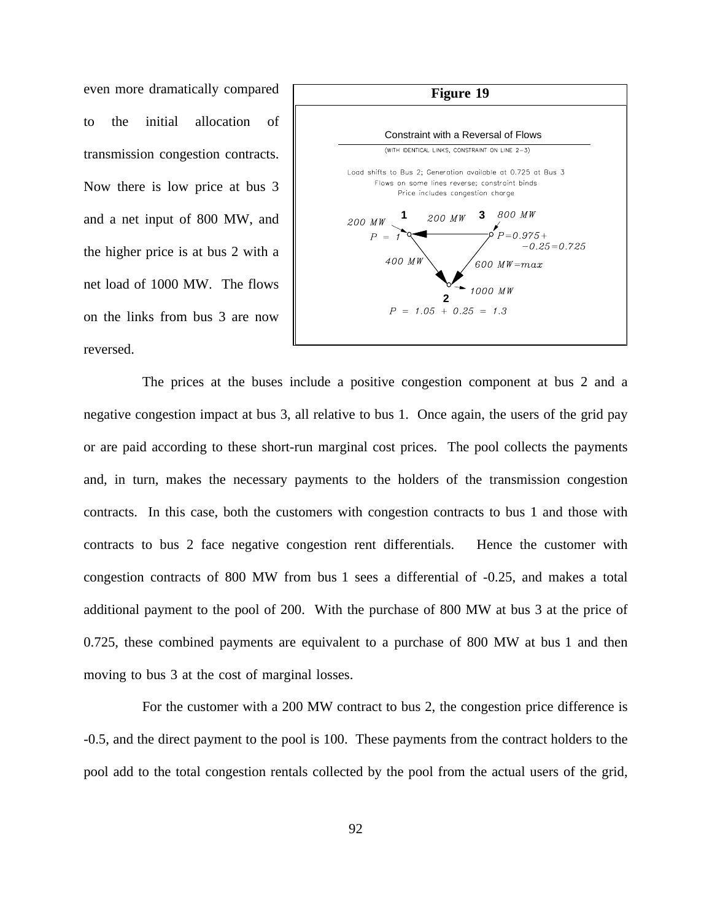even more dramatically compared to the initial allocation of transmission congestion contracts. Now there is low price at bus 3 and a net input of 800 MW, and the higher price is at bus 2 with a net load of 1000 MW. The flows on the links from bus 3 are now reversed.

**Figure 19**

Constraint with a Reversal of Flows

(WITH IDENTICAL LINKS, CONSTRAINT ON LINE 2–3)

Load shifts to Bus 2; Generation available at 0.725 at Bus 3
Flows on some lines reverse; constraint binds
Price includes congestion charge

1: 200 MW, $P = 1$
3: 800 MW, $P = 0.975 + -0.25 = 0.725$
Line 3→1: 200 MW
Line 1→2: 400 MW
Line 3→2: 600 MW = max
2: 1000 MW, $P = 1.05 + 0.25 = 1.3$

The prices at the buses include a positive congestion component at bus 2 and a negative congestion impact at bus 3, all relative to bus 1. Once again, the users of the grid pay or are paid according to these short-run marginal cost prices. The pool collects the payments and, in turn, makes the necessary payments to the holders of the transmission congestion contracts. In this case, both the customers with congestion contracts to bus 1 and those with contracts to bus 2 face negative congestion rent differentials. Hence the customer with congestion contracts of 800 MW from bus 1 sees a differential of -0.25, and makes a total additional payment to the pool of 200. With the purchase of 800 MW at bus 3 at the price of 0.725, these combined payments are equivalent to a purchase of 800 MW at bus 1 and then moving to bus 3 at the cost of marginal losses.

For the customer with a 200 MW contract to bus 2, the congestion price difference is -0.5, and the direct payment to the pool is 100. These payments from the contract holders to the pool add to the total congestion rentals collected by the pool from the actual users of the grid,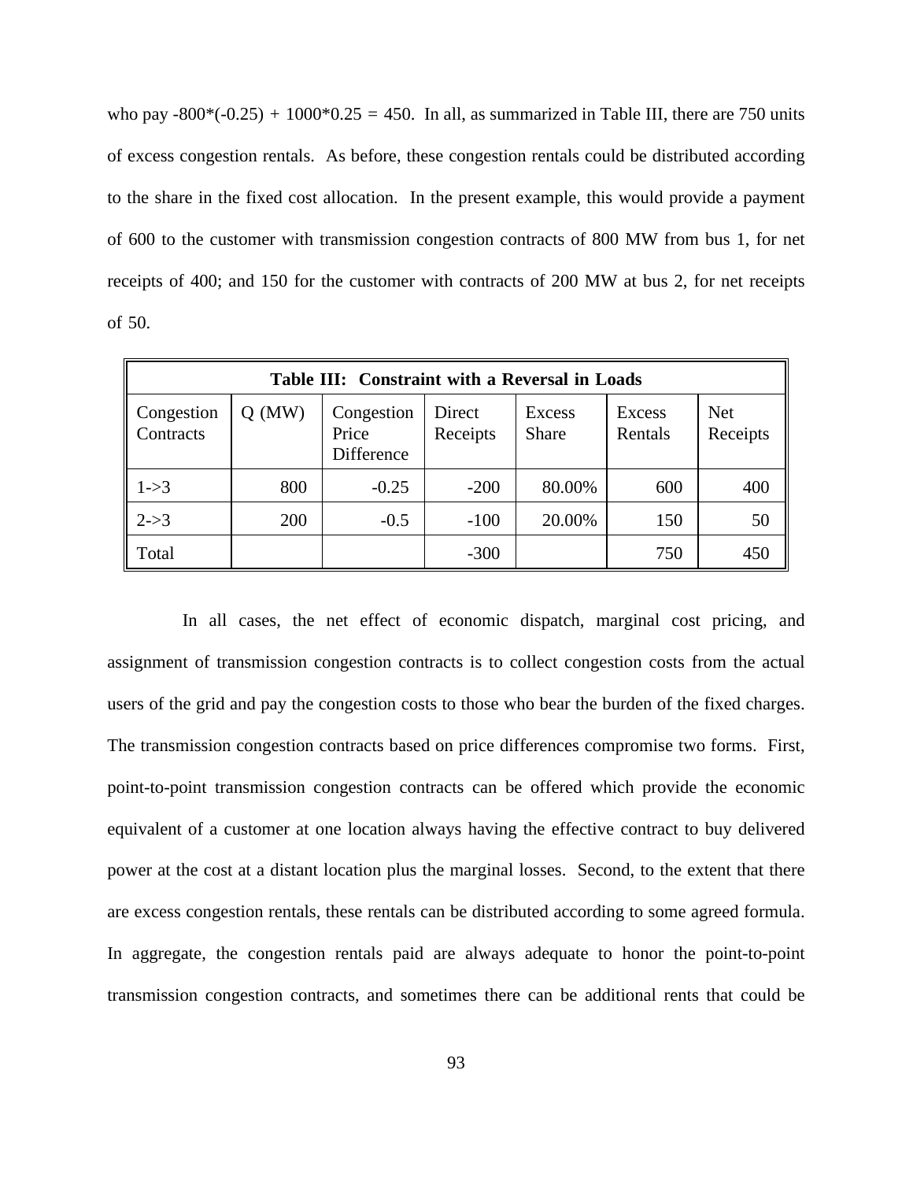who pay -800*(-0.25) + 1000*0.25 = 450. In all, as summarized in Table III, there are 750 units of excess congestion rentals. As before, these congestion rentals could be distributed according to the share in the fixed cost allocation. In the present example, this would provide a payment of 600 to the customer with transmission congestion contracts of 800 MW from bus 1, for net receipts of 400; and 150 for the customer with contracts of 200 MW at bus 2, for net receipts of 50.

**Table III: Constraint with a Reversal in Loads**

| Congestion Contracts | Q (MW) | Congestion Price Difference | Direct Receipts | Excess Share | Excess Rentals | Net Receipts |
|---|---|---|---|---|---|---|
| 1->3 | 800 | -0.25 | -200 | 80.00% | 600 | 400 |
| 2->3 | 200 | -0.5 | -100 | 20.00% | 150 | 50 |
| Total | | | -300 | | 750 | 450 |

In all cases, the net effect of economic dispatch, marginal cost pricing, and assignment of transmission congestion contracts is to collect congestion costs from the actual users of the grid and pay the congestion costs to those who bear the burden of the fixed charges. The transmission congestion contracts based on price differences compromise two forms. First, point-to-point transmission congestion contracts can be offered which provide the economic equivalent of a customer at one location always having the effective contract to buy delivered power at the cost at a distant location plus the marginal losses. Second, to the extent that there are excess congestion rentals, these rentals can be distributed according to some agreed formula. In aggregate, the congestion rentals paid are always adequate to honor the point-to-point transmission congestion contracts, and sometimes there can be additional rents that could be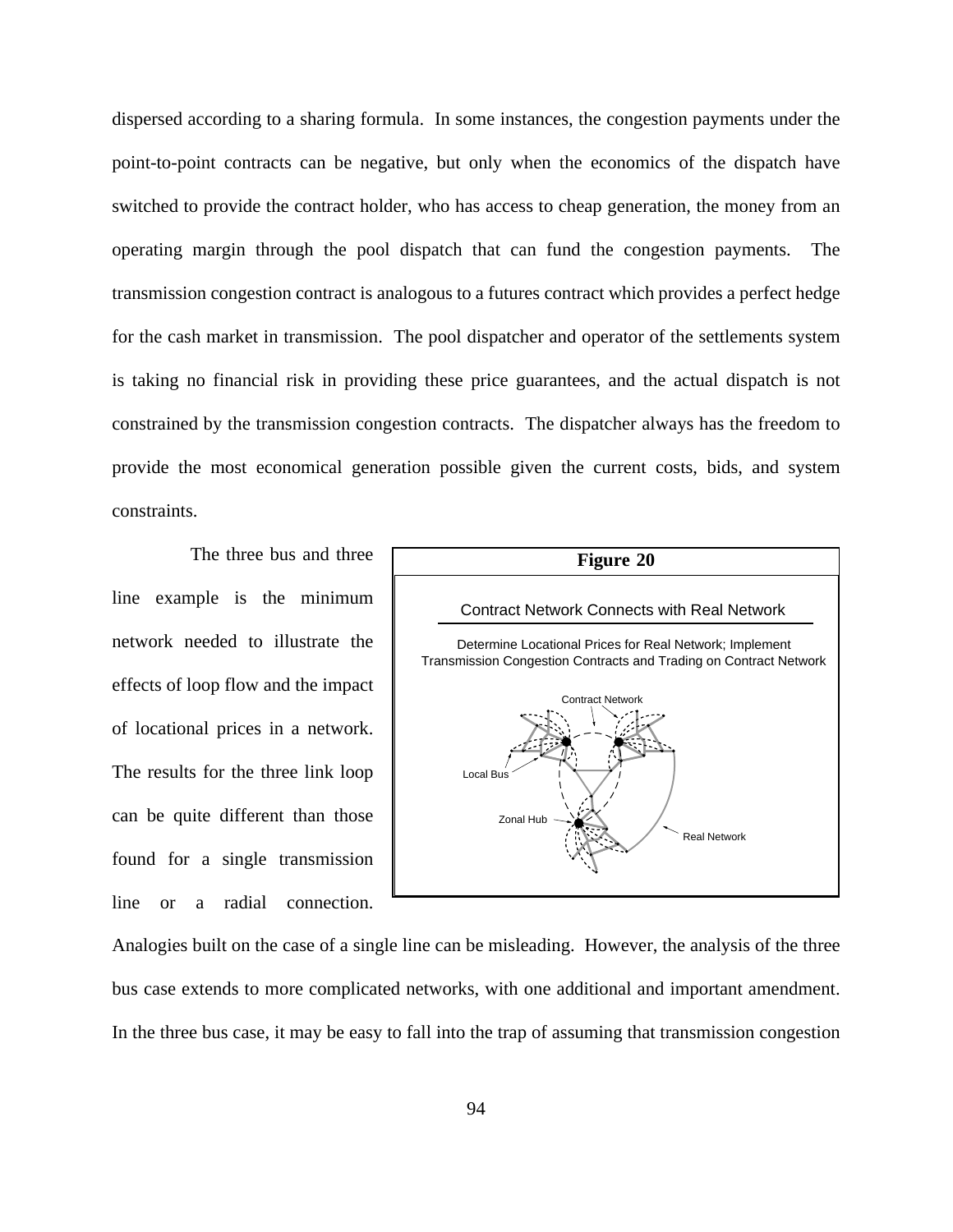dispersed according to a sharing formula. In some instances, the congestion payments under the point-to-point contracts can be negative, but only when the economics of the dispatch have switched to provide the contract holder, who has access to cheap generation, the money from an operating margin through the pool dispatch that can fund the congestion payments. The transmission congestion contract is analogous to a futures contract which provides a perfect hedge for the cash market in transmission. The pool dispatcher and operator of the settlements system is taking no financial risk in providing these price guarantees, and the actual dispatch is not constrained by the transmission congestion contracts. The dispatcher always has the freedom to provide the most economical generation possible given the current costs, bids, and system constraints.

**Figure 20**

Contract Network Connects with Real Network

Determine Locational Prices for Real Network; Implement Transmission Congestion Contracts and Trading on Contract Network

Contract Network

Local Bus

Zonal Hub

Real Network

The three bus and three line example is the minimum network needed to illustrate the effects of loop flow and the impact of locational prices in a network. The results for the three link loop can be quite different than those found for a single transmission line or a radial connection. Analogies built on the case of a single line can be misleading. However, the analysis of the three bus case extends to more complicated networks, with one additional and important amendment. In the three bus case, it may be easy to fall into the trap of assuming that transmission congestion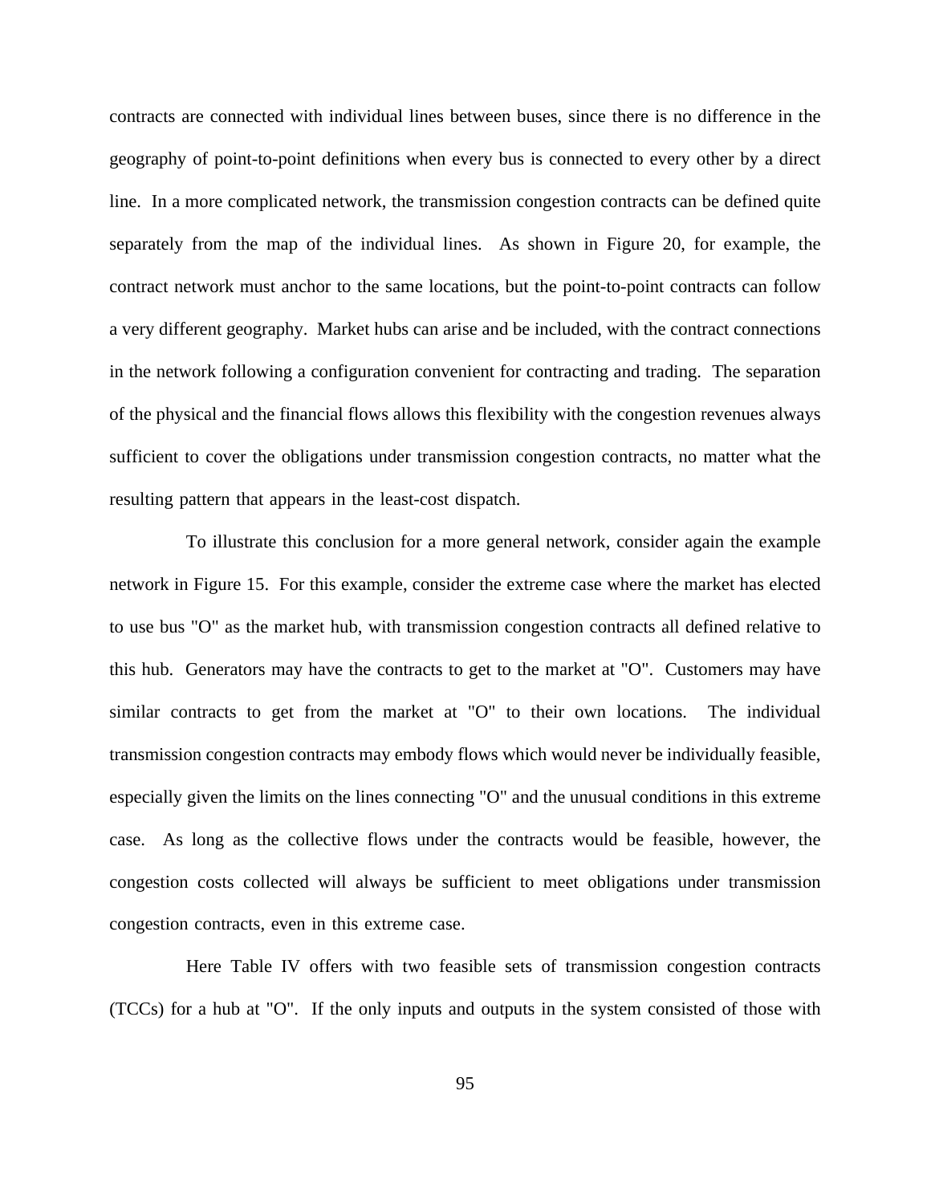contracts are connected with individual lines between buses, since there is no difference in the geography of point-to-point definitions when every bus is connected to every other by a direct line. In a more complicated network, the transmission congestion contracts can be defined quite separately from the map of the individual lines. As shown in Figure 20, for example, the contract network must anchor to the same locations, but the point-to-point contracts can follow a very different geography. Market hubs can arise and be included, with the contract connections in the network following a configuration convenient for contracting and trading. The separation of the physical and the financial flows allows this flexibility with the congestion revenues always sufficient to cover the obligations under transmission congestion contracts, no matter what the resulting pattern that appears in the least-cost dispatch.

To illustrate this conclusion for a more general network, consider again the example network in Figure 15. For this example, consider the extreme case where the market has elected to use bus "O" as the market hub, with transmission congestion contracts all defined relative to this hub. Generators may have the contracts to get to the market at "O". Customers may have similar contracts to get from the market at "O" to their own locations. The individual transmission congestion contracts may embody flows which would never be individually feasible, especially given the limits on the lines connecting "O" and the unusual conditions in this extreme case. As long as the collective flows under the contracts would be feasible, however, the congestion costs collected will always be sufficient to meet obligations under transmission congestion contracts, even in this extreme case.

Here Table IV offers with two feasible sets of transmission congestion contracts (TCCs) for a hub at "O". If the only inputs and outputs in the system consisted of those with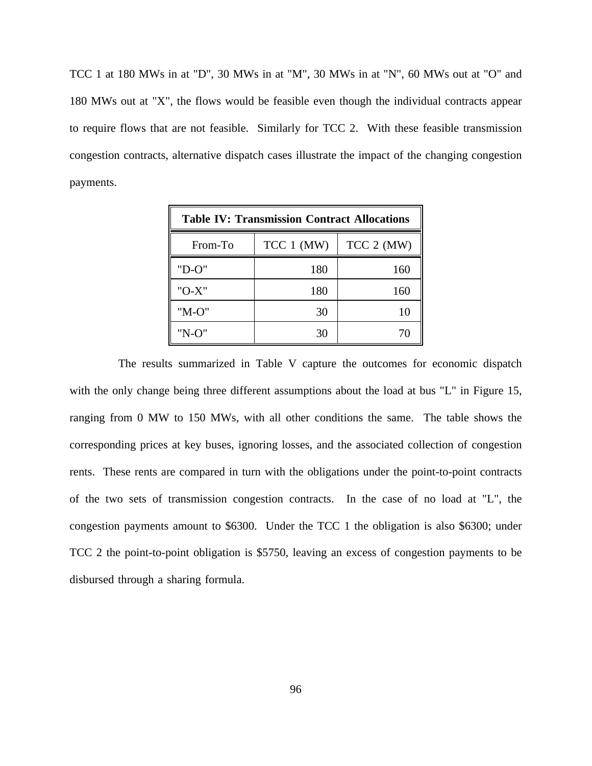TCC 1 at 180 MWs in at "D", 30 MWs in at "M", 30 MWs in at "N", 60 MWs out at "O" and 180 MWs out at "X", the flows would be feasible even though the individual contracts appear to require flows that are not feasible. Similarly for TCC 2. With these feasible transmission congestion contracts, alternative dispatch cases illustrate the impact of the changing congestion payments.

**Table IV: Transmission Contract Allocations**

| From-To | TCC 1 (MW) | TCC 2 (MW) |
|---|---|---|
| "D-O" | 180 | 160 |
| "O-X" | 180 | 160 |
| "M-O" | 30 | 10 |
| "N-O" | 30 | 70 |

The results summarized in Table V capture the outcomes for economic dispatch with the only change being three different assumptions about the load at bus "L" in Figure 15, ranging from 0 MW to 150 MWs, with all other conditions the same. The table shows the corresponding prices at key buses, ignoring losses, and the associated collection of congestion rents. These rents are compared in turn with the obligations under the point-to-point contracts of the two sets of transmission congestion contracts. In the case of no load at "L", the congestion payments amount to $6300. Under the TCC 1 the obligation is also $6300; under TCC 2 the point-to-point obligation is $5750, leaving an excess of congestion payments to be disbursed through a sharing formula.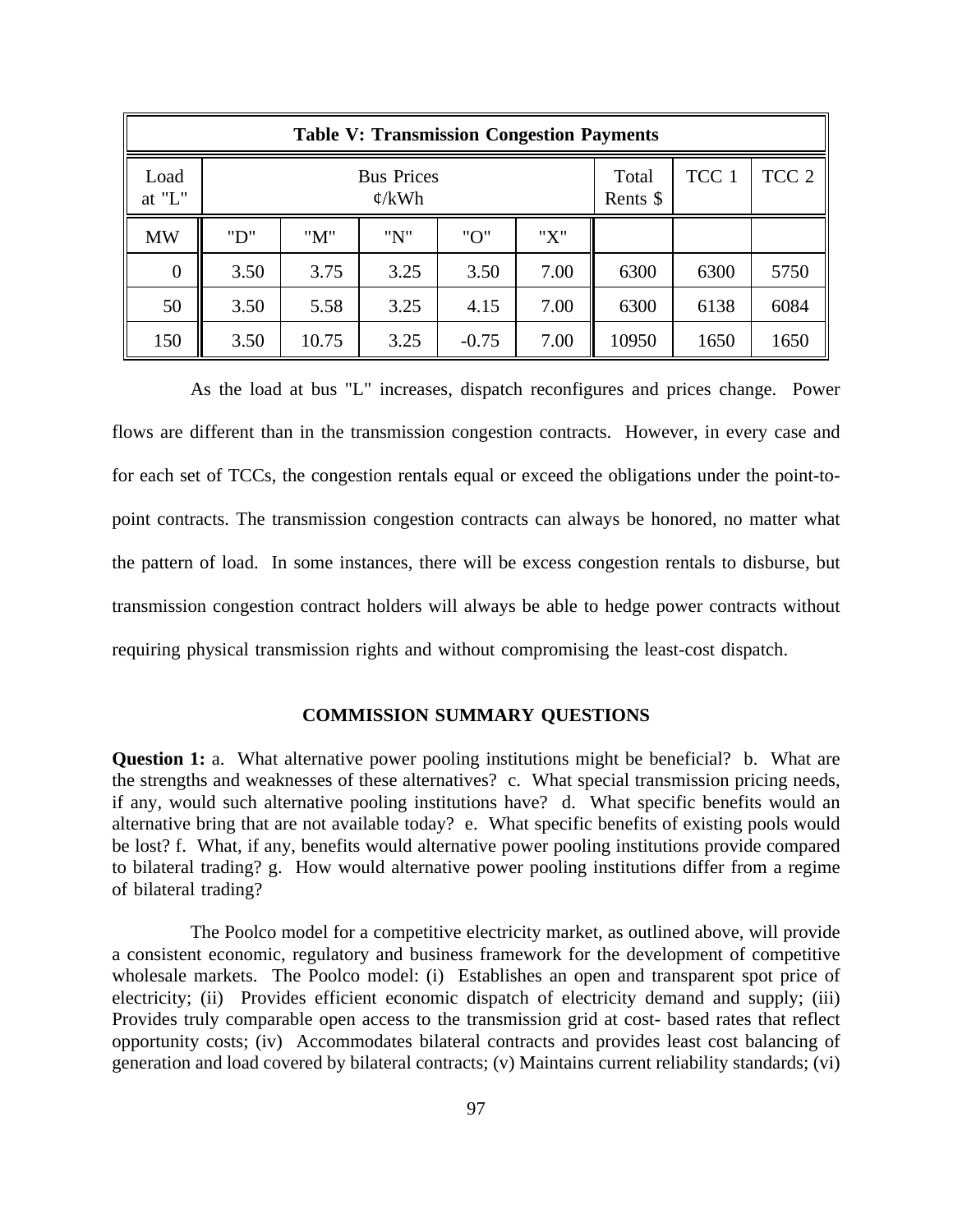| Table V: Transmission Congestion Payments | | | | | | | | |
|---|---|---|---|---|---|---|---|---|
| Load at "L" | Bus Prices ¢/kWh | | | | | Total Rents $ | TCC 1 | TCC 2 |
| MW | "D" | "M" | "N" | "O" | "X" | | | |
| 0 | 3.50 | 3.75 | 3.25 | 3.50 | 7.00 | 6300 | 6300 | 5750 |
| 50 | 3.50 | 5.58 | 3.25 | 4.15 | 7.00 | 6300 | 6138 | 6084 |
| 150 | 3.50 | 10.75 | 3.25 | -0.75 | 7.00 | 10950 | 1650 | 1650 |

As the load at bus "L" increases, dispatch reconfigures and prices change. Power flows are different than in the transmission congestion contracts. However, in every case and for each set of TCCs, the congestion rentals equal or exceed the obligations under the point-to-point contracts. The transmission congestion contracts can always be honored, no matter what the pattern of load. In some instances, there will be excess congestion rentals to disburse, but transmission congestion contract holders will always be able to hedge power contracts without requiring physical transmission rights and without compromising the least-cost dispatch.

## COMMISSION SUMMARY QUESTIONS

**Question 1:** a. What alternative power pooling institutions might be beneficial? b. What are the strengths and weaknesses of these alternatives? c. What special transmission pricing needs, if any, would such alternative pooling institutions have? d. What specific benefits would an alternative bring that are not available today? e. What specific benefits of existing pools would be lost? f. What, if any, benefits would alternative power pooling institutions provide compared to bilateral trading? g. How would alternative power pooling institutions differ from a regime of bilateral trading?

The Poolco model for a competitive electricity market, as outlined above, will provide a consistent economic, regulatory and business framework for the development of competitive wholesale markets. The Poolco model: (i) Establishes an open and transparent spot price of electricity; (ii) Provides efficient economic dispatch of electricity demand and supply; (iii) Provides truly comparable open access to the transmission grid at cost- based rates that reflect opportunity costs; (iv) Accommodates bilateral contracts and provides least cost balancing of generation and load covered by bilateral contracts; (v) Maintains current reliability standards; (vi)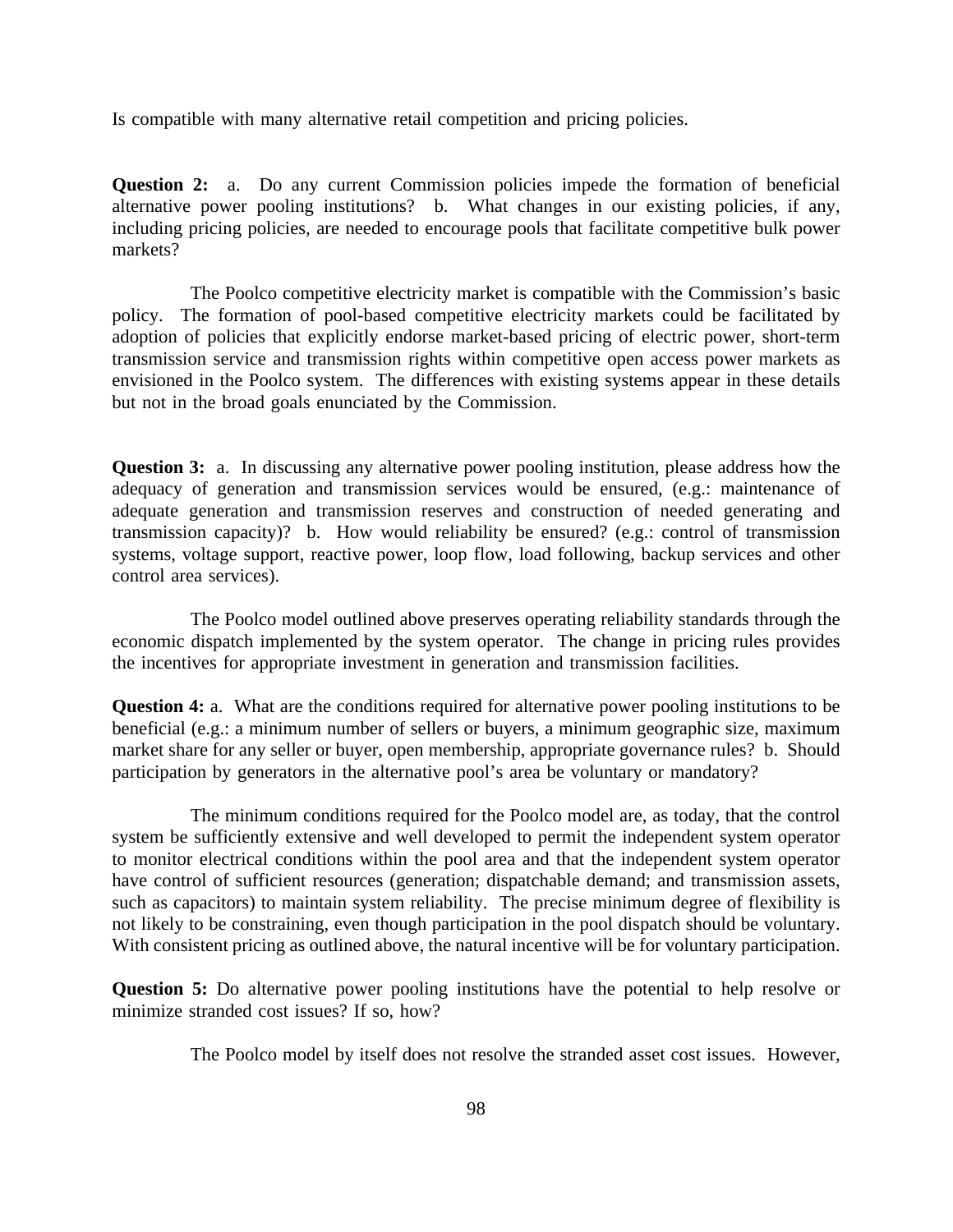Is compatible with many alternative retail competition and pricing policies.

**Question 2:** a. Do any current Commission policies impede the formation of beneficial alternative power pooling institutions? b. What changes in our existing policies, if any, including pricing policies, are needed to encourage pools that facilitate competitive bulk power markets?

The Poolco competitive electricity market is compatible with the Commission's basic policy. The formation of pool-based competitive electricity markets could be facilitated by adoption of policies that explicitly endorse market-based pricing of electric power, short-term transmission service and transmission rights within competitive open access power markets as envisioned in the Poolco system. The differences with existing systems appear in these details but not in the broad goals enunciated by the Commission.

**Question 3:** a. In discussing any alternative power pooling institution, please address how the adequacy of generation and transmission services would be ensured, (e.g.: maintenance of adequate generation and transmission reserves and construction of needed generating and transmission capacity)? b. How would reliability be ensured? (e.g.: control of transmission systems, voltage support, reactive power, loop flow, load following, backup services and other control area services).

The Poolco model outlined above preserves operating reliability standards through the economic dispatch implemented by the system operator. The change in pricing rules provides the incentives for appropriate investment in generation and transmission facilities.

**Question 4:** a. What are the conditions required for alternative power pooling institutions to be beneficial (e.g.: a minimum number of sellers or buyers, a minimum geographic size, maximum market share for any seller or buyer, open membership, appropriate governance rules? b. Should participation by generators in the alternative pool's area be voluntary or mandatory?

The minimum conditions required for the Poolco model are, as today, that the control system be sufficiently extensive and well developed to permit the independent system operator to monitor electrical conditions within the pool area and that the independent system operator have control of sufficient resources (generation; dispatchable demand; and transmission assets, such as capacitors) to maintain system reliability. The precise minimum degree of flexibility is not likely to be constraining, even though participation in the pool dispatch should be voluntary. With consistent pricing as outlined above, the natural incentive will be for voluntary participation.

**Question 5:** Do alternative power pooling institutions have the potential to help resolve or minimize stranded cost issues? If so, how?

The Poolco model by itself does not resolve the stranded asset cost issues. However,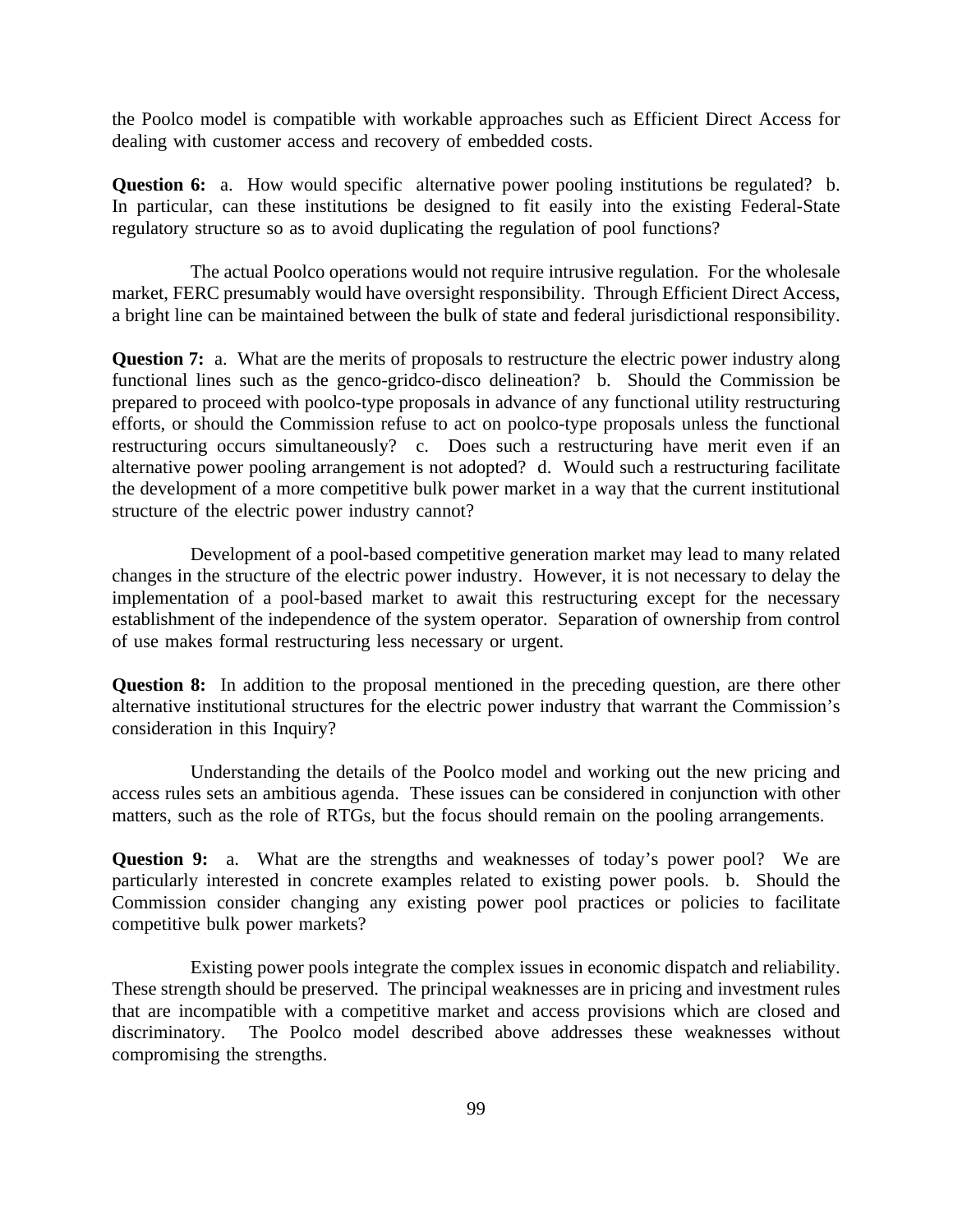the Poolco model is compatible with workable approaches such as Efficient Direct Access for dealing with customer access and recovery of embedded costs.

**Question 6:** a. How would specific alternative power pooling institutions be regulated? b. In particular, can these institutions be designed to fit easily into the existing Federal-State regulatory structure so as to avoid duplicating the regulation of pool functions?

The actual Poolco operations would not require intrusive regulation. For the wholesale market, FERC presumably would have oversight responsibility. Through Efficient Direct Access, a bright line can be maintained between the bulk of state and federal jurisdictional responsibility.

**Question 7:** a. What are the merits of proposals to restructure the electric power industry along functional lines such as the genco-gridco-disco delineation? b. Should the Commission be prepared to proceed with poolco-type proposals in advance of any functional utility restructuring efforts, or should the Commission refuse to act on poolco-type proposals unless the functional restructuring occurs simultaneously? c. Does such a restructuring have merit even if an alternative power pooling arrangement is not adopted? d. Would such a restructuring facilitate the development of a more competitive bulk power market in a way that the current institutional structure of the electric power industry cannot?

Development of a pool-based competitive generation market may lead to many related changes in the structure of the electric power industry. However, it is not necessary to delay the implementation of a pool-based market to await this restructuring except for the necessary establishment of the independence of the system operator. Separation of ownership from control of use makes formal restructuring less necessary or urgent.

**Question 8:** In addition to the proposal mentioned in the preceding question, are there other alternative institutional structures for the electric power industry that warrant the Commission's consideration in this Inquiry?

Understanding the details of the Poolco model and working out the new pricing and access rules sets an ambitious agenda. These issues can be considered in conjunction with other matters, such as the role of RTGs, but the focus should remain on the pooling arrangements.

**Question 9:** a. What are the strengths and weaknesses of today's power pool? We are particularly interested in concrete examples related to existing power pools. b. Should the Commission consider changing any existing power pool practices or policies to facilitate competitive bulk power markets?

Existing power pools integrate the complex issues in economic dispatch and reliability. These strength should be preserved. The principal weaknesses are in pricing and investment rules that are incompatible with a competitive market and access provisions which are closed and discriminatory. The Poolco model described above addresses these weaknesses without compromising the strengths.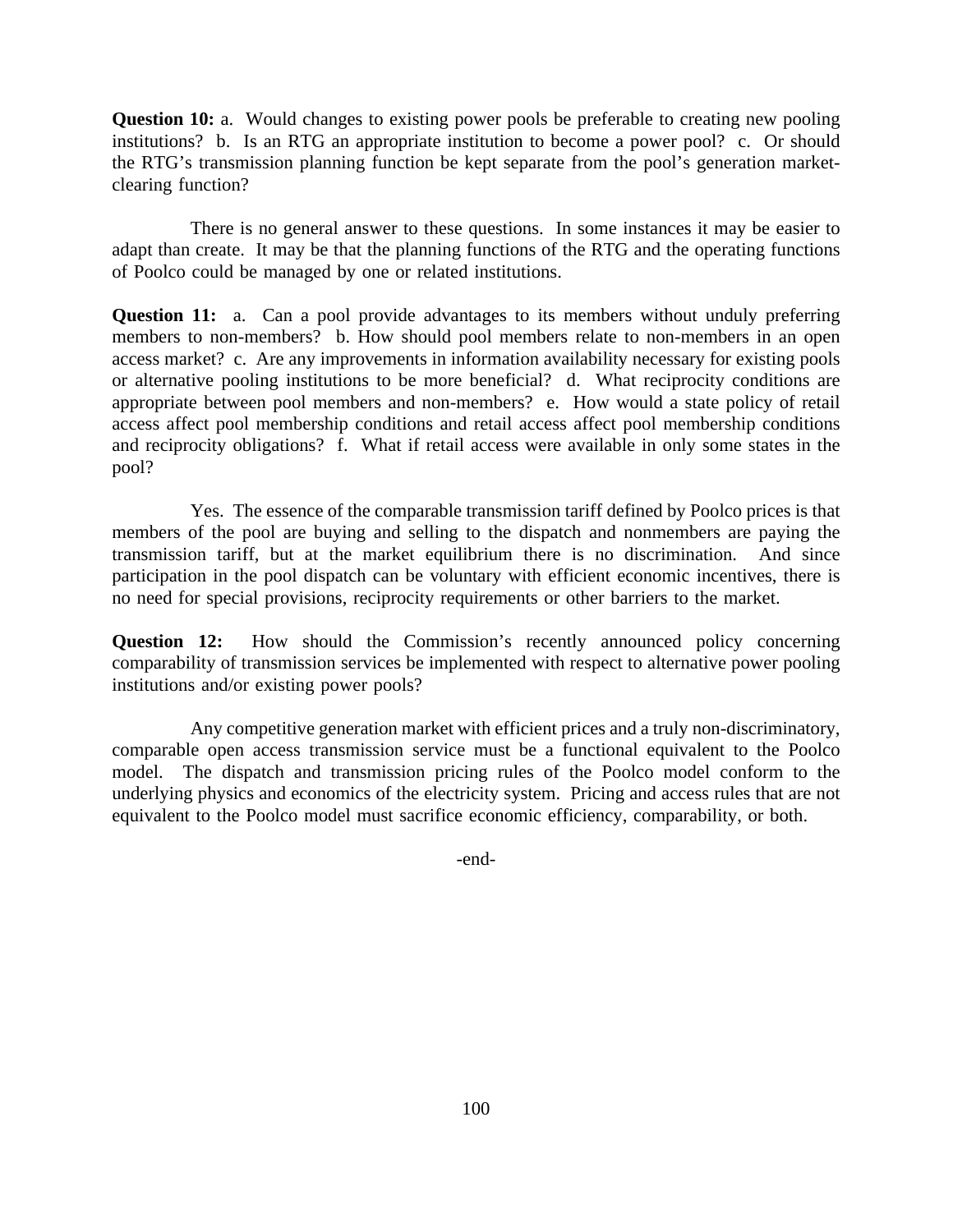**Question 10:** a. Would changes to existing power pools be preferable to creating new pooling institutions? b. Is an RTG an appropriate institution to become a power pool? c. Or should the RTG's transmission planning function be kept separate from the pool's generation market-clearing function?

There is no general answer to these questions. In some instances it may be easier to adapt than create. It may be that the planning functions of the RTG and the operating functions of Poolco could be managed by one or related institutions.

**Question 11:** a. Can a pool provide advantages to its members without unduly preferring members to non-members? b. How should pool members relate to non-members in an open access market? c. Are any improvements in information availability necessary for existing pools or alternative pooling institutions to be more beneficial? d. What reciprocity conditions are appropriate between pool members and non-members? e. How would a state policy of retail access affect pool membership conditions and retail access affect pool membership conditions and reciprocity obligations? f. What if retail access were available in only some states in the pool?

Yes. The essence of the comparable transmission tariff defined by Poolco prices is that members of the pool are buying and selling to the dispatch and nonmembers are paying the transmission tariff, but at the market equilibrium there is no discrimination. And since participation in the pool dispatch can be voluntary with efficient economic incentives, there is no need for special provisions, reciprocity requirements or other barriers to the market.

**Question 12:** How should the Commission's recently announced policy concerning comparability of transmission services be implemented with respect to alternative power pooling institutions and/or existing power pools?

Any competitive generation market with efficient prices and a truly non-discriminatory, comparable open access transmission service must be a functional equivalent to the Poolco model. The dispatch and transmission pricing rules of the Poolco model conform to the underlying physics and economics of the electricity system. Pricing and access rules that are not equivalent to the Poolco model must sacrifice economic efficiency, comparability, or both.

-end-